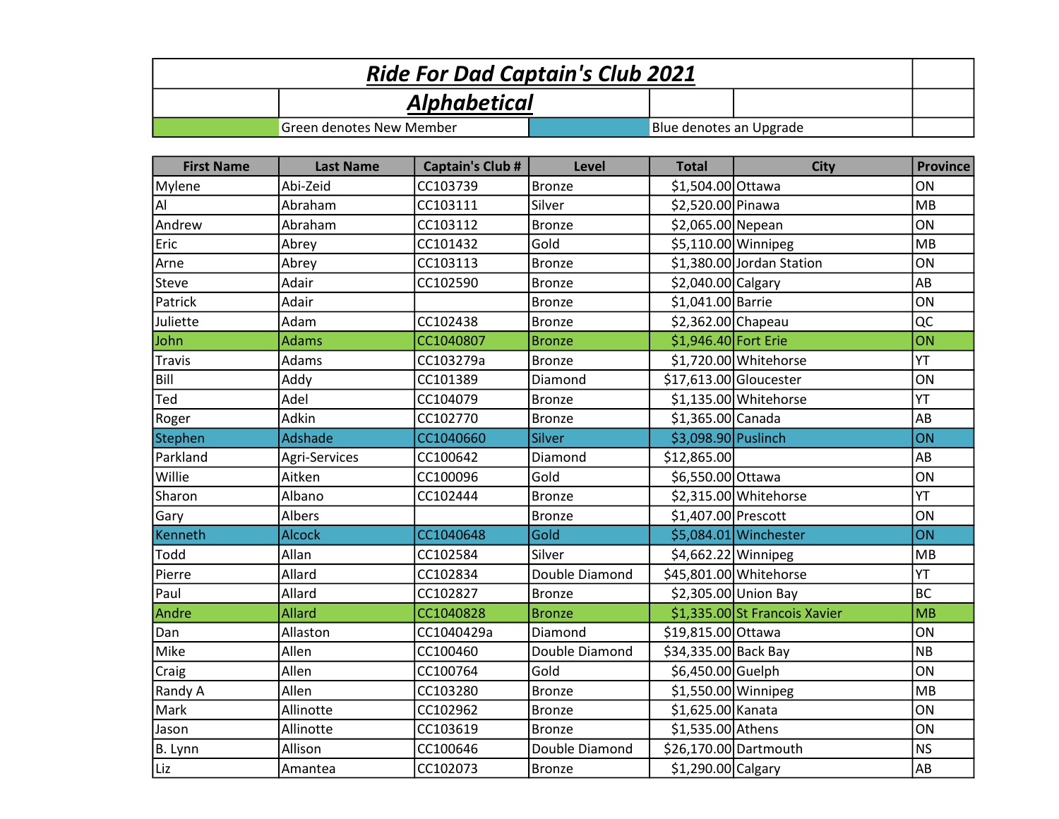# *Ride For Dad Captain's Club 2021*

## *Alphabetical*

Green denotes New Member | Blue denotes an Upgrade

| First Name | Last Name | Captain's Club # | Level | Total | City | Province |
|---|---|---|---|---|---|---|
| Mylene | Abi-Zeid | CC103739 | Bronze | $1,504.00 | Ottawa | ON |
| Al | Abraham | CC103111 | Silver | $2,520.00 | Pinawa | MB |
| Andrew | Abraham | CC103112 | Bronze | $2,065.00 | Nepean | ON |
| Eric | Abrey | CC101432 | Gold | $5,110.00 | Winnipeg | MB |
| Arne | Abrey | CC103113 | Bronze | $1,380.00 | Jordan Station | ON |
| Steve | Adair | CC102590 | Bronze | $2,040.00 | Calgary | AB |
| Patrick | Adair | | Bronze | $1,041.00 | Barrie | ON |
| Juliette | Adam | CC102438 | Bronze | $2,362.00 | Chapeau | QC |
| John | Adams | CC1040807 | Bronze | $1,946.40 | Fort Erie | ON |
| Travis | Adams | CC103279a | Bronze | $1,720.00 | Whitehorse | YT |
| Bill | Addy | CC101389 | Diamond | $17,613.00 | Gloucester | ON |
| Ted | Adel | CC104079 | Bronze | $1,135.00 | Whitehorse | YT |
| Roger | Adkin | CC102770 | Bronze | $1,365.00 | Canada | AB |
| Stephen | Adshade | CC1040660 | Silver | $3,098.90 | Puslinch | ON |
| Parkland | Agri-Services | CC100642 | Diamond | $12,865.00 | | AB |
| Willie | Aitken | CC100096 | Gold | $6,550.00 | Ottawa | ON |
| Sharon | Albano | CC102444 | Bronze | $2,315.00 | Whitehorse | YT |
| Gary | Albers | | Bronze | $1,407.00 | Prescott | ON |
| Kenneth | Alcock | CC1040648 | Gold | $5,084.01 | Winchester | ON |
| Todd | Allan | CC102584 | Silver | $4,662.22 | Winnipeg | MB |
| Pierre | Allard | CC102834 | Double Diamond | $45,801.00 | Whitehorse | YT |
| Paul | Allard | CC102827 | Bronze | $2,305.00 | Union Bay | BC |
| Andre | Allard | CC1040828 | Bronze | $1,335.00 | St Francois Xavier | MB |
| Dan | Allaston | CC1040429a | Diamond | $19,815.00 | Ottawa | ON |
| Mike | Allen | CC100460 | Double Diamond | $34,335.00 | Back Bay | NB |
| Craig | Allen | CC100764 | Gold | $6,450.00 | Guelph | ON |
| Randy A | Allen | CC103280 | Bronze | $1,550.00 | Winnipeg | MB |
| Mark | Allinotte | CC102962 | Bronze | $1,625.00 | Kanata | ON |
| Jason | Allinotte | CC103619 | Bronze | $1,535.00 | Athens | ON |
| B. Lynn | Allison | CC100646 | Double Diamond | $26,170.00 | Dartmouth | NS |
| Liz | Amantea | CC102073 | Bronze | $1,290.00 | Calgary | AB |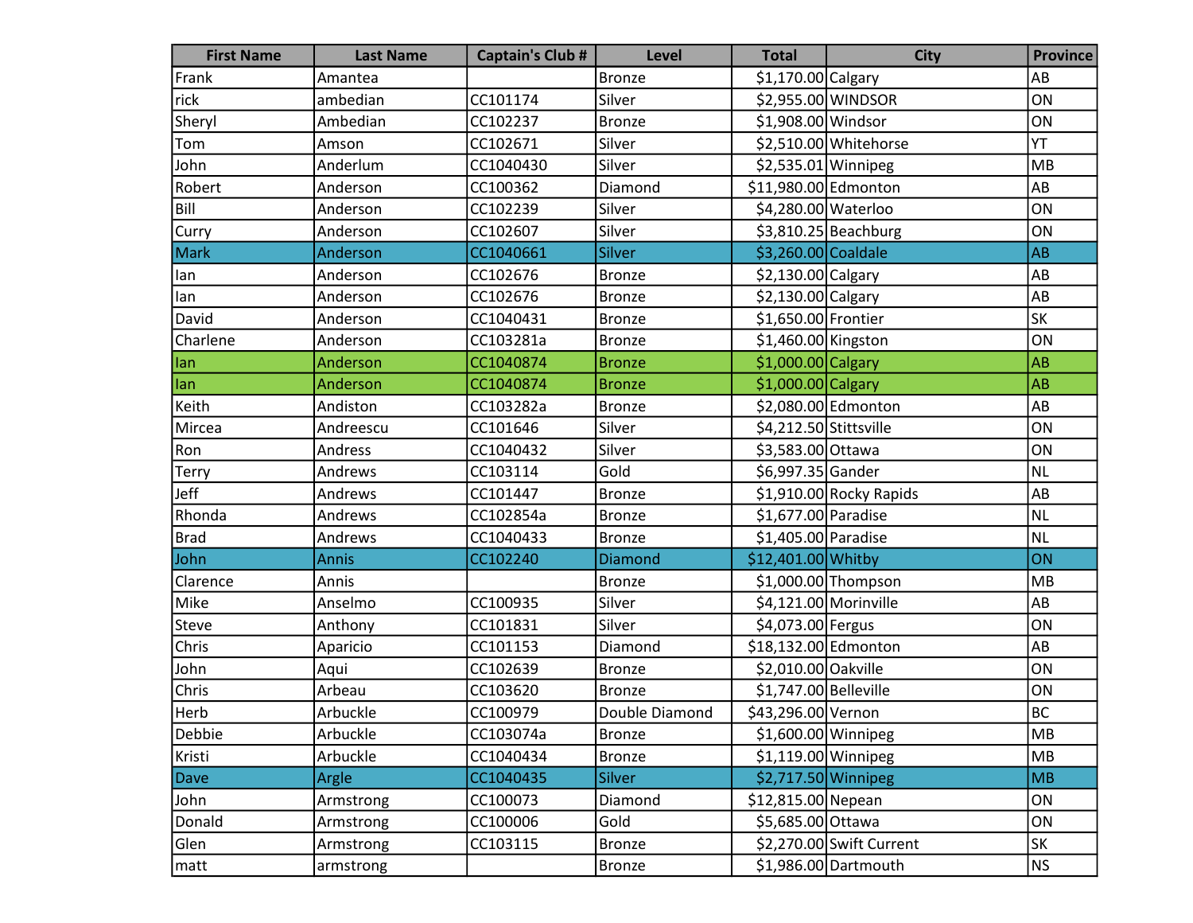| First Name | Last Name | Captain's Club # | Level | Total | City | Province |
|---|---|---|---|---|---|---|
| Frank | Amantea | | Bronze | $1,170.00 | Calgary | AB |
| rick | ambedian | CC101174 | Silver | $2,955.00 | WINDSOR | ON |
| Sheryl | Ambedian | CC102237 | Bronze | $1,908.00 | Windsor | ON |
| Tom | Amson | CC102671 | Silver | $2,510.00 | Whitehorse | YT |
| John | Anderlum | CC1040430 | Silver | $2,535.01 | Winnipeg | MB |
| Robert | Anderson | CC100362 | Diamond | $11,980.00 | Edmonton | AB |
| Bill | Anderson | CC102239 | Silver | $4,280.00 | Waterloo | ON |
| Curry | Anderson | CC102607 | Silver | $3,810.25 | Beachburg | ON |
| Mark | Anderson | CC1040661 | Silver | $3,260.00 | Coaldale | AB |
| Ian | Anderson | CC102676 | Bronze | $2,130.00 | Calgary | AB |
| Ian | Anderson | CC102676 | Bronze | $2,130.00 | Calgary | AB |
| David | Anderson | CC1040431 | Bronze | $1,650.00 | Frontier | SK |
| Charlene | Anderson | CC103281a | Bronze | $1,460.00 | Kingston | ON |
| Ian | Anderson | CC1040874 | Bronze | $1,000.00 | Calgary | AB |
| Ian | Anderson | CC1040874 | Bronze | $1,000.00 | Calgary | AB |
| Keith | Andiston | CC103282a | Bronze | $2,080.00 | Edmonton | AB |
| Mircea | Andreescu | CC101646 | Silver | $4,212.50 | Stittsville | ON |
| Ron | Andress | CC1040432 | Silver | $3,583.00 | Ottawa | ON |
| Terry | Andrews | CC103114 | Gold | $6,997.35 | Gander | NL |
| Jeff | Andrews | CC101447 | Bronze | $1,910.00 | Rocky Rapids | AB |
| Rhonda | Andrews | CC102854a | Bronze | $1,677.00 | Paradise | NL |
| Brad | Andrews | CC1040433 | Bronze | $1,405.00 | Paradise | NL |
| John | Annis | CC102240 | Diamond | $12,401.00 | Whitby | ON |
| Clarence | Annis | | Bronze | $1,000.00 | Thompson | MB |
| Mike | Anselmo | CC100935 | Silver | $4,121.00 | Morinville | AB |
| Steve | Anthony | CC101831 | Silver | $4,073.00 | Fergus | ON |
| Chris | Aparicio | CC101153 | Diamond | $18,132.00 | Edmonton | AB |
| John | Aqui | CC102639 | Bronze | $2,010.00 | Oakville | ON |
| Chris | Arbeau | CC103620 | Bronze | $1,747.00 | Belleville | ON |
| Herb | Arbuckle | CC100979 | Double Diamond | $43,296.00 | Vernon | BC |
| Debbie | Arbuckle | CC103074a | Bronze | $1,600.00 | Winnipeg | MB |
| Kristi | Arbuckle | CC1040434 | Bronze | $1,119.00 | Winnipeg | MB |
| Dave | Argle | CC1040435 | Silver | $2,717.50 | Winnipeg | MB |
| John | Armstrong | CC100073 | Diamond | $12,815.00 | Nepean | ON |
| Donald | Armstrong | CC100006 | Gold | $5,685.00 | Ottawa | ON |
| Glen | Armstrong | CC103115 | Bronze | $2,270.00 | Swift Current | SK |
| matt | armstrong | | Bronze | $1,986.00 | Dartmouth | NS |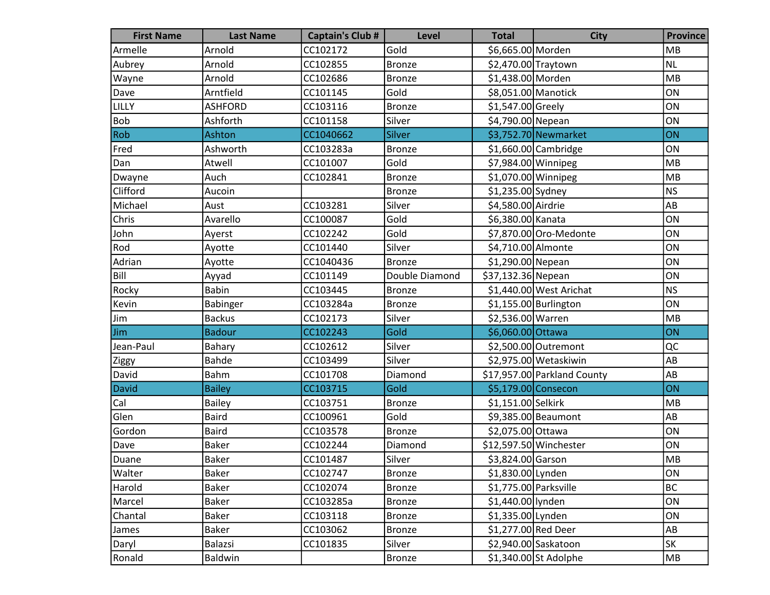| First Name | Last Name | Captain's Club # | Level | Total | City | Province |
| --- | --- | --- | --- | --- | --- | --- |
| Armelle | Arnold | CC102172 | Gold | $6,665.00 | Morden | MB |
| Aubrey | Arnold | CC102855 | Bronze | $2,470.00 | Traytown | NL |
| Wayne | Arnold | CC102686 | Bronze | $1,438.00 | Morden | MB |
| Dave | Arntfield | CC101145 | Gold | $8,051.00 | Manotick | ON |
| LILLY | ASHFORD | CC103116 | Bronze | $1,547.00 | Greely | ON |
| Bob | Ashforth | CC101158 | Silver | $4,790.00 | Nepean | ON |
| Rob | Ashton | CC1040662 | Silver | $3,752.70 | Newmarket | ON |
| Fred | Ashworth | CC103283a | Bronze | $1,660.00 | Cambridge | ON |
| Dan | Atwell | CC101007 | Gold | $7,984.00 | Winnipeg | MB |
| Dwayne | Auch | CC102841 | Bronze | $1,070.00 | Winnipeg | MB |
| Clifford | Aucoin | | Bronze | $1,235.00 | Sydney | NS |
| Michael | Aust | CC103281 | Silver | $4,580.00 | Airdrie | AB |
| Chris | Avarello | CC100087 | Gold | $6,380.00 | Kanata | ON |
| John | Ayerst | CC102242 | Gold | $7,870.00 | Oro-Medonte | ON |
| Rod | Ayotte | CC101440 | Silver | $4,710.00 | Almonte | ON |
| Adrian | Ayotte | CC1040436 | Bronze | $1,290.00 | Nepean | ON |
| Bill | Ayyad | CC101149 | Double Diamond | $37,132.36 | Nepean | ON |
| Rocky | Babin | CC103445 | Bronze | $1,440.00 | West Arichat | NS |
| Kevin | Babinger | CC103284a | Bronze | $1,155.00 | Burlington | ON |
| Jim | Backus | CC102173 | Silver | $2,536.00 | Warren | MB |
| Jim | Badour | CC102243 | Gold | $6,060.00 | Ottawa | ON |
| Jean-Paul | Bahary | CC102612 | Silver | $2,500.00 | Outremont | QC |
| Ziggy | Bahde | CC103499 | Silver | $2,975.00 | Wetaskiwin | AB |
| David | Bahm | CC101708 | Diamond | $17,957.00 | Parkland County | AB |
| David | Bailey | CC103715 | Gold | $5,179.00 | Consecon | ON |
| Cal | Bailey | CC103751 | Bronze | $1,151.00 | Selkirk | MB |
| Glen | Baird | CC100961 | Gold | $9,385.00 | Beaumont | AB |
| Gordon | Baird | CC103578 | Bronze | $2,075.00 | Ottawa | ON |
| Dave | Baker | CC102244 | Diamond | $12,597.50 | Winchester | ON |
| Duane | Baker | CC101487 | Silver | $3,824.00 | Garson | MB |
| Walter | Baker | CC102747 | Bronze | $1,830.00 | Lynden | ON |
| Harold | Baker | CC102074 | Bronze | $1,775.00 | Parksville | BC |
| Marcel | Baker | CC103285a | Bronze | $1,440.00 | lynden | ON |
| Chantal | Baker | CC103118 | Bronze | $1,335.00 | Lynden | ON |
| James | Baker | CC103062 | Bronze | $1,277.00 | Red Deer | AB |
| Daryl | Balazsi | CC101835 | Silver | $2,940.00 | Saskatoon | SK |
| Ronald | Baldwin | | Bronze | $1,340.00 | St Adolphe | MB |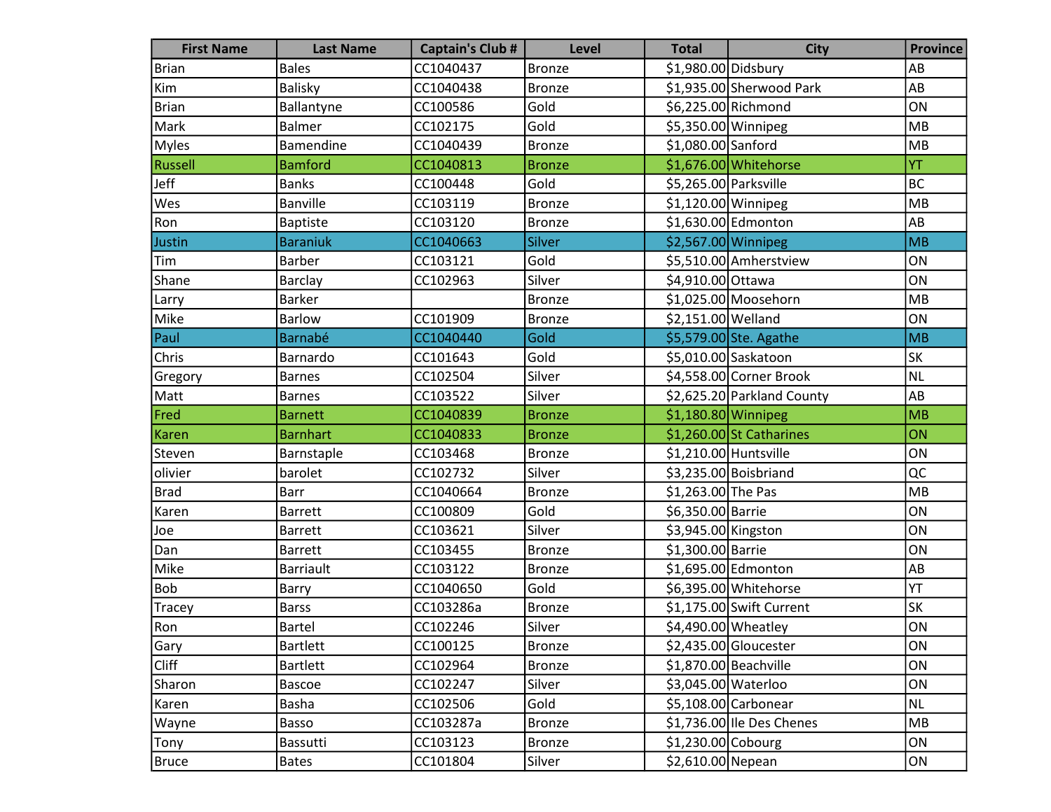| First Name | Last Name | Captain's Club # | Level | Total | City | Province |
|---|---|---|---|---|---|---|
| Brian | Bales | CC1040437 | Bronze | $1,980.00 | Didsbury | AB |
| Kim | Balisky | CC1040438 | Bronze | $1,935.00 | Sherwood Park | AB |
| Brian | Ballantyne | CC100586 | Gold | $6,225.00 | Richmond | ON |
| Mark | Balmer | CC102175 | Gold | $5,350.00 | Winnipeg | MB |
| Myles | Bamendine | CC1040439 | Bronze | $1,080.00 | Sanford | MB |
| Russell | Bamford | CC1040813 | Bronze | $1,676.00 | Whitehorse | YT |
| Jeff | Banks | CC100448 | Gold | $5,265.00 | Parksville | BC |
| Wes | Banville | CC103119 | Bronze | $1,120.00 | Winnipeg | MB |
| Ron | Baptiste | CC103120 | Bronze | $1,630.00 | Edmonton | AB |
| Justin | Baraniuk | CC1040663 | Silver | $2,567.00 | Winnipeg | MB |
| Tim | Barber | CC103121 | Gold | $5,510.00 | Amherstview | ON |
| Shane | Barclay | CC102963 | Silver | $4,910.00 | Ottawa | ON |
| Larry | Barker | | Bronze | $1,025.00 | Moosehorn | MB |
| Mike | Barlow | CC101909 | Bronze | $2,151.00 | Welland | ON |
| Paul | Barnabé | CC1040440 | Gold | $5,579.00 | Ste. Agathe | MB |
| Chris | Barnardo | CC101643 | Gold | $5,010.00 | Saskatoon | SK |
| Gregory | Barnes | CC102504 | Silver | $4,558.00 | Corner Brook | NL |
| Matt | Barnes | CC103522 | Silver | $2,625.20 | Parkland County | AB |
| Fred | Barnett | CC1040839 | Bronze | $1,180.80 | Winnipeg | MB |
| Karen | Barnhart | CC1040833 | Bronze | $1,260.00 | St Catharines | ON |
| Steven | Barnstaple | CC103468 | Bronze | $1,210.00 | Huntsville | ON |
| olivier | barolet | CC102732 | Silver | $3,235.00 | Boisbriand | QC |
| Brad | Barr | CC1040664 | Bronze | $1,263.00 | The Pas | MB |
| Karen | Barrett | CC100809 | Gold | $6,350.00 | Barrie | ON |
| Joe | Barrett | CC103621 | Silver | $3,945.00 | Kingston | ON |
| Dan | Barrett | CC103455 | Bronze | $1,300.00 | Barrie | ON |
| Mike | Barriault | CC103122 | Bronze | $1,695.00 | Edmonton | AB |
| Bob | Barry | CC1040650 | Gold | $6,395.00 | Whitehorse | YT |
| Tracey | Barss | CC103286a | Bronze | $1,175.00 | Swift Current | SK |
| Ron | Bartel | CC102246 | Silver | $4,490.00 | Wheatley | ON |
| Gary | Bartlett | CC100125 | Bronze | $2,435.00 | Gloucester | ON |
| Cliff | Bartlett | CC102964 | Bronze | $1,870.00 | Beachville | ON |
| Sharon | Bascoe | CC102247 | Silver | $3,045.00 | Waterloo | ON |
| Karen | Basha | CC102506 | Gold | $5,108.00 | Carbonear | NL |
| Wayne | Basso | CC103287a | Bronze | $1,736.00 | Ile Des Chenes | MB |
| Tony | Bassutti | CC103123 | Bronze | $1,230.00 | Cobourg | ON |
| Bruce | Bates | CC101804 | Silver | $2,610.00 | Nepean | ON |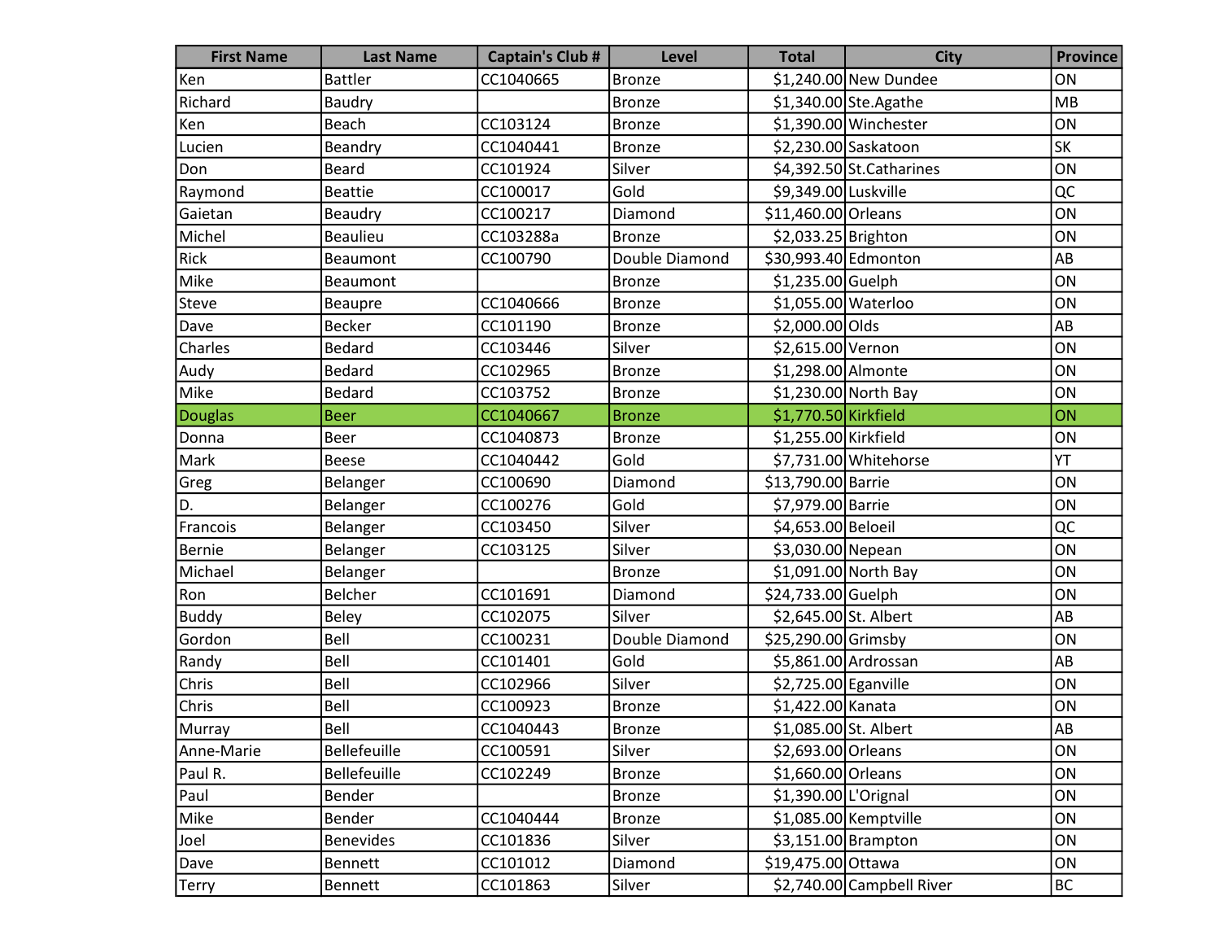| First Name | Last Name | Captain's Club # | Level | Total | City | Province |
|---|---|---|---|---|---|---|
| Ken | Battler | CC1040665 | Bronze | $1,240.00 | New Dundee | ON |
| Richard | Baudry | | Bronze | $1,340.00 | Ste.Agathe | MB |
| Ken | Beach | CC103124 | Bronze | $1,390.00 | Winchester | ON |
| Lucien | Beandry | CC1040441 | Bronze | $2,230.00 | Saskatoon | SK |
| Don | Beard | CC101924 | Silver | $4,392.50 | St.Catharines | ON |
| Raymond | Beattie | CC100017 | Gold | $9,349.00 | Luskville | QC |
| Gaietan | Beaudry | CC100217 | Diamond | $11,460.00 | Orleans | ON |
| Michel | Beaulieu | CC103288a | Bronze | $2,033.25 | Brighton | ON |
| Rick | Beaumont | CC100790 | Double Diamond | $30,993.40 | Edmonton | AB |
| Mike | Beaumont | | Bronze | $1,235.00 | Guelph | ON |
| Steve | Beaupre | CC1040666 | Bronze | $1,055.00 | Waterloo | ON |
| Dave | Becker | CC101190 | Bronze | $2,000.00 | Olds | AB |
| Charles | Bedard | CC103446 | Silver | $2,615.00 | Vernon | ON |
| Audy | Bedard | CC102965 | Bronze | $1,298.00 | Almonte | ON |
| Mike | Bedard | CC103752 | Bronze | $1,230.00 | North Bay | ON |
| Douglas | Beer | CC1040667 | Bronze | $1,770.50 | Kirkfield | ON |
| Donna | Beer | CC1040873 | Bronze | $1,255.00 | Kirkfield | ON |
| Mark | Beese | CC1040442 | Gold | $7,731.00 | Whitehorse | YT |
| Greg | Belanger | CC100690 | Diamond | $13,790.00 | Barrie | ON |
| D. | Belanger | CC100276 | Gold | $7,979.00 | Barrie | ON |
| Francois | Belanger | CC103450 | Silver | $4,653.00 | Beloeil | QC |
| Bernie | Belanger | CC103125 | Silver | $3,030.00 | Nepean | ON |
| Michael | Belanger | | Bronze | $1,091.00 | North Bay | ON |
| Ron | Belcher | CC101691 | Diamond | $24,733.00 | Guelph | ON |
| Buddy | Beley | CC102075 | Silver | $2,645.00 | St. Albert | AB |
| Gordon | Bell | CC100231 | Double Diamond | $25,290.00 | Grimsby | ON |
| Randy | Bell | CC101401 | Gold | $5,861.00 | Ardrossan | AB |
| Chris | Bell | CC102966 | Silver | $2,725.00 | Eganville | ON |
| Chris | Bell | CC100923 | Bronze | $1,422.00 | Kanata | ON |
| Murray | Bell | CC1040443 | Bronze | $1,085.00 | St. Albert | AB |
| Anne-Marie | Bellefeuille | CC100591 | Silver | $2,693.00 | Orleans | ON |
| Paul R. | Bellefeuille | CC102249 | Bronze | $1,660.00 | Orleans | ON |
| Paul | Bender | | Bronze | $1,390.00 | L'Orignal | ON |
| Mike | Bender | CC1040444 | Bronze | $1,085.00 | Kemptville | ON |
| Joel | Benevides | CC101836 | Silver | $3,151.00 | Brampton | ON |
| Dave | Bennett | CC101012 | Diamond | $19,475.00 | Ottawa | ON |
| Terry | Bennett | CC101863 | Silver | $2,740.00 | Campbell River | BC |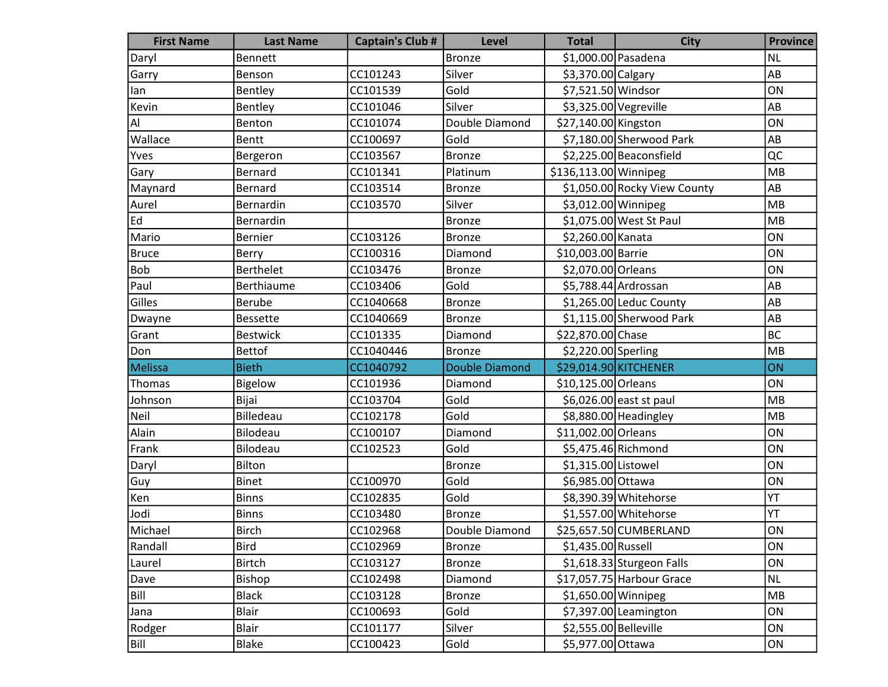| First Name | Last Name | Captain's Club # | Level | Total | City | Province |
|---|---|---|---|---|---|---|
| Daryl | Bennett | | Bronze | $1,000.00 | Pasadena | NL |
| Garry | Benson | CC101243 | Silver | $3,370.00 | Calgary | AB |
| Ian | Bentley | CC101539 | Gold | $7,521.50 | Windsor | ON |
| Kevin | Bentley | CC101046 | Silver | $3,325.00 | Vegreville | AB |
| Al | Benton | CC101074 | Double Diamond | $27,140.00 | Kingston | ON |
| Wallace | Bentt | CC100697 | Gold | $7,180.00 | Sherwood Park | AB |
| Yves | Bergeron | CC103567 | Bronze | $2,225.00 | Beaconsfield | QC |
| Gary | Bernard | CC101341 | Platinum | $136,113.00 | Winnipeg | MB |
| Maynard | Bernard | CC103514 | Bronze | $1,050.00 | Rocky View County | AB |
| Aurel | Bernardin | CC103570 | Silver | $3,012.00 | Winnipeg | MB |
| Ed | Bernardin | | Bronze | $1,075.00 | West St Paul | MB |
| Mario | Bernier | CC103126 | Bronze | $2,260.00 | Kanata | ON |
| Bruce | Berry | CC100316 | Diamond | $10,003.00 | Barrie | ON |
| Bob | Berthelet | CC103476 | Bronze | $2,070.00 | Orleans | ON |
| Paul | Berthiaume | CC103406 | Gold | $5,788.44 | Ardrossan | AB |
| Gilles | Berube | CC1040668 | Bronze | $1,265.00 | Leduc County | AB |
| Dwayne | Bessette | CC1040669 | Bronze | $1,115.00 | Sherwood Park | AB |
| Grant | Bestwick | CC101335 | Diamond | $22,870.00 | Chase | BC |
| Don | Bettof | CC1040446 | Bronze | $2,220.00 | Sperling | MB |
| Melissa | Bieth | CC1040792 | Double Diamond | $29,014.90 | KITCHENER | ON |
| Thomas | Bigelow | CC101936 | Diamond | $10,125.00 | Orleans | ON |
| Johnson | Bijai | CC103704 | Gold | $6,026.00 | east st paul | MB |
| Neil | Billedeau | CC102178 | Gold | $8,880.00 | Headingley | MB |
| Alain | Bilodeau | CC100107 | Diamond | $11,002.00 | Orleans | ON |
| Frank | Bilodeau | CC102523 | Gold | $5,475.46 | Richmond | ON |
| Daryl | Bilton | | Bronze | $1,315.00 | Listowel | ON |
| Guy | Binet | CC100970 | Gold | $6,985.00 | Ottawa | ON |
| Ken | Binns | CC102835 | Gold | $8,390.39 | Whitehorse | YT |
| Jodi | Binns | CC103480 | Bronze | $1,557.00 | Whitehorse | YT |
| Michael | Birch | CC102968 | Double Diamond | $25,657.50 | CUMBERLAND | ON |
| Randall | Bird | CC102969 | Bronze | $1,435.00 | Russell | ON |
| Laurel | Birtch | CC103127 | Bronze | $1,618.33 | Sturgeon Falls | ON |
| Dave | Bishop | CC102498 | Diamond | $17,057.75 | Harbour Grace | NL |
| Bill | Black | CC103128 | Bronze | $1,650.00 | Winnipeg | MB |
| Jana | Blair | CC100693 | Gold | $7,397.00 | Leamington | ON |
| Rodger | Blair | CC101177 | Silver | $2,555.00 | Belleville | ON |
| Bill | Blake | CC100423 | Gold | $5,977.00 | Ottawa | ON |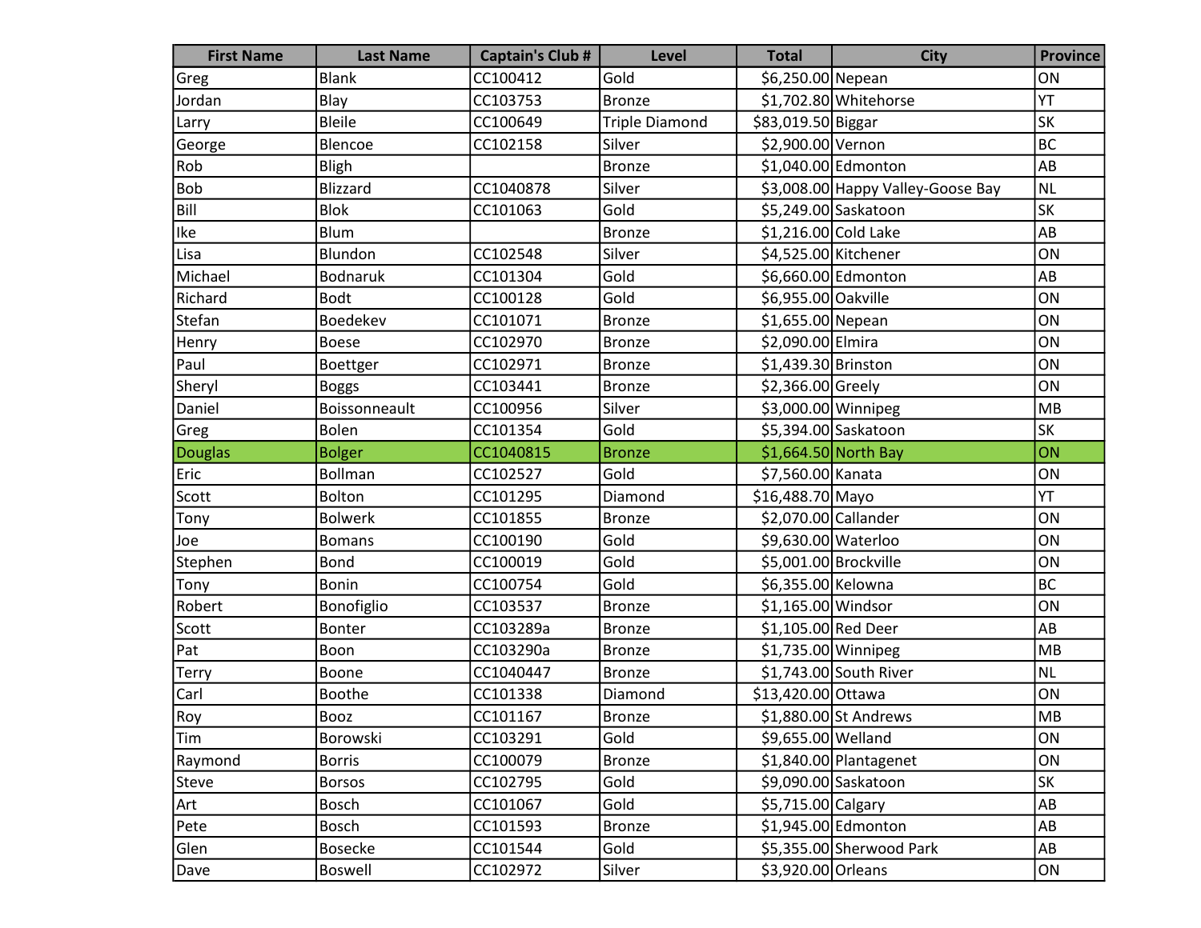| First Name | Last Name | Captain's Club # | Level | Total | City | Province |
|---|---|---|---|---|---|---|
| Greg | Blank | CC100412 | Gold | $6,250.00 | Nepean | ON |
| Jordan | Blay | CC103753 | Bronze | $1,702.80 | Whitehorse | YT |
| Larry | Bleile | CC100649 | Triple Diamond | $83,019.50 | Biggar | SK |
| George | Blencoe | CC102158 | Silver | $2,900.00 | Vernon | BC |
| Rob | Bligh | | Bronze | $1,040.00 | Edmonton | AB |
| Bob | Blizzard | CC1040878 | Silver | $3,008.00 | Happy Valley-Goose Bay | NL |
| Bill | Blok | CC101063 | Gold | $5,249.00 | Saskatoon | SK |
| Ike | Blum | | Bronze | $1,216.00 | Cold Lake | AB |
| Lisa | Blundon | CC102548 | Silver | $4,525.00 | Kitchener | ON |
| Michael | Bodnaruk | CC101304 | Gold | $6,660.00 | Edmonton | AB |
| Richard | Bodt | CC100128 | Gold | $6,955.00 | Oakville | ON |
| Stefan | Boedekev | CC101071 | Bronze | $1,655.00 | Nepean | ON |
| Henry | Boese | CC102970 | Bronze | $2,090.00 | Elmira | ON |
| Paul | Boettger | CC102971 | Bronze | $1,439.30 | Brinston | ON |
| Sheryl | Boggs | CC103441 | Bronze | $2,366.00 | Greely | ON |
| Daniel | Boissonneault | CC100956 | Silver | $3,000.00 | Winnipeg | MB |
| Greg | Bolen | CC101354 | Gold | $5,394.00 | Saskatoon | SK |
| Douglas | Bolger | CC1040815 | Bronze | $1,664.50 | North Bay | ON |
| Eric | Bollman | CC102527 | Gold | $7,560.00 | Kanata | ON |
| Scott | Bolton | CC101295 | Diamond | $16,488.70 | Mayo | YT |
| Tony | Bolwerk | CC101855 | Bronze | $2,070.00 | Callander | ON |
| Joe | Bomans | CC100190 | Gold | $9,630.00 | Waterloo | ON |
| Stephen | Bond | CC100019 | Gold | $5,001.00 | Brockville | ON |
| Tony | Bonin | CC100754 | Gold | $6,355.00 | Kelowna | BC |
| Robert | Bonofiglio | CC103537 | Bronze | $1,165.00 | Windsor | ON |
| Scott | Bonter | CC103289a | Bronze | $1,105.00 | Red Deer | AB |
| Pat | Boon | CC103290a | Bronze | $1,735.00 | Winnipeg | MB |
| Terry | Boone | CC1040447 | Bronze | $1,743.00 | South River | NL |
| Carl | Boothe | CC101338 | Diamond | $13,420.00 | Ottawa | ON |
| Roy | Booz | CC101167 | Bronze | $1,880.00 | St Andrews | MB |
| Tim | Borowski | CC103291 | Gold | $9,655.00 | Welland | ON |
| Raymond | Borris | CC100079 | Bronze | $1,840.00 | Plantagenet | ON |
| Steve | Borsos | CC102795 | Gold | $9,090.00 | Saskatoon | SK |
| Art | Bosch | CC101067 | Gold | $5,715.00 | Calgary | AB |
| Pete | Bosch | CC101593 | Bronze | $1,945.00 | Edmonton | AB |
| Glen | Bosecke | CC101544 | Gold | $5,355.00 | Sherwood Park | AB |
| Dave | Boswell | CC102972 | Silver | $3,920.00 | Orleans | ON |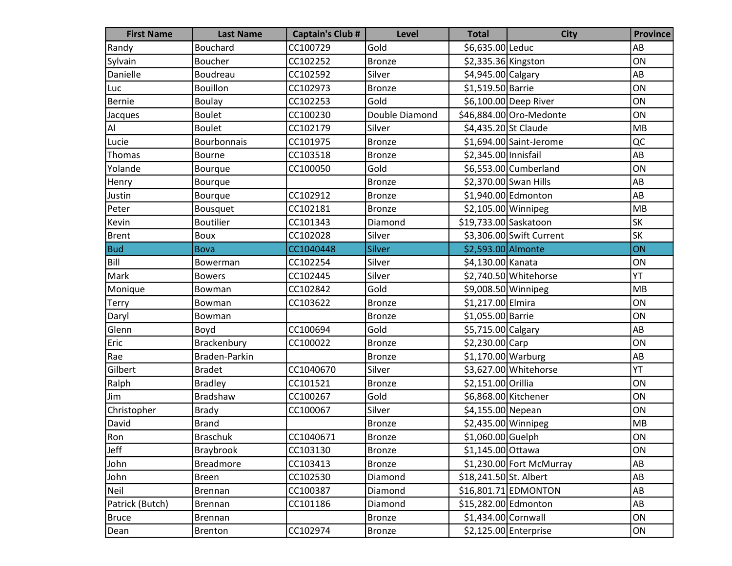| First Name | Last Name | Captain's Club # | Level | Total | City | Province |
|---|---|---|---|---|---|---|
| Randy | Bouchard | CC100729 | Gold | $6,635.00 | Leduc | AB |
| Sylvain | Boucher | CC102252 | Bronze | $2,335.36 | Kingston | ON |
| Danielle | Boudreau | CC102592 | Silver | $4,945.00 | Calgary | AB |
| Luc | Bouillon | CC102973 | Bronze | $1,519.50 | Barrie | ON |
| Bernie | Boulay | CC102253 | Gold | $6,100.00 | Deep River | ON |
| Jacques | Boulet | CC100230 | Double Diamond | $46,884.00 | Oro-Medonte | ON |
| Al | Boulet | CC102179 | Silver | $4,435.20 | St Claude | MB |
| Lucie | Bourbonnais | CC101975 | Bronze | $1,694.00 | Saint-Jerome | QC |
| Thomas | Bourne | CC103518 | Bronze | $2,345.00 | Innisfail | AB |
| Yolande | Bourque | CC100050 | Gold | $6,553.00 | Cumberland | ON |
| Henry | Bourque | | Bronze | $2,370.00 | Swan Hills | AB |
| Justin | Bourque | CC102912 | Bronze | $1,940.00 | Edmonton | AB |
| Peter | Bousquet | CC102181 | Bronze | $2,105.00 | Winnipeg | MB |
| Kevin | Boutilier | CC101343 | Diamond | $19,733.00 | Saskatoon | SK |
| Brent | Boux | CC102028 | Silver | $3,306.00 | Swift Current | SK |
| Bud | Bova | CC1040448 | Silver | $2,593.00 | Almonte | ON |
| Bill | Bowerman | CC102254 | Silver | $4,130.00 | Kanata | ON |
| Mark | Bowers | CC102445 | Silver | $2,740.50 | Whitehorse | YT |
| Monique | Bowman | CC102842 | Gold | $9,008.50 | Winnipeg | MB |
| Terry | Bowman | CC103622 | Bronze | $1,217.00 | Elmira | ON |
| Daryl | Bowman | | Bronze | $1,055.00 | Barrie | ON |
| Glenn | Boyd | CC100694 | Gold | $5,715.00 | Calgary | AB |
| Eric | Brackenbury | CC100022 | Bronze | $2,230.00 | Carp | ON |
| Rae | Braden-Parkin | | Bronze | $1,170.00 | Warburg | AB |
| Gilbert | Bradet | CC1040670 | Silver | $3,627.00 | Whitehorse | YT |
| Ralph | Bradley | CC101521 | Bronze | $2,151.00 | Orillia | ON |
| Jim | Bradshaw | CC100267 | Gold | $6,868.00 | Kitchener | ON |
| Christopher | Brady | CC100067 | Silver | $4,155.00 | Nepean | ON |
| David | Brand | | Bronze | $2,435.00 | Winnipeg | MB |
| Ron | Braschuk | CC1040671 | Bronze | $1,060.00 | Guelph | ON |
| Jeff | Braybrook | CC103130 | Bronze | $1,145.00 | Ottawa | ON |
| John | Breadmore | CC103413 | Bronze | $1,230.00 | Fort McMurray | AB |
| John | Breen | CC102530 | Diamond | $18,241.50 | St. Albert | AB |
| Neil | Brennan | CC100387 | Diamond | $16,801.71 | EDMONTON | AB |
| Patrick (Butch) | Brennan | CC101186 | Diamond | $15,282.00 | Edmonton | AB |
| Bruce | Brennan | | Bronze | $1,434.00 | Cornwall | ON |
| Dean | Brenton | CC102974 | Bronze | $2,125.00 | Enterprise | ON |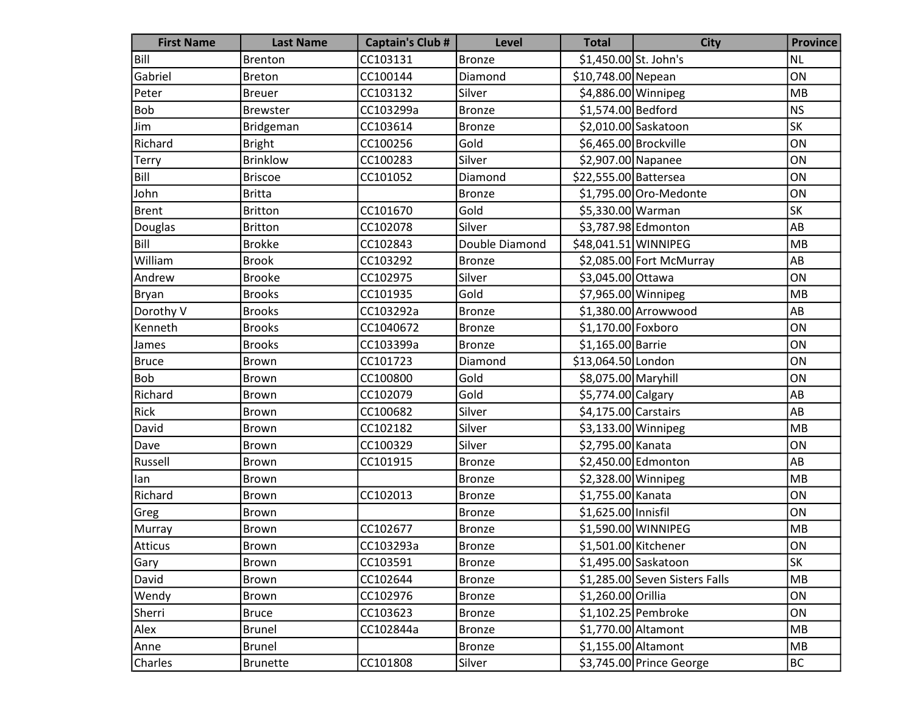| First Name | Last Name | Captain's Club # | Level | Total | City | Province |
|---|---|---|---|---|---|---|
| Bill | Brenton | CC103131 | Bronze | $1,450.00 | St. John's | NL |
| Gabriel | Breton | CC100144 | Diamond | $10,748.00 | Nepean | ON |
| Peter | Breuer | CC103132 | Silver | $4,886.00 | Winnipeg | MB |
| Bob | Brewster | CC103299a | Bronze | $1,574.00 | Bedford | NS |
| Jim | Bridgeman | CC103614 | Bronze | $2,010.00 | Saskatoon | SK |
| Richard | Bright | CC100256 | Gold | $6,465.00 | Brockville | ON |
| Terry | Brinklow | CC100283 | Silver | $2,907.00 | Napanee | ON |
| Bill | Briscoe | CC101052 | Diamond | $22,555.00 | Battersea | ON |
| John | Britta | | Bronze | $1,795.00 | Oro-Medonte | ON |
| Brent | Britton | CC101670 | Gold | $5,330.00 | Warman | SK |
| Douglas | Britton | CC102078 | Silver | $3,787.98 | Edmonton | AB |
| Bill | Brokke | CC102843 | Double Diamond | $48,041.51 | WINNIPEG | MB |
| William | Brook | CC103292 | Bronze | $2,085.00 | Fort McMurray | AB |
| Andrew | Brooke | CC102975 | Silver | $3,045.00 | Ottawa | ON |
| Bryan | Brooks | CC101935 | Gold | $7,965.00 | Winnipeg | MB |
| Dorothy V | Brooks | CC103292a | Bronze | $1,380.00 | Arrowwood | AB |
| Kenneth | Brooks | CC1040672 | Bronze | $1,170.00 | Foxboro | ON |
| James | Brooks | CC103399a | Bronze | $1,165.00 | Barrie | ON |
| Bruce | Brown | CC101723 | Diamond | $13,064.50 | London | ON |
| Bob | Brown | CC100800 | Gold | $8,075.00 | Maryhill | ON |
| Richard | Brown | CC102079 | Gold | $5,774.00 | Calgary | AB |
| Rick | Brown | CC100682 | Silver | $4,175.00 | Carstairs | AB |
| David | Brown | CC102182 | Silver | $3,133.00 | Winnipeg | MB |
| Dave | Brown | CC100329 | Silver | $2,795.00 | Kanata | ON |
| Russell | Brown | CC101915 | Bronze | $2,450.00 | Edmonton | AB |
| Ian | Brown | | Bronze | $2,328.00 | Winnipeg | MB |
| Richard | Brown | CC102013 | Bronze | $1,755.00 | Kanata | ON |
| Greg | Brown | | Bronze | $1,625.00 | Innisfil | ON |
| Murray | Brown | CC102677 | Bronze | $1,590.00 | WINNIPEG | MB |
| Atticus | Brown | CC103293a | Bronze | $1,501.00 | Kitchener | ON |
| Gary | Brown | CC103591 | Bronze | $1,495.00 | Saskatoon | SK |
| David | Brown | CC102644 | Bronze | $1,285.00 | Seven Sisters Falls | MB |
| Wendy | Brown | CC102976 | Bronze | $1,260.00 | Orillia | ON |
| Sherri | Bruce | CC103623 | Bronze | $1,102.25 | Pembroke | ON |
| Alex | Brunel | CC102844a | Bronze | $1,770.00 | Altamont | MB |
| Anne | Brunel | | Bronze | $1,155.00 | Altamont | MB |
| Charles | Brunette | CC101808 | Silver | $3,745.00 | Prince George | BC |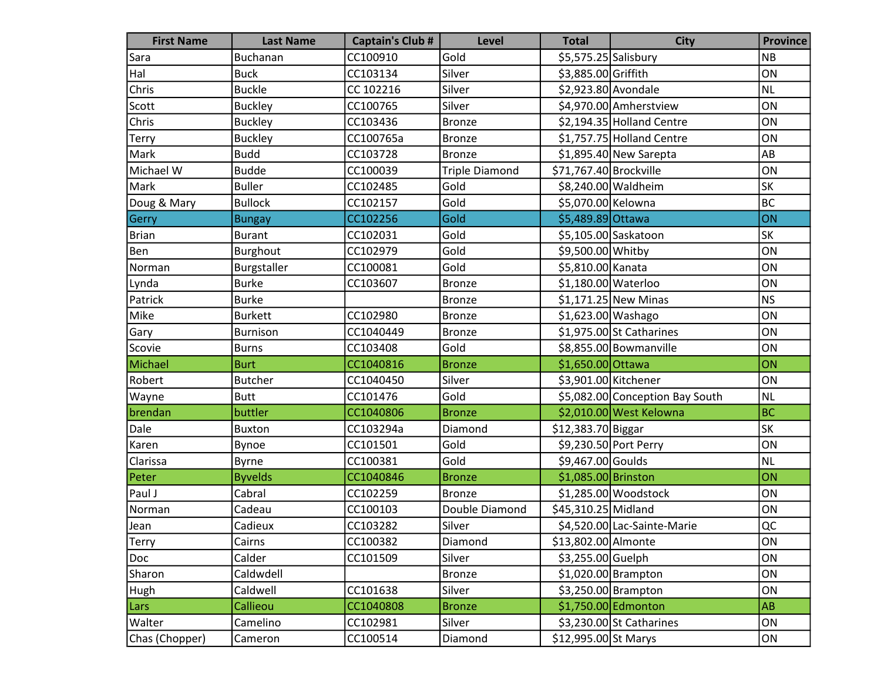| First Name | Last Name | Captain's Club # | Level | Total | City | Province |
|---|---|---|---|---|---|---|
| Sara | Buchanan | CC100910 | Gold | $5,575.25 | Salisbury | NB |
| Hal | Buck | CC103134 | Silver | $3,885.00 | Griffith | ON |
| Chris | Buckle | CC 102216 | Silver | $2,923.80 | Avondale | NL |
| Scott | Buckley | CC100765 | Silver | $4,970.00 | Amherstview | ON |
| Chris | Buckley | CC103436 | Bronze | $2,194.35 | Holland Centre | ON |
| Terry | Buckley | CC100765a | Bronze | $1,757.75 | Holland Centre | ON |
| Mark | Budd | CC103728 | Bronze | $1,895.40 | New Sarepta | AB |
| Michael W | Budde | CC100039 | Triple Diamond | $71,767.40 | Brockville | ON |
| Mark | Buller | CC102485 | Gold | $8,240.00 | Waldheim | SK |
| Doug & Mary | Bullock | CC102157 | Gold | $5,070.00 | Kelowna | BC |
| Gerry | Bungay | CC102256 | Gold | $5,489.89 | Ottawa | ON |
| Brian | Burant | CC102031 | Gold | $5,105.00 | Saskatoon | SK |
| Ben | Burghout | CC102979 | Gold | $9,500.00 | Whitby | ON |
| Norman | Burgstaller | CC100081 | Gold | $5,810.00 | Kanata | ON |
| Lynda | Burke | CC103607 | Bronze | $1,180.00 | Waterloo | ON |
| Patrick | Burke | | Bronze | $1,171.25 | New Minas | NS |
| Mike | Burkett | CC102980 | Bronze | $1,623.00 | Washago | ON |
| Gary | Burnison | CC1040449 | Bronze | $1,975.00 | St Catharines | ON |
| Scovie | Burns | CC103408 | Gold | $8,855.00 | Bowmanville | ON |
| Michael | Burt | CC1040816 | Bronze | $1,650.00 | Ottawa | ON |
| Robert | Butcher | CC1040450 | Silver | $3,901.00 | Kitchener | ON |
| Wayne | Butt | CC101476 | Gold | $5,082.00 | Conception Bay South | NL |
| brendan | buttler | CC1040806 | Bronze | $2,010.00 | West Kelowna | BC |
| Dale | Buxton | CC103294a | Diamond | $12,383.70 | Biggar | SK |
| Karen | Bynoe | CC101501 | Gold | $9,230.50 | Port Perry | ON |
| Clarissa | Byrne | CC100381 | Gold | $9,467.00 | Goulds | NL |
| Peter | Byvelds | CC1040846 | Bronze | $1,085.00 | Brinston | ON |
| Paul J | Cabral | CC102259 | Bronze | $1,285.00 | Woodstock | ON |
| Norman | Cadeau | CC100103 | Double Diamond | $45,310.25 | Midland | ON |
| Jean | Cadieux | CC103282 | Silver | $4,520.00 | Lac-Sainte-Marie | QC |
| Terry | Cairns | CC100382 | Diamond | $13,802.00 | Almonte | ON |
| Doc | Calder | CC101509 | Silver | $3,255.00 | Guelph | ON |
| Sharon | Caldwdell | | Bronze | $1,020.00 | Brampton | ON |
| Hugh | Caldwell | CC101638 | Silver | $3,250.00 | Brampton | ON |
| Lars | Callieou | CC1040808 | Bronze | $1,750.00 | Edmonton | AB |
| Walter | Camelino | CC102981 | Silver | $3,230.00 | St Catharines | ON |
| Chas (Chopper) | Cameron | CC100514 | Diamond | $12,995.00 | St Marys | ON |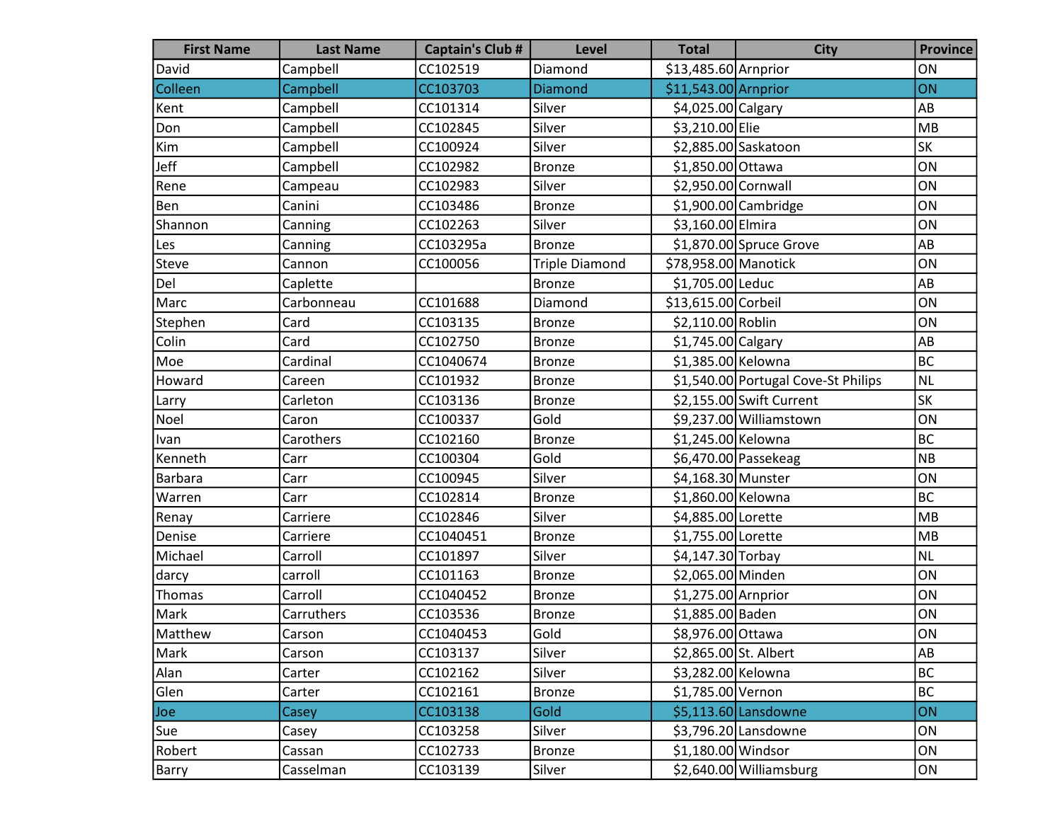| First Name | Last Name | Captain's Club # | Level | Total | City | Province |
|---|---|---|---|---|---|---|
| David | Campbell | CC102519 | Diamond | $13,485.60 | Arnprior | ON |
| Colleen | Campbell | CC103703 | Diamond | $11,543.00 | Arnprior | ON |
| Kent | Campbell | CC101314 | Silver | $4,025.00 | Calgary | AB |
| Don | Campbell | CC102845 | Silver | $3,210.00 | Elie | MB |
| Kim | Campbell | CC100924 | Silver | $2,885.00 | Saskatoon | SK |
| Jeff | Campbell | CC102982 | Bronze | $1,850.00 | Ottawa | ON |
| Rene | Campeau | CC102983 | Silver | $2,950.00 | Cornwall | ON |
| Ben | Canini | CC103486 | Bronze | $1,900.00 | Cambridge | ON |
| Shannon | Canning | CC102263 | Silver | $3,160.00 | Elmira | ON |
| Les | Canning | CC103295a | Bronze | $1,870.00 | Spruce Grove | AB |
| Steve | Cannon | CC100056 | Triple Diamond | $78,958.00 | Manotick | ON |
| Del | Caplette | | Bronze | $1,705.00 | Leduc | AB |
| Marc | Carbonneau | CC101688 | Diamond | $13,615.00 | Corbeil | ON |
| Stephen | Card | CC103135 | Bronze | $2,110.00 | Roblin | ON |
| Colin | Card | CC102750 | Bronze | $1,745.00 | Calgary | AB |
| Moe | Cardinal | CC1040674 | Bronze | $1,385.00 | Kelowna | BC |
| Howard | Careen | CC101932 | Bronze | $1,540.00 | Portugal Cove-St Philips | NL |
| Larry | Carleton | CC103136 | Bronze | $2,155.00 | Swift Current | SK |
| Noel | Caron | CC100337 | Gold | $9,237.00 | Williamstown | ON |
| Ivan | Carothers | CC102160 | Bronze | $1,245.00 | Kelowna | BC |
| Kenneth | Carr | CC100304 | Gold | $6,470.00 | Passekeag | NB |
| Barbara | Carr | CC100945 | Silver | $4,168.30 | Munster | ON |
| Warren | Carr | CC102814 | Bronze | $1,860.00 | Kelowna | BC |
| Renay | Carriere | CC102846 | Silver | $4,885.00 | Lorette | MB |
| Denise | Carriere | CC1040451 | Bronze | $1,755.00 | Lorette | MB |
| Michael | Carroll | CC101897 | Silver | $4,147.30 | Torbay | NL |
| darcy | carroll | CC101163 | Bronze | $2,065.00 | Minden | ON |
| Thomas | Carroll | CC1040452 | Bronze | $1,275.00 | Arnprior | ON |
| Mark | Carruthers | CC103536 | Bronze | $1,885.00 | Baden | ON |
| Matthew | Carson | CC1040453 | Gold | $8,976.00 | Ottawa | ON |
| Mark | Carson | CC103137 | Silver | $2,865.00 | St. Albert | AB |
| Alan | Carter | CC102162 | Silver | $3,282.00 | Kelowna | BC |
| Glen | Carter | CC102161 | Bronze | $1,785.00 | Vernon | BC |
| Joe | Casey | CC103138 | Gold | $5,113.60 | Lansdowne | ON |
| Sue | Casey | CC103258 | Silver | $3,796.20 | Lansdowne | ON |
| Robert | Cassan | CC102733 | Bronze | $1,180.00 | Windsor | ON |
| Barry | Casselman | CC103139 | Silver | $2,640.00 | Williamsburg | ON |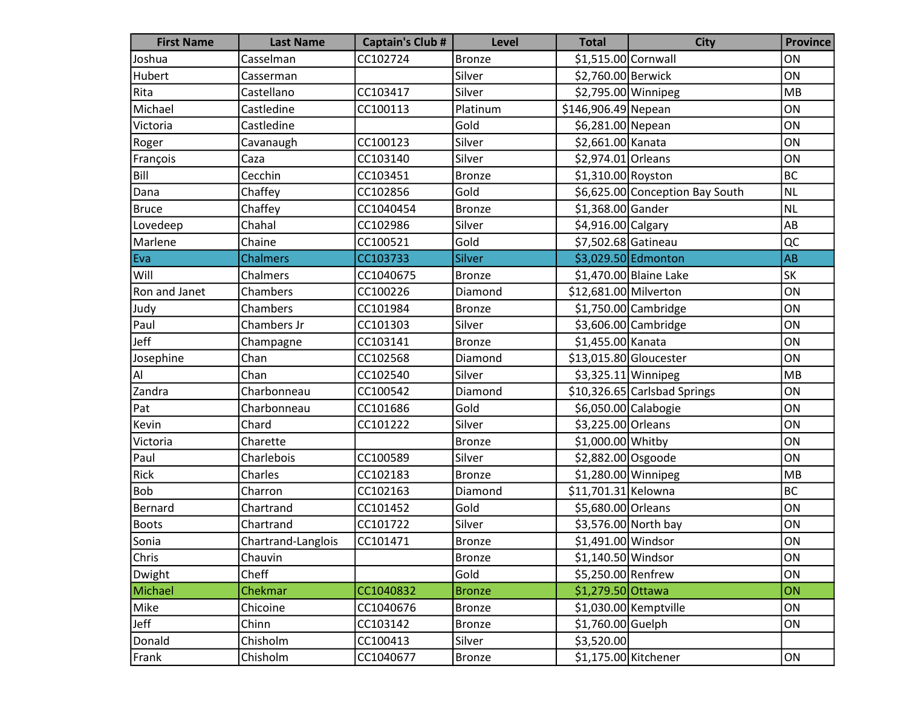| First Name | Last Name | Captain's Club # | Level | Total | City | Province |
| --- | --- | --- | --- | --- | --- | --- |
| Joshua | Casselman | CC102724 | Bronze | $1,515.00 | Cornwall | ON |
| Hubert | Casserman | | Silver | $2,760.00 | Berwick | ON |
| Rita | Castellano | CC103417 | Silver | $2,795.00 | Winnipeg | MB |
| Michael | Castledine | CC100113 | Platinum | $146,906.49 | Nepean | ON |
| Victoria | Castledine | | Gold | $6,281.00 | Nepean | ON |
| Roger | Cavanaugh | CC100123 | Silver | $2,661.00 | Kanata | ON |
| François | Caza | CC103140 | Silver | $2,974.01 | Orleans | ON |
| Bill | Cecchin | CC103451 | Bronze | $1,310.00 | Royston | BC |
| Dana | Chaffey | CC102856 | Gold | $6,625.00 | Conception Bay South | NL |
| Bruce | Chaffey | CC1040454 | Bronze | $1,368.00 | Gander | NL |
| Lovedeep | Chahal | CC102986 | Silver | $4,916.00 | Calgary | AB |
| Marlene | Chaine | CC100521 | Gold | $7,502.68 | Gatineau | QC |
| Eva | Chalmers | CC103733 | Silver | $3,029.50 | Edmonton | AB |
| Will | Chalmers | CC1040675 | Bronze | $1,470.00 | Blaine Lake | SK |
| Ron and Janet | Chambers | CC100226 | Diamond | $12,681.00 | Milverton | ON |
| Judy | Chambers | CC101984 | Bronze | $1,750.00 | Cambridge | ON |
| Paul | Chambers Jr | CC101303 | Silver | $3,606.00 | Cambridge | ON |
| Jeff | Champagne | CC103141 | Bronze | $1,455.00 | Kanata | ON |
| Josephine | Chan | CC102568 | Diamond | $13,015.80 | Gloucester | ON |
| Al | Chan | CC102540 | Silver | $3,325.11 | Winnipeg | MB |
| Zandra | Charbonneau | CC100542 | Diamond | $10,326.65 | Carlsbad Springs | ON |
| Pat | Charbonneau | CC101686 | Gold | $6,050.00 | Calabogie | ON |
| Kevin | Chard | CC101222 | Silver | $3,225.00 | Orleans | ON |
| Victoria | Charette | | Bronze | $1,000.00 | Whitby | ON |
| Paul | Charlebois | CC100589 | Silver | $2,882.00 | Osgoode | ON |
| Rick | Charles | CC102183 | Bronze | $1,280.00 | Winnipeg | MB |
| Bob | Charron | CC102163 | Diamond | $11,701.31 | Kelowna | BC |
| Bernard | Chartrand | CC101452 | Gold | $5,680.00 | Orleans | ON |
| Boots | Chartrand | CC101722 | Silver | $3,576.00 | North bay | ON |
| Sonia | Chartrand-Langlois | CC101471 | Bronze | $1,491.00 | Windsor | ON |
| Chris | Chauvin | | Bronze | $1,140.50 | Windsor | ON |
| Dwight | Cheff | | Gold | $5,250.00 | Renfrew | ON |
| Michael | Chekmar | CC1040832 | Bronze | $1,279.50 | Ottawa | ON |
| Mike | Chicoine | CC1040676 | Bronze | $1,030.00 | Kemptville | ON |
| Jeff | Chinn | CC103142 | Bronze | $1,760.00 | Guelph | ON |
| Donald | Chisholm | CC100413 | Silver | $3,520.00 | | |
| Frank | Chisholm | CC1040677 | Bronze | $1,175.00 | Kitchener | ON |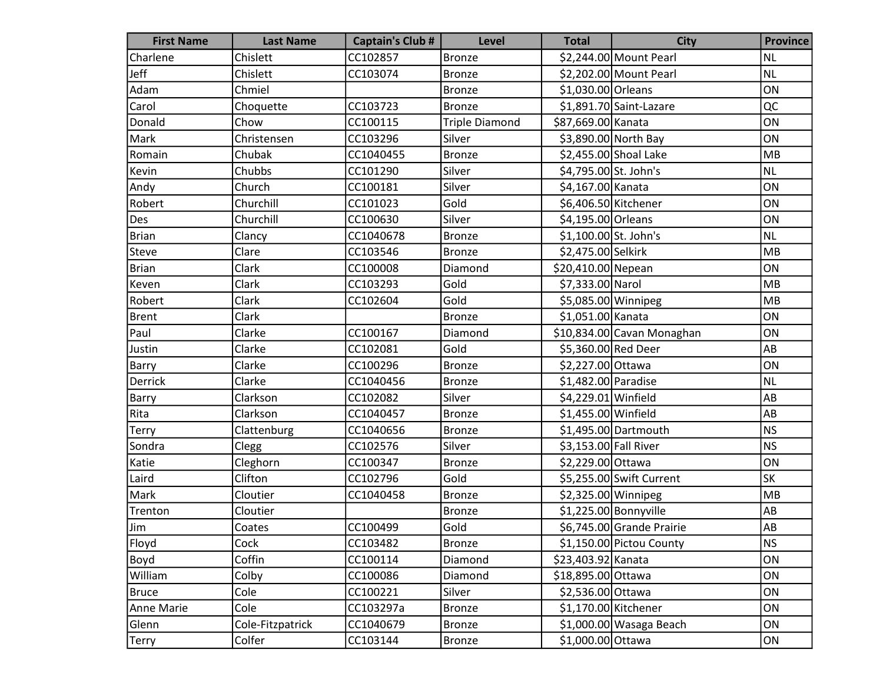| First Name | Last Name | Captain's Club # | Level | Total | City | Province |
|---|---|---|---|---|---|---|
| Charlene | Chislett | CC102857 | Bronze | $2,244.00 | Mount Pearl | NL |
| Jeff | Chislett | CC103074 | Bronze | $2,202.00 | Mount Pearl | NL |
| Adam | Chmiel | | Bronze | $1,030.00 | Orleans | ON |
| Carol | Choquette | CC103723 | Bronze | $1,891.70 | Saint-Lazare | QC |
| Donald | Chow | CC100115 | Triple Diamond | $87,669.00 | Kanata | ON |
| Mark | Christensen | CC103296 | Silver | $3,890.00 | North Bay | ON |
| Romain | Chubak | CC1040455 | Bronze | $2,455.00 | Shoal Lake | MB |
| Kevin | Chubbs | CC101290 | Silver | $4,795.00 | St. John's | NL |
| Andy | Church | CC100181 | Silver | $4,167.00 | Kanata | ON |
| Robert | Churchill | CC101023 | Gold | $6,406.50 | Kitchener | ON |
| Des | Churchill | CC100630 | Silver | $4,195.00 | Orleans | ON |
| Brian | Clancy | CC1040678 | Bronze | $1,100.00 | St. John's | NL |
| Steve | Clare | CC103546 | Bronze | $2,475.00 | Selkirk | MB |
| Brian | Clark | CC100008 | Diamond | $20,410.00 | Nepean | ON |
| Keven | Clark | CC103293 | Gold | $7,333.00 | Narol | MB |
| Robert | Clark | CC102604 | Gold | $5,085.00 | Winnipeg | MB |
| Brent | Clark | | Bronze | $1,051.00 | Kanata | ON |
| Paul | Clarke | CC100167 | Diamond | $10,834.00 | Cavan Monaghan | ON |
| Justin | Clarke | CC102081 | Gold | $5,360.00 | Red Deer | AB |
| Barry | Clarke | CC100296 | Bronze | $2,227.00 | Ottawa | ON |
| Derrick | Clarke | CC1040456 | Bronze | $1,482.00 | Paradise | NL |
| Barry | Clarkson | CC102082 | Silver | $4,229.01 | Winfield | AB |
| Rita | Clarkson | CC1040457 | Bronze | $1,455.00 | Winfield | AB |
| Terry | Clattenburg | CC1040656 | Bronze | $1,495.00 | Dartmouth | NS |
| Sondra | Clegg | CC102576 | Silver | $3,153.00 | Fall River | NS |
| Katie | Cleghorn | CC100347 | Bronze | $2,229.00 | Ottawa | ON |
| Laird | Clifton | CC102796 | Gold | $5,255.00 | Swift Current | SK |
| Mark | Cloutier | CC1040458 | Bronze | $2,325.00 | Winnipeg | MB |
| Trenton | Cloutier | | Bronze | $1,225.00 | Bonnyville | AB |
| Jim | Coates | CC100499 | Gold | $6,745.00 | Grande Prairie | AB |
| Floyd | Cock | CC103482 | Bronze | $1,150.00 | Pictou County | NS |
| Boyd | Coffin | CC100114 | Diamond | $23,403.92 | Kanata | ON |
| William | Colby | CC100086 | Diamond | $18,895.00 | Ottawa | ON |
| Bruce | Cole | CC100221 | Silver | $2,536.00 | Ottawa | ON |
| Anne Marie | Cole | CC103297a | Bronze | $1,170.00 | Kitchener | ON |
| Glenn | Cole-Fitzpatrick | CC1040679 | Bronze | $1,000.00 | Wasaga Beach | ON |
| Terry | Colfer | CC103144 | Bronze | $1,000.00 | Ottawa | ON |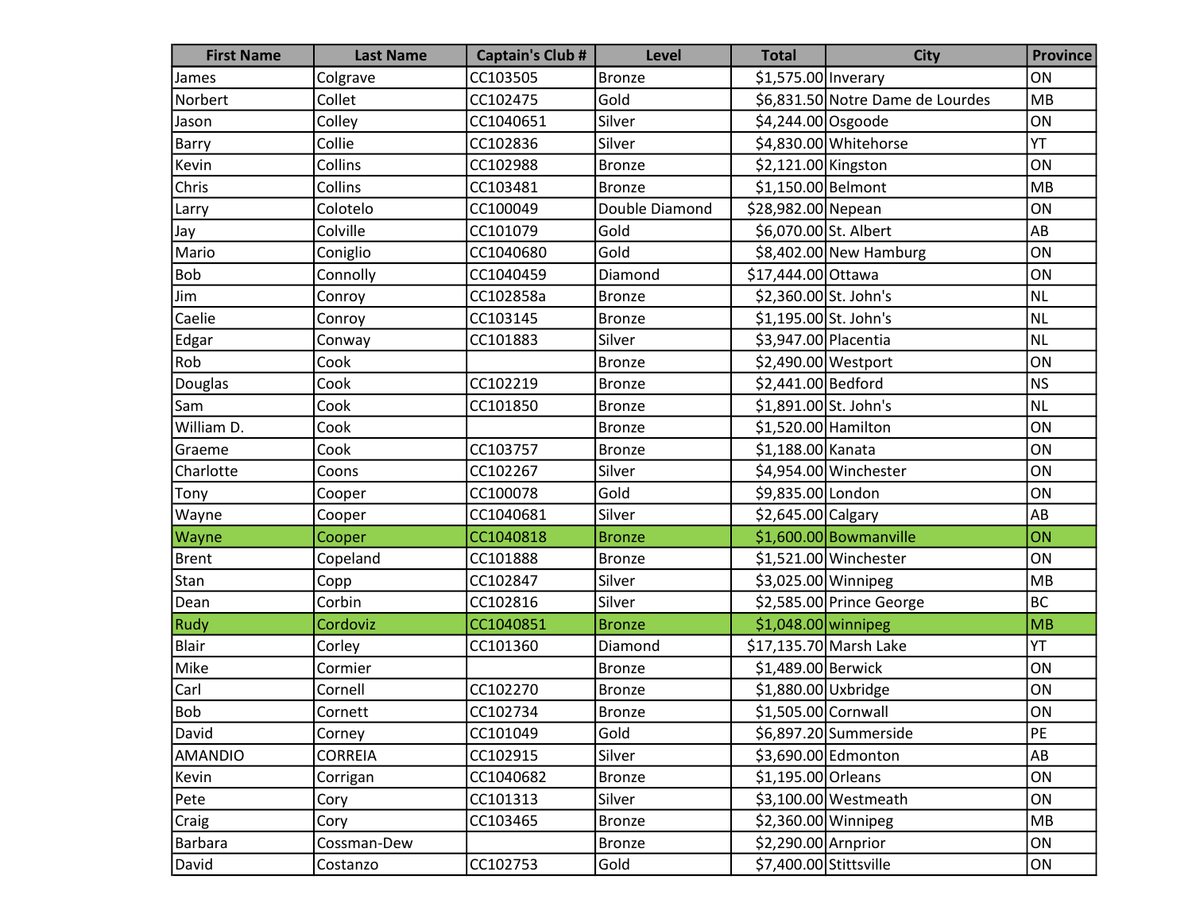| First Name | Last Name | Captain's Club # | Level | Total | City | Province |
|---|---|---|---|---|---|---|
| James | Colgrave | CC103505 | Bronze | $1,575.00 | Inverary | ON |
| Norbert | Collet | CC102475 | Gold | $6,831.50 | Notre Dame de Lourdes | MB |
| Jason | Colley | CC1040651 | Silver | $4,244.00 | Osgoode | ON |
| Barry | Collie | CC102836 | Silver | $4,830.00 | Whitehorse | YT |
| Kevin | Collins | CC102988 | Bronze | $2,121.00 | Kingston | ON |
| Chris | Collins | CC103481 | Bronze | $1,150.00 | Belmont | MB |
| Larry | Colotelo | CC100049 | Double Diamond | $28,982.00 | Nepean | ON |
| Jay | Colville | CC101079 | Gold | $6,070.00 | St. Albert | AB |
| Mario | Coniglio | CC1040680 | Gold | $8,402.00 | New Hamburg | ON |
| Bob | Connolly | CC1040459 | Diamond | $17,444.00 | Ottawa | ON |
| Jim | Conroy | CC102858a | Bronze | $2,360.00 | St. John's | NL |
| Caelie | Conroy | CC103145 | Bronze | $1,195.00 | St. John's | NL |
| Edgar | Conway | CC101883 | Silver | $3,947.00 | Placentia | NL |
| Rob | Cook | | Bronze | $2,490.00 | Westport | ON |
| Douglas | Cook | CC102219 | Bronze | $2,441.00 | Bedford | NS |
| Sam | Cook | CC101850 | Bronze | $1,891.00 | St. John's | NL |
| William D. | Cook | | Bronze | $1,520.00 | Hamilton | ON |
| Graeme | Cook | CC103757 | Bronze | $1,188.00 | Kanata | ON |
| Charlotte | Coons | CC102267 | Silver | $4,954.00 | Winchester | ON |
| Tony | Cooper | CC100078 | Gold | $9,835.00 | London | ON |
| Wayne | Cooper | CC1040681 | Silver | $2,645.00 | Calgary | AB |
| Wayne | Cooper | CC1040818 | Bronze | $1,600.00 | Bowmanville | ON |
| Brent | Copeland | CC101888 | Bronze | $1,521.00 | Winchester | ON |
| Stan | Copp | CC102847 | Silver | $3,025.00 | Winnipeg | MB |
| Dean | Corbin | CC102816 | Silver | $2,585.00 | Prince George | BC |
| Rudy | Cordoviz | CC1040851 | Bronze | $1,048.00 | winnipeg | MB |
| Blair | Corley | CC101360 | Diamond | $17,135.70 | Marsh Lake | YT |
| Mike | Cormier | | Bronze | $1,489.00 | Berwick | ON |
| Carl | Cornell | CC102270 | Bronze | $1,880.00 | Uxbridge | ON |
| Bob | Cornett | CC102734 | Bronze | $1,505.00 | Cornwall | ON |
| David | Corney | CC101049 | Gold | $6,897.20 | Summerside | PE |
| AMANDIO | CORREIA | CC102915 | Silver | $3,690.00 | Edmonton | AB |
| Kevin | Corrigan | CC1040682 | Bronze | $1,195.00 | Orleans | ON |
| Pete | Cory | CC101313 | Silver | $3,100.00 | Westmeath | ON |
| Craig | Cory | CC103465 | Bronze | $2,360.00 | Winnipeg | MB |
| Barbara | Cossman-Dew | | Bronze | $2,290.00 | Arnprior | ON |
| David | Costanzo | CC102753 | Gold | $7,400.00 | Stittsville | ON |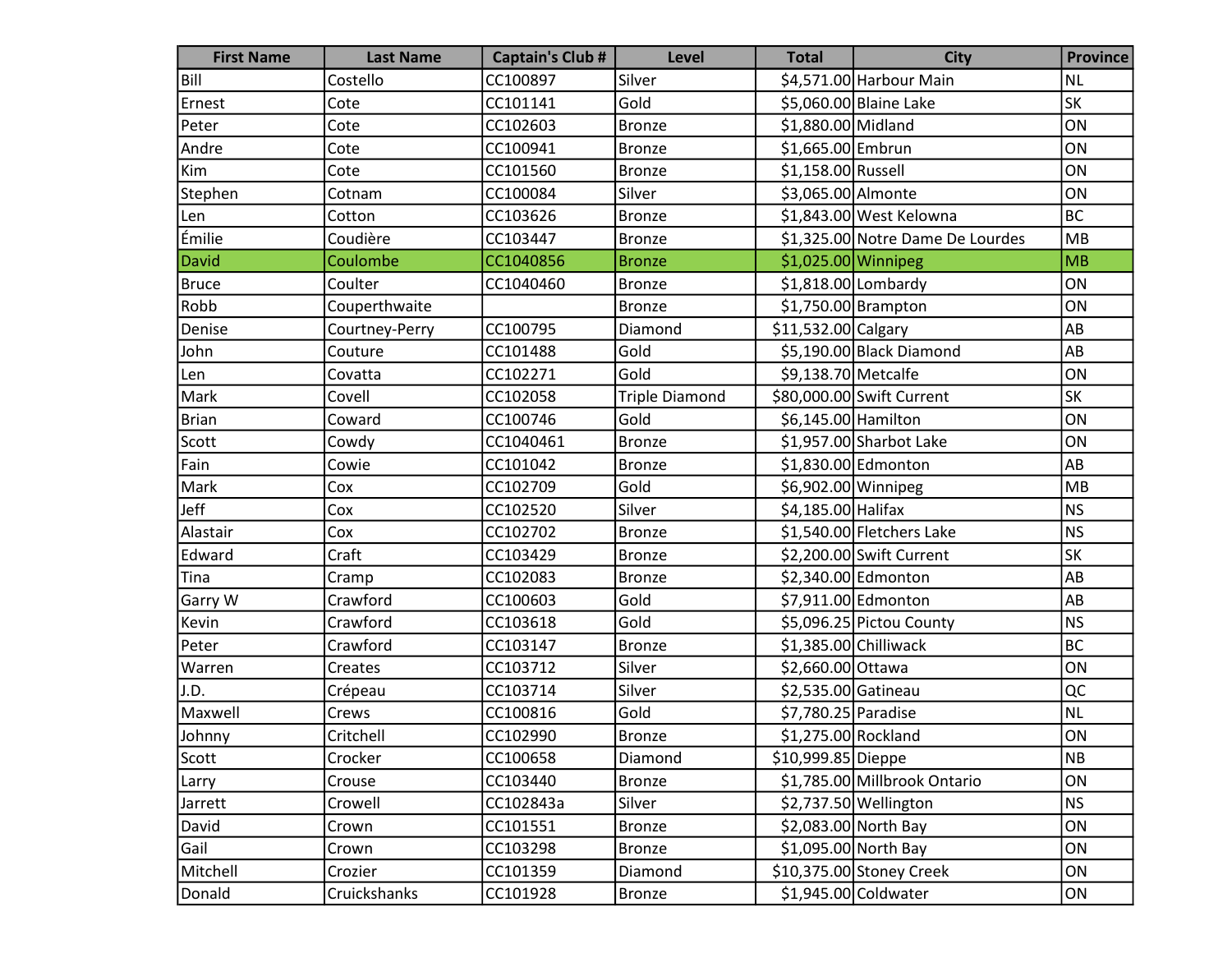| First Name | Last Name | Captain's Club # | Level | Total | City | Province |
|---|---|---|---|---|---|---|
| Bill | Costello | CC100897 | Silver | $4,571.00 | Harbour Main | NL |
| Ernest | Cote | CC101141 | Gold | $5,060.00 | Blaine Lake | SK |
| Peter | Cote | CC102603 | Bronze | $1,880.00 | Midland | ON |
| Andre | Cote | CC100941 | Bronze | $1,665.00 | Embrun | ON |
| Kim | Cote | CC101560 | Bronze | $1,158.00 | Russell | ON |
| Stephen | Cotnam | CC100084 | Silver | $3,065.00 | Almonte | ON |
| Len | Cotton | CC103626 | Bronze | $1,843.00 | West Kelowna | BC |
| Émilie | Coudière | CC103447 | Bronze | $1,325.00 | Notre Dame De Lourdes | MB |
| David | Coulombe | CC1040856 | Bronze | $1,025.00 | Winnipeg | MB |
| Bruce | Coulter | CC1040460 | Bronze | $1,818.00 | Lombardy | ON |
| Robb | Couperthwaite | | Bronze | $1,750.00 | Brampton | ON |
| Denise | Courtney-Perry | CC100795 | Diamond | $11,532.00 | Calgary | AB |
| John | Couture | CC101488 | Gold | $5,190.00 | Black Diamond | AB |
| Len | Covatta | CC102271 | Gold | $9,138.70 | Metcalfe | ON |
| Mark | Covell | CC102058 | Triple Diamond | $80,000.00 | Swift Current | SK |
| Brian | Coward | CC100746 | Gold | $6,145.00 | Hamilton | ON |
| Scott | Cowdy | CC1040461 | Bronze | $1,957.00 | Sharbot Lake | ON |
| Fain | Cowie | CC101042 | Bronze | $1,830.00 | Edmonton | AB |
| Mark | Cox | CC102709 | Gold | $6,902.00 | Winnipeg | MB |
| Jeff | Cox | CC102520 | Silver | $4,185.00 | Halifax | NS |
| Alastair | Cox | CC102702 | Bronze | $1,540.00 | Fletchers Lake | NS |
| Edward | Craft | CC103429 | Bronze | $2,200.00 | Swift Current | SK |
| Tina | Cramp | CC102083 | Bronze | $2,340.00 | Edmonton | AB |
| Garry W | Crawford | CC100603 | Gold | $7,911.00 | Edmonton | AB |
| Kevin | Crawford | CC103618 | Gold | $5,096.25 | Pictou County | NS |
| Peter | Crawford | CC103147 | Bronze | $1,385.00 | Chilliwack | BC |
| Warren | Creates | CC103712 | Silver | $2,660.00 | Ottawa | ON |
| J.D. | Crépeau | CC103714 | Silver | $2,535.00 | Gatineau | QC |
| Maxwell | Crews | CC100816 | Gold | $7,780.25 | Paradise | NL |
| Johnny | Critchell | CC102990 | Bronze | $1,275.00 | Rockland | ON |
| Scott | Crocker | CC100658 | Diamond | $10,999.85 | Dieppe | NB |
| Larry | Crouse | CC103440 | Bronze | $1,785.00 | Millbrook Ontario | ON |
| Jarrett | Crowell | CC102843a | Silver | $2,737.50 | Wellington | NS |
| David | Crown | CC101551 | Bronze | $2,083.00 | North Bay | ON |
| Gail | Crown | CC103298 | Bronze | $1,095.00 | North Bay | ON |
| Mitchell | Crozier | CC101359 | Diamond | $10,375.00 | Stoney Creek | ON |
| Donald | Cruickshanks | CC101928 | Bronze | $1,945.00 | Coldwater | ON |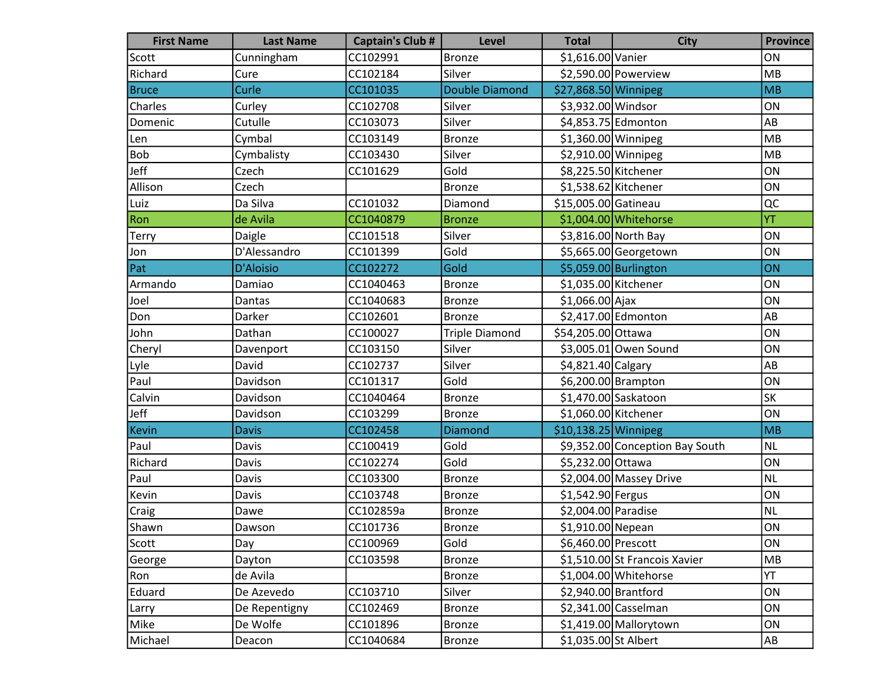| First Name | Last Name | Captain's Club # | Level | Total | City | Province |
|---|---|---|---|---|---|---|
| Scott | Cunningham | CC102991 | Bronze | $1,616.00 | Vanier | ON |
| Richard | Cure | CC102184 | Silver | $2,590.00 | Powerview | MB |
| Bruce | Curle | CC101035 | Double Diamond | $27,868.50 | Winnipeg | MB |
| Charles | Curley | CC102708 | Silver | $3,932.00 | Windsor | ON |
| Domenic | Cutulle | CC103073 | Silver | $4,853.75 | Edmonton | AB |
| Len | Cymbal | CC103149 | Bronze | $1,360.00 | Winnipeg | MB |
| Bob | Cymbalisty | CC103430 | Silver | $2,910.00 | Winnipeg | MB |
| Jeff | Czech | CC101629 | Gold | $8,225.50 | Kitchener | ON |
| Allison | Czech | | Bronze | $1,538.62 | Kitchener | ON |
| Luiz | Da Silva | CC101032 | Diamond | $15,005.00 | Gatineau | QC |
| Ron | de Avila | CC1040879 | Bronze | $1,004.00 | Whitehorse | YT |
| Terry | Daigle | CC101518 | Silver | $3,816.00 | North Bay | ON |
| Jon | D'Alessandro | CC101399 | Gold | $5,665.00 | Georgetown | ON |
| Pat | D'Aloisio | CC102272 | Gold | $5,059.00 | Burlington | ON |
| Armando | Damiao | CC1040463 | Bronze | $1,035.00 | Kitchener | ON |
| Joel | Dantas | CC1040683 | Bronze | $1,066.00 | Ajax | ON |
| Don | Darker | CC102601 | Bronze | $2,417.00 | Edmonton | AB |
| John | Dathan | CC100027 | Triple Diamond | $54,205.00 | Ottawa | ON |
| Cheryl | Davenport | CC103150 | Silver | $3,005.01 | Owen Sound | ON |
| Lyle | David | CC102737 | Silver | $4,821.40 | Calgary | AB |
| Paul | Davidson | CC101317 | Gold | $6,200.00 | Brampton | ON |
| Calvin | Davidson | CC1040464 | Bronze | $1,470.00 | Saskatoon | SK |
| Jeff | Davidson | CC103299 | Bronze | $1,060.00 | Kitchener | ON |
| Kevin | Davis | CC102458 | Diamond | $10,138.25 | Winnipeg | MB |
| Paul | Davis | CC100419 | Gold | $9,352.00 | Conception Bay South | NL |
| Richard | Davis | CC102274 | Gold | $5,232.00 | Ottawa | ON |
| Paul | Davis | CC103300 | Bronze | $2,004.00 | Massey Drive | NL |
| Kevin | Davis | CC103748 | Bronze | $1,542.90 | Fergus | ON |
| Craig | Dawe | CC102859a | Bronze | $2,004.00 | Paradise | NL |
| Shawn | Dawson | CC101736 | Bronze | $1,910.00 | Nepean | ON |
| Scott | Day | CC100969 | Gold | $6,460.00 | Prescott | ON |
| George | Dayton | CC103598 | Bronze | $1,510.00 | St Francois Xavier | MB |
| Ron | de Avila | | Bronze | $1,004.00 | Whitehorse | YT |
| Eduard | De Azevedo | CC103710 | Silver | $2,940.00 | Brantford | ON |
| Larry | De Repentigny | CC102469 | Bronze | $2,341.00 | Casselman | ON |
| Mike | De Wolfe | CC101896 | Bronze | $1,419.00 | Mallorytown | ON |
| Michael | Deacon | CC1040684 | Bronze | $1,035.00 | St Albert | AB |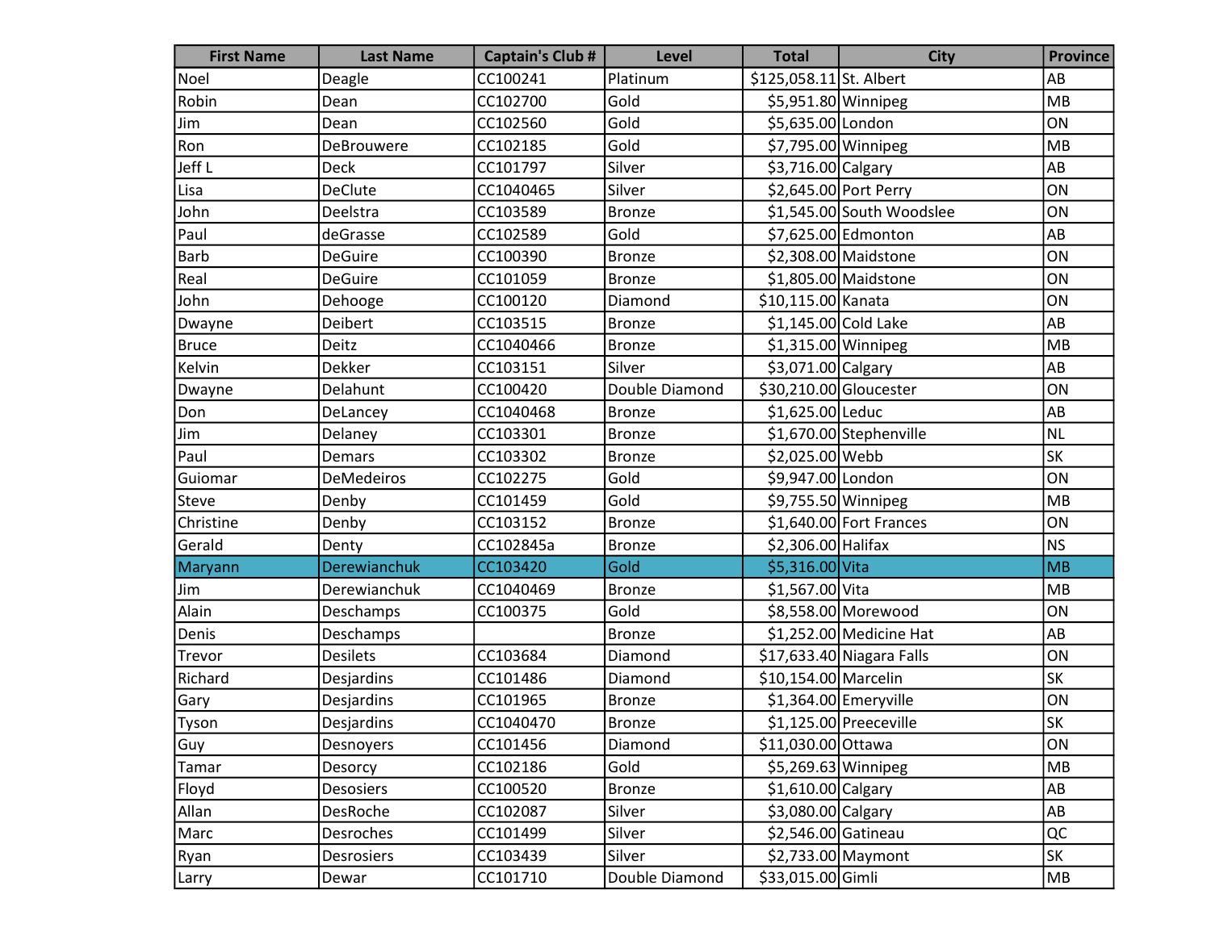| First Name | Last Name | Captain's Club # | Level | Total | City | Province |
|---|---|---|---|---|---|---|
| Noel | Deagle | CC100241 | Platinum | $125,058.11 | St. Albert | AB |
| Robin | Dean | CC102700 | Gold | $5,951.80 | Winnipeg | MB |
| Jim | Dean | CC102560 | Gold | $5,635.00 | London | ON |
| Ron | DeBrouwere | CC102185 | Gold | $7,795.00 | Winnipeg | MB |
| Jeff L | Deck | CC101797 | Silver | $3,716.00 | Calgary | AB |
| Lisa | DeClute | CC1040465 | Silver | $2,645.00 | Port Perry | ON |
| John | Deelstra | CC103589 | Bronze | $1,545.00 | South Woodslee | ON |
| Paul | deGrasse | CC102589 | Gold | $7,625.00 | Edmonton | AB |
| Barb | DeGuire | CC100390 | Bronze | $2,308.00 | Maidstone | ON |
| Real | DeGuire | CC101059 | Bronze | $1,805.00 | Maidstone | ON |
| John | Dehooge | CC100120 | Diamond | $10,115.00 | Kanata | ON |
| Dwayne | Deibert | CC103515 | Bronze | $1,145.00 | Cold Lake | AB |
| Bruce | Deitz | CC1040466 | Bronze | $1,315.00 | Winnipeg | MB |
| Kelvin | Dekker | CC103151 | Silver | $3,071.00 | Calgary | AB |
| Dwayne | Delahunt | CC100420 | Double Diamond | $30,210.00 | Gloucester | ON |
| Don | DeLancey | CC1040468 | Bronze | $1,625.00 | Leduc | AB |
| Jim | Delaney | CC103301 | Bronze | $1,670.00 | Stephenville | NL |
| Paul | Demars | CC103302 | Bronze | $2,025.00 | Webb | SK |
| Guiomar | DeMedeiros | CC102275 | Gold | $9,947.00 | London | ON |
| Steve | Denby | CC101459 | Gold | $9,755.50 | Winnipeg | MB |
| Christine | Denby | CC103152 | Bronze | $1,640.00 | Fort Frances | ON |
| Gerald | Denty | CC102845a | Bronze | $2,306.00 | Halifax | NS |
| Maryann | Derewianchuk | CC103420 | Gold | $5,316.00 | Vita | MB |
| Jim | Derewianchuk | CC1040469 | Bronze | $1,567.00 | Vita | MB |
| Alain | Deschamps | CC100375 | Gold | $8,558.00 | Morewood | ON |
| Denis | Deschamps | | Bronze | $1,252.00 | Medicine Hat | AB |
| Trevor | Desilets | CC103684 | Diamond | $17,633.40 | Niagara Falls | ON |
| Richard | Desjardins | CC101486 | Diamond | $10,154.00 | Marcelin | SK |
| Gary | Desjardins | CC101965 | Bronze | $1,364.00 | Emeryville | ON |
| Tyson | Desjardins | CC1040470 | Bronze | $1,125.00 | Preeceville | SK |
| Guy | Desnoyers | CC101456 | Diamond | $11,030.00 | Ottawa | ON |
| Tamar | Desorcy | CC102186 | Gold | $5,269.63 | Winnipeg | MB |
| Floyd | Desosiers | CC100520 | Bronze | $1,610.00 | Calgary | AB |
| Allan | DesRoche | CC102087 | Silver | $3,080.00 | Calgary | AB |
| Marc | Desroches | CC101499 | Silver | $2,546.00 | Gatineau | QC |
| Ryan | Desrosiers | CC103439 | Silver | $2,733.00 | Maymont | SK |
| Larry | Dewar | CC101710 | Double Diamond | $33,015.00 | Gimli | MB |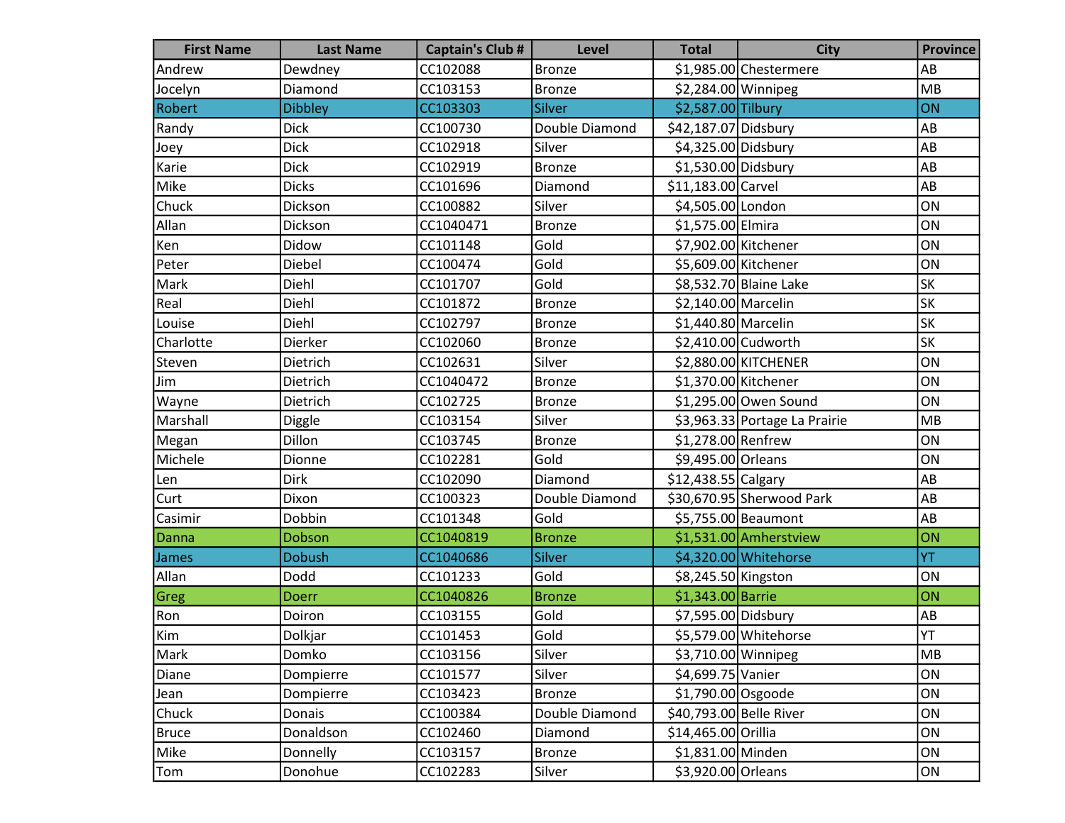| First Name | Last Name | Captain's Club # | Level | Total | City | Province |
|---|---|---|---|---|---|---|
| Andrew | Dewdney | CC102088 | Bronze | $1,985.00 | Chestermere | AB |
| Jocelyn | Diamond | CC103153 | Bronze | $2,284.00 | Winnipeg | MB |
| Robert | Dibbley | CC103303 | Silver | $2,587.00 | Tilbury | ON |
| Randy | Dick | CC100730 | Double Diamond | $42,187.07 | Didsbury | AB |
| Joey | Dick | CC102918 | Silver | $4,325.00 | Didsbury | AB |
| Karie | Dick | CC102919 | Bronze | $1,530.00 | Didsbury | AB |
| Mike | Dicks | CC101696 | Diamond | $11,183.00 | Carvel | AB |
| Chuck | Dickson | CC100882 | Silver | $4,505.00 | London | ON |
| Allan | Dickson | CC1040471 | Bronze | $1,575.00 | Elmira | ON |
| Ken | Didow | CC101148 | Gold | $7,902.00 | Kitchener | ON |
| Peter | Diebel | CC100474 | Gold | $5,609.00 | Kitchener | ON |
| Mark | Diehl | CC101707 | Gold | $8,532.70 | Blaine Lake | SK |
| Real | Diehl | CC101872 | Bronze | $2,140.00 | Marcelin | SK |
| Louise | Diehl | CC102797 | Bronze | $1,440.80 | Marcelin | SK |
| Charlotte | Dierker | CC102060 | Bronze | $2,410.00 | Cudworth | SK |
| Steven | Dietrich | CC102631 | Silver | $2,880.00 | KITCHENER | ON |
| Jim | Dietrich | CC1040472 | Bronze | $1,370.00 | Kitchener | ON |
| Wayne | Dietrich | CC102725 | Bronze | $1,295.00 | Owen Sound | ON |
| Marshall | Diggle | CC103154 | Silver | $3,963.33 | Portage La Prairie | MB |
| Megan | Dillon | CC103745 | Bronze | $1,278.00 | Renfrew | ON |
| Michele | Dionne | CC102281 | Gold | $9,495.00 | Orleans | ON |
| Len | Dirk | CC102090 | Diamond | $12,438.55 | Calgary | AB |
| Curt | Dixon | CC100323 | Double Diamond | $30,670.95 | Sherwood Park | AB |
| Casimir | Dobbin | CC101348 | Gold | $5,755.00 | Beaumont | AB |
| Danna | Dobson | CC1040819 | Bronze | $1,531.00 | Amherstview | ON |
| James | Dobush | CC1040686 | Silver | $4,320.00 | Whitehorse | YT |
| Allan | Dodd | CC101233 | Gold | $8,245.50 | Kingston | ON |
| Greg | Doerr | CC1040826 | Bronze | $1,343.00 | Barrie | ON |
| Ron | Doiron | CC103155 | Gold | $7,595.00 | Didsbury | AB |
| Kim | Dolkjar | CC101453 | Gold | $5,579.00 | Whitehorse | YT |
| Mark | Domko | CC103156 | Silver | $3,710.00 | Winnipeg | MB |
| Diane | Dompierre | CC101577 | Silver | $4,699.75 | Vanier | ON |
| Jean | Dompierre | CC103423 | Bronze | $1,790.00 | Osgoode | ON |
| Chuck | Donais | CC100384 | Double Diamond | $40,793.00 | Belle River | ON |
| Bruce | Donaldson | CC102460 | Diamond | $14,465.00 | Orillia | ON |
| Mike | Donnelly | CC103157 | Bronze | $1,831.00 | Minden | ON |
| Tom | Donohue | CC102283 | Silver | $3,920.00 | Orleans | ON |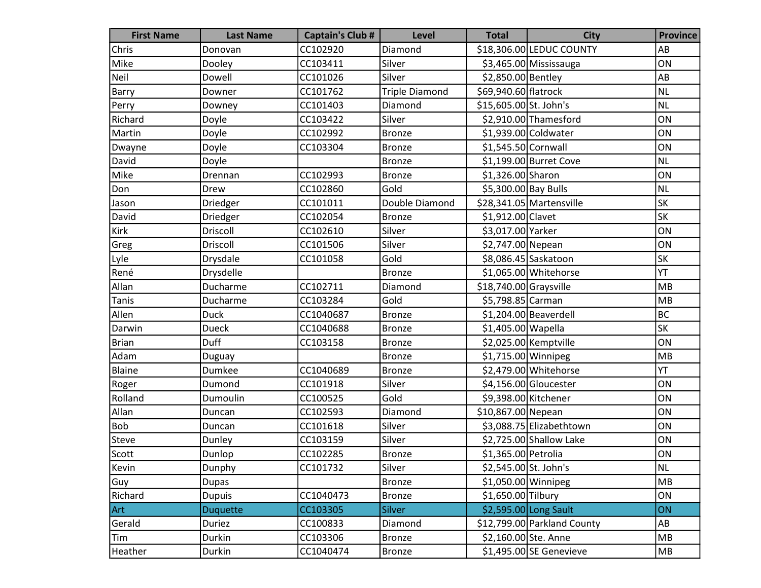| First Name | Last Name | Captain's Club # | Level | Total | City | Province |
|---|---|---|---|---|---|---|
| Chris | Donovan | CC102920 | Diamond | $18,306.00 | LEDUC COUNTY | AB |
| Mike | Dooley | CC103411 | Silver | $3,465.00 | Mississauga | ON |
| Neil | Dowell | CC101026 | Silver | $2,850.00 | Bentley | AB |
| Barry | Downer | CC101762 | Triple Diamond | $69,940.60 | flatrock | NL |
| Perry | Downey | CC101403 | Diamond | $15,605.00 | St. John's | NL |
| Richard | Doyle | CC103422 | Silver | $2,910.00 | Thamesford | ON |
| Martin | Doyle | CC102992 | Bronze | $1,939.00 | Coldwater | ON |
| Dwayne | Doyle | CC103304 | Bronze | $1,545.50 | Cornwall | ON |
| David | Doyle | | Bronze | $1,199.00 | Burret Cove | NL |
| Mike | Drennan | CC102993 | Bronze | $1,326.00 | Sharon | ON |
| Don | Drew | CC102860 | Gold | $5,300.00 | Bay Bulls | NL |
| Jason | Driedger | CC101011 | Double Diamond | $28,341.05 | Martensville | SK |
| David | Driedger | CC102054 | Bronze | $1,912.00 | Clavet | SK |
| Kirk | Driscoll | CC102610 | Silver | $3,017.00 | Yarker | ON |
| Greg | Driscoll | CC101506 | Silver | $2,747.00 | Nepean | ON |
| Lyle | Drysdale | CC101058 | Gold | $8,086.45 | Saskatoon | SK |
| René | Drysdelle | | Bronze | $1,065.00 | Whitehorse | YT |
| Allan | Ducharme | CC102711 | Diamond | $18,740.00 | Graysville | MB |
| Tanis | Ducharme | CC103284 | Gold | $5,798.85 | Carman | MB |
| Allen | Duck | CC1040687 | Bronze | $1,204.00 | Beaverdell | BC |
| Darwin | Dueck | CC1040688 | Bronze | $1,405.00 | Wapella | SK |
| Brian | Duff | CC103158 | Bronze | $2,025.00 | Kemptville | ON |
| Adam | Duguay | | Bronze | $1,715.00 | Winnipeg | MB |
| Blaine | Dumkee | CC1040689 | Bronze | $2,479.00 | Whitehorse | YT |
| Roger | Dumond | CC101918 | Silver | $4,156.00 | Gloucester | ON |
| Rolland | Dumoulin | CC100525 | Gold | $9,398.00 | Kitchener | ON |
| Allan | Duncan | CC102593 | Diamond | $10,867.00 | Nepean | ON |
| Bob | Duncan | CC101618 | Silver | $3,088.75 | Elizabethtown | ON |
| Steve | Dunley | CC103159 | Silver | $2,725.00 | Shallow Lake | ON |
| Scott | Dunlop | CC102285 | Bronze | $1,365.00 | Petrolia | ON |
| Kevin | Dunphy | CC101732 | Silver | $2,545.00 | St. John's | NL |
| Guy | Dupas | | Bronze | $1,050.00 | Winnipeg | MB |
| Richard | Dupuis | CC1040473 | Bronze | $1,650.00 | Tilbury | ON |
| Art | Duquette | CC103305 | Silver | $2,595.00 | Long Sault | ON |
| Gerald | Duriez | CC100833 | Diamond | $12,799.00 | Parkland County | AB |
| Tim | Durkin | CC103306 | Bronze | $2,160.00 | Ste. Anne | MB |
| Heather | Durkin | CC1040474 | Bronze | $1,495.00 | SE Genevieve | MB |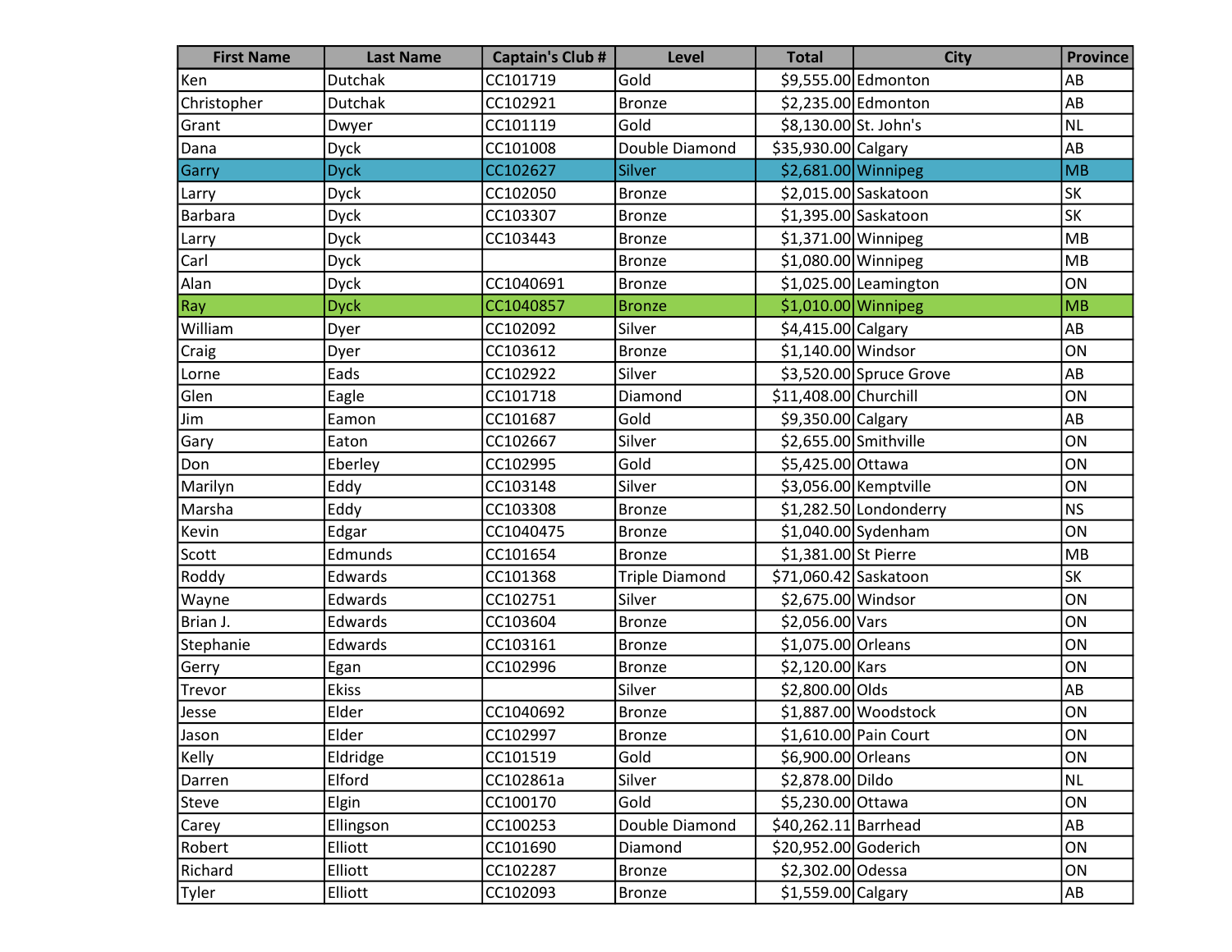| First Name | Last Name | Captain's Club # | Level | Total | City | Province |
|---|---|---|---|---|---|---|
| Ken | Dutchak | CC101719 | Gold | $9,555.00 | Edmonton | AB |
| Christopher | Dutchak | CC102921 | Bronze | $2,235.00 | Edmonton | AB |
| Grant | Dwyer | CC101119 | Gold | $8,130.00 | St. John's | NL |
| Dana | Dyck | CC101008 | Double Diamond | $35,930.00 | Calgary | AB |
| Garry | Dyck | CC102627 | Silver | $2,681.00 | Winnipeg | MB |
| Larry | Dyck | CC102050 | Bronze | $2,015.00 | Saskatoon | SK |
| Barbara | Dyck | CC103307 | Bronze | $1,395.00 | Saskatoon | SK |
| Larry | Dyck | CC103443 | Bronze | $1,371.00 | Winnipeg | MB |
| Carl | Dyck | | Bronze | $1,080.00 | Winnipeg | MB |
| Alan | Dyck | CC1040691 | Bronze | $1,025.00 | Leamington | ON |
| Ray | Dyck | CC1040857 | Bronze | $1,010.00 | Winnipeg | MB |
| William | Dyer | CC102092 | Silver | $4,415.00 | Calgary | AB |
| Craig | Dyer | CC103612 | Bronze | $1,140.00 | Windsor | ON |
| Lorne | Eads | CC102922 | Silver | $3,520.00 | Spruce Grove | AB |
| Glen | Eagle | CC101718 | Diamond | $11,408.00 | Churchill | ON |
| Jim | Eamon | CC101687 | Gold | $9,350.00 | Calgary | AB |
| Gary | Eaton | CC102667 | Silver | $2,655.00 | Smithville | ON |
| Don | Eberley | CC102995 | Gold | $5,425.00 | Ottawa | ON |
| Marilyn | Eddy | CC103148 | Silver | $3,056.00 | Kemptville | ON |
| Marsha | Eddy | CC103308 | Bronze | $1,282.50 | Londonderry | NS |
| Kevin | Edgar | CC1040475 | Bronze | $1,040.00 | Sydenham | ON |
| Scott | Edmunds | CC101654 | Bronze | $1,381.00 | St Pierre | MB |
| Roddy | Edwards | CC101368 | Triple Diamond | $71,060.42 | Saskatoon | SK |
| Wayne | Edwards | CC102751 | Silver | $2,675.00 | Windsor | ON |
| Brian J. | Edwards | CC103604 | Bronze | $2,056.00 | Vars | ON |
| Stephanie | Edwards | CC103161 | Bronze | $1,075.00 | Orleans | ON |
| Gerry | Egan | CC102996 | Bronze | $2,120.00 | Kars | ON |
| Trevor | Ekiss | | Silver | $2,800.00 | Olds | AB |
| Jesse | Elder | CC1040692 | Bronze | $1,887.00 | Woodstock | ON |
| Jason | Elder | CC102997 | Bronze | $1,610.00 | Pain Court | ON |
| Kelly | Eldridge | CC101519 | Gold | $6,900.00 | Orleans | ON |
| Darren | Elford | CC102861a | Silver | $2,878.00 | Dildo | NL |
| Steve | Elgin | CC100170 | Gold | $5,230.00 | Ottawa | ON |
| Carey | Ellingson | CC100253 | Double Diamond | $40,262.11 | Barrhead | AB |
| Robert | Elliott | CC101690 | Diamond | $20,952.00 | Goderich | ON |
| Richard | Elliott | CC102287 | Bronze | $2,302.00 | Odessa | ON |
| Tyler | Elliott | CC102093 | Bronze | $1,559.00 | Calgary | AB |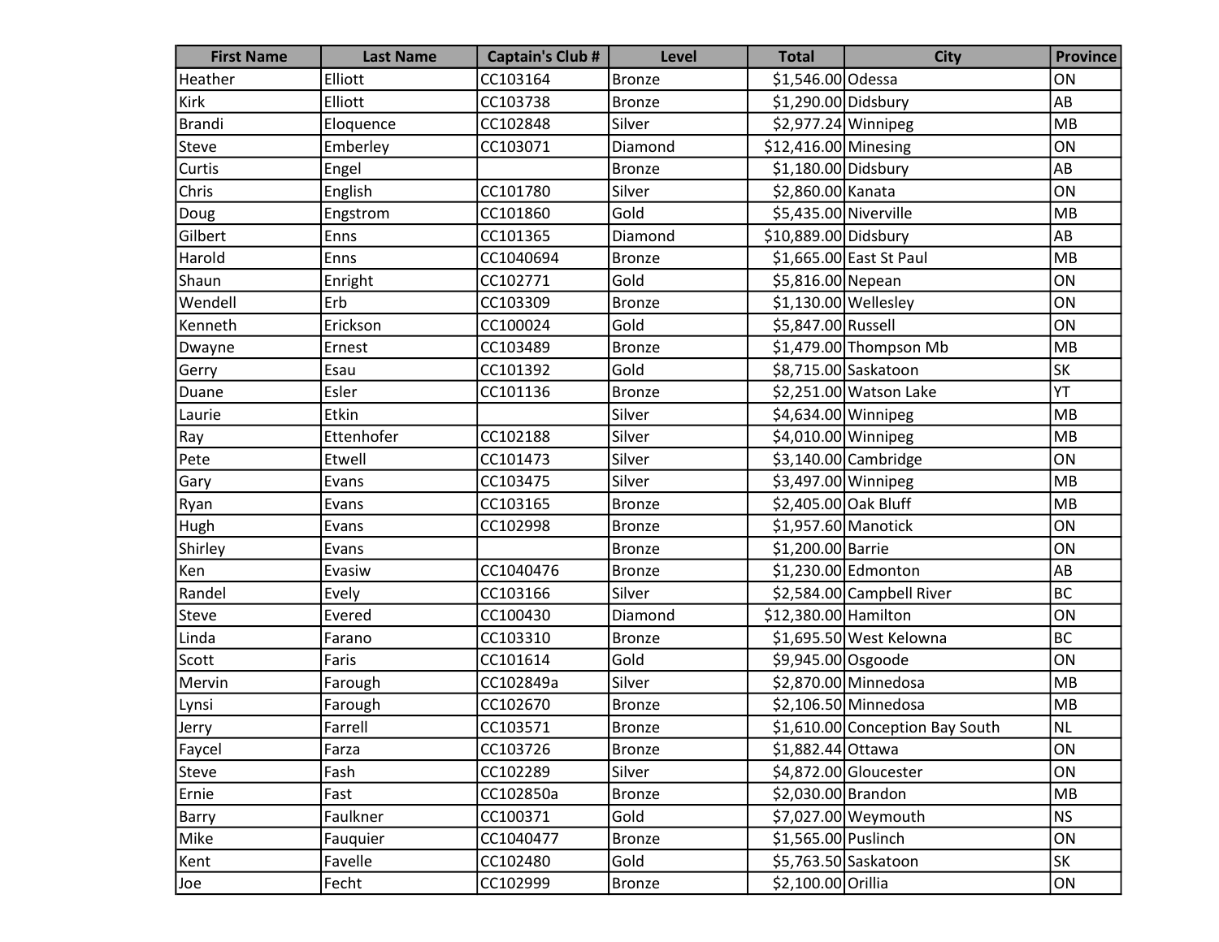| First Name | Last Name | Captain's Club # | Level | Total | City | Province |
|---|---|---|---|---|---|---|
| Heather | Elliott | CC103164 | Bronze | $1,546.00 | Odessa | ON |
| Kirk | Elliott | CC103738 | Bronze | $1,290.00 | Didsbury | AB |
| Brandi | Eloquence | CC102848 | Silver | $2,977.24 | Winnipeg | MB |
| Steve | Emberley | CC103071 | Diamond | $12,416.00 | Minesing | ON |
| Curtis | Engel | | Bronze | $1,180.00 | Didsbury | AB |
| Chris | English | CC101780 | Silver | $2,860.00 | Kanata | ON |
| Doug | Engstrom | CC101860 | Gold | $5,435.00 | Niverville | MB |
| Gilbert | Enns | CC101365 | Diamond | $10,889.00 | Didsbury | AB |
| Harold | Enns | CC1040694 | Bronze | $1,665.00 | East St Paul | MB |
| Shaun | Enright | CC102771 | Gold | $5,816.00 | Nepean | ON |
| Wendell | Erb | CC103309 | Bronze | $1,130.00 | Wellesley | ON |
| Kenneth | Erickson | CC100024 | Gold | $5,847.00 | Russell | ON |
| Dwayne | Ernest | CC103489 | Bronze | $1,479.00 | Thompson Mb | MB |
| Gerry | Esau | CC101392 | Gold | $8,715.00 | Saskatoon | SK |
| Duane | Esler | CC101136 | Bronze | $2,251.00 | Watson Lake | YT |
| Laurie | Etkin | | Silver | $4,634.00 | Winnipeg | MB |
| Ray | Ettenhofer | CC102188 | Silver | $4,010.00 | Winnipeg | MB |
| Pete | Etwell | CC101473 | Silver | $3,140.00 | Cambridge | ON |
| Gary | Evans | CC103475 | Silver | $3,497.00 | Winnipeg | MB |
| Ryan | Evans | CC103165 | Bronze | $2,405.00 | Oak Bluff | MB |
| Hugh | Evans | CC102998 | Bronze | $1,957.60 | Manotick | ON |
| Shirley | Evans | | Bronze | $1,200.00 | Barrie | ON |
| Ken | Evasiw | CC1040476 | Bronze | $1,230.00 | Edmonton | AB |
| Randel | Evely | CC103166 | Silver | $2,584.00 | Campbell River | BC |
| Steve | Evered | CC100430 | Diamond | $12,380.00 | Hamilton | ON |
| Linda | Farano | CC103310 | Bronze | $1,695.50 | West Kelowna | BC |
| Scott | Faris | CC101614 | Gold | $9,945.00 | Osgoode | ON |
| Mervin | Farough | CC102849a | Silver | $2,870.00 | Minnedosa | MB |
| Lynsi | Farough | CC102670 | Bronze | $2,106.50 | Minnedosa | MB |
| Jerry | Farrell | CC103571 | Bronze | $1,610.00 | Conception Bay South | NL |
| Faycel | Farza | CC103726 | Bronze | $1,882.44 | Ottawa | ON |
| Steve | Fash | CC102289 | Silver | $4,872.00 | Gloucester | ON |
| Ernie | Fast | CC102850a | Bronze | $2,030.00 | Brandon | MB |
| Barry | Faulkner | CC100371 | Gold | $7,027.00 | Weymouth | NS |
| Mike | Fauquier | CC1040477 | Bronze | $1,565.00 | Puslinch | ON |
| Kent | Favelle | CC102480 | Gold | $5,763.50 | Saskatoon | SK |
| Joe | Fecht | CC102999 | Bronze | $2,100.00 | Orillia | ON |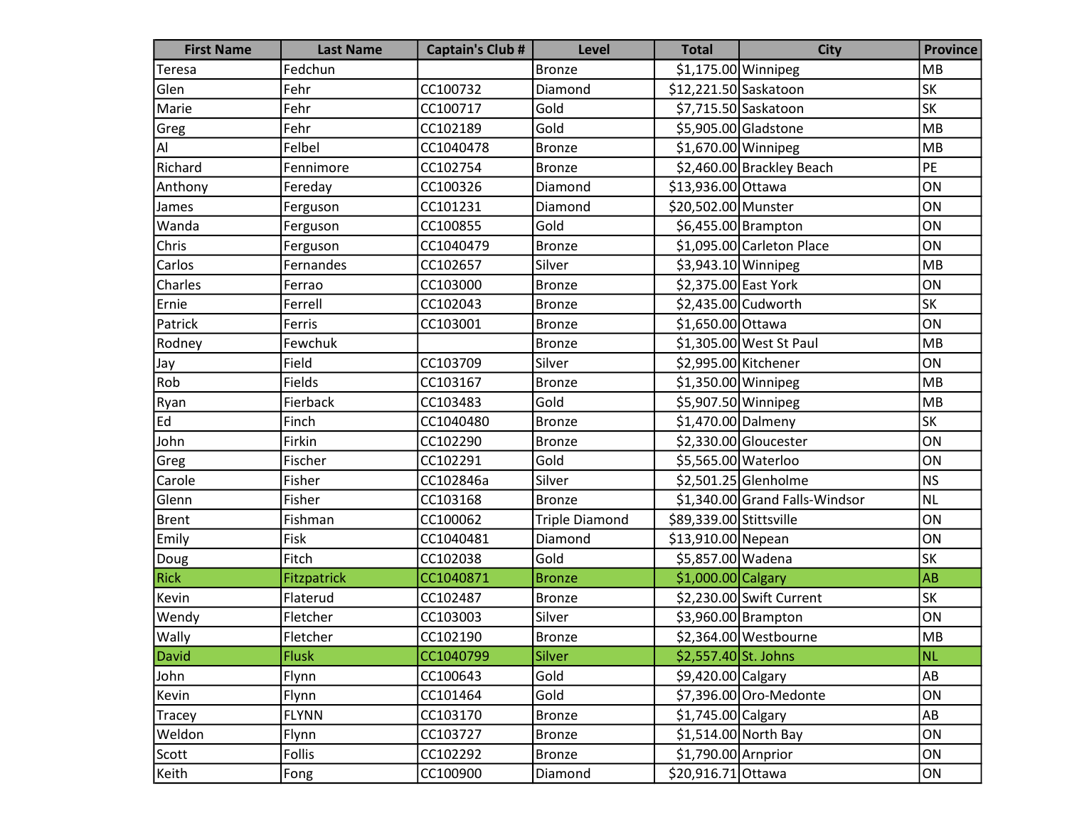| First Name | Last Name | Captain's Club # | Level | Total | City | Province |
|---|---|---|---|---|---|---|
| Teresa | Fedchun | | Bronze | $1,175.00 | Winnipeg | MB |
| Glen | Fehr | CC100732 | Diamond | $12,221.50 | Saskatoon | SK |
| Marie | Fehr | CC100717 | Gold | $7,715.50 | Saskatoon | SK |
| Greg | Fehr | CC102189 | Gold | $5,905.00 | Gladstone | MB |
| Al | Felbel | CC1040478 | Bronze | $1,670.00 | Winnipeg | MB |
| Richard | Fennimore | CC102754 | Bronze | $2,460.00 | Brackley Beach | PE |
| Anthony | Fereday | CC100326 | Diamond | $13,936.00 | Ottawa | ON |
| James | Ferguson | CC101231 | Diamond | $20,502.00 | Munster | ON |
| Wanda | Ferguson | CC100855 | Gold | $6,455.00 | Brampton | ON |
| Chris | Ferguson | CC1040479 | Bronze | $1,095.00 | Carleton Place | ON |
| Carlos | Fernandes | CC102657 | Silver | $3,943.10 | Winnipeg | MB |
| Charles | Ferrao | CC103000 | Bronze | $2,375.00 | East York | ON |
| Ernie | Ferrell | CC102043 | Bronze | $2,435.00 | Cudworth | SK |
| Patrick | Ferris | CC103001 | Bronze | $1,650.00 | Ottawa | ON |
| Rodney | Fewchuk | | Bronze | $1,305.00 | West St Paul | MB |
| Jay | Field | CC103709 | Silver | $2,995.00 | Kitchener | ON |
| Rob | Fields | CC103167 | Bronze | $1,350.00 | Winnipeg | MB |
| Ryan | Fierback | CC103483 | Gold | $5,907.50 | Winnipeg | MB |
| Ed | Finch | CC1040480 | Bronze | $1,470.00 | Dalmeny | SK |
| John | Firkin | CC102290 | Bronze | $2,330.00 | Gloucester | ON |
| Greg | Fischer | CC102291 | Gold | $5,565.00 | Waterloo | ON |
| Carole | Fisher | CC102846a | Silver | $2,501.25 | Glenholme | NS |
| Glenn | Fisher | CC103168 | Bronze | $1,340.00 | Grand Falls-Windsor | NL |
| Brent | Fishman | CC100062 | Triple Diamond | $89,339.00 | Stittsville | ON |
| Emily | Fisk | CC1040481 | Diamond | $13,910.00 | Nepean | ON |
| Doug | Fitch | CC102038 | Gold | $5,857.00 | Wadena | SK |
| Rick | Fitzpatrick | CC1040871 | Bronze | $1,000.00 | Calgary | AB |
| Kevin | Flaterud | CC102487 | Bronze | $2,230.00 | Swift Current | SK |
| Wendy | Fletcher | CC103003 | Silver | $3,960.00 | Brampton | ON |
| Wally | Fletcher | CC102190 | Bronze | $2,364.00 | Westbourne | MB |
| David | Flusk | CC1040799 | Silver | $2,557.40 | St. Johns | NL |
| John | Flynn | CC100643 | Gold | $9,420.00 | Calgary | AB |
| Kevin | Flynn | CC101464 | Gold | $7,396.00 | Oro-Medonte | ON |
| Tracey | FLYNN | CC103170 | Bronze | $1,745.00 | Calgary | AB |
| Weldon | Flynn | CC103727 | Bronze | $1,514.00 | North Bay | ON |
| Scott | Follis | CC102292 | Bronze | $1,790.00 | Arnprior | ON |
| Keith | Fong | CC100900 | Diamond | $20,916.71 | Ottawa | ON |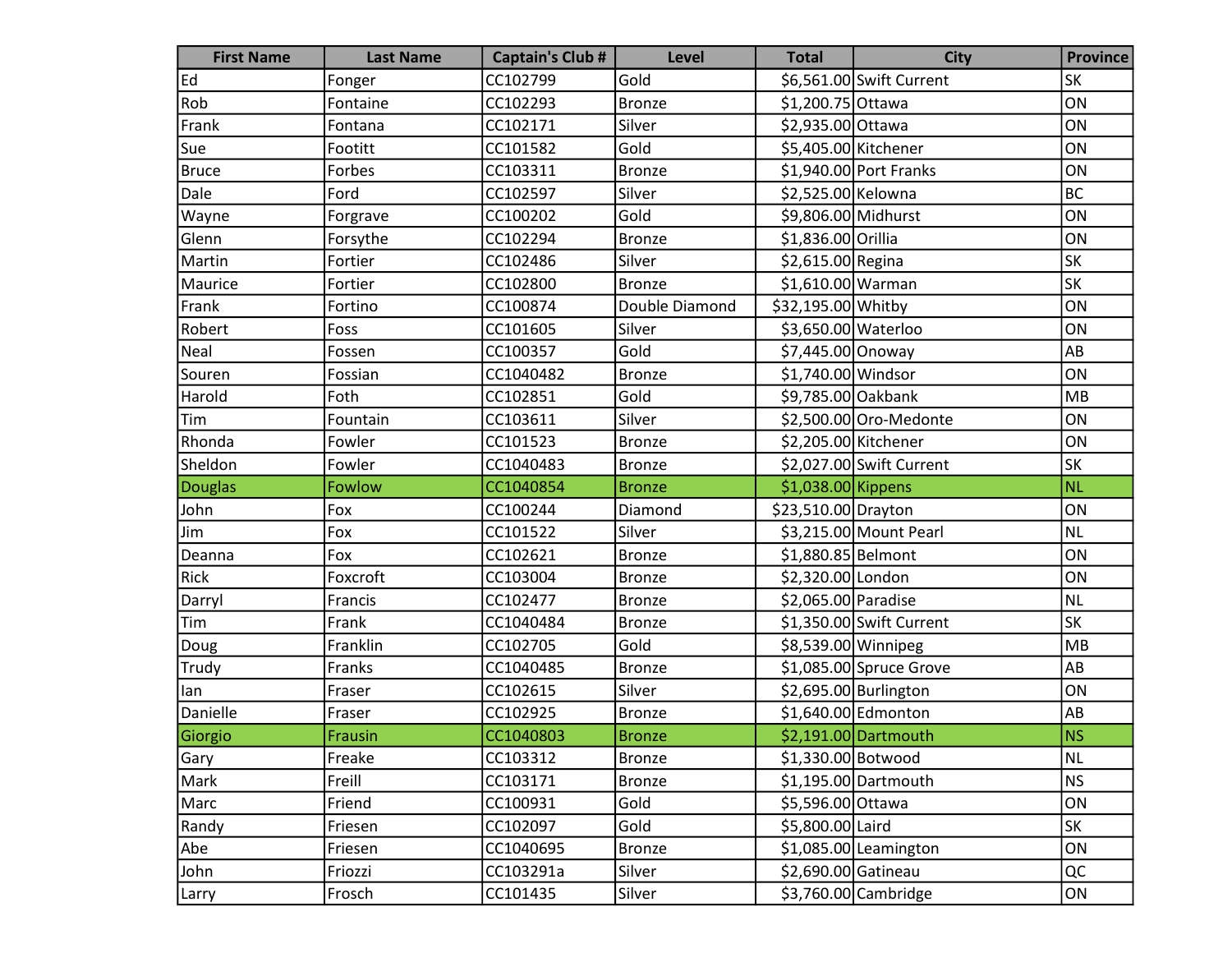| First Name | Last Name | Captain's Club # | Level | Total | City | Province |
|---|---|---|---|---|---|---|
| Ed | Fonger | CC102799 | Gold | $6,561.00 | Swift Current | SK |
| Rob | Fontaine | CC102293 | Bronze | $1,200.75 | Ottawa | ON |
| Frank | Fontana | CC102171 | Silver | $2,935.00 | Ottawa | ON |
| Sue | Footitt | CC101582 | Gold | $5,405.00 | Kitchener | ON |
| Bruce | Forbes | CC103311 | Bronze | $1,940.00 | Port Franks | ON |
| Dale | Ford | CC102597 | Silver | $2,525.00 | Kelowna | BC |
| Wayne | Forgrave | CC100202 | Gold | $9,806.00 | Midhurst | ON |
| Glenn | Forsythe | CC102294 | Bronze | $1,836.00 | Orillia | ON |
| Martin | Fortier | CC102486 | Silver | $2,615.00 | Regina | SK |
| Maurice | Fortier | CC102800 | Bronze | $1,610.00 | Warman | SK |
| Frank | Fortino | CC100874 | Double Diamond | $32,195.00 | Whitby | ON |
| Robert | Foss | CC101605 | Silver | $3,650.00 | Waterloo | ON |
| Neal | Fossen | CC100357 | Gold | $7,445.00 | Onoway | AB |
| Souren | Fossian | CC1040482 | Bronze | $1,740.00 | Windsor | ON |
| Harold | Foth | CC102851 | Gold | $9,785.00 | Oakbank | MB |
| Tim | Fountain | CC103611 | Silver | $2,500.00 | Oro-Medonte | ON |
| Rhonda | Fowler | CC101523 | Bronze | $2,205.00 | Kitchener | ON |
| Sheldon | Fowler | CC1040483 | Bronze | $2,027.00 | Swift Current | SK |
| Douglas | Fowlow | CC1040854 | Bronze | $1,038.00 | Kippens | NL |
| John | Fox | CC100244 | Diamond | $23,510.00 | Drayton | ON |
| Jim | Fox | CC101522 | Silver | $3,215.00 | Mount Pearl | NL |
| Deanna | Fox | CC102621 | Bronze | $1,880.85 | Belmont | ON |
| Rick | Foxcroft | CC103004 | Bronze | $2,320.00 | London | ON |
| Darryl | Francis | CC102477 | Bronze | $2,065.00 | Paradise | NL |
| Tim | Frank | CC1040484 | Bronze | $1,350.00 | Swift Current | SK |
| Doug | Franklin | CC102705 | Gold | $8,539.00 | Winnipeg | MB |
| Trudy | Franks | CC1040485 | Bronze | $1,085.00 | Spruce Grove | AB |
| Ian | Fraser | CC102615 | Silver | $2,695.00 | Burlington | ON |
| Danielle | Fraser | CC102925 | Bronze | $1,640.00 | Edmonton | AB |
| Giorgio | Frausin | CC1040803 | Bronze | $2,191.00 | Dartmouth | NS |
| Gary | Freake | CC103312 | Bronze | $1,330.00 | Botwood | NL |
| Mark | Freill | CC103171 | Bronze | $1,195.00 | Dartmouth | NS |
| Marc | Friend | CC100931 | Gold | $5,596.00 | Ottawa | ON |
| Randy | Friesen | CC102097 | Gold | $5,800.00 | Laird | SK |
| Abe | Friesen | CC1040695 | Bronze | $1,085.00 | Leamington | ON |
| John | Friozzi | CC103291a | Silver | $2,690.00 | Gatineau | QC |
| Larry | Frosch | CC101435 | Silver | $3,760.00 | Cambridge | ON |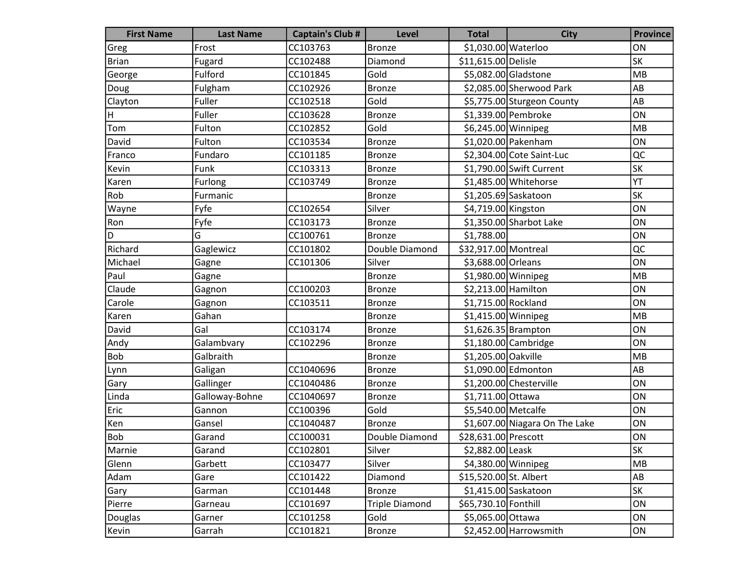| First Name | Last Name | Captain's Club # | Level | Total | City | Province |
| --- | --- | --- | --- | --- | --- | --- |
| Greg | Frost | CC103763 | Bronze | $1,030.00 | Waterloo | ON |
| Brian | Fugard | CC102488 | Diamond | $11,615.00 | Delisle | SK |
| George | Fulford | CC101845 | Gold | $5,082.00 | Gladstone | MB |
| Doug | Fulgham | CC102926 | Bronze | $2,085.00 | Sherwood Park | AB |
| Clayton | Fuller | CC102518 | Gold | $5,775.00 | Sturgeon County | AB |
| H | Fuller | CC103628 | Bronze | $1,339.00 | Pembroke | ON |
| Tom | Fulton | CC102852 | Gold | $6,245.00 | Winnipeg | MB |
| David | Fulton | CC103534 | Bronze | $1,020.00 | Pakenham | ON |
| Franco | Fundaro | CC101185 | Bronze | $2,304.00 | Cote Saint-Luc | QC |
| Kevin | Funk | CC103313 | Bronze | $1,790.00 | Swift Current | SK |
| Karen | Furlong | CC103749 | Bronze | $1,485.00 | Whitehorse | YT |
| Rob | Furmanic | | Bronze | $1,205.69 | Saskatoon | SK |
| Wayne | Fyfe | CC102654 | Silver | $4,719.00 | Kingston | ON |
| Ron | Fyfe | CC103173 | Bronze | $1,350.00 | Sharbot Lake | ON |
| D | G | CC100761 | Bronze | $1,788.00 | | ON |
| Richard | Gaglewicz | CC101802 | Double Diamond | $32,917.00 | Montreal | QC |
| Michael | Gagne | CC101306 | Silver | $3,688.00 | Orleans | ON |
| Paul | Gagne | | Bronze | $1,980.00 | Winnipeg | MB |
| Claude | Gagnon | CC100203 | Bronze | $2,213.00 | Hamilton | ON |
| Carole | Gagnon | CC103511 | Bronze | $1,715.00 | Rockland | ON |
| Karen | Gahan | | Bronze | $1,415.00 | Winnipeg | MB |
| David | Gal | CC103174 | Bronze | $1,626.35 | Brampton | ON |
| Andy | Galambvary | CC102296 | Bronze | $1,180.00 | Cambridge | ON |
| Bob | Galbraith | | Bronze | $1,205.00 | Oakville | MB |
| Lynn | Galigan | CC1040696 | Bronze | $1,090.00 | Edmonton | AB |
| Gary | Gallinger | CC1040486 | Bronze | $1,200.00 | Chesterville | ON |
| Linda | Galloway-Bohne | CC1040697 | Bronze | $1,711.00 | Ottawa | ON |
| Eric | Gannon | CC100396 | Gold | $5,540.00 | Metcalfe | ON |
| Ken | Gansel | CC1040487 | Bronze | $1,607.00 | Niagara On The Lake | ON |
| Bob | Garand | CC100031 | Double Diamond | $28,631.00 | Prescott | ON |
| Marnie | Garand | CC102801 | Silver | $2,882.00 | Leask | SK |
| Glenn | Garbett | CC103477 | Silver | $4,380.00 | Winnipeg | MB |
| Adam | Gare | CC101422 | Diamond | $15,520.00 | St. Albert | AB |
| Gary | Garman | CC101448 | Bronze | $1,415.00 | Saskatoon | SK |
| Pierre | Garneau | CC101697 | Triple Diamond | $65,730.10 | Fonthill | ON |
| Douglas | Garner | CC101258 | Gold | $5,065.00 | Ottawa | ON |
| Kevin | Garrah | CC101821 | Bronze | $2,452.00 | Harrowsmith | ON |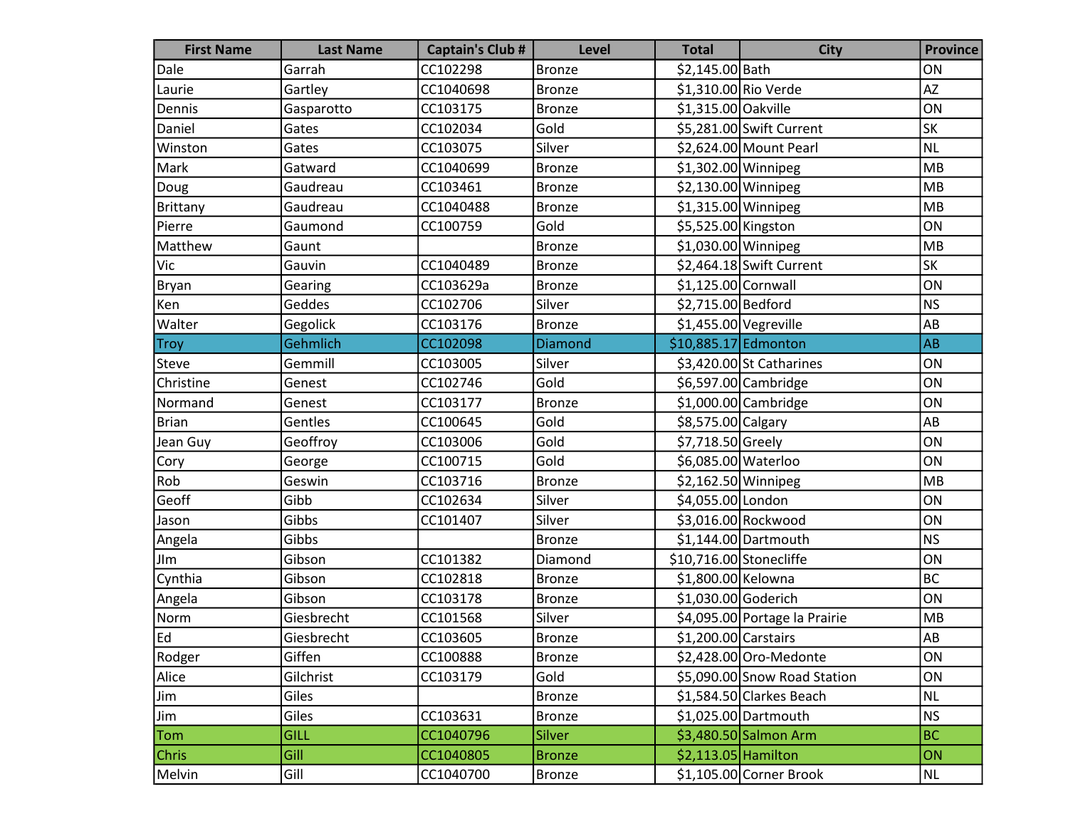| First Name | Last Name | Captain's Club # | Level | Total | City | Province |
|---|---|---|---|---|---|---|
| Dale | Garrah | CC102298 | Bronze | $2,145.00 | Bath | ON |
| Laurie | Gartley | CC1040698 | Bronze | $1,310.00 | Rio Verde | AZ |
| Dennis | Gasparotto | CC103175 | Bronze | $1,315.00 | Oakville | ON |
| Daniel | Gates | CC102034 | Gold | $5,281.00 | Swift Current | SK |
| Winston | Gates | CC103075 | Silver | $2,624.00 | Mount Pearl | NL |
| Mark | Gatward | CC1040699 | Bronze | $1,302.00 | Winnipeg | MB |
| Doug | Gaudreau | CC103461 | Bronze | $2,130.00 | Winnipeg | MB |
| Brittany | Gaudreau | CC1040488 | Bronze | $1,315.00 | Winnipeg | MB |
| Pierre | Gaumond | CC100759 | Gold | $5,525.00 | Kingston | ON |
| Matthew | Gaunt | | Bronze | $1,030.00 | Winnipeg | MB |
| Vic | Gauvin | CC1040489 | Bronze | $2,464.18 | Swift Current | SK |
| Bryan | Gearing | CC103629a | Bronze | $1,125.00 | Cornwall | ON |
| Ken | Geddes | CC102706 | Silver | $2,715.00 | Bedford | NS |
| Walter | Gegolick | CC103176 | Bronze | $1,455.00 | Vegreville | AB |
| Troy | Gehmlich | CC102098 | Diamond | $10,885.17 | Edmonton | AB |
| Steve | Gemmill | CC103005 | Silver | $3,420.00 | St Catharines | ON |
| Christine | Genest | CC102746 | Gold | $6,597.00 | Cambridge | ON |
| Normand | Genest | CC103177 | Bronze | $1,000.00 | Cambridge | ON |
| Brian | Gentles | CC100645 | Gold | $8,575.00 | Calgary | AB |
| Jean Guy | Geoffroy | CC103006 | Gold | $7,718.50 | Greely | ON |
| Cory | George | CC100715 | Gold | $6,085.00 | Waterloo | ON |
| Rob | Geswin | CC103716 | Bronze | $2,162.50 | Winnipeg | MB |
| Geoff | Gibb | CC102634 | Silver | $4,055.00 | London | ON |
| Jason | Gibbs | CC101407 | Silver | $3,016.00 | Rockwood | ON |
| Angela | Gibbs | | Bronze | $1,144.00 | Dartmouth | NS |
| JIm | Gibson | CC101382 | Diamond | $10,716.00 | Stonecliffe | ON |
| Cynthia | Gibson | CC102818 | Bronze | $1,800.00 | Kelowna | BC |
| Angela | Gibson | CC103178 | Bronze | $1,030.00 | Goderich | ON |
| Norm | Giesbrecht | CC101568 | Silver | $4,095.00 | Portage la Prairie | MB |
| Ed | Giesbrecht | CC103605 | Bronze | $1,200.00 | Carstairs | AB |
| Rodger | Giffen | CC100888 | Bronze | $2,428.00 | Oro-Medonte | ON |
| Alice | Gilchrist | CC103179 | Gold | $5,090.00 | Snow Road Station | ON |
| Jim | Giles | | Bronze | $1,584.50 | Clarkes Beach | NL |
| Jim | Giles | CC103631 | Bronze | $1,025.00 | Dartmouth | NS |
| Tom | GILL | CC1040796 | Silver | $3,480.50 | Salmon Arm | BC |
| Chris | Gill | CC1040805 | Bronze | $2,113.05 | Hamilton | ON |
| Melvin | Gill | CC1040700 | Bronze | $1,105.00 | Corner Brook | NL |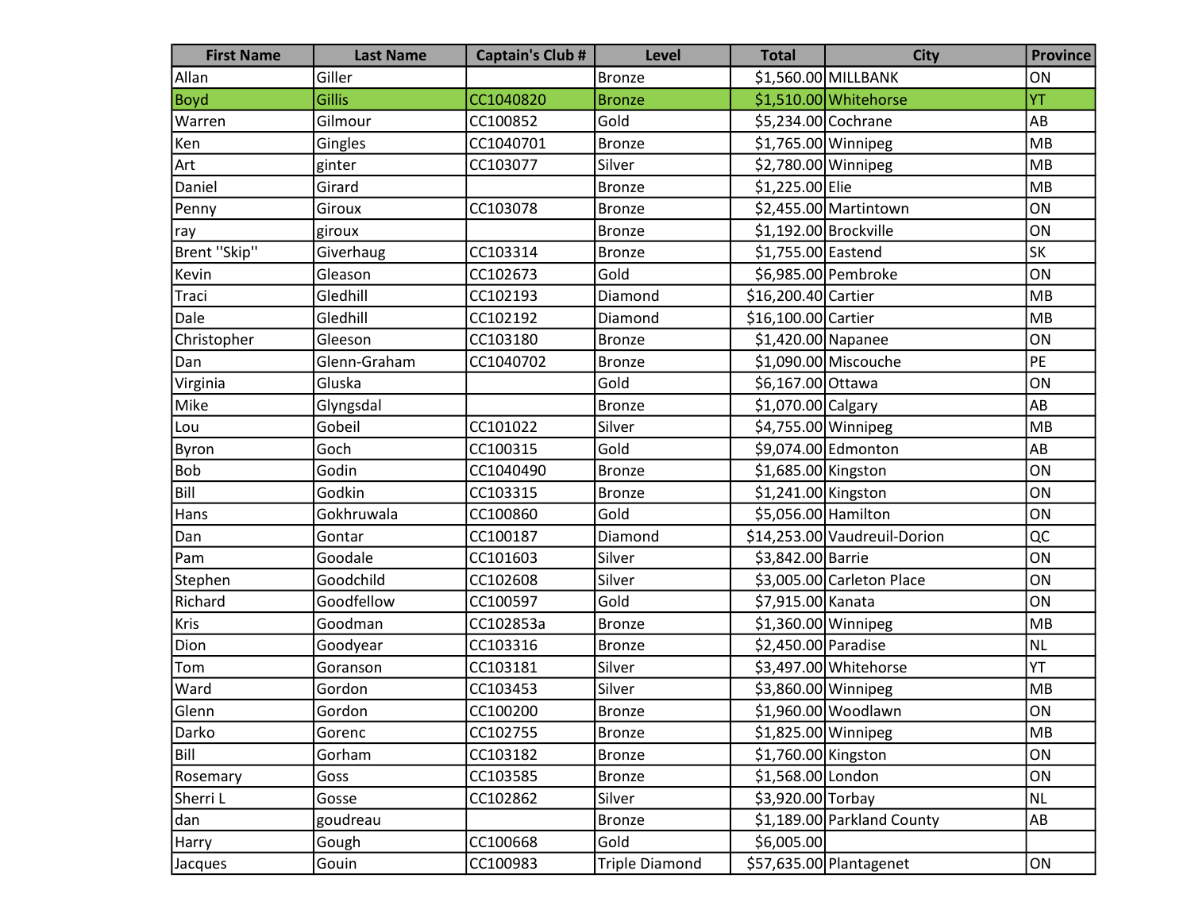| First Name | Last Name | Captain's Club # | Level | Total | City | Province |
|---|---|---|---|---|---|---|
| Allan | Giller | | Bronze | $1,560.00 | MILLBANK | ON |
| Boyd | Gillis | CC1040820 | Bronze | $1,510.00 | Whitehorse | YT |
| Warren | Gilmour | CC100852 | Gold | $5,234.00 | Cochrane | AB |
| Ken | Gingles | CC1040701 | Bronze | $1,765.00 | Winnipeg | MB |
| Art | ginter | CC103077 | Silver | $2,780.00 | Winnipeg | MB |
| Daniel | Girard | | Bronze | $1,225.00 | Elie | MB |
| Penny | Giroux | CC103078 | Bronze | $2,455.00 | Martintown | ON |
| ray | giroux | | Bronze | $1,192.00 | Brockville | ON |
| Brent "Skip" | Giverhaug | CC103314 | Bronze | $1,755.00 | Eastend | SK |
| Kevin | Gleason | CC102673 | Gold | $6,985.00 | Pembroke | ON |
| Traci | Gledhill | CC102193 | Diamond | $16,200.40 | Cartier | MB |
| Dale | Gledhill | CC102192 | Diamond | $16,100.00 | Cartier | MB |
| Christopher | Gleeson | CC103180 | Bronze | $1,420.00 | Napanee | ON |
| Dan | Glenn-Graham | CC1040702 | Bronze | $1,090.00 | Miscouche | PE |
| Virginia | Gluska | | Gold | $6,167.00 | Ottawa | ON |
| Mike | Glyngsdal | | Bronze | $1,070.00 | Calgary | AB |
| Lou | Gobeil | CC101022 | Silver | $4,755.00 | Winnipeg | MB |
| Byron | Goch | CC100315 | Gold | $9,074.00 | Edmonton | AB |
| Bob | Godin | CC1040490 | Bronze | $1,685.00 | Kingston | ON |
| Bill | Godkin | CC103315 | Bronze | $1,241.00 | Kingston | ON |
| Hans | Gokhruwala | CC100860 | Gold | $5,056.00 | Hamilton | ON |
| Dan | Gontar | CC100187 | Diamond | $14,253.00 | Vaudreuil-Dorion | QC |
| Pam | Goodale | CC101603 | Silver | $3,842.00 | Barrie | ON |
| Stephen | Goodchild | CC102608 | Silver | $3,005.00 | Carleton Place | ON |
| Richard | Goodfellow | CC100597 | Gold | $7,915.00 | Kanata | ON |
| Kris | Goodman | CC102853a | Bronze | $1,360.00 | Winnipeg | MB |
| Dion | Goodyear | CC103316 | Bronze | $2,450.00 | Paradise | NL |
| Tom | Goranson | CC103181 | Silver | $3,497.00 | Whitehorse | YT |
| Ward | Gordon | CC103453 | Silver | $3,860.00 | Winnipeg | MB |
| Glenn | Gordon | CC100200 | Bronze | $1,960.00 | Woodlawn | ON |
| Darko | Gorenc | CC102755 | Bronze | $1,825.00 | Winnipeg | MB |
| Bill | Gorham | CC103182 | Bronze | $1,760.00 | Kingston | ON |
| Rosemary | Goss | CC103585 | Bronze | $1,568.00 | London | ON |
| Sherri L | Gosse | CC102862 | Silver | $3,920.00 | Torbay | NL |
| dan | goudreau | | Bronze | $1,189.00 | Parkland County | AB |
| Harry | Gough | CC100668 | Gold | $6,005.00 | | |
| Jacques | Gouin | CC100983 | Triple Diamond | $57,635.00 | Plantagenet | ON |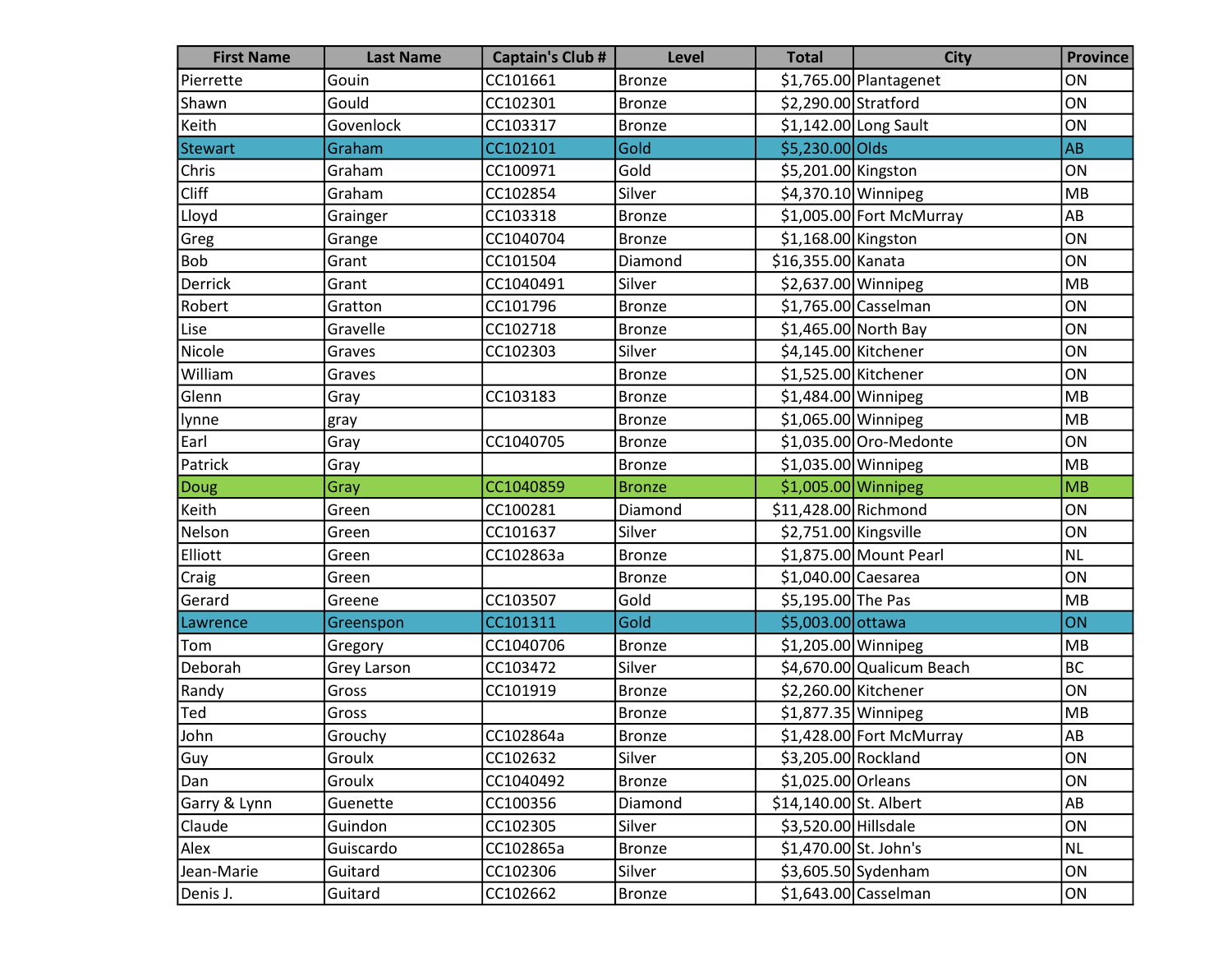| First Name | Last Name | Captain's Club # | Level | Total | City | Province |
| --- | --- | --- | --- | --- | --- | --- |
| Pierrette | Gouin | CC101661 | Bronze | $1,765.00 | Plantagenet | ON |
| Shawn | Gould | CC102301 | Bronze | $2,290.00 | Stratford | ON |
| Keith | Govenlock | CC103317 | Bronze | $1,142.00 | Long Sault | ON |
| Stewart | Graham | CC102101 | Gold | $5,230.00 | Olds | AB |
| Chris | Graham | CC100971 | Gold | $5,201.00 | Kingston | ON |
| Cliff | Graham | CC102854 | Silver | $4,370.10 | Winnipeg | MB |
| Lloyd | Grainger | CC103318 | Bronze | $1,005.00 | Fort McMurray | AB |
| Greg | Grange | CC1040704 | Bronze | $1,168.00 | Kingston | ON |
| Bob | Grant | CC101504 | Diamond | $16,355.00 | Kanata | ON |
| Derrick | Grant | CC1040491 | Silver | $2,637.00 | Winnipeg | MB |
| Robert | Gratton | CC101796 | Bronze | $1,765.00 | Casselman | ON |
| Lise | Gravelle | CC102718 | Bronze | $1,465.00 | North Bay | ON |
| Nicole | Graves | CC102303 | Silver | $4,145.00 | Kitchener | ON |
| William | Graves | | Bronze | $1,525.00 | Kitchener | ON |
| Glenn | Gray | CC103183 | Bronze | $1,484.00 | Winnipeg | MB |
| lynne | gray | | Bronze | $1,065.00 | Winnipeg | MB |
| Earl | Gray | CC1040705 | Bronze | $1,035.00 | Oro-Medonte | ON |
| Patrick | Gray | | Bronze | $1,035.00 | Winnipeg | MB |
| Doug | Gray | CC1040859 | Bronze | $1,005.00 | Winnipeg | MB |
| Keith | Green | CC100281 | Diamond | $11,428.00 | Richmond | ON |
| Nelson | Green | CC101637 | Silver | $2,751.00 | Kingsville | ON |
| Elliott | Green | CC102863a | Bronze | $1,875.00 | Mount Pearl | NL |
| Craig | Green | | Bronze | $1,040.00 | Caesarea | ON |
| Gerard | Greene | CC103507 | Gold | $5,195.00 | The Pas | MB |
| Lawrence | Greenspon | CC101311 | Gold | $5,003.00 | ottawa | ON |
| Tom | Gregory | CC1040706 | Bronze | $1,205.00 | Winnipeg | MB |
| Deborah | Grey Larson | CC103472 | Silver | $4,670.00 | Qualicum Beach | BC |
| Randy | Gross | CC101919 | Bronze | $2,260.00 | Kitchener | ON |
| Ted | Gross | | Bronze | $1,877.35 | Winnipeg | MB |
| John | Grouchy | CC102864a | Bronze | $1,428.00 | Fort McMurray | AB |
| Guy | Groulx | CC102632 | Silver | $3,205.00 | Rockland | ON |
| Dan | Groulx | CC1040492 | Bronze | $1,025.00 | Orleans | ON |
| Garry & Lynn | Guenette | CC100356 | Diamond | $14,140.00 | St. Albert | AB |
| Claude | Guindon | CC102305 | Silver | $3,520.00 | Hillsdale | ON |
| Alex | Guiscardo | CC102865a | Bronze | $1,470.00 | St. John's | NL |
| Jean-Marie | Guitard | CC102306 | Silver | $3,605.50 | Sydenham | ON |
| Denis J. | Guitard | CC102662 | Bronze | $1,643.00 | Casselman | ON |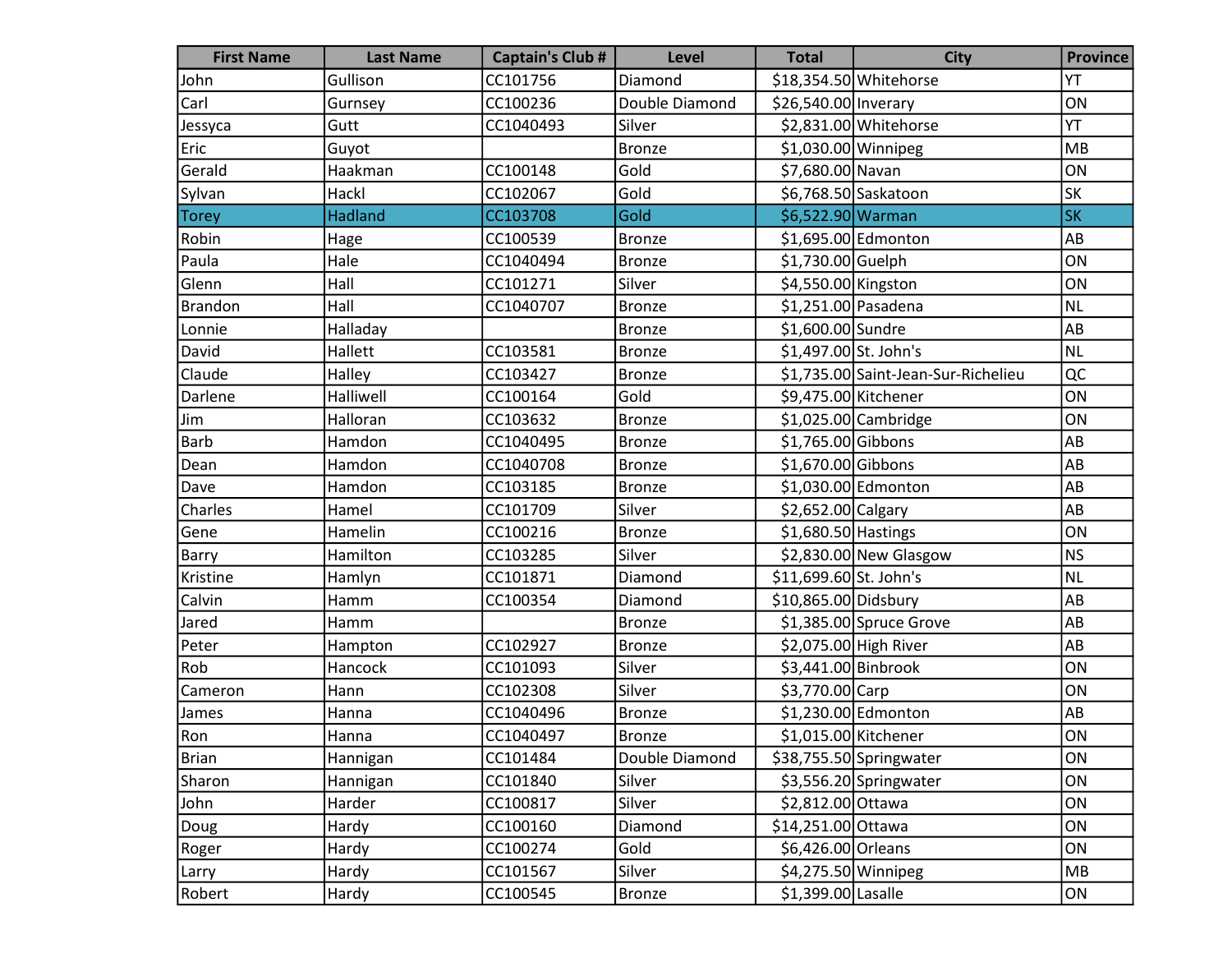| First Name | Last Name | Captain's Club # | Level | Total | City | Province |
| --- | --- | --- | --- | --- | --- | --- |
| John | Gullison | CC101756 | Diamond | $18,354.50 | Whitehorse | YT |
| Carl | Gurnsey | CC100236 | Double Diamond | $26,540.00 | Inverary | ON |
| Jessyca | Gutt | CC1040493 | Silver | $2,831.00 | Whitehorse | YT |
| Eric | Guyot | | Bronze | $1,030.00 | Winnipeg | MB |
| Gerald | Haakman | CC100148 | Gold | $7,680.00 | Navan | ON |
| Sylvan | Hackl | CC102067 | Gold | $6,768.50 | Saskatoon | SK |
| Torey | Hadland | CC103708 | Gold | $6,522.90 | Warman | SK |
| Robin | Hage | CC100539 | Bronze | $1,695.00 | Edmonton | AB |
| Paula | Hale | CC1040494 | Bronze | $1,730.00 | Guelph | ON |
| Glenn | Hall | CC101271 | Silver | $4,550.00 | Kingston | ON |
| Brandon | Hall | CC1040707 | Bronze | $1,251.00 | Pasadena | NL |
| Lonnie | Halladay | | Bronze | $1,600.00 | Sundre | AB |
| David | Hallett | CC103581 | Bronze | $1,497.00 | St. John's | NL |
| Claude | Halley | CC103427 | Bronze | $1,735.00 | Saint-Jean-Sur-Richelieu | QC |
| Darlene | Halliwell | CC100164 | Gold | $9,475.00 | Kitchener | ON |
| Jim | Halloran | CC103632 | Bronze | $1,025.00 | Cambridge | ON |
| Barb | Hamdon | CC1040495 | Bronze | $1,765.00 | Gibbons | AB |
| Dean | Hamdon | CC1040708 | Bronze | $1,670.00 | Gibbons | AB |
| Dave | Hamdon | CC103185 | Bronze | $1,030.00 | Edmonton | AB |
| Charles | Hamel | CC101709 | Silver | $2,652.00 | Calgary | AB |
| Gene | Hamelin | CC100216 | Bronze | $1,680.50 | Hastings | ON |
| Barry | Hamilton | CC103285 | Silver | $2,830.00 | New Glasgow | NS |
| Kristine | Hamlyn | CC101871 | Diamond | $11,699.60 | St. John's | NL |
| Calvin | Hamm | CC100354 | Diamond | $10,865.00 | Didsbury | AB |
| Jared | Hamm | | Bronze | $1,385.00 | Spruce Grove | AB |
| Peter | Hampton | CC102927 | Bronze | $2,075.00 | High River | AB |
| Rob | Hancock | CC101093 | Silver | $3,441.00 | Binbrook | ON |
| Cameron | Hann | CC102308 | Silver | $3,770.00 | Carp | ON |
| James | Hanna | CC1040496 | Bronze | $1,230.00 | Edmonton | AB |
| Ron | Hanna | CC1040497 | Bronze | $1,015.00 | Kitchener | ON |
| Brian | Hannigan | CC101484 | Double Diamond | $38,755.50 | Springwater | ON |
| Sharon | Hannigan | CC101840 | Silver | $3,556.20 | Springwater | ON |
| John | Harder | CC100817 | Silver | $2,812.00 | Ottawa | ON |
| Doug | Hardy | CC100160 | Diamond | $14,251.00 | Ottawa | ON |
| Roger | Hardy | CC100274 | Gold | $6,426.00 | Orleans | ON |
| Larry | Hardy | CC101567 | Silver | $4,275.50 | Winnipeg | MB |
| Robert | Hardy | CC100545 | Bronze | $1,399.00 | Lasalle | ON |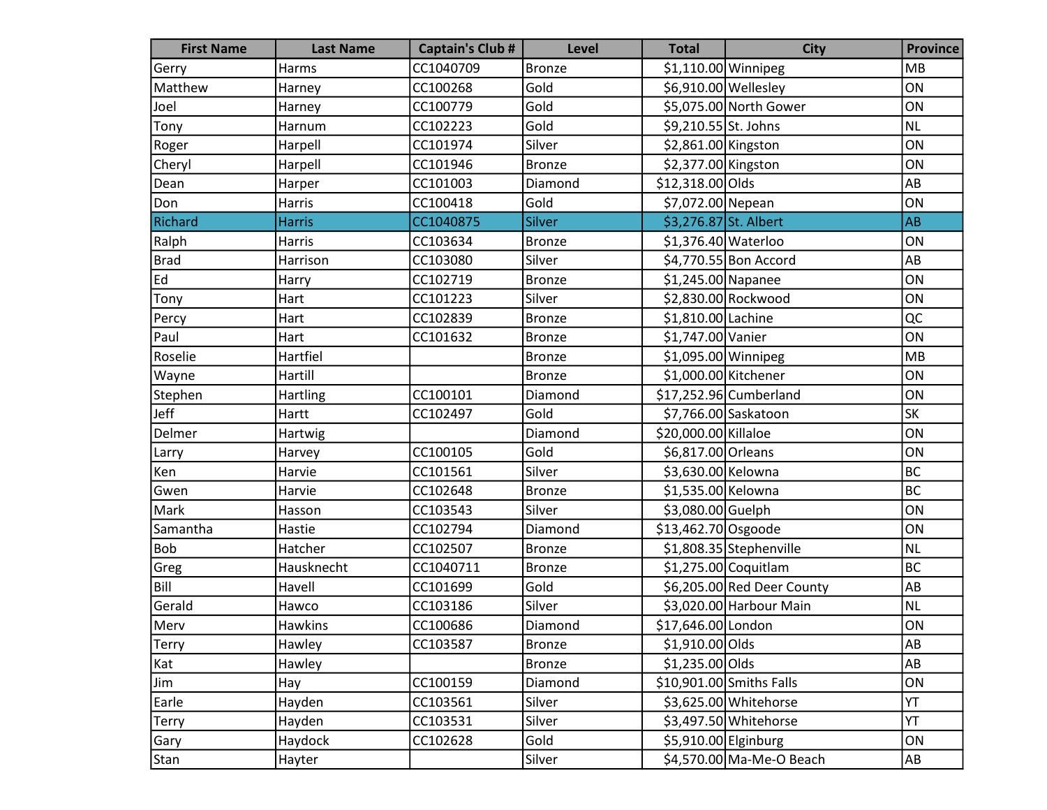| First Name | Last Name | Captain's Club # | Level | Total | City | Province |
|---|---|---|---|---|---|---|
| Gerry | Harms | CC1040709 | Bronze | $1,110.00 | Winnipeg | MB |
| Matthew | Harney | CC100268 | Gold | $6,910.00 | Wellesley | ON |
| Joel | Harney | CC100779 | Gold | $5,075.00 | North Gower | ON |
| Tony | Harnum | CC102223 | Gold | $9,210.55 | St. Johns | NL |
| Roger | Harpell | CC101974 | Silver | $2,861.00 | Kingston | ON |
| Cheryl | Harpell | CC101946 | Bronze | $2,377.00 | Kingston | ON |
| Dean | Harper | CC101003 | Diamond | $12,318.00 | Olds | AB |
| Don | Harris | CC100418 | Gold | $7,072.00 | Nepean | ON |
| Richard | Harris | CC1040875 | Silver | $3,276.87 | St. Albert | AB |
| Ralph | Harris | CC103634 | Bronze | $1,376.40 | Waterloo | ON |
| Brad | Harrison | CC103080 | Silver | $4,770.55 | Bon Accord | AB |
| Ed | Harry | CC102719 | Bronze | $1,245.00 | Napanee | ON |
| Tony | Hart | CC101223 | Silver | $2,830.00 | Rockwood | ON |
| Percy | Hart | CC102839 | Bronze | $1,810.00 | Lachine | QC |
| Paul | Hart | CC101632 | Bronze | $1,747.00 | Vanier | ON |
| Roselie | Hartfiel | | Bronze | $1,095.00 | Winnipeg | MB |
| Wayne | Hartill | | Bronze | $1,000.00 | Kitchener | ON |
| Stephen | Hartling | CC100101 | Diamond | $17,252.96 | Cumberland | ON |
| Jeff | Hartt | CC102497 | Gold | $7,766.00 | Saskatoon | SK |
| Delmer | Hartwig | | Diamond | $20,000.00 | Killaloe | ON |
| Larry | Harvey | CC100105 | Gold | $6,817.00 | Orleans | ON |
| Ken | Harvie | CC101561 | Silver | $3,630.00 | Kelowna | BC |
| Gwen | Harvie | CC102648 | Bronze | $1,535.00 | Kelowna | BC |
| Mark | Hasson | CC103543 | Silver | $3,080.00 | Guelph | ON |
| Samantha | Hastie | CC102794 | Diamond | $13,462.70 | Osgoode | ON |
| Bob | Hatcher | CC102507 | Bronze | $1,808.35 | Stephenville | NL |
| Greg | Hausknecht | CC1040711 | Bronze | $1,275.00 | Coquitlam | BC |
| Bill | Havell | CC101699 | Gold | $6,205.00 | Red Deer County | AB |
| Gerald | Hawco | CC103186 | Silver | $3,020.00 | Harbour Main | NL |
| Merv | Hawkins | CC100686 | Diamond | $17,646.00 | London | ON |
| Terry | Hawley | CC103587 | Bronze | $1,910.00 | Olds | AB |
| Kat | Hawley | | Bronze | $1,235.00 | Olds | AB |
| Jim | Hay | CC100159 | Diamond | $10,901.00 | Smiths Falls | ON |
| Earle | Hayden | CC103561 | Silver | $3,625.00 | Whitehorse | YT |
| Terry | Hayden | CC103531 | Silver | $3,497.50 | Whitehorse | YT |
| Gary | Haydock | CC102628 | Gold | $5,910.00 | Elginburg | ON |
| Stan | Hayter | | Silver | $4,570.00 | Ma-Me-O Beach | AB |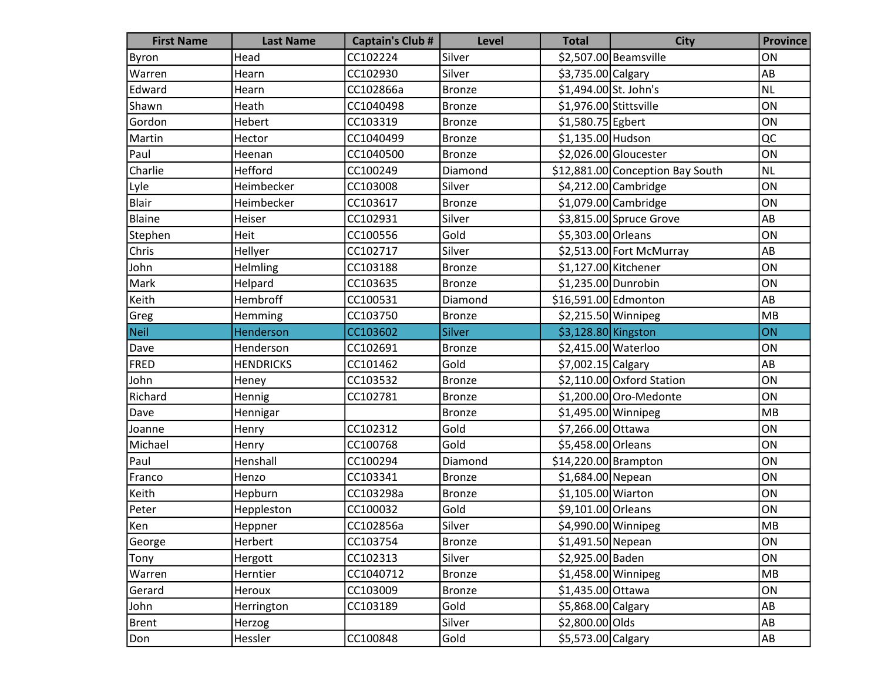| First Name | Last Name | Captain's Club # | Level | Total | City | Province |
|---|---|---|---|---|---|---|
| Byron | Head | CC102224 | Silver | $2,507.00 | Beamsville | ON |
| Warren | Hearn | CC102930 | Silver | $3,735.00 | Calgary | AB |
| Edward | Hearn | CC102866a | Bronze | $1,494.00 | St. John's | NL |
| Shawn | Heath | CC1040498 | Bronze | $1,976.00 | Stittsville | ON |
| Gordon | Hebert | CC103319 | Bronze | $1,580.75 | Egbert | ON |
| Martin | Hector | CC1040499 | Bronze | $1,135.00 | Hudson | QC |
| Paul | Heenan | CC1040500 | Bronze | $2,026.00 | Gloucester | ON |
| Charlie | Hefford | CC100249 | Diamond | $12,881.00 | Conception Bay South | NL |
| Lyle | Heimbecker | CC103008 | Silver | $4,212.00 | Cambridge | ON |
| Blair | Heimbecker | CC103617 | Bronze | $1,079.00 | Cambridge | ON |
| Blaine | Heiser | CC102931 | Silver | $3,815.00 | Spruce Grove | AB |
| Stephen | Heit | CC100556 | Gold | $5,303.00 | Orleans | ON |
| Chris | Hellyer | CC102717 | Silver | $2,513.00 | Fort McMurray | AB |
| John | Helmling | CC103188 | Bronze | $1,127.00 | Kitchener | ON |
| Mark | Helpard | CC103635 | Bronze | $1,235.00 | Dunrobin | ON |
| Keith | Hembroff | CC100531 | Diamond | $16,591.00 | Edmonton | AB |
| Greg | Hemming | CC103750 | Bronze | $2,215.50 | Winnipeg | MB |
| Neil | Henderson | CC103602 | Silver | $3,128.80 | Kingston | ON |
| Dave | Henderson | CC102691 | Bronze | $2,415.00 | Waterloo | ON |
| FRED | HENDRICKS | CC101462 | Gold | $7,002.15 | Calgary | AB |
| John | Heney | CC103532 | Bronze | $2,110.00 | Oxford Station | ON |
| Richard | Hennig | CC102781 | Bronze | $1,200.00 | Oro-Medonte | ON |
| Dave | Hennigar | | Bronze | $1,495.00 | Winnipeg | MB |
| Joanne | Henry | CC102312 | Gold | $7,266.00 | Ottawa | ON |
| Michael | Henry | CC100768 | Gold | $5,458.00 | Orleans | ON |
| Paul | Henshall | CC100294 | Diamond | $14,220.00 | Brampton | ON |
| Franco | Henzo | CC103341 | Bronze | $1,684.00 | Nepean | ON |
| Keith | Hepburn | CC103298a | Bronze | $1,105.00 | Wiarton | ON |
| Peter | Heppleston | CC100032 | Gold | $9,101.00 | Orleans | ON |
| Ken | Heppner | CC102856a | Silver | $4,990.00 | Winnipeg | MB |
| George | Herbert | CC103754 | Bronze | $1,491.50 | Nepean | ON |
| Tony | Hergott | CC102313 | Silver | $2,925.00 | Baden | ON |
| Warren | Herntier | CC1040712 | Bronze | $1,458.00 | Winnipeg | MB |
| Gerard | Heroux | CC103009 | Bronze | $1,435.00 | Ottawa | ON |
| John | Herrington | CC103189 | Gold | $5,868.00 | Calgary | AB |
| Brent | Herzog | | Silver | $2,800.00 | Olds | AB |
| Don | Hessler | CC100848 | Gold | $5,573.00 | Calgary | AB |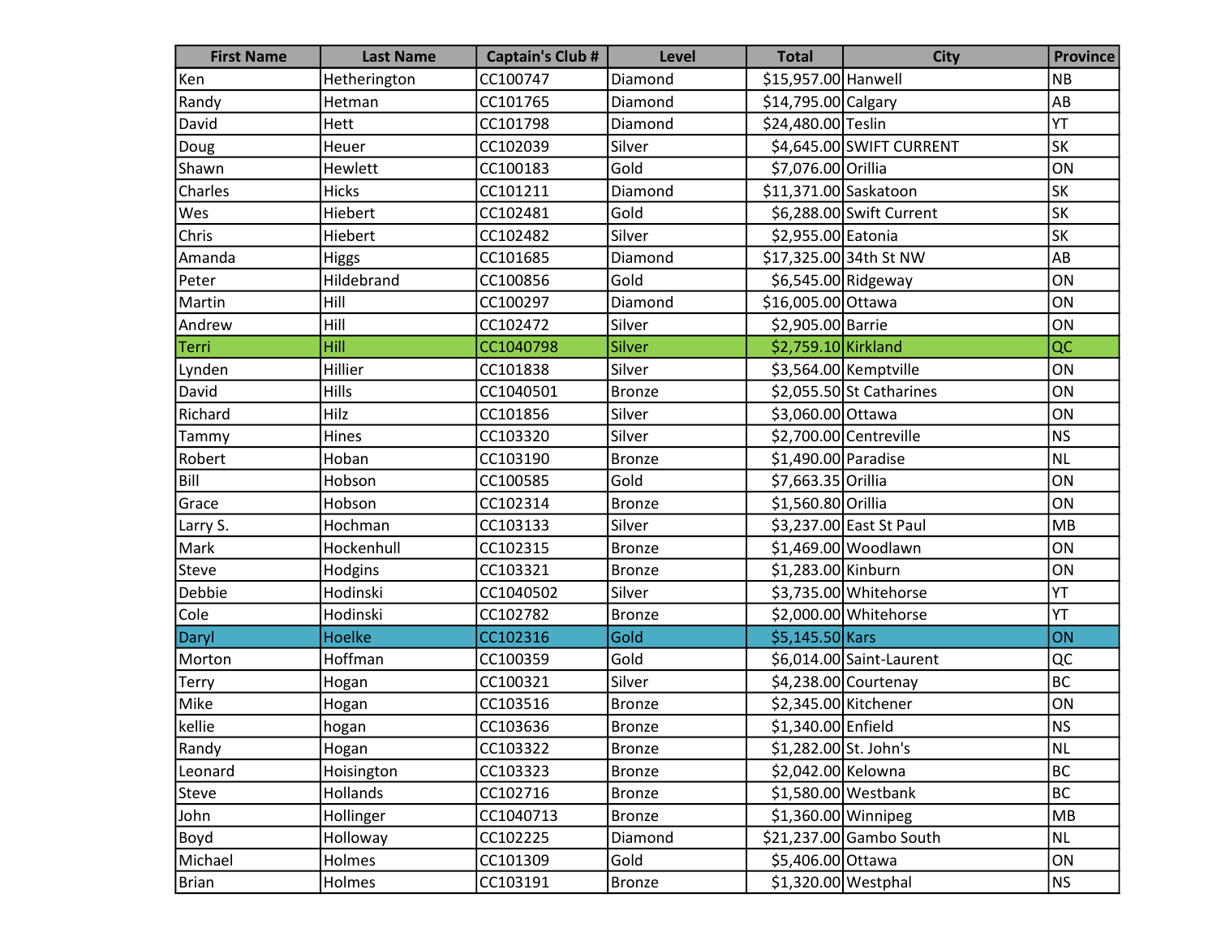| First Name | Last Name | Captain's Club # | Level | Total | City | Province |
|---|---|---|---|---|---|---|
| Ken | Hetherington | CC100747 | Diamond | $15,957.00 | Hanwell | NB |
| Randy | Hetman | CC101765 | Diamond | $14,795.00 | Calgary | AB |
| David | Hett | CC101798 | Diamond | $24,480.00 | Teslin | YT |
| Doug | Heuer | CC102039 | Silver | $4,645.00 | SWIFT CURRENT | SK |
| Shawn | Hewlett | CC100183 | Gold | $7,076.00 | Orillia | ON |
| Charles | Hicks | CC101211 | Diamond | $11,371.00 | Saskatoon | SK |
| Wes | Hiebert | CC102481 | Gold | $6,288.00 | Swift Current | SK |
| Chris | Hiebert | CC102482 | Silver | $2,955.00 | Eatonia | SK |
| Amanda | Higgs | CC101685 | Diamond | $17,325.00 | 34th St NW | AB |
| Peter | Hildebrand | CC100856 | Gold | $6,545.00 | Ridgeway | ON |
| Martin | Hill | CC100297 | Diamond | $16,005.00 | Ottawa | ON |
| Andrew | Hill | CC102472 | Silver | $2,905.00 | Barrie | ON |
| Terri | Hill | CC1040798 | Silver | $2,759.10 | Kirkland | QC |
| Lynden | Hillier | CC101838 | Silver | $3,564.00 | Kemptville | ON |
| David | Hills | CC1040501 | Bronze | $2,055.50 | St Catharines | ON |
| Richard | Hilz | CC101856 | Silver | $3,060.00 | Ottawa | ON |
| Tammy | Hines | CC103320 | Silver | $2,700.00 | Centreville | NS |
| Robert | Hoban | CC103190 | Bronze | $1,490.00 | Paradise | NL |
| Bill | Hobson | CC100585 | Gold | $7,663.35 | Orillia | ON |
| Grace | Hobson | CC102314 | Bronze | $1,560.80 | Orillia | ON |
| Larry S. | Hochman | CC103133 | Silver | $3,237.00 | East St Paul | MB |
| Mark | Hockenhull | CC102315 | Bronze | $1,469.00 | Woodlawn | ON |
| Steve | Hodgins | CC103321 | Bronze | $1,283.00 | Kinburn | ON |
| Debbie | Hodinski | CC1040502 | Silver | $3,735.00 | Whitehorse | YT |
| Cole | Hodinski | CC102782 | Bronze | $2,000.00 | Whitehorse | YT |
| Daryl | Hoelke | CC102316 | Gold | $5,145.50 | Kars | ON |
| Morton | Hoffman | CC100359 | Gold | $6,014.00 | Saint-Laurent | QC |
| Terry | Hogan | CC100321 | Silver | $4,238.00 | Courtenay | BC |
| Mike | Hogan | CC103516 | Bronze | $2,345.00 | Kitchener | ON |
| kellie | hogan | CC103636 | Bronze | $1,340.00 | Enfield | NS |
| Randy | Hogan | CC103322 | Bronze | $1,282.00 | St. John's | NL |
| Leonard | Hoisington | CC103323 | Bronze | $2,042.00 | Kelowna | BC |
| Steve | Hollands | CC102716 | Bronze | $1,580.00 | Westbank | BC |
| John | Hollinger | CC1040713 | Bronze | $1,360.00 | Winnipeg | MB |
| Boyd | Holloway | CC102225 | Diamond | $21,237.00 | Gambo South | NL |
| Michael | Holmes | CC101309 | Gold | $5,406.00 | Ottawa | ON |
| Brian | Holmes | CC103191 | Bronze | $1,320.00 | Westphal | NS |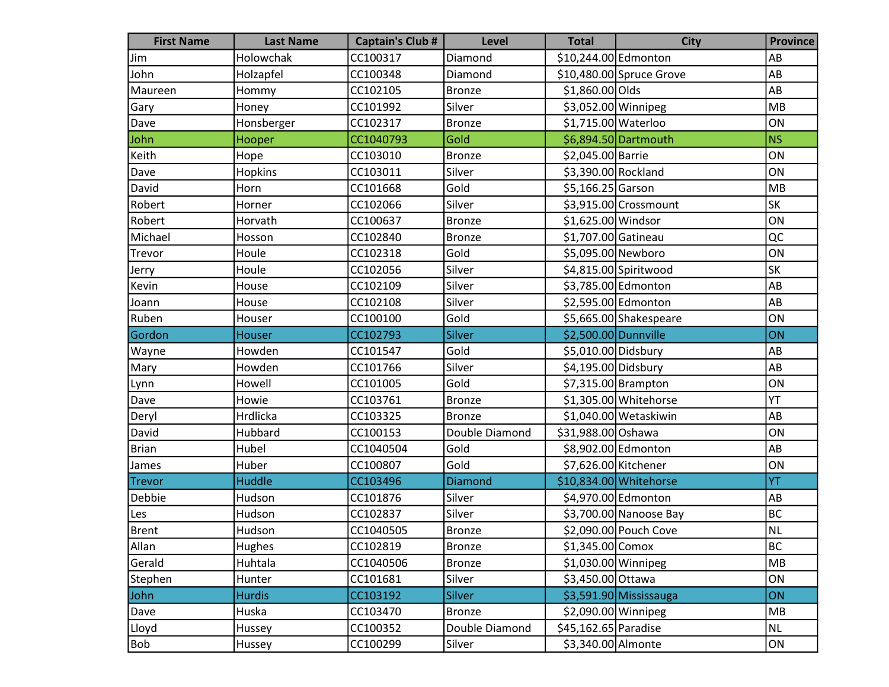| First Name | Last Name | Captain's Club # | Level | Total | City | Province |
|---|---|---|---|---|---|---|
| Jim | Holowchak | CC100317 | Diamond | $10,244.00 | Edmonton | AB |
| John | Holzapfel | CC100348 | Diamond | $10,480.00 | Spruce Grove | AB |
| Maureen | Hommy | CC102105 | Bronze | $1,860.00 | Olds | AB |
| Gary | Honey | CC101992 | Silver | $3,052.00 | Winnipeg | MB |
| Dave | Honsberger | CC102317 | Bronze | $1,715.00 | Waterloo | ON |
| John | Hooper | CC1040793 | Gold | $6,894.50 | Dartmouth | NS |
| Keith | Hope | CC103010 | Bronze | $2,045.00 | Barrie | ON |
| Dave | Hopkins | CC103011 | Silver | $3,390.00 | Rockland | ON |
| David | Horn | CC101668 | Gold | $5,166.25 | Garson | MB |
| Robert | Horner | CC102066 | Silver | $3,915.00 | Crossmount | SK |
| Robert | Horvath | CC100637 | Bronze | $1,625.00 | Windsor | ON |
| Michael | Hosson | CC102840 | Bronze | $1,707.00 | Gatineau | QC |
| Trevor | Houle | CC102318 | Gold | $5,095.00 | Newboro | ON |
| Jerry | Houle | CC102056 | Silver | $4,815.00 | Spiritwood | SK |
| Kevin | House | CC102109 | Silver | $3,785.00 | Edmonton | AB |
| Joann | House | CC102108 | Silver | $2,595.00 | Edmonton | AB |
| Ruben | Houser | CC100100 | Gold | $5,665.00 | Shakespeare | ON |
| Gordon | Houser | CC102793 | Silver | $2,500.00 | Dunnville | ON |
| Wayne | Howden | CC101547 | Gold | $5,010.00 | Didsbury | AB |
| Mary | Howden | CC101766 | Silver | $4,195.00 | Didsbury | AB |
| Lynn | Howell | CC101005 | Gold | $7,315.00 | Brampton | ON |
| Dave | Howie | CC103761 | Bronze | $1,305.00 | Whitehorse | YT |
| Deryl | Hrdlicka | CC103325 | Bronze | $1,040.00 | Wetaskiwin | AB |
| David | Hubbard | CC100153 | Double Diamond | $31,988.00 | Oshawa | ON |
| Brian | Hubel | CC1040504 | Gold | $8,902.00 | Edmonton | AB |
| James | Huber | CC100807 | Gold | $7,626.00 | Kitchener | ON |
| Trevor | Huddle | CC103496 | Diamond | $10,834.00 | Whitehorse | YT |
| Debbie | Hudson | CC101876 | Silver | $4,970.00 | Edmonton | AB |
| Les | Hudson | CC102837 | Silver | $3,700.00 | Nanoose Bay | BC |
| Brent | Hudson | CC1040505 | Bronze | $2,090.00 | Pouch Cove | NL |
| Allan | Hughes | CC102819 | Bronze | $1,345.00 | Comox | BC |
| Gerald | Huhtala | CC1040506 | Bronze | $1,030.00 | Winnipeg | MB |
| Stephen | Hunter | CC101681 | Silver | $3,450.00 | Ottawa | ON |
| John | Hurdis | CC103192 | Silver | $3,591.90 | Mississauga | ON |
| Dave | Huska | CC103470 | Bronze | $2,090.00 | Winnipeg | MB |
| Lloyd | Hussey | CC100352 | Double Diamond | $45,162.65 | Paradise | NL |
| Bob | Hussey | CC100299 | Silver | $3,340.00 | Almonte | ON |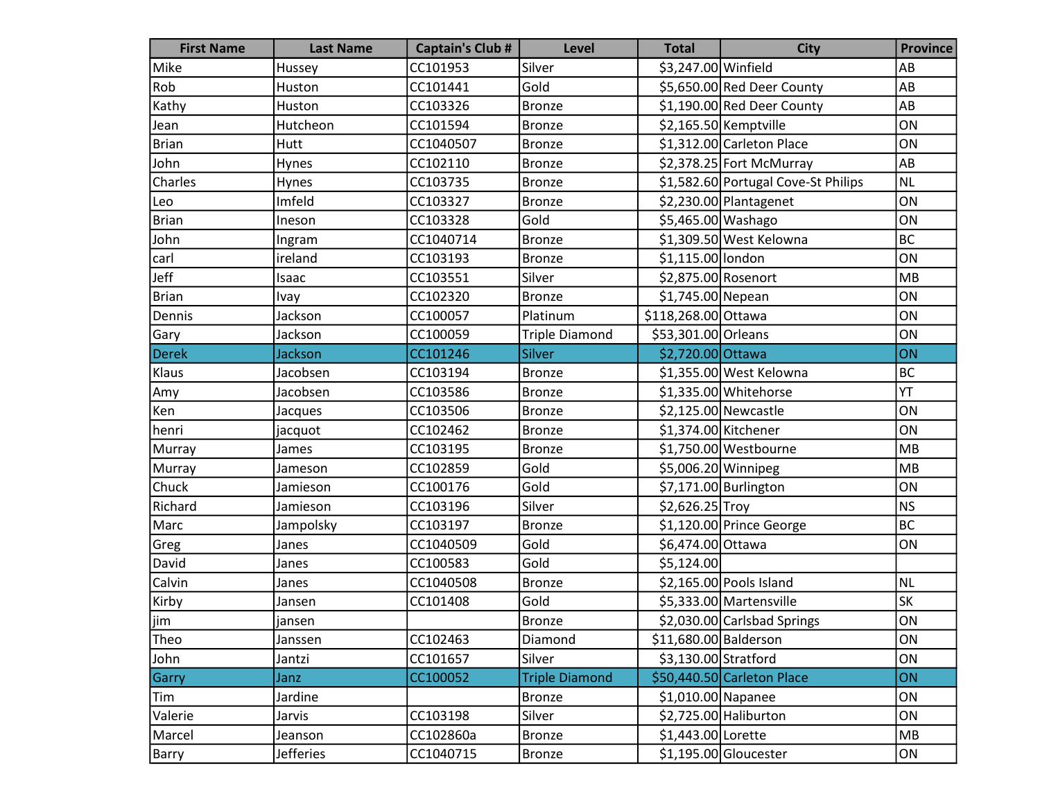| First Name | Last Name | Captain's Club # | Level | Total | City | Province |
|---|---|---|---|---|---|---|
| Mike | Hussey | CC101953 | Silver | $3,247.00 | Winfield | AB |
| Rob | Huston | CC101441 | Gold | $5,650.00 | Red Deer County | AB |
| Kathy | Huston | CC103326 | Bronze | $1,190.00 | Red Deer County | AB |
| Jean | Hutcheon | CC101594 | Bronze | $2,165.50 | Kemptville | ON |
| Brian | Hutt | CC1040507 | Bronze | $1,312.00 | Carleton Place | ON |
| John | Hynes | CC102110 | Bronze | $2,378.25 | Fort McMurray | AB |
| Charles | Hynes | CC103735 | Bronze | $1,582.60 | Portugal Cove-St Philips | NL |
| Leo | Imfeld | CC103327 | Bronze | $2,230.00 | Plantagenet | ON |
| Brian | Ineson | CC103328 | Gold | $5,465.00 | Washago | ON |
| John | Ingram | CC1040714 | Bronze | $1,309.50 | West Kelowna | BC |
| carl | ireland | CC103193 | Bronze | $1,115.00 | london | ON |
| Jeff | Isaac | CC103551 | Silver | $2,875.00 | Rosenort | MB |
| Brian | Ivay | CC102320 | Bronze | $1,745.00 | Nepean | ON |
| Dennis | Jackson | CC100057 | Platinum | $118,268.00 | Ottawa | ON |
| Gary | Jackson | CC100059 | Triple Diamond | $53,301.00 | Orleans | ON |
| Derek | Jackson | CC101246 | Silver | $2,720.00 | Ottawa | ON |
| Klaus | Jacobsen | CC103194 | Bronze | $1,355.00 | West Kelowna | BC |
| Amy | Jacobsen | CC103586 | Bronze | $1,335.00 | Whitehorse | YT |
| Ken | Jacques | CC103506 | Bronze | $2,125.00 | Newcastle | ON |
| henri | jacquot | CC102462 | Bronze | $1,374.00 | Kitchener | ON |
| Murray | James | CC103195 | Bronze | $1,750.00 | Westbourne | MB |
| Murray | Jameson | CC102859 | Gold | $5,006.20 | Winnipeg | MB |
| Chuck | Jamieson | CC100176 | Gold | $7,171.00 | Burlington | ON |
| Richard | Jamieson | CC103196 | Silver | $2,626.25 | Troy | NS |
| Marc | Jampolsky | CC103197 | Bronze | $1,120.00 | Prince George | BC |
| Greg | Janes | CC1040509 | Gold | $6,474.00 | Ottawa | ON |
| David | Janes | CC100583 | Gold | $5,124.00 | | |
| Calvin | Janes | CC1040508 | Bronze | $2,165.00 | Pools Island | NL |
| Kirby | Jansen | CC101408 | Gold | $5,333.00 | Martensville | SK |
| jim | jansen | | Bronze | $2,030.00 | Carlsbad Springs | ON |
| Theo | Janssen | CC102463 | Diamond | $11,680.00 | Balderson | ON |
| John | Jantzi | CC101657 | Silver | $3,130.00 | Stratford | ON |
| Garry | Janz | CC100052 | Triple Diamond | $50,440.50 | Carleton Place | ON |
| Tim | Jardine | | Bronze | $1,010.00 | Napanee | ON |
| Valerie | Jarvis | CC103198 | Silver | $2,725.00 | Haliburton | ON |
| Marcel | Jeanson | CC102860a | Bronze | $1,443.00 | Lorette | MB |
| Barry | Jefferies | CC1040715 | Bronze | $1,195.00 | Gloucester | ON |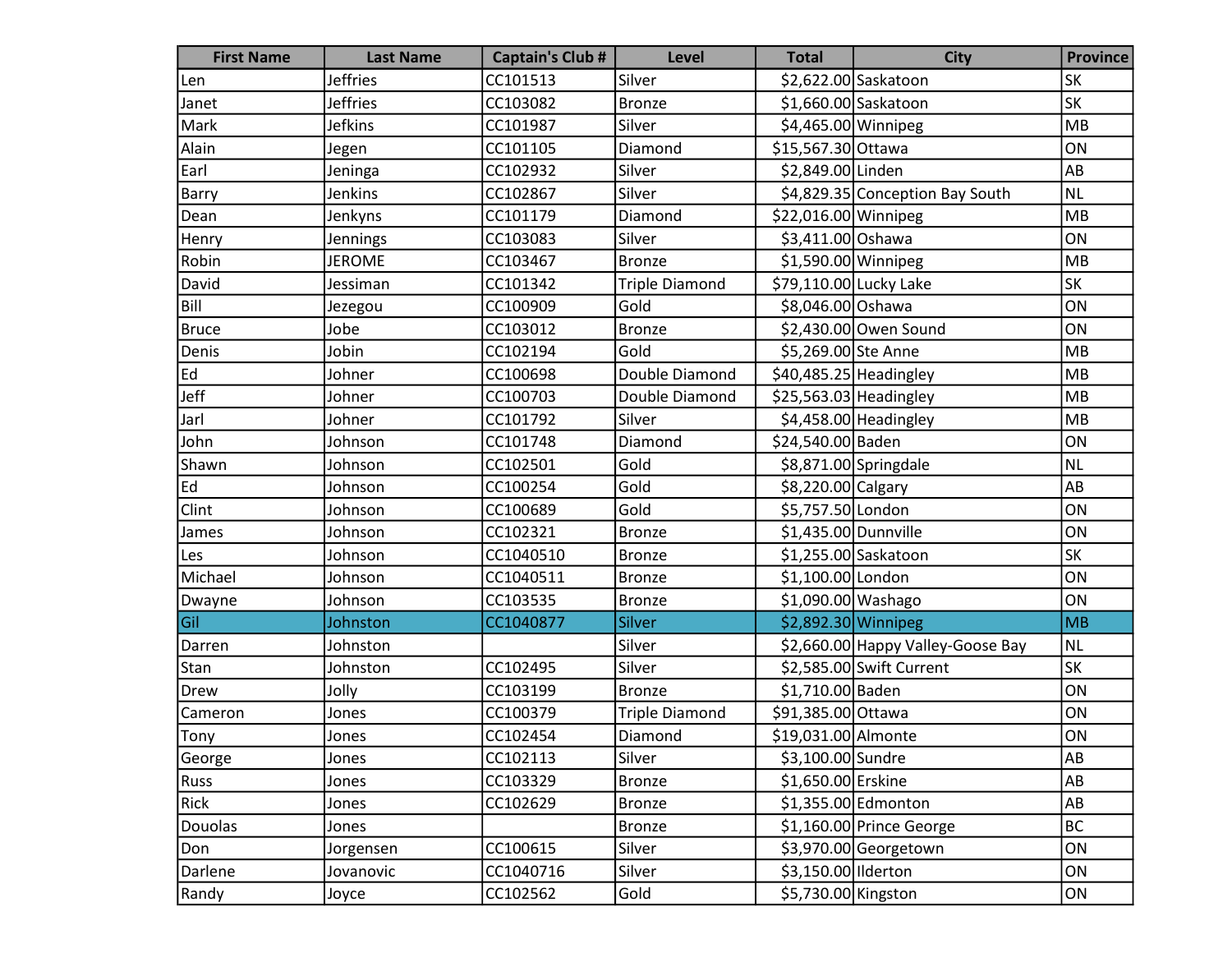| First Name | Last Name | Captain's Club # | Level | Total | City | Province |
|---|---|---|---|---|---|---|
| Len | Jeffries | CC101513 | Silver | $2,622.00 | Saskatoon | SK |
| Janet | Jeffries | CC103082 | Bronze | $1,660.00 | Saskatoon | SK |
| Mark | Jefkins | CC101987 | Silver | $4,465.00 | Winnipeg | MB |
| Alain | Jegen | CC101105 | Diamond | $15,567.30 | Ottawa | ON |
| Earl | Jeninga | CC102932 | Silver | $2,849.00 | Linden | AB |
| Barry | Jenkins | CC102867 | Silver | $4,829.35 | Conception Bay South | NL |
| Dean | Jenkyns | CC101179 | Diamond | $22,016.00 | Winnipeg | MB |
| Henry | Jennings | CC103083 | Silver | $3,411.00 | Oshawa | ON |
| Robin | JEROME | CC103467 | Bronze | $1,590.00 | Winnipeg | MB |
| David | Jessiman | CC101342 | Triple Diamond | $79,110.00 | Lucky Lake | SK |
| Bill | Jezegou | CC100909 | Gold | $8,046.00 | Oshawa | ON |
| Bruce | Jobe | CC103012 | Bronze | $2,430.00 | Owen Sound | ON |
| Denis | Jobin | CC102194 | Gold | $5,269.00 | Ste Anne | MB |
| Ed | Johner | CC100698 | Double Diamond | $40,485.25 | Headingley | MB |
| Jeff | Johner | CC100703 | Double Diamond | $25,563.03 | Headingley | MB |
| Jarl | Johner | CC101792 | Silver | $4,458.00 | Headingley | MB |
| John | Johnson | CC101748 | Diamond | $24,540.00 | Baden | ON |
| Shawn | Johnson | CC102501 | Gold | $8,871.00 | Springdale | NL |
| Ed | Johnson | CC100254 | Gold | $8,220.00 | Calgary | AB |
| Clint | Johnson | CC100689 | Gold | $5,757.50 | London | ON |
| James | Johnson | CC102321 | Bronze | $1,435.00 | Dunnville | ON |
| Les | Johnson | CC1040510 | Bronze | $1,255.00 | Saskatoon | SK |
| Michael | Johnson | CC1040511 | Bronze | $1,100.00 | London | ON |
| Dwayne | Johnson | CC103535 | Bronze | $1,090.00 | Washago | ON |
| Gil | Johnston | CC1040877 | Silver | $2,892.30 | Winnipeg | MB |
| Darren | Johnston | | Silver | $2,660.00 | Happy Valley-Goose Bay | NL |
| Stan | Johnston | CC102495 | Silver | $2,585.00 | Swift Current | SK |
| Drew | Jolly | CC103199 | Bronze | $1,710.00 | Baden | ON |
| Cameron | Jones | CC100379 | Triple Diamond | $91,385.00 | Ottawa | ON |
| Tony | Jones | CC102454 | Diamond | $19,031.00 | Almonte | ON |
| George | Jones | CC102113 | Silver | $3,100.00 | Sundre | AB |
| Russ | Jones | CC103329 | Bronze | $1,650.00 | Erskine | AB |
| Rick | Jones | CC102629 | Bronze | $1,355.00 | Edmonton | AB |
| Douolas | Jones | | Bronze | $1,160.00 | Prince George | BC |
| Don | Jorgensen | CC100615 | Silver | $3,970.00 | Georgetown | ON |
| Darlene | Jovanovic | CC1040716 | Silver | $3,150.00 | Ilderton | ON |
| Randy | Joyce | CC102562 | Gold | $5,730.00 | Kingston | ON |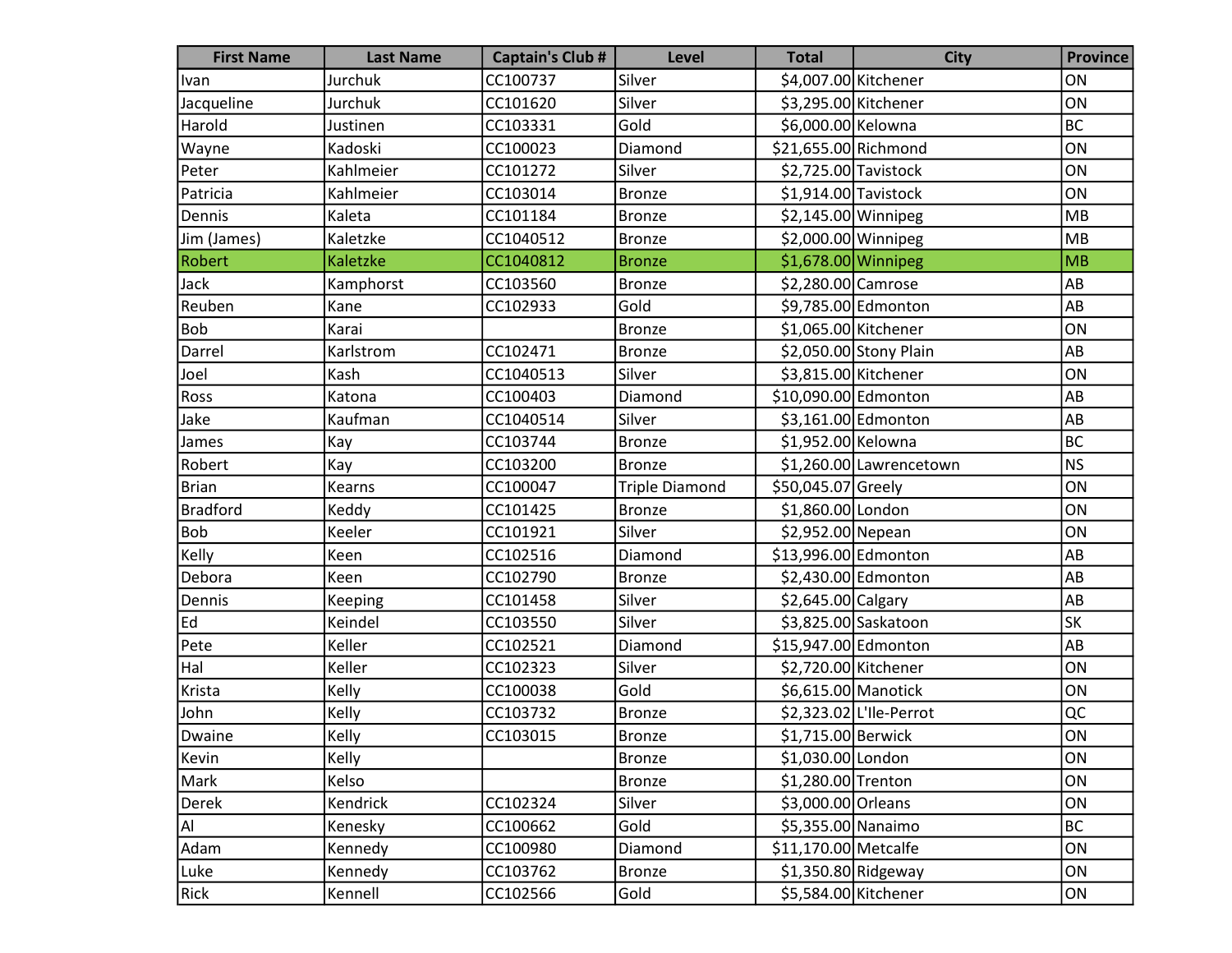| First Name | Last Name | Captain's Club # | Level | Total | City | Province |
|---|---|---|---|---|---|---|
| Ivan | Jurchuk | CC100737 | Silver | $4,007.00 | Kitchener | ON |
| Jacqueline | Jurchuk | CC101620 | Silver | $3,295.00 | Kitchener | ON |
| Harold | Justinen | CC103331 | Gold | $6,000.00 | Kelowna | BC |
| Wayne | Kadoski | CC100023 | Diamond | $21,655.00 | Richmond | ON |
| Peter | Kahlmeier | CC101272 | Silver | $2,725.00 | Tavistock | ON |
| Patricia | Kahlmeier | CC103014 | Bronze | $1,914.00 | Tavistock | ON |
| Dennis | Kaleta | CC101184 | Bronze | $2,145.00 | Winnipeg | MB |
| Jim (James) | Kaletzke | CC1040512 | Bronze | $2,000.00 | Winnipeg | MB |
| Robert | Kaletzke | CC1040812 | Bronze | $1,678.00 | Winnipeg | MB |
| Jack | Kamphorst | CC103560 | Bronze | $2,280.00 | Camrose | AB |
| Reuben | Kane | CC102933 | Gold | $9,785.00 | Edmonton | AB |
| Bob | Karai | | Bronze | $1,065.00 | Kitchener | ON |
| Darrel | Karlstrom | CC102471 | Bronze | $2,050.00 | Stony Plain | AB |
| Joel | Kash | CC1040513 | Silver | $3,815.00 | Kitchener | ON |
| Ross | Katona | CC100403 | Diamond | $10,090.00 | Edmonton | AB |
| Jake | Kaufman | CC1040514 | Silver | $3,161.00 | Edmonton | AB |
| James | Kay | CC103744 | Bronze | $1,952.00 | Kelowna | BC |
| Robert | Kay | CC103200 | Bronze | $1,260.00 | Lawrencetown | NS |
| Brian | Kearns | CC100047 | Triple Diamond | $50,045.07 | Greely | ON |
| Bradford | Keddy | CC101425 | Bronze | $1,860.00 | London | ON |
| Bob | Keeler | CC101921 | Silver | $2,952.00 | Nepean | ON |
| Kelly | Keen | CC102516 | Diamond | $13,996.00 | Edmonton | AB |
| Debora | Keen | CC102790 | Bronze | $2,430.00 | Edmonton | AB |
| Dennis | Keeping | CC101458 | Silver | $2,645.00 | Calgary | AB |
| Ed | Keindel | CC103550 | Silver | $3,825.00 | Saskatoon | SK |
| Pete | Keller | CC102521 | Diamond | $15,947.00 | Edmonton | AB |
| Hal | Keller | CC102323 | Silver | $2,720.00 | Kitchener | ON |
| Krista | Kelly | CC100038 | Gold | $6,615.00 | Manotick | ON |
| John | Kelly | CC103732 | Bronze | $2,323.02 | L'Ile-Perrot | QC |
| Dwaine | Kelly | CC103015 | Bronze | $1,715.00 | Berwick | ON |
| Kevin | Kelly | | Bronze | $1,030.00 | London | ON |
| Mark | Kelso | | Bronze | $1,280.00 | Trenton | ON |
| Derek | Kendrick | CC102324 | Silver | $3,000.00 | Orleans | ON |
| Al | Kenesky | CC100662 | Gold | $5,355.00 | Nanaimo | BC |
| Adam | Kennedy | CC100980 | Diamond | $11,170.00 | Metcalfe | ON |
| Luke | Kennedy | CC103762 | Bronze | $1,350.80 | Ridgeway | ON |
| Rick | Kennell | CC102566 | Gold | $5,584.00 | Kitchener | ON |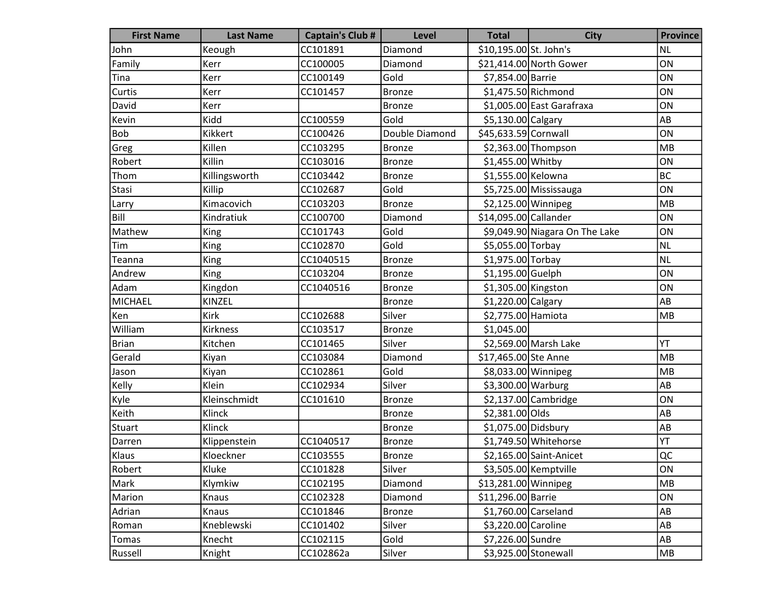| First Name | Last Name | Captain's Club # | Level | Total | City | Province |
|---|---|---|---|---|---|---|
| John | Keough | CC101891 | Diamond | $10,195.00 | St. John's | NL |
| Family | Kerr | CC100005 | Diamond | $21,414.00 | North Gower | ON |
| Tina | Kerr | CC100149 | Gold | $7,854.00 | Barrie | ON |
| Curtis | Kerr | CC101457 | Bronze | $1,475.50 | Richmond | ON |
| David | Kerr | | Bronze | $1,005.00 | East Garafraxa | ON |
| Kevin | Kidd | CC100559 | Gold | $5,130.00 | Calgary | AB |
| Bob | Kikkert | CC100426 | Double Diamond | $45,633.59 | Cornwall | ON |
| Greg | Killen | CC103295 | Bronze | $2,363.00 | Thompson | MB |
| Robert | Killin | CC103016 | Bronze | $1,455.00 | Whitby | ON |
| Thom | Killingsworth | CC103442 | Bronze | $1,555.00 | Kelowna | BC |
| Stasi | Killip | CC102687 | Gold | $5,725.00 | Mississauga | ON |
| Larry | Kimacovich | CC103203 | Bronze | $2,125.00 | Winnipeg | MB |
| Bill | Kindratiuk | CC100700 | Diamond | $14,095.00 | Callander | ON |
| Mathew | King | CC101743 | Gold | $9,049.90 | Niagara On The Lake | ON |
| Tim | King | CC102870 | Gold | $5,055.00 | Torbay | NL |
| Teanna | King | CC1040515 | Bronze | $1,975.00 | Torbay | NL |
| Andrew | King | CC103204 | Bronze | $1,195.00 | Guelph | ON |
| Adam | Kingdon | CC1040516 | Bronze | $1,305.00 | Kingston | ON |
| MICHAEL | KINZEL | | Bronze | $1,220.00 | Calgary | AB |
| Ken | Kirk | CC102688 | Silver | $2,775.00 | Hamiota | MB |
| William | Kirkness | CC103517 | Bronze | $1,045.00 | | |
| Brian | Kitchen | CC101465 | Silver | $2,569.00 | Marsh Lake | YT |
| Gerald | Kiyan | CC103084 | Diamond | $17,465.00 | Ste Anne | MB |
| Jason | Kiyan | CC102861 | Gold | $8,033.00 | Winnipeg | MB |
| Kelly | Klein | CC102934 | Silver | $3,300.00 | Warburg | AB |
| Kyle | Kleinschmidt | CC101610 | Bronze | $2,137.00 | Cambridge | ON |
| Keith | Klinck | | Bronze | $2,381.00 | Olds | AB |
| Stuart | Klinck | | Bronze | $1,075.00 | Didsbury | AB |
| Darren | Klippenstein | CC1040517 | Bronze | $1,749.50 | Whitehorse | YT |
| Klaus | Kloeckner | CC103555 | Bronze | $2,165.00 | Saint-Anicet | QC |
| Robert | Kluke | CC101828 | Silver | $3,505.00 | Kemptville | ON |
| Mark | Klymkiw | CC102195 | Diamond | $13,281.00 | Winnipeg | MB |
| Marion | Knaus | CC102328 | Diamond | $11,296.00 | Barrie | ON |
| Adrian | Knaus | CC101846 | Bronze | $1,760.00 | Carseland | AB |
| Roman | Kneblewski | CC101402 | Silver | $3,220.00 | Caroline | AB |
| Tomas | Knecht | CC102115 | Gold | $7,226.00 | Sundre | AB |
| Russell | Knight | CC102862a | Silver | $3,925.00 | Stonewall | MB |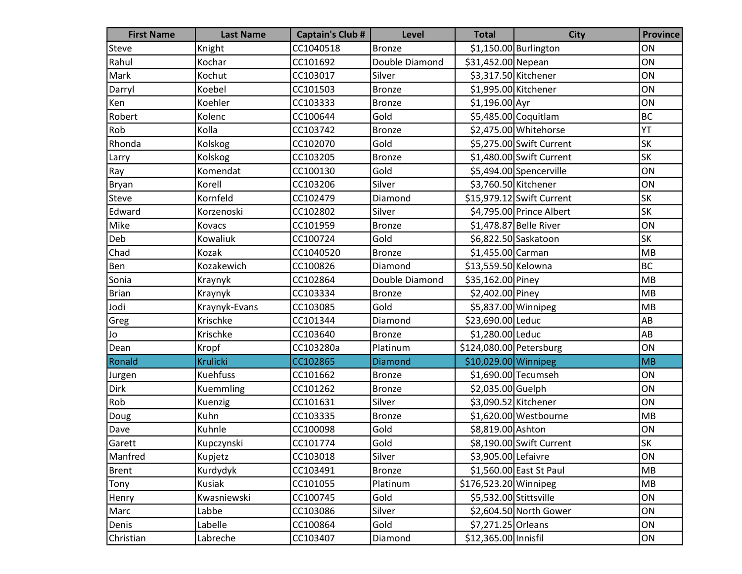| First Name | Last Name | Captain's Club # | Level | Total | City | Province |
| --- | --- | --- | --- | --- | --- | --- |
| Steve | Knight | CC1040518 | Bronze | $1,150.00 | Burlington | ON |
| Rahul | Kochar | CC101692 | Double Diamond | $31,452.00 | Nepean | ON |
| Mark | Kochut | CC103017 | Silver | $3,317.50 | Kitchener | ON |
| Darryl | Koebel | CC101503 | Bronze | $1,995.00 | Kitchener | ON |
| Ken | Koehler | CC103333 | Bronze | $1,196.00 | Ayr | ON |
| Robert | Kolenc | CC100644 | Gold | $5,485.00 | Coquitlam | BC |
| Rob | Kolla | CC103742 | Bronze | $2,475.00 | Whitehorse | YT |
| Rhonda | Kolskog | CC102070 | Gold | $5,275.00 | Swift Current | SK |
| Larry | Kolskog | CC103205 | Bronze | $1,480.00 | Swift Current | SK |
| Ray | Komendat | CC100130 | Gold | $5,494.00 | Spencerville | ON |
| Bryan | Korell | CC103206 | Silver | $3,760.50 | Kitchener | ON |
| Steve | Kornfeld | CC102479 | Diamond | $15,979.12 | Swift Current | SK |
| Edward | Korzenoski | CC102802 | Silver | $4,795.00 | Prince Albert | SK |
| Mike | Kovacs | CC101959 | Bronze | $1,478.87 | Belle River | ON |
| Deb | Kowaliuk | CC100724 | Gold | $6,822.50 | Saskatoon | SK |
| Chad | Kozak | CC1040520 | Bronze | $1,455.00 | Carman | MB |
| Ben | Kozakewich | CC100826 | Diamond | $13,559.50 | Kelowna | BC |
| Sonia | Kraynyk | CC102864 | Double Diamond | $35,162.00 | Piney | MB |
| Brian | Kraynyk | CC103334 | Bronze | $2,402.00 | Piney | MB |
| Jodi | Kraynyk-Evans | CC103085 | Gold | $5,837.00 | Winnipeg | MB |
| Greg | Krischke | CC101344 | Diamond | $23,690.00 | Leduc | AB |
| Jo | Krischke | CC103640 | Bronze | $1,280.00 | Leduc | AB |
| Dean | Kropf | CC103280a | Platinum | $124,080.00 | Petersburg | ON |
| Ronald | Krulicki | CC102865 | Diamond | $10,029.00 | Winnipeg | MB |
| Jurgen | Kuehfuss | CC101662 | Bronze | $1,690.00 | Tecumseh | ON |
| Dirk | Kuemmling | CC101262 | Bronze | $2,035.00 | Guelph | ON |
| Rob | Kuenzig | CC101631 | Silver | $3,090.52 | Kitchener | ON |
| Doug | Kuhn | CC103335 | Bronze | $1,620.00 | Westbourne | MB |
| Dave | Kuhnle | CC100098 | Gold | $8,819.00 | Ashton | ON |
| Garett | Kupczynski | CC101774 | Gold | $8,190.00 | Swift Current | SK |
| Manfred | Kupjetz | CC103018 | Silver | $3,905.00 | Lefaivre | ON |
| Brent | Kurdydyk | CC103491 | Bronze | $1,560.00 | East St Paul | MB |
| Tony | Kusiak | CC101055 | Platinum | $176,523.20 | Winnipeg | MB |
| Henry | Kwasniewski | CC100745 | Gold | $5,532.00 | Stittsville | ON |
| Marc | Labbe | CC103086 | Silver | $2,604.50 | North Gower | ON |
| Denis | Labelle | CC100864 | Gold | $7,271.25 | Orleans | ON |
| Christian | Labreche | CC103407 | Diamond | $12,365.00 | Innisfil | ON |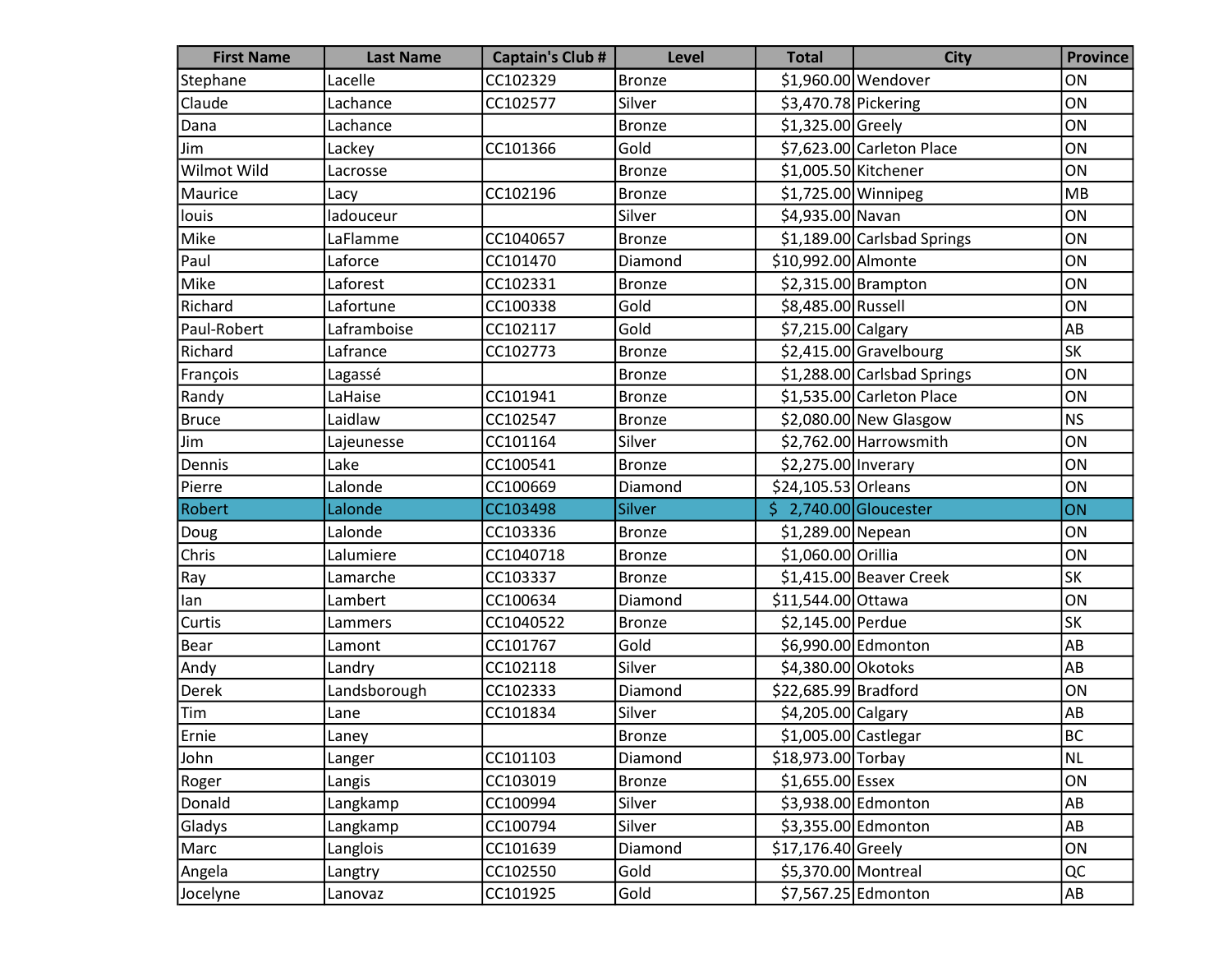| First Name | Last Name | Captain's Club # | Level | Total | City | Province |
|---|---|---|---|---|---|---|
| Stephane | Lacelle | CC102329 | Bronze | $1,960.00 | Wendover | ON |
| Claude | Lachance | CC102577 | Silver | $3,470.78 | Pickering | ON |
| Dana | Lachance | | Bronze | $1,325.00 | Greely | ON |
| Jim | Lackey | CC101366 | Gold | $7,623.00 | Carleton Place | ON |
| Wilmot Wild | Lacrosse | | Bronze | $1,005.50 | Kitchener | ON |
| Maurice | Lacy | CC102196 | Bronze | $1,725.00 | Winnipeg | MB |
| louis | ladouceur | | Silver | $4,935.00 | Navan | ON |
| Mike | LaFlamme | CC1040657 | Bronze | $1,189.00 | Carlsbad Springs | ON |
| Paul | Laforce | CC101470 | Diamond | $10,992.00 | Almonte | ON |
| Mike | Laforest | CC102331 | Bronze | $2,315.00 | Brampton | ON |
| Richard | Lafortune | CC100338 | Gold | $8,485.00 | Russell | ON |
| Paul-Robert | Laframboise | CC102117 | Gold | $7,215.00 | Calgary | AB |
| Richard | Lafrance | CC102773 | Bronze | $2,415.00 | Gravelbourg | SK |
| François | Lagassé | | Bronze | $1,288.00 | Carlsbad Springs | ON |
| Randy | LaHaise | CC101941 | Bronze | $1,535.00 | Carleton Place | ON |
| Bruce | Laidlaw | CC102547 | Bronze | $2,080.00 | New Glasgow | NS |
| Jim | Lajeunesse | CC101164 | Silver | $2,762.00 | Harrowsmith | ON |
| Dennis | Lake | CC100541 | Bronze | $2,275.00 | Inverary | ON |
| Pierre | Lalonde | CC100669 | Diamond | $24,105.53 | Orleans | ON |
| Robert | Lalonde | CC103498 | Silver | $ 2,740.00 | Gloucester | ON |
| Doug | Lalonde | CC103336 | Bronze | $1,289.00 | Nepean | ON |
| Chris | Lalumiere | CC1040718 | Bronze | $1,060.00 | Orillia | ON |
| Ray | Lamarche | CC103337 | Bronze | $1,415.00 | Beaver Creek | SK |
| Ian | Lambert | CC100634 | Diamond | $11,544.00 | Ottawa | ON |
| Curtis | Lammers | CC1040522 | Bronze | $2,145.00 | Perdue | SK |
| Bear | Lamont | CC101767 | Gold | $6,990.00 | Edmonton | AB |
| Andy | Landry | CC102118 | Silver | $4,380.00 | Okotoks | AB |
| Derek | Landsborough | CC102333 | Diamond | $22,685.99 | Bradford | ON |
| Tim | Lane | CC101834 | Silver | $4,205.00 | Calgary | AB |
| Ernie | Laney | | Bronze | $1,005.00 | Castlegar | BC |
| John | Langer | CC101103 | Diamond | $18,973.00 | Torbay | NL |
| Roger | Langis | CC103019 | Bronze | $1,655.00 | Essex | ON |
| Donald | Langkamp | CC100994 | Silver | $3,938.00 | Edmonton | AB |
| Gladys | Langkamp | CC100794 | Silver | $3,355.00 | Edmonton | AB |
| Marc | Langlois | CC101639 | Diamond | $17,176.40 | Greely | ON |
| Angela | Langtry | CC102550 | Gold | $5,370.00 | Montreal | QC |
| Jocelyne | Lanovaz | CC101925 | Gold | $7,567.25 | Edmonton | AB |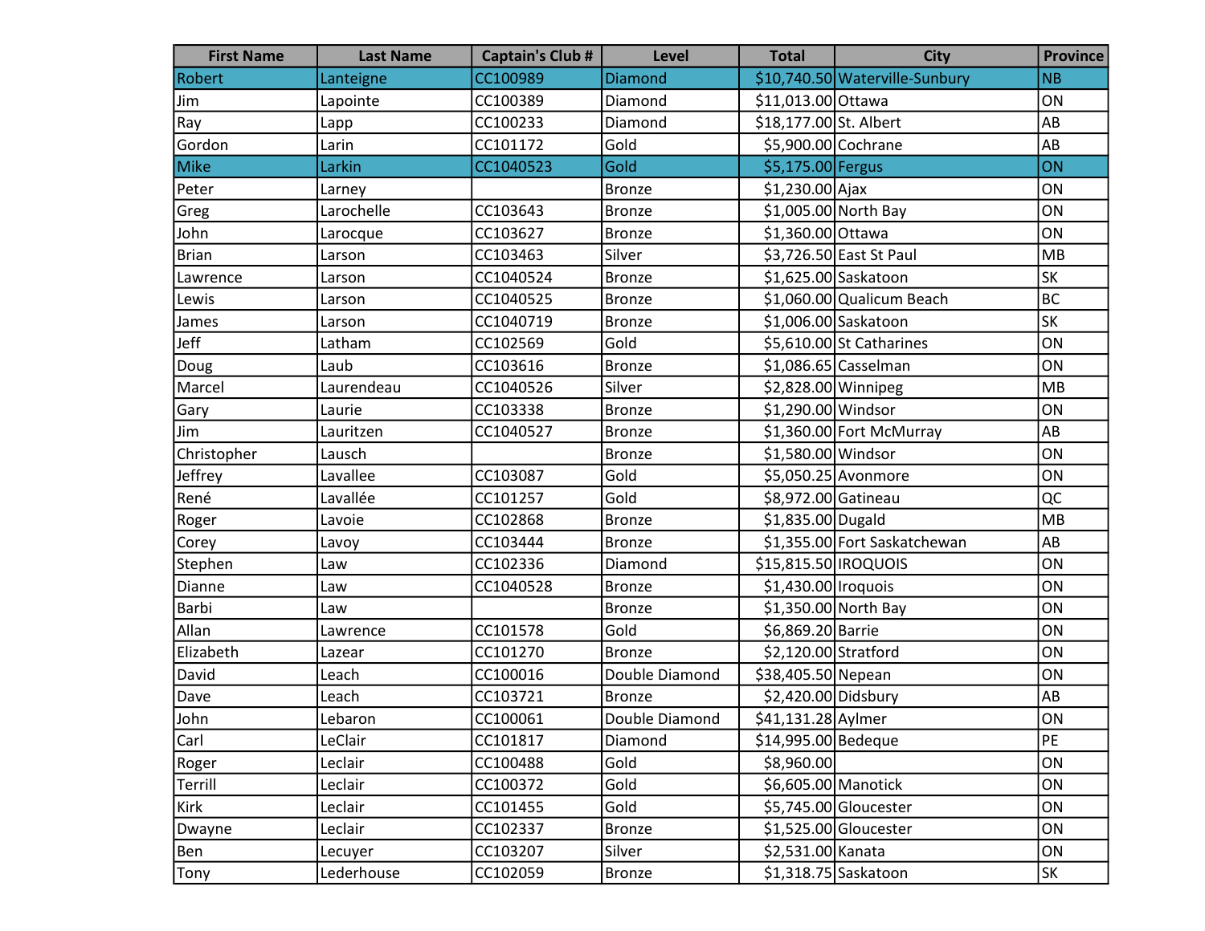| First Name | Last Name | Captain's Club # | Level | Total | City | Province |
|---|---|---|---|---|---|---|
| Robert | Lanteigne | CC100989 | Diamond | $10,740.50 | Waterville-Sunbury | NB |
| Jim | Lapointe | CC100389 | Diamond | $11,013.00 | Ottawa | ON |
| Ray | Lapp | CC100233 | Diamond | $18,177.00 | St. Albert | AB |
| Gordon | Larin | CC101172 | Gold | $5,900.00 | Cochrane | AB |
| Mike | Larkin | CC1040523 | Gold | $5,175.00 | Fergus | ON |
| Peter | Larney | | Bronze | $1,230.00 | Ajax | ON |
| Greg | Larochelle | CC103643 | Bronze | $1,005.00 | North Bay | ON |
| John | Larocque | CC103627 | Bronze | $1,360.00 | Ottawa | ON |
| Brian | Larson | CC103463 | Silver | $3,726.50 | East St Paul | MB |
| Lawrence | Larson | CC1040524 | Bronze | $1,625.00 | Saskatoon | SK |
| Lewis | Larson | CC1040525 | Bronze | $1,060.00 | Qualicum Beach | BC |
| James | Larson | CC1040719 | Bronze | $1,006.00 | Saskatoon | SK |
| Jeff | Latham | CC102569 | Gold | $5,610.00 | St Catharines | ON |
| Doug | Laub | CC103616 | Bronze | $1,086.65 | Casselman | ON |
| Marcel | Laurendeau | CC1040526 | Silver | $2,828.00 | Winnipeg | MB |
| Gary | Laurie | CC103338 | Bronze | $1,290.00 | Windsor | ON |
| Jim | Lauritzen | CC1040527 | Bronze | $1,360.00 | Fort McMurray | AB |
| Christopher | Lausch | | Bronze | $1,580.00 | Windsor | ON |
| Jeffrey | Lavallee | CC103087 | Gold | $5,050.25 | Avonmore | ON |
| René | Lavallée | CC101257 | Gold | $8,972.00 | Gatineau | QC |
| Roger | Lavoie | CC102868 | Bronze | $1,835.00 | Dugald | MB |
| Corey | Lavoy | CC103444 | Bronze | $1,355.00 | Fort Saskatchewan | AB |
| Stephen | Law | CC102336 | Diamond | $15,815.50 | IROQUOIS | ON |
| Dianne | Law | CC1040528 | Bronze | $1,430.00 | Iroquois | ON |
| Barbi | Law | | Bronze | $1,350.00 | North Bay | ON |
| Allan | Lawrence | CC101578 | Gold | $6,869.20 | Barrie | ON |
| Elizabeth | Lazear | CC101270 | Bronze | $2,120.00 | Stratford | ON |
| David | Leach | CC100016 | Double Diamond | $38,405.50 | Nepean | ON |
| Dave | Leach | CC103721 | Bronze | $2,420.00 | Didsbury | AB |
| John | Lebaron | CC100061 | Double Diamond | $41,131.28 | Aylmer | ON |
| Carl | LeClair | CC101817 | Diamond | $14,995.00 | Bedeque | PE |
| Roger | Leclair | CC100488 | Gold | $8,960.00 | | ON |
| Terrill | Leclair | CC100372 | Gold | $6,605.00 | Manotick | ON |
| Kirk | Leclair | CC101455 | Gold | $5,745.00 | Gloucester | ON |
| Dwayne | Leclair | CC102337 | Bronze | $1,525.00 | Gloucester | ON |
| Ben | Lecuyer | CC103207 | Silver | $2,531.00 | Kanata | ON |
| Tony | Lederhouse | CC102059 | Bronze | $1,318.75 | Saskatoon | SK |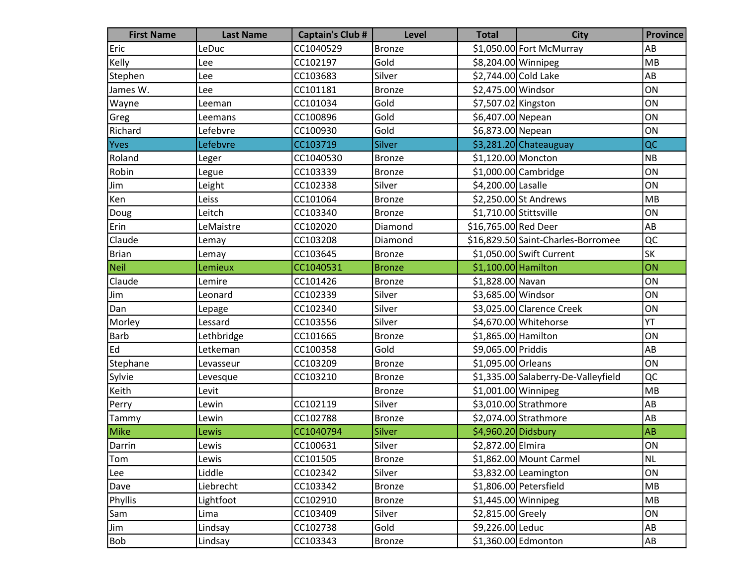| First Name | Last Name | Captain's Club # | Level | Total | City | Province |
|---|---|---|---|---|---|---|
| Eric | LeDuc | CC1040529 | Bronze | $1,050.00 | Fort McMurray | AB |
| Kelly | Lee | CC102197 | Gold | $8,204.00 | Winnipeg | MB |
| Stephen | Lee | CC103683 | Silver | $2,744.00 | Cold Lake | AB |
| James W. | Lee | CC101181 | Bronze | $2,475.00 | Windsor | ON |
| Wayne | Leeman | CC101034 | Gold | $7,507.02 | Kingston | ON |
| Greg | Leemans | CC100896 | Gold | $6,407.00 | Nepean | ON |
| Richard | Lefebvre | CC100930 | Gold | $6,873.00 | Nepean | ON |
| Yves | Lefebvre | CC103719 | Silver | $3,281.20 | Chateauguay | QC |
| Roland | Leger | CC1040530 | Bronze | $1,120.00 | Moncton | NB |
| Robin | Legue | CC103339 | Bronze | $1,000.00 | Cambridge | ON |
| Jim | Leight | CC102338 | Silver | $4,200.00 | Lasalle | ON |
| Ken | Leiss | CC101064 | Bronze | $2,250.00 | St Andrews | MB |
| Doug | Leitch | CC103340 | Bronze | $1,710.00 | Stittsville | ON |
| Erin | LeMaistre | CC102020 | Diamond | $16,765.00 | Red Deer | AB |
| Claude | Lemay | CC103208 | Diamond | $16,829.50 | Saint-Charles-Borromee | QC |
| Brian | Lemay | CC103645 | Bronze | $1,050.00 | Swift Current | SK |
| Neil | Lemieux | CC1040531 | Bronze | $1,100.00 | Hamilton | ON |
| Claude | Lemire | CC101426 | Bronze | $1,828.00 | Navan | ON |
| Jim | Leonard | CC102339 | Silver | $3,685.00 | Windsor | ON |
| Dan | Lepage | CC102340 | Silver | $3,025.00 | Clarence Creek | ON |
| Morley | Lessard | CC103556 | Silver | $4,670.00 | Whitehorse | YT |
| Barb | Lethbridge | CC101665 | Bronze | $1,865.00 | Hamilton | ON |
| Ed | Letkeman | CC100358 | Gold | $9,065.00 | Priddis | AB |
| Stephane | Levasseur | CC103209 | Bronze | $1,095.00 | Orleans | ON |
| Sylvie | Levesque | CC103210 | Bronze | $1,335.00 | Salaberry-De-Valleyfield | QC |
| Keith | Levit | | Bronze | $1,001.00 | Winnipeg | MB |
| Perry | Lewin | CC102119 | Silver | $3,010.00 | Strathmore | AB |
| Tammy | Lewin | CC102788 | Bronze | $2,074.00 | Strathmore | AB |
| Mike | Lewis | CC1040794 | Silver | $4,960.20 | Didsbury | AB |
| Darrin | Lewis | CC100631 | Silver | $2,872.00 | Elmira | ON |
| Tom | Lewis | CC101505 | Bronze | $1,862.00 | Mount Carmel | NL |
| Lee | Liddle | CC102342 | Silver | $3,832.00 | Leamington | ON |
| Dave | Liebrecht | CC103342 | Bronze | $1,806.00 | Petersfield | MB |
| Phyllis | Lightfoot | CC102910 | Bronze | $1,445.00 | Winnipeg | MB |
| Sam | Lima | CC103409 | Silver | $2,815.00 | Greely | ON |
| Jim | Lindsay | CC102738 | Gold | $9,226.00 | Leduc | AB |
| Bob | Lindsay | CC103343 | Bronze | $1,360.00 | Edmonton | AB |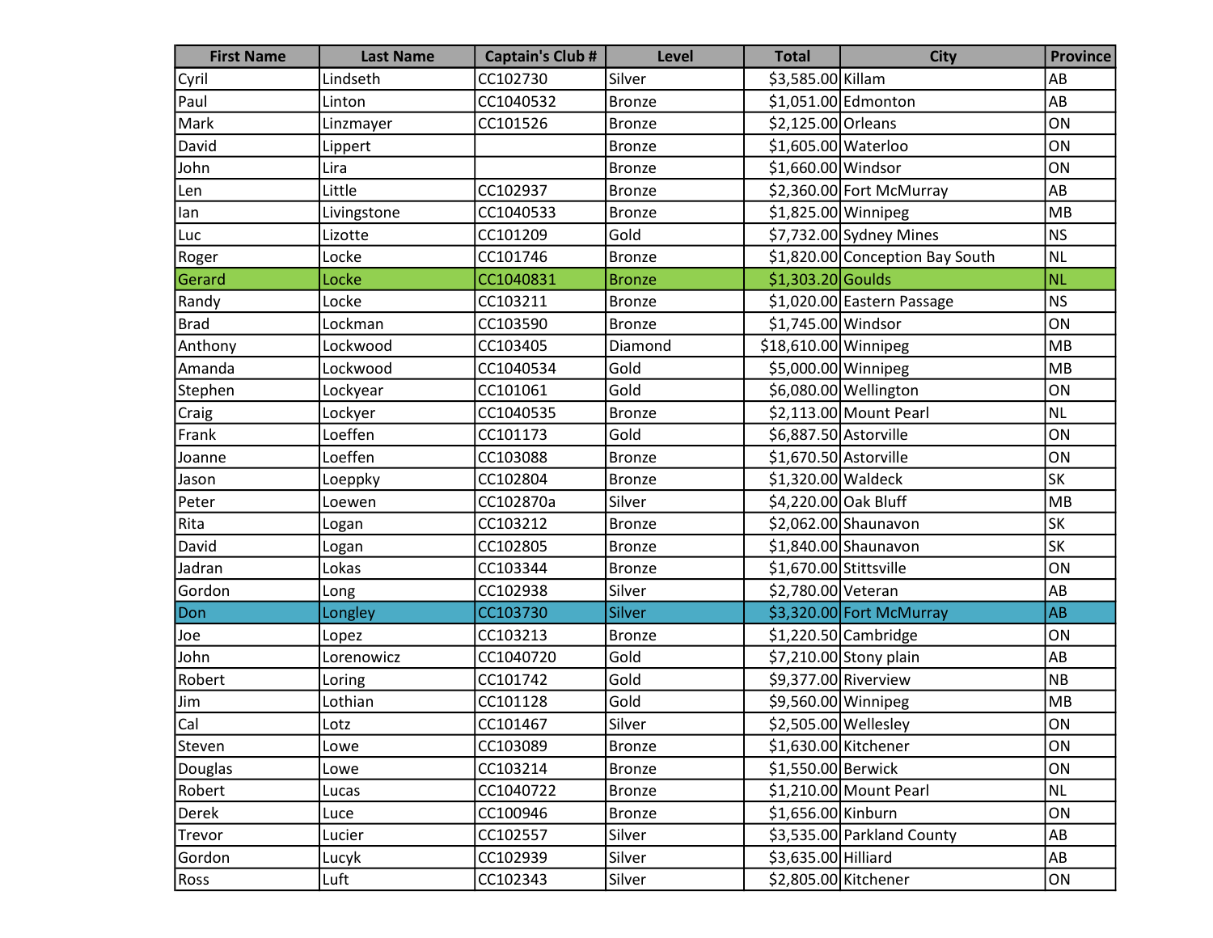| First Name | Last Name | Captain's Club # | Level | Total | City | Province |
|---|---|---|---|---|---|---|
| Cyril | Lindseth | CC102730 | Silver | $3,585.00 | Killam | AB |
| Paul | Linton | CC1040532 | Bronze | $1,051.00 | Edmonton | AB |
| Mark | Linzmayer | CC101526 | Bronze | $2,125.00 | Orleans | ON |
| David | Lippert | | Bronze | $1,605.00 | Waterloo | ON |
| John | Lira | | Bronze | $1,660.00 | Windsor | ON |
| Len | Little | CC102937 | Bronze | $2,360.00 | Fort McMurray | AB |
| Ian | Livingstone | CC1040533 | Bronze | $1,825.00 | Winnipeg | MB |
| Luc | Lizotte | CC101209 | Gold | $7,732.00 | Sydney Mines | NS |
| Roger | Locke | CC101746 | Bronze | $1,820.00 | Conception Bay South | NL |
| Gerard | Locke | CC1040831 | Bronze | $1,303.20 | Goulds | NL |
| Randy | Locke | CC103211 | Bronze | $1,020.00 | Eastern Passage | NS |
| Brad | Lockman | CC103590 | Bronze | $1,745.00 | Windsor | ON |
| Anthony | Lockwood | CC103405 | Diamond | $18,610.00 | Winnipeg | MB |
| Amanda | Lockwood | CC1040534 | Gold | $5,000.00 | Winnipeg | MB |
| Stephen | Lockyear | CC101061 | Gold | $6,080.00 | Wellington | ON |
| Craig | Lockyer | CC1040535 | Bronze | $2,113.00 | Mount Pearl | NL |
| Frank | Loeffen | CC101173 | Gold | $6,887.50 | Astorville | ON |
| Joanne | Loeffen | CC103088 | Bronze | $1,670.50 | Astorville | ON |
| Jason | Loeppky | CC102804 | Bronze | $1,320.00 | Waldeck | SK |
| Peter | Loewen | CC102870a | Silver | $4,220.00 | Oak Bluff | MB |
| Rita | Logan | CC103212 | Bronze | $2,062.00 | Shaunavon | SK |
| David | Logan | CC102805 | Bronze | $1,840.00 | Shaunavon | SK |
| Jadran | Lokas | CC103344 | Bronze | $1,670.00 | Stittsville | ON |
| Gordon | Long | CC102938 | Silver | $2,780.00 | Veteran | AB |
| Don | Longley | CC103730 | Silver | $3,320.00 | Fort McMurray | AB |
| Joe | Lopez | CC103213 | Bronze | $1,220.50 | Cambridge | ON |
| John | Lorenowicz | CC1040720 | Gold | $7,210.00 | Stony plain | AB |
| Robert | Loring | CC101742 | Gold | $9,377.00 | Riverview | NB |
| Jim | Lothian | CC101128 | Gold | $9,560.00 | Winnipeg | MB |
| Cal | Lotz | CC101467 | Silver | $2,505.00 | Wellesley | ON |
| Steven | Lowe | CC103089 | Bronze | $1,630.00 | Kitchener | ON |
| Douglas | Lowe | CC103214 | Bronze | $1,550.00 | Berwick | ON |
| Robert | Lucas | CC1040722 | Bronze | $1,210.00 | Mount Pearl | NL |
| Derek | Luce | CC100946 | Bronze | $1,656.00 | Kinburn | ON |
| Trevor | Lucier | CC102557 | Silver | $3,535.00 | Parkland County | AB |
| Gordon | Lucyk | CC102939 | Silver | $3,635.00 | Hilliard | AB |
| Ross | Luft | CC102343 | Silver | $2,805.00 | Kitchener | ON |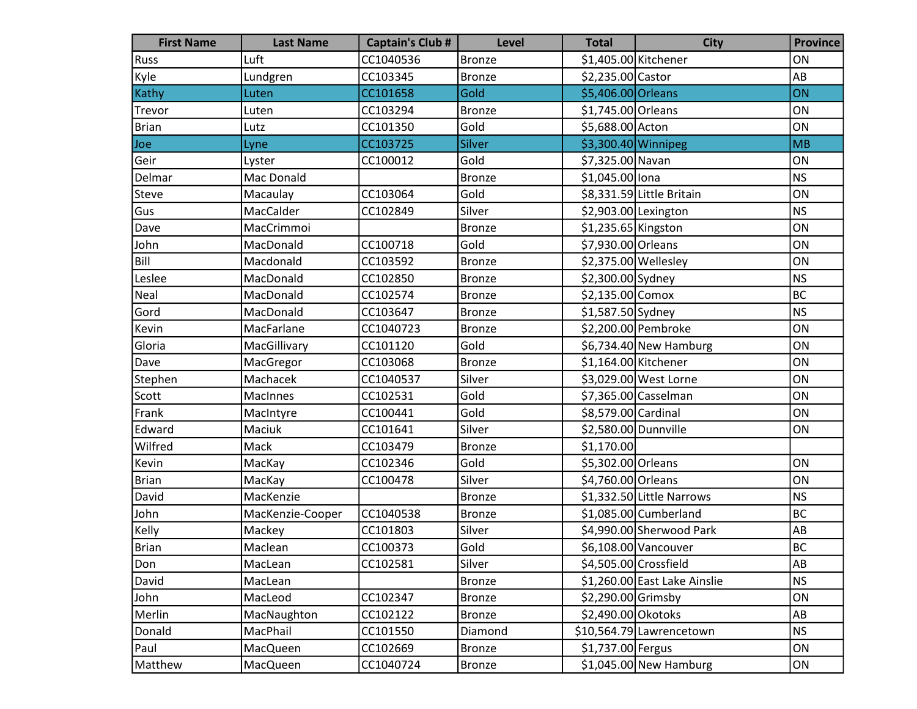| First Name | Last Name | Captain's Club # | Level | Total | City | Province |
|---|---|---|---|---|---|---|
| Russ | Luft | CC1040536 | Bronze | $1,405.00 | Kitchener | ON |
| Kyle | Lundgren | CC103345 | Bronze | $2,235.00 | Castor | AB |
| Kathy | Luten | CC101658 | Gold | $5,406.00 | Orleans | ON |
| Trevor | Luten | CC103294 | Bronze | $1,745.00 | Orleans | ON |
| Brian | Lutz | CC101350 | Gold | $5,688.00 | Acton | ON |
| Joe | Lyne | CC103725 | Silver | $3,300.40 | Winnipeg | MB |
| Geir | Lyster | CC100012 | Gold | $7,325.00 | Navan | ON |
| Delmar | Mac Donald | | Bronze | $1,045.00 | Iona | NS |
| Steve | Macaulay | CC103064 | Gold | $8,331.59 | Little Britain | ON |
| Gus | MacCalder | CC102849 | Silver | $2,903.00 | Lexington | NS |
| Dave | MacCrimmoi | | Bronze | $1,235.65 | Kingston | ON |
| John | MacDonald | CC100718 | Gold | $7,930.00 | Orleans | ON |
| Bill | Macdonald | CC103592 | Bronze | $2,375.00 | Wellesley | ON |
| Leslee | MacDonald | CC102850 | Bronze | $2,300.00 | Sydney | NS |
| Neal | MacDonald | CC102574 | Bronze | $2,135.00 | Comox | BC |
| Gord | MacDonald | CC103647 | Bronze | $1,587.50 | Sydney | NS |
| Kevin | MacFarlane | CC1040723 | Bronze | $2,200.00 | Pembroke | ON |
| Gloria | MacGillivary | CC101120 | Gold | $6,734.40 | New Hamburg | ON |
| Dave | MacGregor | CC103068 | Bronze | $1,164.00 | Kitchener | ON |
| Stephen | Machacek | CC1040537 | Silver | $3,029.00 | West Lorne | ON |
| Scott | MacInnes | CC102531 | Gold | $7,365.00 | Casselman | ON |
| Frank | MacIntyre | CC100441 | Gold | $8,579.00 | Cardinal | ON |
| Edward | Maciuk | CC101641 | Silver | $2,580.00 | Dunnville | ON |
| Wilfred | Mack | CC103479 | Bronze | $1,170.00 | | |
| Kevin | MacKay | CC102346 | Gold | $5,302.00 | Orleans | ON |
| Brian | MacKay | CC100478 | Silver | $4,760.00 | Orleans | ON |
| David | MacKenzie | | Bronze | $1,332.50 | Little Narrows | NS |
| John | MacKenzie-Cooper | CC1040538 | Bronze | $1,085.00 | Cumberland | BC |
| Kelly | Mackey | CC101803 | Silver | $4,990.00 | Sherwood Park | AB |
| Brian | Maclean | CC100373 | Gold | $6,108.00 | Vancouver | BC |
| Don | MacLean | CC102581 | Silver | $4,505.00 | Crossfield | AB |
| David | MacLean | | Bronze | $1,260.00 | East Lake Ainslie | NS |
| John | MacLeod | CC102347 | Bronze | $2,290.00 | Grimsby | ON |
| Merlin | MacNaughton | CC102122 | Bronze | $2,490.00 | Okotoks | AB |
| Donald | MacPhail | CC101550 | Diamond | $10,564.79 | Lawrencetown | NS |
| Paul | MacQueen | CC102669 | Bronze | $1,737.00 | Fergus | ON |
| Matthew | MacQueen | CC1040724 | Bronze | $1,045.00 | New Hamburg | ON |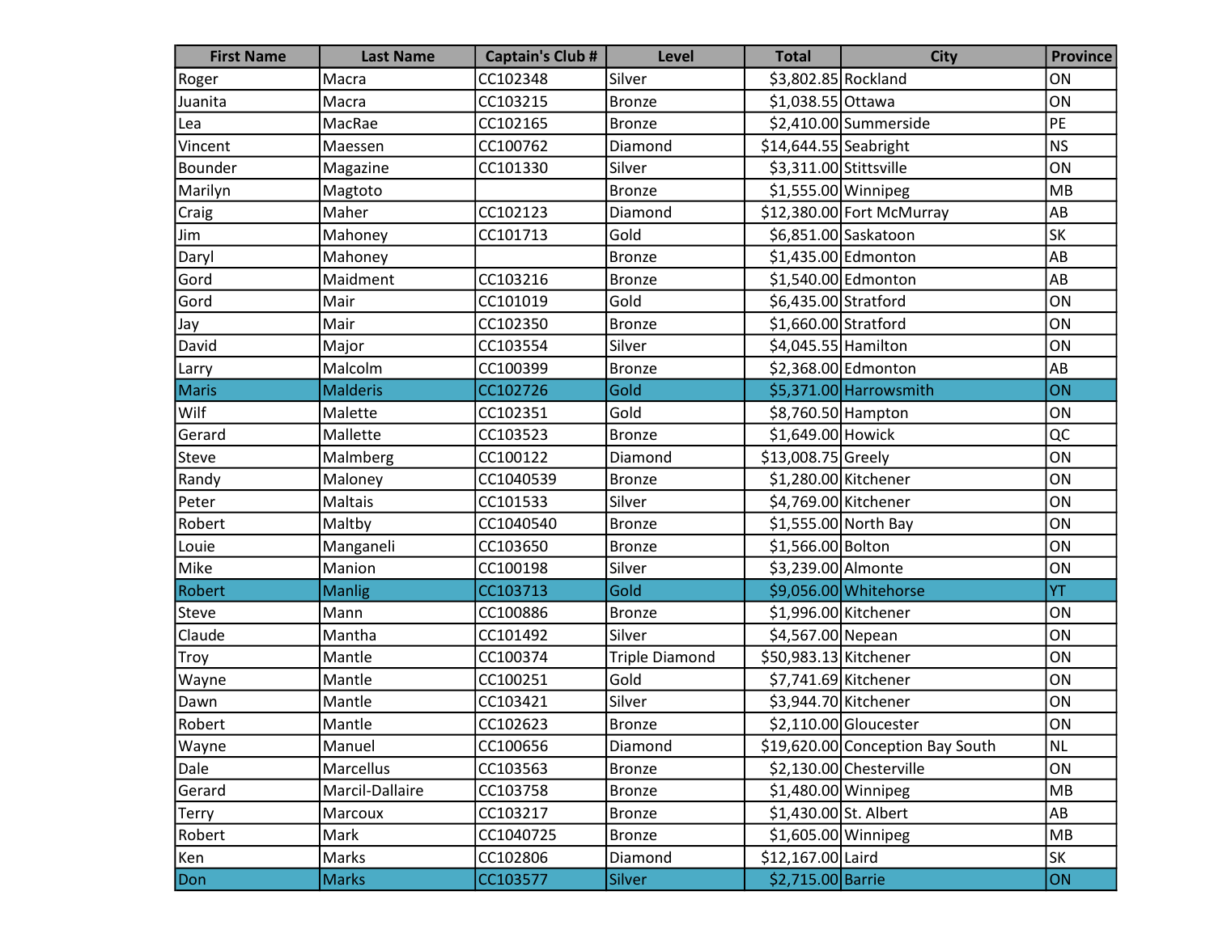| First Name | Last Name | Captain's Club # | Level | Total | City | Province |
|---|---|---|---|---|---|---|
| Roger | Macra | CC102348 | Silver | $3,802.85 | Rockland | ON |
| Juanita | Macra | CC103215 | Bronze | $1,038.55 | Ottawa | ON |
| Lea | MacRae | CC102165 | Bronze | $2,410.00 | Summerside | PE |
| Vincent | Maessen | CC100762 | Diamond | $14,644.55 | Seabright | NS |
| Bounder | Magazine | CC101330 | Silver | $3,311.00 | Stittsville | ON |
| Marilyn | Magtoto | | Bronze | $1,555.00 | Winnipeg | MB |
| Craig | Maher | CC102123 | Diamond | $12,380.00 | Fort McMurray | AB |
| Jim | Mahoney | CC101713 | Gold | $6,851.00 | Saskatoon | SK |
| Daryl | Mahoney | | Bronze | $1,435.00 | Edmonton | AB |
| Gord | Maidment | CC103216 | Bronze | $1,540.00 | Edmonton | AB |
| Gord | Mair | CC101019 | Gold | $6,435.00 | Stratford | ON |
| Jay | Mair | CC102350 | Bronze | $1,660.00 | Stratford | ON |
| David | Major | CC103554 | Silver | $4,045.55 | Hamilton | ON |
| Larry | Malcolm | CC100399 | Bronze | $2,368.00 | Edmonton | AB |
| Maris | Malderis | CC102726 | Gold | $5,371.00 | Harrowsmith | ON |
| Wilf | Malette | CC102351 | Gold | $8,760.50 | Hampton | ON |
| Gerard | Mallette | CC103523 | Bronze | $1,649.00 | Howick | QC |
| Steve | Malmberg | CC100122 | Diamond | $13,008.75 | Greely | ON |
| Randy | Maloney | CC1040539 | Bronze | $1,280.00 | Kitchener | ON |
| Peter | Maltais | CC101533 | Silver | $4,769.00 | Kitchener | ON |
| Robert | Maltby | CC1040540 | Bronze | $1,555.00 | North Bay | ON |
| Louie | Manganeli | CC103650 | Bronze | $1,566.00 | Bolton | ON |
| Mike | Manion | CC100198 | Silver | $3,239.00 | Almonte | ON |
| Robert | Manlig | CC103713 | Gold | $9,056.00 | Whitehorse | YT |
| Steve | Mann | CC100886 | Bronze | $1,996.00 | Kitchener | ON |
| Claude | Mantha | CC101492 | Silver | $4,567.00 | Nepean | ON |
| Troy | Mantle | CC100374 | Triple Diamond | $50,983.13 | Kitchener | ON |
| Wayne | Mantle | CC100251 | Gold | $7,741.69 | Kitchener | ON |
| Dawn | Mantle | CC103421 | Silver | $3,944.70 | Kitchener | ON |
| Robert | Mantle | CC102623 | Bronze | $2,110.00 | Gloucester | ON |
| Wayne | Manuel | CC100656 | Diamond | $19,620.00 | Conception Bay South | NL |
| Dale | Marcellus | CC103563 | Bronze | $2,130.00 | Chesterville | ON |
| Gerard | Marcil-Dallaire | CC103758 | Bronze | $1,480.00 | Winnipeg | MB |
| Terry | Marcoux | CC103217 | Bronze | $1,430.00 | St. Albert | AB |
| Robert | Mark | CC1040725 | Bronze | $1,605.00 | Winnipeg | MB |
| Ken | Marks | CC102806 | Diamond | $12,167.00 | Laird | SK |
| Don | Marks | CC103577 | Silver | $2,715.00 | Barrie | ON |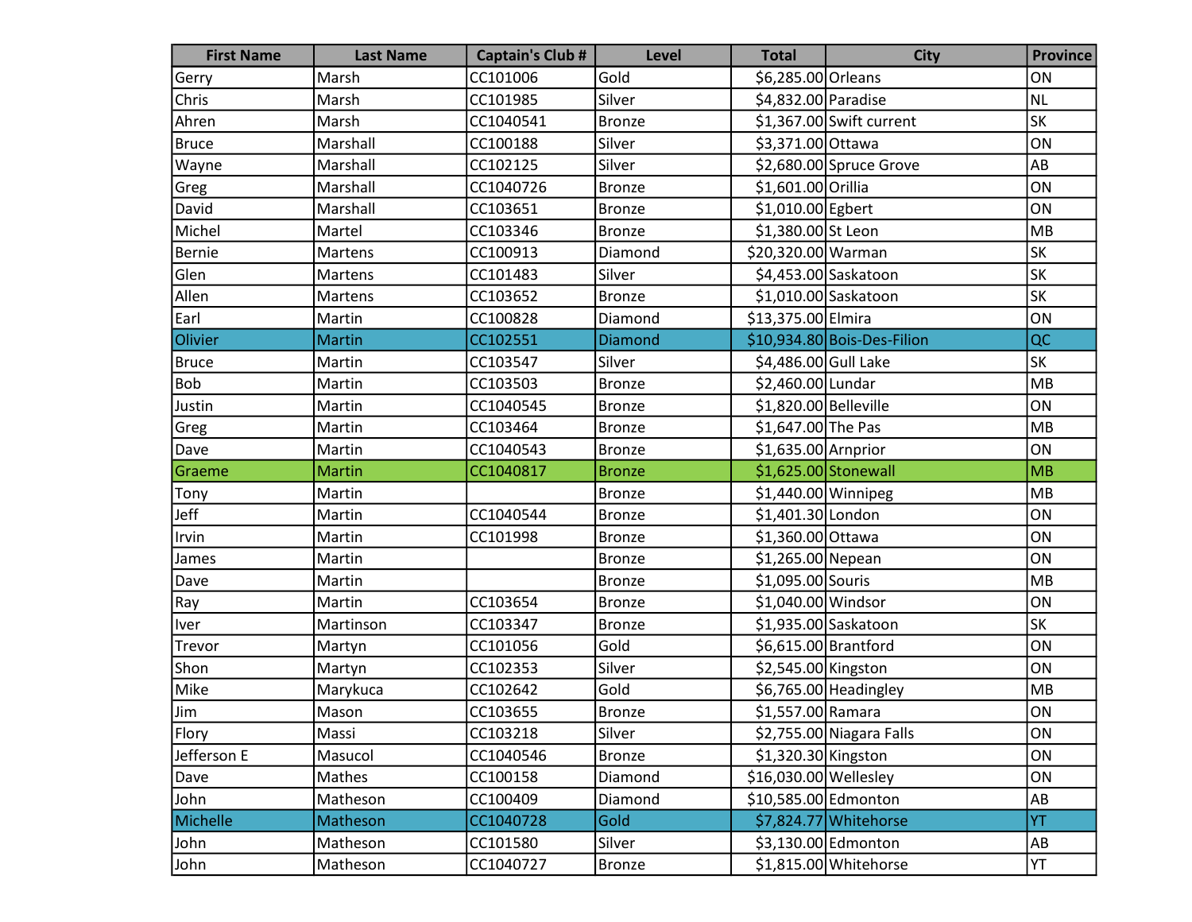| First Name | Last Name | Captain's Club # | Level | Total | City | Province |
| --- | --- | --- | --- | --- | --- | --- |
| Gerry | Marsh | CC101006 | Gold | $6,285.00 | Orleans | ON |
| Chris | Marsh | CC101985 | Silver | $4,832.00 | Paradise | NL |
| Ahren | Marsh | CC1040541 | Bronze | $1,367.00 | Swift current | SK |
| Bruce | Marshall | CC100188 | Silver | $3,371.00 | Ottawa | ON |
| Wayne | Marshall | CC102125 | Silver | $2,680.00 | Spruce Grove | AB |
| Greg | Marshall | CC1040726 | Bronze | $1,601.00 | Orillia | ON |
| David | Marshall | CC103651 | Bronze | $1,010.00 | Egbert | ON |
| Michel | Martel | CC103346 | Bronze | $1,380.00 | St Leon | MB |
| Bernie | Martens | CC100913 | Diamond | $20,320.00 | Warman | SK |
| Glen | Martens | CC101483 | Silver | $4,453.00 | Saskatoon | SK |
| Allen | Martens | CC103652 | Bronze | $1,010.00 | Saskatoon | SK |
| Earl | Martin | CC100828 | Diamond | $13,375.00 | Elmira | ON |
| Olivier | Martin | CC102551 | Diamond | $10,934.80 | Bois-Des-Filion | QC |
| Bruce | Martin | CC103547 | Silver | $4,486.00 | Gull Lake | SK |
| Bob | Martin | CC103503 | Bronze | $2,460.00 | Lundar | MB |
| Justin | Martin | CC1040545 | Bronze | $1,820.00 | Belleville | ON |
| Greg | Martin | CC103464 | Bronze | $1,647.00 | The Pas | MB |
| Dave | Martin | CC1040543 | Bronze | $1,635.00 | Arnprior | ON |
| Graeme | Martin | CC1040817 | Bronze | $1,625.00 | Stonewall | MB |
| Tony | Martin | | Bronze | $1,440.00 | Winnipeg | MB |
| Jeff | Martin | CC1040544 | Bronze | $1,401.30 | London | ON |
| Irvin | Martin | CC101998 | Bronze | $1,360.00 | Ottawa | ON |
| James | Martin | | Bronze | $1,265.00 | Nepean | ON |
| Dave | Martin | | Bronze | $1,095.00 | Souris | MB |
| Ray | Martin | CC103654 | Bronze | $1,040.00 | Windsor | ON |
| Iver | Martinson | CC103347 | Bronze | $1,935.00 | Saskatoon | SK |
| Trevor | Martyn | CC101056 | Gold | $6,615.00 | Brantford | ON |
| Shon | Martyn | CC102353 | Silver | $2,545.00 | Kingston | ON |
| Mike | Marykuca | CC102642 | Gold | $6,765.00 | Headingley | MB |
| Jim | Mason | CC103655 | Bronze | $1,557.00 | Ramara | ON |
| Flory | Massi | CC103218 | Silver | $2,755.00 | Niagara Falls | ON |
| Jefferson E | Masucol | CC1040546 | Bronze | $1,320.30 | Kingston | ON |
| Dave | Mathes | CC100158 | Diamond | $16,030.00 | Wellesley | ON |
| John | Matheson | CC100409 | Diamond | $10,585.00 | Edmonton | AB |
| Michelle | Matheson | CC1040728 | Gold | $7,824.77 | Whitehorse | YT |
| John | Matheson | CC101580 | Silver | $3,130.00 | Edmonton | AB |
| John | Matheson | CC1040727 | Bronze | $1,815.00 | Whitehorse | YT |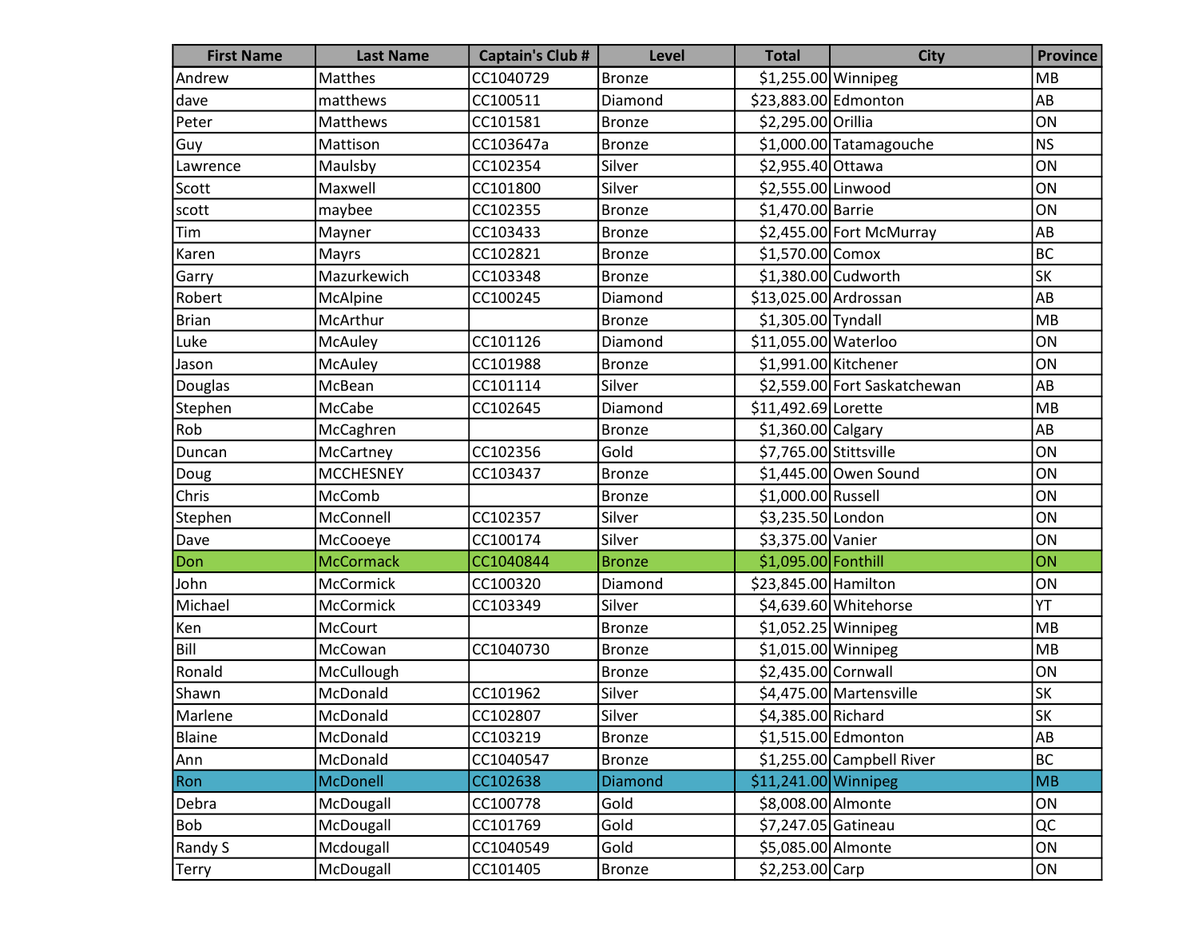| First Name | Last Name | Captain's Club # | Level | Total | City | Province |
|---|---|---|---|---|---|---|
| Andrew | Matthes | CC1040729 | Bronze | $1,255.00 | Winnipeg | MB |
| dave | matthews | CC100511 | Diamond | $23,883.00 | Edmonton | AB |
| Peter | Matthews | CC101581 | Bronze | $2,295.00 | Orillia | ON |
| Guy | Mattison | CC103647a | Bronze | $1,000.00 | Tatamagouche | NS |
| Lawrence | Maulsby | CC102354 | Silver | $2,955.40 | Ottawa | ON |
| Scott | Maxwell | CC101800 | Silver | $2,555.00 | Linwood | ON |
| scott | maybee | CC102355 | Bronze | $1,470.00 | Barrie | ON |
| Tim | Mayner | CC103433 | Bronze | $2,455.00 | Fort McMurray | AB |
| Karen | Mayrs | CC102821 | Bronze | $1,570.00 | Comox | BC |
| Garry | Mazurkewich | CC103348 | Bronze | $1,380.00 | Cudworth | SK |
| Robert | McAlpine | CC100245 | Diamond | $13,025.00 | Ardrossan | AB |
| Brian | McArthur | | Bronze | $1,305.00 | Tyndall | MB |
| Luke | McAuley | CC101126 | Diamond | $11,055.00 | Waterloo | ON |
| Jason | McAuley | CC101988 | Bronze | $1,991.00 | Kitchener | ON |
| Douglas | McBean | CC101114 | Silver | $2,559.00 | Fort Saskatchewan | AB |
| Stephen | McCabe | CC102645 | Diamond | $11,492.69 | Lorette | MB |
| Rob | McCaghren | | Bronze | $1,360.00 | Calgary | AB |
| Duncan | McCartney | CC102356 | Gold | $7,765.00 | Stittsville | ON |
| Doug | MCCHESNEY | CC103437 | Bronze | $1,445.00 | Owen Sound | ON |
| Chris | McComb | | Bronze | $1,000.00 | Russell | ON |
| Stephen | McConnell | CC102357 | Silver | $3,235.50 | London | ON |
| Dave | McCooeye | CC100174 | Silver | $3,375.00 | Vanier | ON |
| Don | McCormack | CC1040844 | Bronze | $1,095.00 | Fonthill | ON |
| John | McCormick | CC100320 | Diamond | $23,845.00 | Hamilton | ON |
| Michael | McCormick | CC103349 | Silver | $4,639.60 | Whitehorse | YT |
| Ken | McCourt | | Bronze | $1,052.25 | Winnipeg | MB |
| Bill | McCowan | CC1040730 | Bronze | $1,015.00 | Winnipeg | MB |
| Ronald | McCullough | | Bronze | $2,435.00 | Cornwall | ON |
| Shawn | McDonald | CC101962 | Silver | $4,475.00 | Martensville | SK |
| Marlene | McDonald | CC102807 | Silver | $4,385.00 | Richard | SK |
| Blaine | McDonald | CC103219 | Bronze | $1,515.00 | Edmonton | AB |
| Ann | McDonald | CC1040547 | Bronze | $1,255.00 | Campbell River | BC |
| Ron | McDonell | CC102638 | Diamond | $11,241.00 | Winnipeg | MB |
| Debra | McDougall | CC100778 | Gold | $8,008.00 | Almonte | ON |
| Bob | McDougall | CC101769 | Gold | $7,247.05 | Gatineau | QC |
| Randy S | Mcdougall | CC1040549 | Gold | $5,085.00 | Almonte | ON |
| Terry | McDougall | CC101405 | Bronze | $2,253.00 | Carp | ON |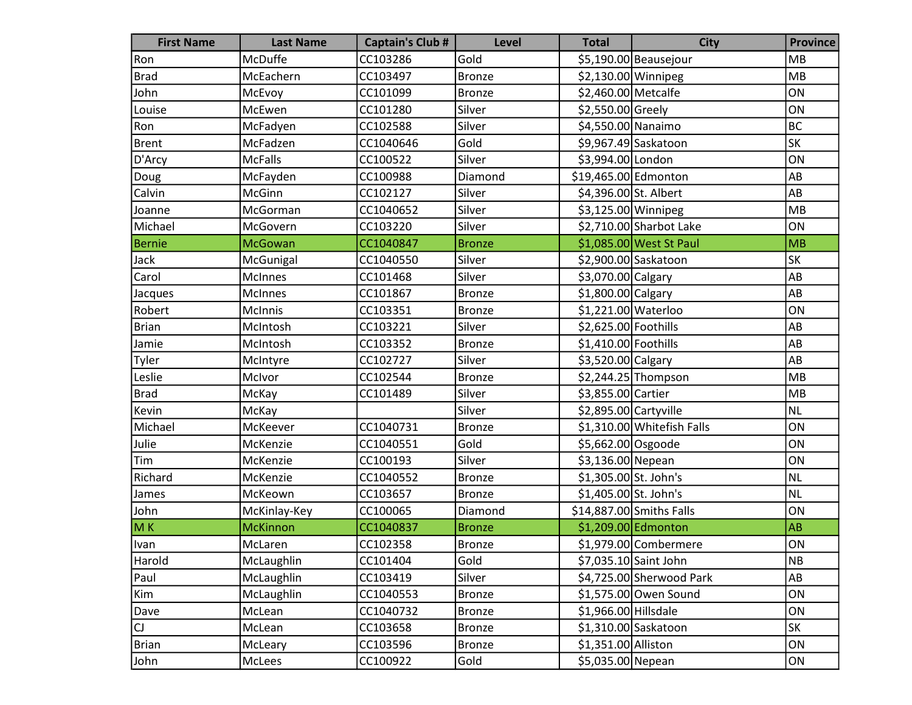| First Name | Last Name | Captain's Club # | Level | Total | City | Province |
|---|---|---|---|---|---|---|
| Ron | McDuffe | CC103286 | Gold | $5,190.00 | Beausejour | MB |
| Brad | McEachern | CC103497 | Bronze | $2,130.00 | Winnipeg | MB |
| John | McEvoy | CC101099 | Bronze | $2,460.00 | Metcalfe | ON |
| Louise | McEwen | CC101280 | Silver | $2,550.00 | Greely | ON |
| Ron | McFadyen | CC102588 | Silver | $4,550.00 | Nanaimo | BC |
| Brent | McFadzen | CC1040646 | Gold | $9,967.49 | Saskatoon | SK |
| D'Arcy | McFalls | CC100522 | Silver | $3,994.00 | London | ON |
| Doug | McFayden | CC100988 | Diamond | $19,465.00 | Edmonton | AB |
| Calvin | McGinn | CC102127 | Silver | $4,396.00 | St. Albert | AB |
| Joanne | McGorman | CC1040652 | Silver | $3,125.00 | Winnipeg | MB |
| Michael | McGovern | CC103220 | Silver | $2,710.00 | Sharbot Lake | ON |
| Bernie | McGowan | CC1040847 | Bronze | $1,085.00 | West St Paul | MB |
| Jack | McGunigal | CC1040550 | Silver | $2,900.00 | Saskatoon | SK |
| Carol | McInnes | CC101468 | Silver | $3,070.00 | Calgary | AB |
| Jacques | McInnes | CC101867 | Bronze | $1,800.00 | Calgary | AB |
| Robert | McInnis | CC103351 | Bronze | $1,221.00 | Waterloo | ON |
| Brian | McIntosh | CC103221 | Silver | $2,625.00 | Foothills | AB |
| Jamie | McIntosh | CC103352 | Bronze | $1,410.00 | Foothills | AB |
| Tyler | McIntyre | CC102727 | Silver | $3,520.00 | Calgary | AB |
| Leslie | McIvor | CC102544 | Bronze | $2,244.25 | Thompson | MB |
| Brad | McKay | CC101489 | Silver | $3,855.00 | Cartier | MB |
| Kevin | McKay | | Silver | $2,895.00 | Cartyville | NL |
| Michael | McKeever | CC1040731 | Bronze | $1,310.00 | Whitefish Falls | ON |
| Julie | McKenzie | CC1040551 | Gold | $5,662.00 | Osgoode | ON |
| Tim | McKenzie | CC100193 | Silver | $3,136.00 | Nepean | ON |
| Richard | McKenzie | CC1040552 | Bronze | $1,305.00 | St. John's | NL |
| James | McKeown | CC103657 | Bronze | $1,405.00 | St. John's | NL |
| John | McKinlay-Key | CC100065 | Diamond | $14,887.00 | Smiths Falls | ON |
| M K | McKinnon | CC1040837 | Bronze | $1,209.00 | Edmonton | AB |
| Ivan | McLaren | CC102358 | Bronze | $1,979.00 | Combermere | ON |
| Harold | McLaughlin | CC101404 | Gold | $7,035.10 | Saint John | NB |
| Paul | McLaughlin | CC103419 | Silver | $4,725.00 | Sherwood Park | AB |
| Kim | McLaughlin | CC1040553 | Bronze | $1,575.00 | Owen Sound | ON |
| Dave | McLean | CC1040732 | Bronze | $1,966.00 | Hillsdale | ON |
| CJ | McLean | CC103658 | Bronze | $1,310.00 | Saskatoon | SK |
| Brian | McLeary | CC103596 | Bronze | $1,351.00 | Alliston | ON |
| John | McLees | CC100922 | Gold | $5,035.00 | Nepean | ON |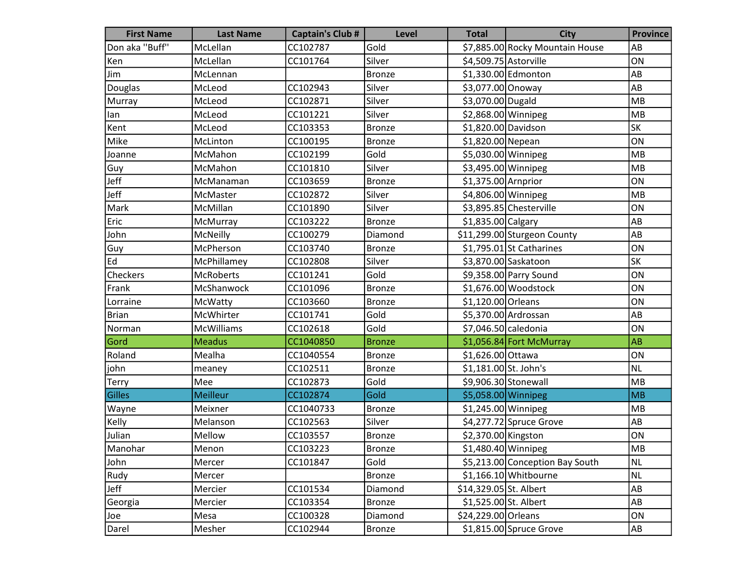| First Name | Last Name | Captain's Club # | Level | Total | City | Province |
|---|---|---|---|---|---|---|
| Don aka "Buff" | McLellan | CC102787 | Gold | $7,885.00 | Rocky Mountain House | AB |
| Ken | McLellan | CC101764 | Silver | $4,509.75 | Astorville | ON |
| Jim | McLennan | | Bronze | $1,330.00 | Edmonton | AB |
| Douglas | McLeod | CC102943 | Silver | $3,077.00 | Onoway | AB |
| Murray | McLeod | CC102871 | Silver | $3,070.00 | Dugald | MB |
| Ian | McLeod | CC101221 | Silver | $2,868.00 | Winnipeg | MB |
| Kent | McLeod | CC103353 | Bronze | $1,820.00 | Davidson | SK |
| Mike | McLinton | CC100195 | Bronze | $1,820.00 | Nepean | ON |
| Joanne | McMahon | CC102199 | Gold | $5,030.00 | Winnipeg | MB |
| Guy | McMahon | CC101810 | Silver | $3,495.00 | Winnipeg | MB |
| Jeff | McManaman | CC103659 | Bronze | $1,375.00 | Arnprior | ON |
| Jeff | McMaster | CC102872 | Silver | $4,806.00 | Winnipeg | MB |
| Mark | McMillan | CC101890 | Silver | $3,895.85 | Chesterville | ON |
| Eric | McMurray | CC103222 | Bronze | $1,835.00 | Calgary | AB |
| John | McNeilly | CC100279 | Diamond | $11,299.00 | Sturgeon County | AB |
| Guy | McPherson | CC103740 | Bronze | $1,795.01 | St Catharines | ON |
| Ed | McPhillamey | CC102808 | Silver | $3,870.00 | Saskatoon | SK |
| Checkers | McRoberts | CC101241 | Gold | $9,358.00 | Parry Sound | ON |
| Frank | McShanwock | CC101096 | Bronze | $1,676.00 | Woodstock | ON |
| Lorraine | McWatty | CC103660 | Bronze | $1,120.00 | Orleans | ON |
| Brian | McWhirter | CC101741 | Gold | $5,370.00 | Ardrossan | AB |
| Norman | McWilliams | CC102618 | Gold | $7,046.50 | caledonia | ON |
| Gord | Meadus | CC1040850 | Bronze | $1,056.84 | Fort McMurray | AB |
| Roland | Mealha | CC1040554 | Bronze | $1,626.00 | Ottawa | ON |
| john | meaney | CC102511 | Bronze | $1,181.00 | St. John's | NL |
| Terry | Mee | CC102873 | Gold | $9,906.30 | Stonewall | MB |
| Gilles | Meilleur | CC102874 | Gold | $5,058.00 | Winnipeg | MB |
| Wayne | Meixner | CC1040733 | Bronze | $1,245.00 | Winnipeg | MB |
| Kelly | Melanson | CC102563 | Silver | $4,277.72 | Spruce Grove | AB |
| Julian | Mellow | CC103557 | Bronze | $2,370.00 | Kingston | ON |
| Manohar | Menon | CC103223 | Bronze | $1,480.40 | Winnipeg | MB |
| John | Mercer | CC101847 | Gold | $5,213.00 | Conception Bay South | NL |
| Rudy | Mercer | | Bronze | $1,166.10 | Whitbourne | NL |
| Jeff | Mercier | CC101534 | Diamond | $14,329.05 | St. Albert | AB |
| Georgia | Mercier | CC103354 | Bronze | $1,525.00 | St. Albert | AB |
| Joe | Mesa | CC100328 | Diamond | $24,229.00 | Orleans | ON |
| Darel | Mesher | CC102944 | Bronze | $1,815.00 | Spruce Grove | AB |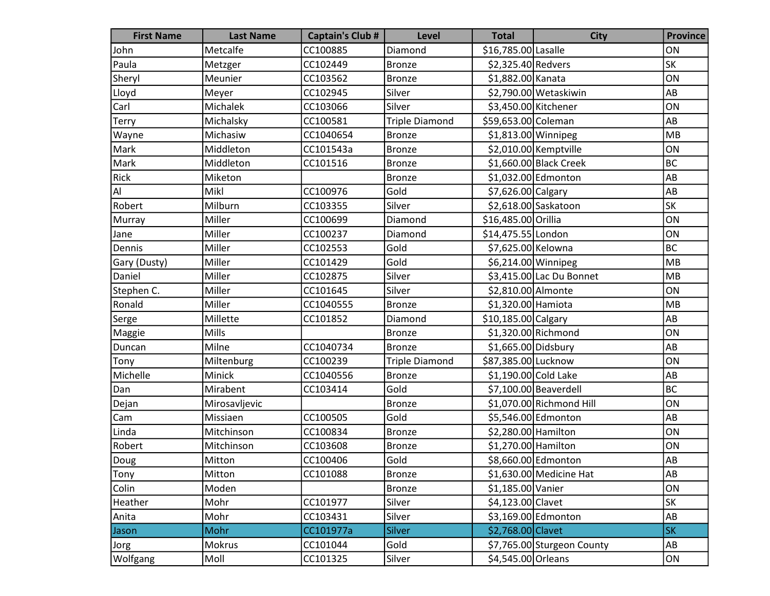| First Name | Last Name | Captain's Club # | Level | Total | City | Province |
|---|---|---|---|---|---|---|
| John | Metcalfe | CC100885 | Diamond | $16,785.00 | Lasalle | ON |
| Paula | Metzger | CC102449 | Bronze | $2,325.40 | Redvers | SK |
| Sheryl | Meunier | CC103562 | Bronze | $1,882.00 | Kanata | ON |
| Lloyd | Meyer | CC102945 | Silver | $2,790.00 | Wetaskiwin | AB |
| Carl | Michalek | CC103066 | Silver | $3,450.00 | Kitchener | ON |
| Terry | Michalsky | CC100581 | Triple Diamond | $59,653.00 | Coleman | AB |
| Wayne | Michasiw | CC1040654 | Bronze | $1,813.00 | Winnipeg | MB |
| Mark | Middleton | CC101543a | Bronze | $2,010.00 | Kemptville | ON |
| Mark | Middleton | CC101516 | Bronze | $1,660.00 | Black Creek | BC |
| Rick | Miketon | | Bronze | $1,032.00 | Edmonton | AB |
| Al | Mikl | CC100976 | Gold | $7,626.00 | Calgary | AB |
| Robert | Milburn | CC103355 | Silver | $2,618.00 | Saskatoon | SK |
| Murray | Miller | CC100699 | Diamond | $16,485.00 | Orillia | ON |
| Jane | Miller | CC100237 | Diamond | $14,475.55 | London | ON |
| Dennis | Miller | CC102553 | Gold | $7,625.00 | Kelowna | BC |
| Gary (Dusty) | Miller | CC101429 | Gold | $6,214.00 | Winnipeg | MB |
| Daniel | Miller | CC102875 | Silver | $3,415.00 | Lac Du Bonnet | MB |
| Stephen C. | Miller | CC101645 | Silver | $2,810.00 | Almonte | ON |
| Ronald | Miller | CC1040555 | Bronze | $1,320.00 | Hamiota | MB |
| Serge | Millette | CC101852 | Diamond | $10,185.00 | Calgary | AB |
| Maggie | Mills | | Bronze | $1,320.00 | Richmond | ON |
| Duncan | Milne | CC1040734 | Bronze | $1,665.00 | Didsbury | AB |
| Tony | Miltenburg | CC100239 | Triple Diamond | $87,385.00 | Lucknow | ON |
| Michelle | Minick | CC1040556 | Bronze | $1,190.00 | Cold Lake | AB |
| Dan | Mirabent | CC103414 | Gold | $7,100.00 | Beaverdell | BC |
| Dejan | Mirosavljevic | | Bronze | $1,070.00 | Richmond Hill | ON |
| Cam | Missiaen | CC100505 | Gold | $5,546.00 | Edmonton | AB |
| Linda | Mitchinson | CC100834 | Bronze | $2,280.00 | Hamilton | ON |
| Robert | Mitchinson | CC103608 | Bronze | $1,270.00 | Hamilton | ON |
| Doug | Mitton | CC100406 | Gold | $8,660.00 | Edmonton | AB |
| Tony | Mitton | CC101088 | Bronze | $1,630.00 | Medicine Hat | AB |
| Colin | Moden | | Bronze | $1,185.00 | Vanier | ON |
| Heather | Mohr | CC101977 | Silver | $4,123.00 | Clavet | SK |
| Anita | Mohr | CC103431 | Silver | $3,169.00 | Edmonton | AB |
| Jason | Mohr | CC101977a | Silver | $2,768.00 | Clavet | SK |
| Jorg | Mokrus | CC101044 | Gold | $7,765.00 | Sturgeon County | AB |
| Wolfgang | Moll | CC101325 | Silver | $4,545.00 | Orleans | ON |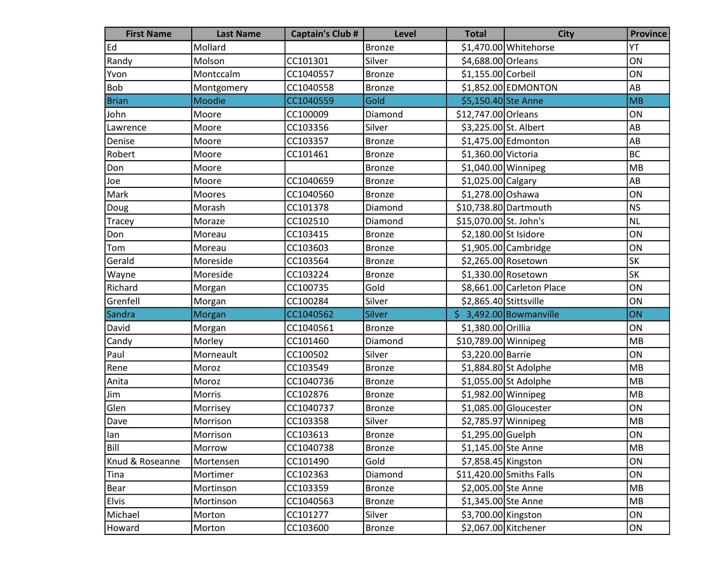| First Name | Last Name | Captain's Club # | Level | Total | City | Province |
|---|---|---|---|---|---|---|
| Ed | Mollard | | Bronze | $1,470.00 | Whitehorse | YT |
| Randy | Molson | CC101301 | Silver | $4,688.00 | Orleans | ON |
| Yvon | Montccalm | CC1040557 | Bronze | $1,155.00 | Corbeil | ON |
| Bob | Montgomery | CC1040558 | Bronze | $1,852.00 | EDMONTON | AB |
| Brian | Moodie | CC1040559 | Gold | $5,150.40 | Ste Anne | MB |
| John | Moore | CC100009 | Diamond | $12,747.00 | Orleans | ON |
| Lawrence | Moore | CC103356 | Silver | $3,225.00 | St. Albert | AB |
| Denise | Moore | CC103357 | Bronze | $1,475.00 | Edmonton | AB |
| Robert | Moore | CC101461 | Bronze | $1,360.00 | Victoria | BC |
| Don | Moore | | Bronze | $1,040.00 | Winnipeg | MB |
| Joe | Moore | CC1040659 | Bronze | $1,025.00 | Calgary | AB |
| Mark | Moores | CC1040560 | Bronze | $1,278.00 | Oshawa | ON |
| Doug | Morash | CC101378 | Diamond | $10,738.80 | Dartmouth | NS |
| Tracey | Moraze | CC102510 | Diamond | $15,070.00 | St. John's | NL |
| Don | Moreau | CC103415 | Bronze | $2,180.00 | St Isidore | ON |
| Tom | Moreau | CC103603 | Bronze | $1,905.00 | Cambridge | ON |
| Gerald | Moreside | CC103564 | Bronze | $2,265.00 | Rosetown | SK |
| Wayne | Moreside | CC103224 | Bronze | $1,330.00 | Rosetown | SK |
| Richard | Morgan | CC100735 | Gold | $8,661.00 | Carleton Place | ON |
| Grenfell | Morgan | CC100284 | Silver | $2,865.40 | Stittsville | ON |
| Sandra | Morgan | CC1040562 | Silver | $ 3,492.00 | Bowmanville | ON |
| David | Morgan | CC1040561 | Bronze | $1,380.00 | Orillia | ON |
| Candy | Morley | CC101460 | Diamond | $10,789.00 | Winnipeg | MB |
| Paul | Morneault | CC100502 | Silver | $3,220.00 | Barrie | ON |
| Rene | Moroz | CC103549 | Bronze | $1,884.80 | St Adolphe | MB |
| Anita | Moroz | CC1040736 | Bronze | $1,055.00 | St Adolphe | MB |
| Jim | Morris | CC102876 | Bronze | $1,982.00 | Winnipeg | MB |
| Glen | Morrisey | CC1040737 | Bronze | $1,085.00 | Gloucester | ON |
| Dave | Morrison | CC103358 | Silver | $2,785.97 | Winnipeg | MB |
| Ian | Morrison | CC103613 | Bronze | $1,295.00 | Guelph | ON |
| Bill | Morrow | CC1040738 | Bronze | $1,145.00 | Ste Anne | MB |
| Knud & Roseanne | Mortensen | CC101490 | Gold | $7,858.45 | Kingston | ON |
| Tina | Mortimer | CC102363 | Diamond | $11,420.00 | Smiths Falls | ON |
| Bear | Mortinson | CC103359 | Bronze | $2,005.00 | Ste Anne | MB |
| Elvis | Mortinson | CC1040563 | Bronze | $1,345.00 | Ste Anne | MB |
| Michael | Morton | CC101277 | Silver | $3,700.00 | Kingston | ON |
| Howard | Morton | CC103600 | Bronze | $2,067.00 | Kitchener | ON |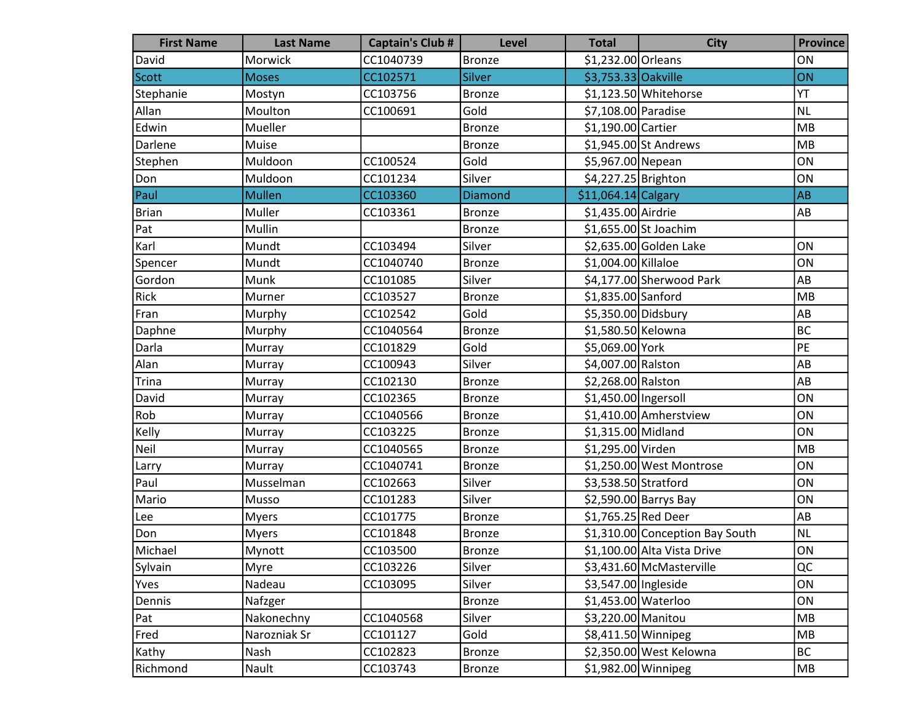| First Name | Last Name | Captain's Club # | Level | Total | City | Province |
|---|---|---|---|---|---|---|
| David | Morwick | CC1040739 | Bronze | $1,232.00 | Orleans | ON |
| Scott | Moses | CC102571 | Silver | $3,753.33 | Oakville | ON |
| Stephanie | Mostyn | CC103756 | Bronze | $1,123.50 | Whitehorse | YT |
| Allan | Moulton | CC100691 | Gold | $7,108.00 | Paradise | NL |
| Edwin | Mueller | | Bronze | $1,190.00 | Cartier | MB |
| Darlene | Muise | | Bronze | $1,945.00 | St Andrews | MB |
| Stephen | Muldoon | CC100524 | Gold | $5,967.00 | Nepean | ON |
| Don | Muldoon | CC101234 | Silver | $4,227.25 | Brighton | ON |
| Paul | Mullen | CC103360 | Diamond | $11,064.14 | Calgary | AB |
| Brian | Muller | CC103361 | Bronze | $1,435.00 | Airdrie | AB |
| Pat | Mullin | | Bronze | $1,655.00 | St Joachim | |
| Karl | Mundt | CC103494 | Silver | $2,635.00 | Golden Lake | ON |
| Spencer | Mundt | CC1040740 | Bronze | $1,004.00 | Killaloe | ON |
| Gordon | Munk | CC101085 | Silver | $4,177.00 | Sherwood Park | AB |
| Rick | Murner | CC103527 | Bronze | $1,835.00 | Sanford | MB |
| Fran | Murphy | CC102542 | Gold | $5,350.00 | Didsbury | AB |
| Daphne | Murphy | CC1040564 | Bronze | $1,580.50 | Kelowna | BC |
| Darla | Murray | CC101829 | Gold | $5,069.00 | York | PE |
| Alan | Murray | CC100943 | Silver | $4,007.00 | Ralston | AB |
| Trina | Murray | CC102130 | Bronze | $2,268.00 | Ralston | AB |
| David | Murray | CC102365 | Bronze | $1,450.00 | Ingersoll | ON |
| Rob | Murray | CC1040566 | Bronze | $1,410.00 | Amherstview | ON |
| Kelly | Murray | CC103225 | Bronze | $1,315.00 | Midland | ON |
| Neil | Murray | CC1040565 | Bronze | $1,295.00 | Virden | MB |
| Larry | Murray | CC1040741 | Bronze | $1,250.00 | West Montrose | ON |
| Paul | Musselman | CC102663 | Silver | $3,538.50 | Stratford | ON |
| Mario | Musso | CC101283 | Silver | $2,590.00 | Barrys Bay | ON |
| Lee | Myers | CC101775 | Bronze | $1,765.25 | Red Deer | AB |
| Don | Myers | CC101848 | Bronze | $1,310.00 | Conception Bay South | NL |
| Michael | Mynott | CC103500 | Bronze | $1,100.00 | Alta Vista Drive | ON |
| Sylvain | Myre | CC103226 | Silver | $3,431.60 | McMasterville | QC |
| Yves | Nadeau | CC103095 | Silver | $3,547.00 | Ingleside | ON |
| Dennis | Nafzger | | Bronze | $1,453.00 | Waterloo | ON |
| Pat | Nakonechny | CC1040568 | Silver | $3,220.00 | Manitou | MB |
| Fred | Narozniak Sr | CC101127 | Gold | $8,411.50 | Winnipeg | MB |
| Kathy | Nash | CC102823 | Bronze | $2,350.00 | West Kelowna | BC |
| Richmond | Nault | CC103743 | Bronze | $1,982.00 | Winnipeg | MB |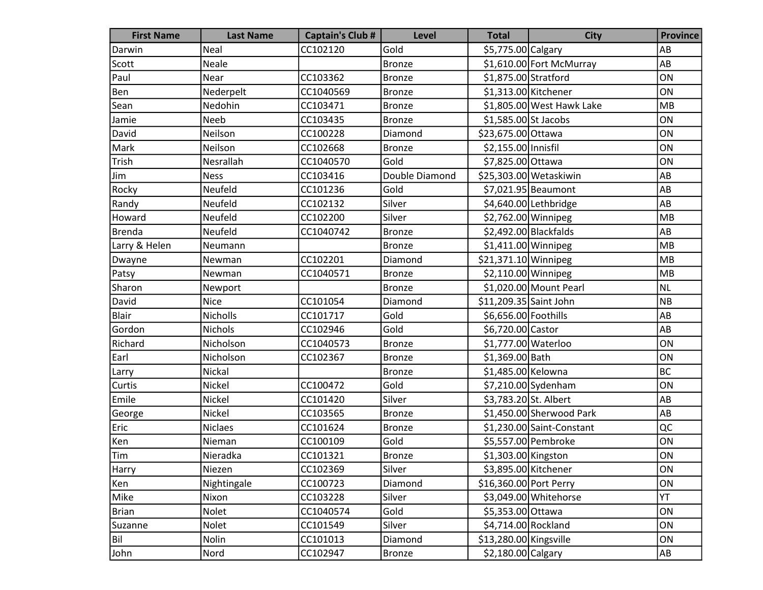| First Name | Last Name | Captain's Club # | Level | Total | City | Province |
| --- | --- | --- | --- | --- | --- | --- |
| Darwin | Neal | CC102120 | Gold | $5,775.00 | Calgary | AB |
| Scott | Neale | | Bronze | $1,610.00 | Fort McMurray | AB |
| Paul | Near | CC103362 | Bronze | $1,875.00 | Stratford | ON |
| Ben | Nederpelt | CC1040569 | Bronze | $1,313.00 | Kitchener | ON |
| Sean | Nedohin | CC103471 | Bronze | $1,805.00 | West Hawk Lake | MB |
| Jamie | Neeb | CC103435 | Bronze | $1,585.00 | St Jacobs | ON |
| David | Neilson | CC100228 | Diamond | $23,675.00 | Ottawa | ON |
| Mark | Neilson | CC102668 | Bronze | $2,155.00 | Innisfil | ON |
| Trish | Nesrallah | CC1040570 | Gold | $7,825.00 | Ottawa | ON |
| Jim | Ness | CC103416 | Double Diamond | $25,303.00 | Wetaskiwin | AB |
| Rocky | Neufeld | CC101236 | Gold | $7,021.95 | Beaumont | AB |
| Randy | Neufeld | CC102132 | Silver | $4,640.00 | Lethbridge | AB |
| Howard | Neufeld | CC102200 | Silver | $2,762.00 | Winnipeg | MB |
| Brenda | Neufeld | CC1040742 | Bronze | $2,492.00 | Blackfalds | AB |
| Larry & Helen | Neumann | | Bronze | $1,411.00 | Winnipeg | MB |
| Dwayne | Newman | CC102201 | Diamond | $21,371.10 | Winnipeg | MB |
| Patsy | Newman | CC1040571 | Bronze | $2,110.00 | Winnipeg | MB |
| Sharon | Newport | | Bronze | $1,020.00 | Mount Pearl | NL |
| David | Nice | CC101054 | Diamond | $11,209.35 | Saint John | NB |
| Blair | Nicholls | CC101717 | Gold | $6,656.00 | Foothills | AB |
| Gordon | Nichols | CC102946 | Gold | $6,720.00 | Castor | AB |
| Richard | Nicholson | CC1040573 | Bronze | $1,777.00 | Waterloo | ON |
| Earl | Nicholson | CC102367 | Bronze | $1,369.00 | Bath | ON |
| Larry | Nickal | | Bronze | $1,485.00 | Kelowna | BC |
| Curtis | Nickel | CC100472 | Gold | $7,210.00 | Sydenham | ON |
| Emile | Nickel | CC101420 | Silver | $3,783.20 | St. Albert | AB |
| George | Nickel | CC103565 | Bronze | $1,450.00 | Sherwood Park | AB |
| Eric | Niclaes | CC101624 | Bronze | $1,230.00 | Saint-Constant | QC |
| Ken | Nieman | CC100109 | Gold | $5,557.00 | Pembroke | ON |
| Tim | Nieradka | CC101321 | Bronze | $1,303.00 | Kingston | ON |
| Harry | Niezen | CC102369 | Silver | $3,895.00 | Kitchener | ON |
| Ken | Nightingale | CC100723 | Diamond | $16,360.00 | Port Perry | ON |
| Mike | Nixon | CC103228 | Silver | $3,049.00 | Whitehorse | YT |
| Brian | Nolet | CC1040574 | Gold | $5,353.00 | Ottawa | ON |
| Suzanne | Nolet | CC101549 | Silver | $4,714.00 | Rockland | ON |
| Bil | Nolin | CC101013 | Diamond | $13,280.00 | Kingsville | ON |
| John | Nord | CC102947 | Bronze | $2,180.00 | Calgary | AB |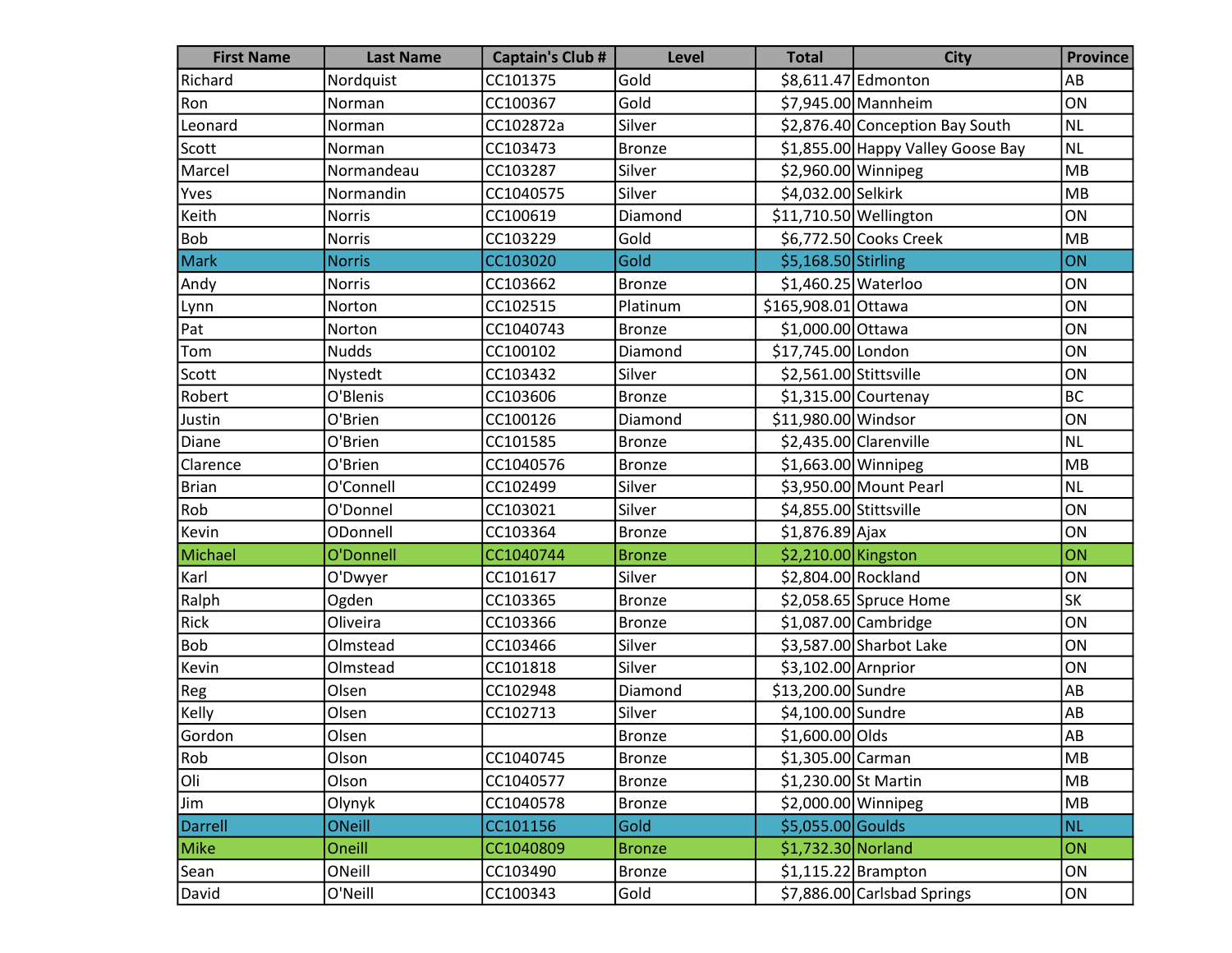| First Name | Last Name | Captain's Club # | Level | Total | City | Province |
|---|---|---|---|---|---|---|
| Richard | Nordquist | CC101375 | Gold | $8,611.47 | Edmonton | AB |
| Ron | Norman | CC100367 | Gold | $7,945.00 | Mannheim | ON |
| Leonard | Norman | CC102872a | Silver | $2,876.40 | Conception Bay South | NL |
| Scott | Norman | CC103473 | Bronze | $1,855.00 | Happy Valley Goose Bay | NL |
| Marcel | Normandeau | CC103287 | Silver | $2,960.00 | Winnipeg | MB |
| Yves | Normandin | CC1040575 | Silver | $4,032.00 | Selkirk | MB |
| Keith | Norris | CC100619 | Diamond | $11,710.50 | Wellington | ON |
| Bob | Norris | CC103229 | Gold | $6,772.50 | Cooks Creek | MB |
| Mark | Norris | CC103020 | Gold | $5,168.50 | Stirling | ON |
| Andy | Norris | CC103662 | Bronze | $1,460.25 | Waterloo | ON |
| Lynn | Norton | CC102515 | Platinum | $165,908.01 | Ottawa | ON |
| Pat | Norton | CC1040743 | Bronze | $1,000.00 | Ottawa | ON |
| Tom | Nudds | CC100102 | Diamond | $17,745.00 | London | ON |
| Scott | Nystedt | CC103432 | Silver | $2,561.00 | Stittsville | ON |
| Robert | O'Blenis | CC103606 | Bronze | $1,315.00 | Courtenay | BC |
| Justin | O'Brien | CC100126 | Diamond | $11,980.00 | Windsor | ON |
| Diane | O'Brien | CC101585 | Bronze | $2,435.00 | Clarenville | NL |
| Clarence | O'Brien | CC1040576 | Bronze | $1,663.00 | Winnipeg | MB |
| Brian | O'Connell | CC102499 | Silver | $3,950.00 | Mount Pearl | NL |
| Rob | O'Donnel | CC103021 | Silver | $4,855.00 | Stittsville | ON |
| Kevin | ODonnell | CC103364 | Bronze | $1,876.89 | Ajax | ON |
| Michael | O'Donnell | CC1040744 | Bronze | $2,210.00 | Kingston | ON |
| Karl | O'Dwyer | CC101617 | Silver | $2,804.00 | Rockland | ON |
| Ralph | Ogden | CC103365 | Bronze | $2,058.65 | Spruce Home | SK |
| Rick | Oliveira | CC103366 | Bronze | $1,087.00 | Cambridge | ON |
| Bob | Olmstead | CC103466 | Silver | $3,587.00 | Sharbot Lake | ON |
| Kevin | Olmstead | CC101818 | Silver | $3,102.00 | Arnprior | ON |
| Reg | Olsen | CC102948 | Diamond | $13,200.00 | Sundre | AB |
| Kelly | Olsen | CC102713 | Silver | $4,100.00 | Sundre | AB |
| Gordon | Olsen | | Bronze | $1,600.00 | Olds | AB |
| Rob | Olson | CC1040745 | Bronze | $1,305.00 | Carman | MB |
| Oli | Olson | CC1040577 | Bronze | $1,230.00 | St Martin | MB |
| Jim | Olynyk | CC1040578 | Bronze | $2,000.00 | Winnipeg | MB |
| Darrell | ONeill | CC101156 | Gold | $5,055.00 | Goulds | NL |
| Mike | Oneill | CC1040809 | Bronze | $1,732.30 | Norland | ON |
| Sean | ONeill | CC103490 | Bronze | $1,115.22 | Brampton | ON |
| David | O'Neill | CC100343 | Gold | $7,886.00 | Carlsbad Springs | ON |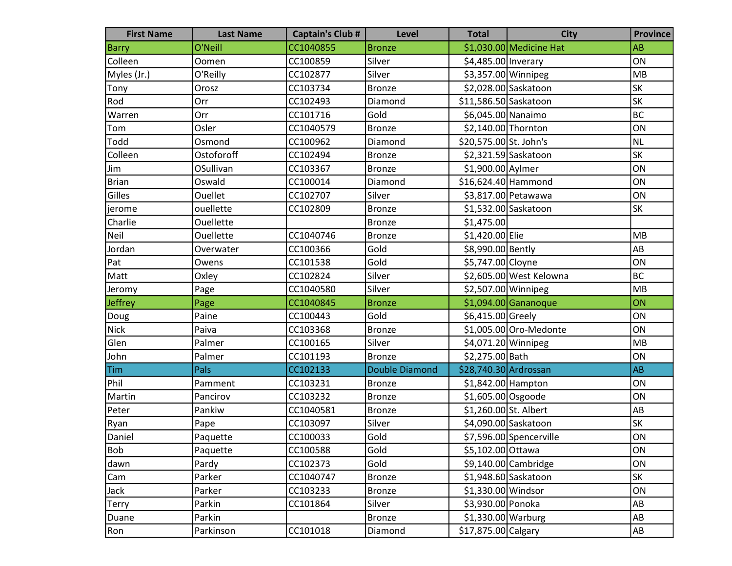| First Name | Last Name | Captain's Club # | Level | Total | City | Province |
|---|---|---|---|---|---|---|
| Barry | O'Neill | CC1040855 | Bronze | $1,030.00 | Medicine Hat | AB |
| Colleen | Oomen | CC100859 | Silver | $4,485.00 | Inverary | ON |
| Myles (Jr.) | O'Reilly | CC102877 | Silver | $3,357.00 | Winnipeg | MB |
| Tony | Orosz | CC103734 | Bronze | $2,028.00 | Saskatoon | SK |
| Rod | Orr | CC102493 | Diamond | $11,586.50 | Saskatoon | SK |
| Warren | Orr | CC101716 | Gold | $6,045.00 | Nanaimo | BC |
| Tom | Osler | CC1040579 | Bronze | $2,140.00 | Thornton | ON |
| Todd | Osmond | CC100962 | Diamond | $20,575.00 | St. John's | NL |
| Colleen | Ostoforoff | CC102494 | Bronze | $2,321.59 | Saskatoon | SK |
| Jim | OSullivan | CC103367 | Bronze | $1,900.00 | Aylmer | ON |
| Brian | Oswald | CC100014 | Diamond | $16,624.40 | Hammond | ON |
| Gilles | Ouellet | CC102707 | Silver | $3,817.00 | Petawawa | ON |
| jerome | ouellette | CC102809 | Bronze | $1,532.00 | Saskatoon | SK |
| Charlie | Ouellette | | Bronze | $1,475.00 | | |
| Neil | Ouellette | CC1040746 | Bronze | $1,420.00 | Elie | MB |
| Jordan | Overwater | CC100366 | Gold | $8,990.00 | Bently | AB |
| Pat | Owens | CC101538 | Gold | $5,747.00 | Cloyne | ON |
| Matt | Oxley | CC102824 | Silver | $2,605.00 | West Kelowna | BC |
| Jeromy | Page | CC1040580 | Silver | $2,507.00 | Winnipeg | MB |
| Jeffrey | Page | CC1040845 | Bronze | $1,094.00 | Gananoque | ON |
| Doug | Paine | CC100443 | Gold | $6,415.00 | Greely | ON |
| Nick | Paiva | CC103368 | Bronze | $1,005.00 | Oro-Medonte | ON |
| Glen | Palmer | CC100165 | Silver | $4,071.20 | Winnipeg | MB |
| John | Palmer | CC101193 | Bronze | $2,275.00 | Bath | ON |
| Tim | Pals | CC102133 | Double Diamond | $28,740.30 | Ardrossan | AB |
| Phil | Pamment | CC103231 | Bronze | $1,842.00 | Hampton | ON |
| Martin | Pancirov | CC103232 | Bronze | $1,605.00 | Osgoode | ON |
| Peter | Pankiw | CC1040581 | Bronze | $1,260.00 | St. Albert | AB |
| Ryan | Pape | CC103097 | Silver | $4,090.00 | Saskatoon | SK |
| Daniel | Paquette | CC100033 | Gold | $7,596.00 | Spencerville | ON |
| Bob | Paquette | CC100588 | Gold | $5,102.00 | Ottawa | ON |
| dawn | Pardy | CC102373 | Gold | $9,140.00 | Cambridge | ON |
| Cam | Parker | CC1040747 | Bronze | $1,948.60 | Saskatoon | SK |
| Jack | Parker | CC103233 | Bronze | $1,330.00 | Windsor | ON |
| Terry | Parkin | CC101864 | Silver | $3,930.00 | Ponoka | AB |
| Duane | Parkin | | Bronze | $1,330.00 | Warburg | AB |
| Ron | Parkinson | CC101018 | Diamond | $17,875.00 | Calgary | AB |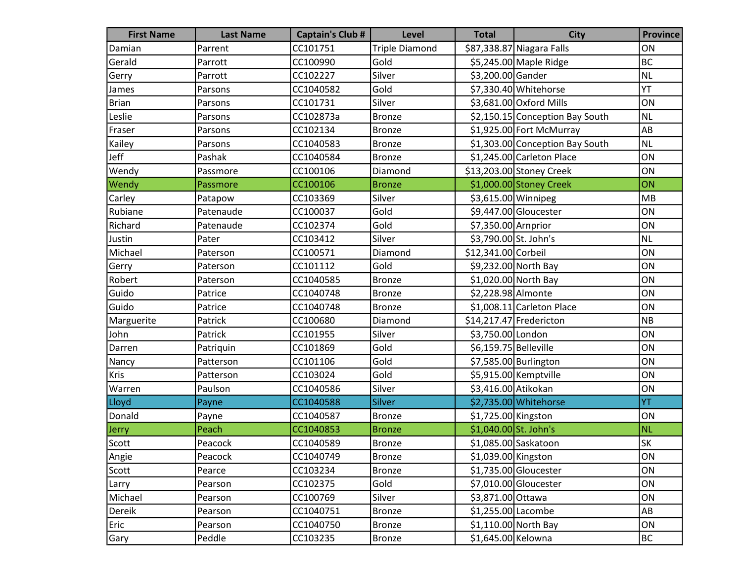| First Name | Last Name | Captain's Club # | Level | Total | City | Province |
|---|---|---|---|---|---|---|
| Damian | Parrent | CC101751 | Triple Diamond | $87,338.87 | Niagara Falls | ON |
| Gerald | Parrott | CC100990 | Gold | $5,245.00 | Maple Ridge | BC |
| Gerry | Parrott | CC102227 | Silver | $3,200.00 | Gander | NL |
| James | Parsons | CC1040582 | Gold | $7,330.40 | Whitehorse | YT |
| Brian | Parsons | CC101731 | Silver | $3,681.00 | Oxford Mills | ON |
| Leslie | Parsons | CC102873a | Bronze | $2,150.15 | Conception Bay South | NL |
| Fraser | Parsons | CC102134 | Bronze | $1,925.00 | Fort McMurray | AB |
| Kailey | Parsons | CC1040583 | Bronze | $1,303.00 | Conception Bay South | NL |
| Jeff | Pashak | CC1040584 | Bronze | $1,245.00 | Carleton Place | ON |
| Wendy | Passmore | CC100106 | Diamond | $13,203.00 | Stoney Creek | ON |
| Wendy | Passmore | CC100106 | Bronze | $1,000.00 | Stoney Creek | ON |
| Carley | Patapow | CC103369 | Silver | $3,615.00 | Winnipeg | MB |
| Rubiane | Patenaude | CC100037 | Gold | $9,447.00 | Gloucester | ON |
| Richard | Patenaude | CC102374 | Gold | $7,350.00 | Arnprior | ON |
| Justin | Pater | CC103412 | Silver | $3,790.00 | St. John's | NL |
| Michael | Paterson | CC100571 | Diamond | $12,341.00 | Corbeil | ON |
| Gerry | Paterson | CC101112 | Gold | $9,232.00 | North Bay | ON |
| Robert | Paterson | CC1040585 | Bronze | $1,020.00 | North Bay | ON |
| Guido | Patrice | CC1040748 | Bronze | $2,228.98 | Almonte | ON |
| Guido | Patrice | CC1040748 | Bronze | $1,008.11 | Carleton Place | ON |
| Marguerite | Patrick | CC100680 | Diamond | $14,217.47 | Fredericton | NB |
| John | Patrick | CC101955 | Silver | $3,750.00 | London | ON |
| Darren | Patriquin | CC101869 | Gold | $6,159.75 | Belleville | ON |
| Nancy | Patterson | CC101106 | Gold | $7,585.00 | Burlington | ON |
| Kris | Patterson | CC103024 | Gold | $5,915.00 | Kemptville | ON |
| Warren | Paulson | CC1040586 | Silver | $3,416.00 | Atikokan | ON |
| Lloyd | Payne | CC1040588 | Silver | $2,735.00 | Whitehorse | YT |
| Donald | Payne | CC1040587 | Bronze | $1,725.00 | Kingston | ON |
| Jerry | Peach | CC1040853 | Bronze | $1,040.00 | St. John's | NL |
| Scott | Peacock | CC1040589 | Bronze | $1,085.00 | Saskatoon | SK |
| Angie | Peacock | CC1040749 | Bronze | $1,039.00 | Kingston | ON |
| Scott | Pearce | CC103234 | Bronze | $1,735.00 | Gloucester | ON |
| Larry | Pearson | CC102375 | Gold | $7,010.00 | Gloucester | ON |
| Michael | Pearson | CC100769 | Silver | $3,871.00 | Ottawa | ON |
| Dereik | Pearson | CC1040751 | Bronze | $1,255.00 | Lacombe | AB |
| Eric | Pearson | CC1040750 | Bronze | $1,110.00 | North Bay | ON |
| Gary | Peddle | CC103235 | Bronze | $1,645.00 | Kelowna | BC |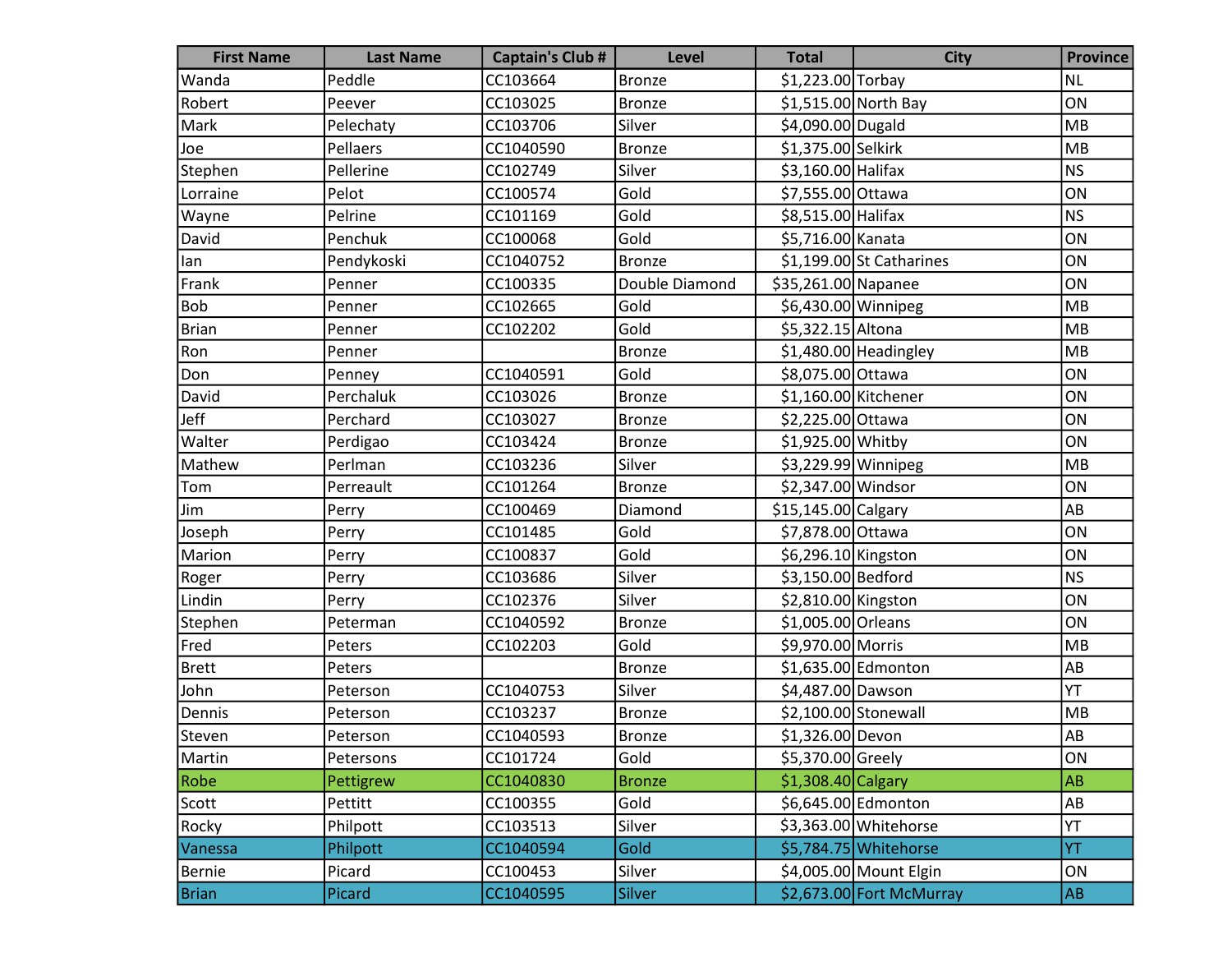| First Name | Last Name | Captain's Club # | Level | Total | City | Province |
|---|---|---|---|---|---|---|
| Wanda | Peddle | CC103664 | Bronze | $1,223.00 | Torbay | NL |
| Robert | Peever | CC103025 | Bronze | $1,515.00 | North Bay | ON |
| Mark | Pelechaty | CC103706 | Silver | $4,090.00 | Dugald | MB |
| Joe | Pellaers | CC1040590 | Bronze | $1,375.00 | Selkirk | MB |
| Stephen | Pellerine | CC102749 | Silver | $3,160.00 | Halifax | NS |
| Lorraine | Pelot | CC100574 | Gold | $7,555.00 | Ottawa | ON |
| Wayne | Pelrine | CC101169 | Gold | $8,515.00 | Halifax | NS |
| David | Penchuk | CC100068 | Gold | $5,716.00 | Kanata | ON |
| Ian | Pendykoski | CC1040752 | Bronze | $1,199.00 | St Catharines | ON |
| Frank | Penner | CC100335 | Double Diamond | $35,261.00 | Napanee | ON |
| Bob | Penner | CC102665 | Gold | $6,430.00 | Winnipeg | MB |
| Brian | Penner | CC102202 | Gold | $5,322.15 | Altona | MB |
| Ron | Penner | | Bronze | $1,480.00 | Headingley | MB |
| Don | Penney | CC1040591 | Gold | $8,075.00 | Ottawa | ON |
| David | Perchaluk | CC103026 | Bronze | $1,160.00 | Kitchener | ON |
| Jeff | Perchard | CC103027 | Bronze | $2,225.00 | Ottawa | ON |
| Walter | Perdigao | CC103424 | Bronze | $1,925.00 | Whitby | ON |
| Mathew | Perlman | CC103236 | Silver | $3,229.99 | Winnipeg | MB |
| Tom | Perreault | CC101264 | Bronze | $2,347.00 | Windsor | ON |
| Jim | Perry | CC100469 | Diamond | $15,145.00 | Calgary | AB |
| Joseph | Perry | CC101485 | Gold | $7,878.00 | Ottawa | ON |
| Marion | Perry | CC100837 | Gold | $6,296.10 | Kingston | ON |
| Roger | Perry | CC103686 | Silver | $3,150.00 | Bedford | NS |
| Lindin | Perry | CC102376 | Silver | $2,810.00 | Kingston | ON |
| Stephen | Peterman | CC1040592 | Bronze | $1,005.00 | Orleans | ON |
| Fred | Peters | CC102203 | Gold | $9,970.00 | Morris | MB |
| Brett | Peters | | Bronze | $1,635.00 | Edmonton | AB |
| John | Peterson | CC1040753 | Silver | $4,487.00 | Dawson | YT |
| Dennis | Peterson | CC103237 | Bronze | $2,100.00 | Stonewall | MB |
| Steven | Peterson | CC1040593 | Bronze | $1,326.00 | Devon | AB |
| Martin | Petersons | CC101724 | Gold | $5,370.00 | Greely | ON |
| Robe | Pettigrew | CC1040830 | Bronze | $1,308.40 | Calgary | AB |
| Scott | Pettitt | CC100355 | Gold | $6,645.00 | Edmonton | AB |
| Rocky | Philpott | CC103513 | Silver | $3,363.00 | Whitehorse | YT |
| Vanessa | Philpott | CC1040594 | Gold | $5,784.75 | Whitehorse | YT |
| Bernie | Picard | CC100453 | Silver | $4,005.00 | Mount Elgin | ON |
| Brian | Picard | CC1040595 | Silver | $2,673.00 | Fort McMurray | AB |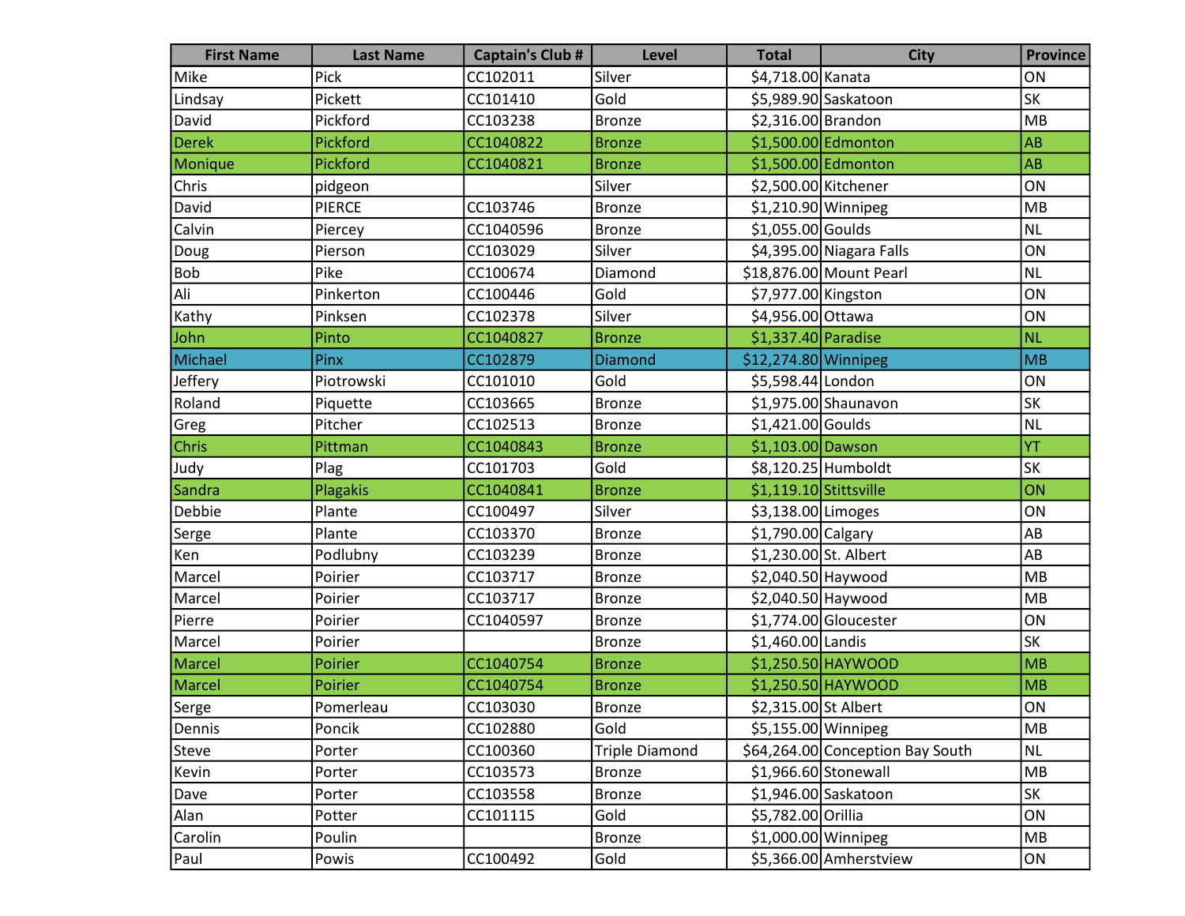| First Name | Last Name | Captain's Club # | Level | Total | City | Province |
|---|---|---|---|---|---|---|
| Mike | Pick | CC102011 | Silver | $4,718.00 | Kanata | ON |
| Lindsay | Pickett | CC101410 | Gold | $5,989.90 | Saskatoon | SK |
| David | Pickford | CC103238 | Bronze | $2,316.00 | Brandon | MB |
| Derek | Pickford | CC1040822 | Bronze | $1,500.00 | Edmonton | AB |
| Monique | Pickford | CC1040821 | Bronze | $1,500.00 | Edmonton | AB |
| Chris | pidgeon | | Silver | $2,500.00 | Kitchener | ON |
| David | PIERCE | CC103746 | Bronze | $1,210.90 | Winnipeg | MB |
| Calvin | Piercey | CC1040596 | Bronze | $1,055.00 | Goulds | NL |
| Doug | Pierson | CC103029 | Silver | $4,395.00 | Niagara Falls | ON |
| Bob | Pike | CC100674 | Diamond | $18,876.00 | Mount Pearl | NL |
| Ali | Pinkerton | CC100446 | Gold | $7,977.00 | Kingston | ON |
| Kathy | Pinksen | CC102378 | Silver | $4,956.00 | Ottawa | ON |
| John | Pinto | CC1040827 | Bronze | $1,337.40 | Paradise | NL |
| Michael | Pinx | CC102879 | Diamond | $12,274.80 | Winnipeg | MB |
| Jeffery | Piotrowski | CC101010 | Gold | $5,598.44 | London | ON |
| Roland | Piquette | CC103665 | Bronze | $1,975.00 | Shaunavon | SK |
| Greg | Pitcher | CC102513 | Bronze | $1,421.00 | Goulds | NL |
| Chris | Pittman | CC1040843 | Bronze | $1,103.00 | Dawson | YT |
| Judy | Plag | CC101703 | Gold | $8,120.25 | Humboldt | SK |
| Sandra | Plagakis | CC1040841 | Bronze | $1,119.10 | Stittsville | ON |
| Debbie | Plante | CC100497 | Silver | $3,138.00 | Limoges | ON |
| Serge | Plante | CC103370 | Bronze | $1,790.00 | Calgary | AB |
| Ken | Podlubny | CC103239 | Bronze | $1,230.00 | St. Albert | AB |
| Marcel | Poirier | CC103717 | Bronze | $2,040.50 | Haywood | MB |
| Marcel | Poirier | CC103717 | Bronze | $2,040.50 | Haywood | MB |
| Pierre | Poirier | CC1040597 | Bronze | $1,774.00 | Gloucester | ON |
| Marcel | Poirier | | Bronze | $1,460.00 | Landis | SK |
| Marcel | Poirier | CC1040754 | Bronze | $1,250.50 | HAYWOOD | MB |
| Marcel | Poirier | CC1040754 | Bronze | $1,250.50 | HAYWOOD | MB |
| Serge | Pomerleau | CC103030 | Bronze | $2,315.00 | St Albert | ON |
| Dennis | Poncik | CC102880 | Gold | $5,155.00 | Winnipeg | MB |
| Steve | Porter | CC100360 | Triple Diamond | $64,264.00 | Conception Bay South | NL |
| Kevin | Porter | CC103573 | Bronze | $1,966.60 | Stonewall | MB |
| Dave | Porter | CC103558 | Bronze | $1,946.00 | Saskatoon | SK |
| Alan | Potter | CC101115 | Gold | $5,782.00 | Orillia | ON |
| Carolin | Poulin | | Bronze | $1,000.00 | Winnipeg | MB |
| Paul | Powis | CC100492 | Gold | $5,366.00 | Amherstview | ON |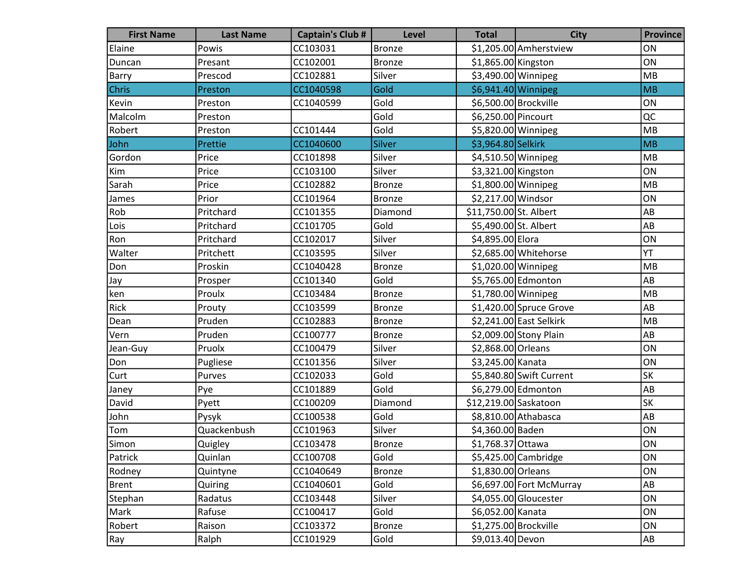| First Name | Last Name | Captain's Club # | Level | Total | City | Province |
|---|---|---|---|---|---|---|
| Elaine | Powis | CC103031 | Bronze | $1,205.00 | Amherstview | ON |
| Duncan | Presant | CC102001 | Bronze | $1,865.00 | Kingston | ON |
| Barry | Prescod | CC102881 | Silver | $3,490.00 | Winnipeg | MB |
| Chris | Preston | CC1040598 | Gold | $6,941.40 | Winnipeg | MB |
| Kevin | Preston | CC1040599 | Gold | $6,500.00 | Brockville | ON |
| Malcolm | Preston | | Gold | $6,250.00 | Pincourt | QC |
| Robert | Preston | CC101444 | Gold | $5,820.00 | Winnipeg | MB |
| John | Prettie | CC1040600 | Silver | $3,964.80 | Selkirk | MB |
| Gordon | Price | CC101898 | Silver | $4,510.50 | Winnipeg | MB |
| Kim | Price | CC103100 | Silver | $3,321.00 | Kingston | ON |
| Sarah | Price | CC102882 | Bronze | $1,800.00 | Winnipeg | MB |
| James | Prior | CC101964 | Bronze | $2,217.00 | Windsor | ON |
| Rob | Pritchard | CC101355 | Diamond | $11,750.00 | St. Albert | AB |
| Lois | Pritchard | CC101705 | Gold | $5,490.00 | St. Albert | AB |
| Ron | Pritchard | CC102017 | Silver | $4,895.00 | Elora | ON |
| Walter | Pritchett | CC103595 | Silver | $2,685.00 | Whitehorse | YT |
| Don | Proskin | CC1040428 | Bronze | $1,020.00 | Winnipeg | MB |
| Jay | Prosper | CC101340 | Gold | $5,765.00 | Edmonton | AB |
| ken | Proulx | CC103484 | Bronze | $1,780.00 | Winnipeg | MB |
| Rick | Prouty | CC103599 | Bronze | $1,420.00 | Spruce Grove | AB |
| Dean | Pruden | CC102883 | Bronze | $2,241.00 | East Selkirk | MB |
| Vern | Pruden | CC100777 | Bronze | $2,009.00 | Stony Plain | AB |
| Jean-Guy | Pruolx | CC100479 | Silver | $2,868.00 | Orleans | ON |
| Don | Pugliese | CC101356 | Silver | $3,245.00 | Kanata | ON |
| Curt | Purves | CC102033 | Gold | $5,840.80 | Swift Current | SK |
| Janey | Pye | CC101889 | Gold | $6,279.00 | Edmonton | AB |
| David | Pyett | CC100209 | Diamond | $12,219.00 | Saskatoon | SK |
| John | Pysyk | CC100538 | Gold | $8,810.00 | Athabasca | AB |
| Tom | Quackenbush | CC101963 | Silver | $4,360.00 | Baden | ON |
| Simon | Quigley | CC103478 | Bronze | $1,768.37 | Ottawa | ON |
| Patrick | Quinlan | CC100708 | Gold | $5,425.00 | Cambridge | ON |
| Rodney | Quintyne | CC1040649 | Bronze | $1,830.00 | Orleans | ON |
| Brent | Quiring | CC1040601 | Gold | $6,697.00 | Fort McMurray | AB |
| Stephan | Radatus | CC103448 | Silver | $4,055.00 | Gloucester | ON |
| Mark | Rafuse | CC100417 | Gold | $6,052.00 | Kanata | ON |
| Robert | Raison | CC103372 | Bronze | $1,275.00 | Brockville | ON |
| Ray | Ralph | CC101929 | Gold | $9,013.40 | Devon | AB |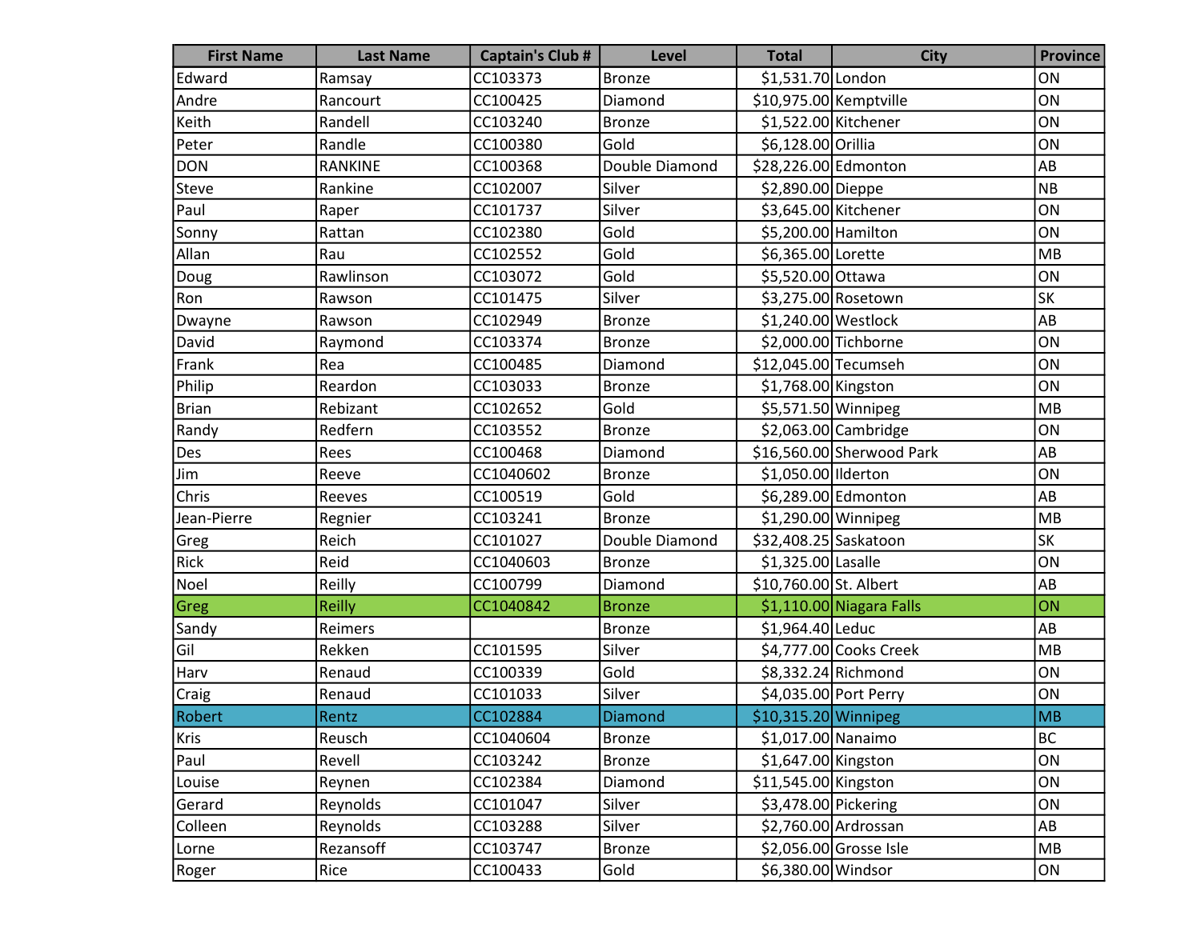| First Name | Last Name | Captain's Club # | Level | Total | City | Province |
|---|---|---|---|---|---|---|
| Edward | Ramsay | CC103373 | Bronze | $1,531.70 | London | ON |
| Andre | Rancourt | CC100425 | Diamond | $10,975.00 | Kemptville | ON |
| Keith | Randell | CC103240 | Bronze | $1,522.00 | Kitchener | ON |
| Peter | Randle | CC100380 | Gold | $6,128.00 | Orillia | ON |
| DON | RANKINE | CC100368 | Double Diamond | $28,226.00 | Edmonton | AB |
| Steve | Rankine | CC102007 | Silver | $2,890.00 | Dieppe | NB |
| Paul | Raper | CC101737 | Silver | $3,645.00 | Kitchener | ON |
| Sonny | Rattan | CC102380 | Gold | $5,200.00 | Hamilton | ON |
| Allan | Rau | CC102552 | Gold | $6,365.00 | Lorette | MB |
| Doug | Rawlinson | CC103072 | Gold | $5,520.00 | Ottawa | ON |
| Ron | Rawson | CC101475 | Silver | $3,275.00 | Rosetown | SK |
| Dwayne | Rawson | CC102949 | Bronze | $1,240.00 | Westlock | AB |
| David | Raymond | CC103374 | Bronze | $2,000.00 | Tichborne | ON |
| Frank | Rea | CC100485 | Diamond | $12,045.00 | Tecumseh | ON |
| Philip | Reardon | CC103033 | Bronze | $1,768.00 | Kingston | ON |
| Brian | Rebizant | CC102652 | Gold | $5,571.50 | Winnipeg | MB |
| Randy | Redfern | CC103552 | Bronze | $2,063.00 | Cambridge | ON |
| Des | Rees | CC100468 | Diamond | $16,560.00 | Sherwood Park | AB |
| Jim | Reeve | CC1040602 | Bronze | $1,050.00 | Ilderton | ON |
| Chris | Reeves | CC100519 | Gold | $6,289.00 | Edmonton | AB |
| Jean-Pierre | Regnier | CC103241 | Bronze | $1,290.00 | Winnipeg | MB |
| Greg | Reich | CC101027 | Double Diamond | $32,408.25 | Saskatoon | SK |
| Rick | Reid | CC1040603 | Bronze | $1,325.00 | Lasalle | ON |
| Noel | Reilly | CC100799 | Diamond | $10,760.00 | St. Albert | AB |
| Greg | Reilly | CC1040842 | Bronze | $1,110.00 | Niagara Falls | ON |
| Sandy | Reimers | | Bronze | $1,964.40 | Leduc | AB |
| Gil | Rekken | CC101595 | Silver | $4,777.00 | Cooks Creek | MB |
| Harv | Renaud | CC100339 | Gold | $8,332.24 | Richmond | ON |
| Craig | Renaud | CC101033 | Silver | $4,035.00 | Port Perry | ON |
| Robert | Rentz | CC102884 | Diamond | $10,315.20 | Winnipeg | MB |
| Kris | Reusch | CC1040604 | Bronze | $1,017.00 | Nanaimo | BC |
| Paul | Revell | CC103242 | Bronze | $1,647.00 | Kingston | ON |
| Louise | Reynen | CC102384 | Diamond | $11,545.00 | Kingston | ON |
| Gerard | Reynolds | CC101047 | Silver | $3,478.00 | Pickering | ON |
| Colleen | Reynolds | CC103288 | Silver | $2,760.00 | Ardrossan | AB |
| Lorne | Rezansoff | CC103747 | Bronze | $2,056.00 | Grosse Isle | MB |
| Roger | Rice | CC100433 | Gold | $6,380.00 | Windsor | ON |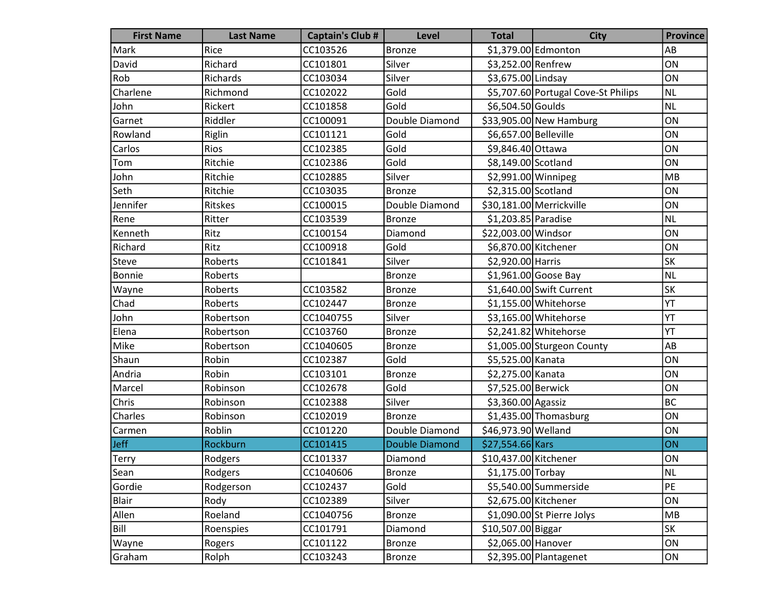| First Name | Last Name | Captain's Club # | Level | Total | City | Province |
|---|---|---|---|---|---|---|
| Mark | Rice | CC103526 | Bronze | $1,379.00 | Edmonton | AB |
| David | Richard | CC101801 | Silver | $3,252.00 | Renfrew | ON |
| Rob | Richards | CC103034 | Silver | $3,675.00 | Lindsay | ON |
| Charlene | Richmond | CC102022 | Gold | $5,707.60 | Portugal Cove-St Philips | NL |
| John | Rickert | CC101858 | Gold | $6,504.50 | Goulds | NL |
| Garnet | Riddler | CC100091 | Double Diamond | $33,905.00 | New Hamburg | ON |
| Rowland | Riglin | CC101121 | Gold | $6,657.00 | Belleville | ON |
| Carlos | Rios | CC102385 | Gold | $9,846.40 | Ottawa | ON |
| Tom | Ritchie | CC102386 | Gold | $8,149.00 | Scotland | ON |
| John | Ritchie | CC102885 | Silver | $2,991.00 | Winnipeg | MB |
| Seth | Ritchie | CC103035 | Bronze | $2,315.00 | Scotland | ON |
| Jennifer | Ritskes | CC100015 | Double Diamond | $30,181.00 | Merrickville | ON |
| Rene | Ritter | CC103539 | Bronze | $1,203.85 | Paradise | NL |
| Kenneth | Ritz | CC100154 | Diamond | $22,003.00 | Windsor | ON |
| Richard | Ritz | CC100918 | Gold | $6,870.00 | Kitchener | ON |
| Steve | Roberts | CC101841 | Silver | $2,920.00 | Harris | SK |
| Bonnie | Roberts | | Bronze | $1,961.00 | Goose Bay | NL |
| Wayne | Roberts | CC103582 | Bronze | $1,640.00 | Swift Current | SK |
| Chad | Roberts | CC102447 | Bronze | $1,155.00 | Whitehorse | YT |
| John | Robertson | CC1040755 | Silver | $3,165.00 | Whitehorse | YT |
| Elena | Robertson | CC103760 | Bronze | $2,241.82 | Whitehorse | YT |
| Mike | Robertson | CC1040605 | Bronze | $1,005.00 | Sturgeon County | AB |
| Shaun | Robin | CC102387 | Gold | $5,525.00 | Kanata | ON |
| Andria | Robin | CC103101 | Bronze | $2,275.00 | Kanata | ON |
| Marcel | Robinson | CC102678 | Gold | $7,525.00 | Berwick | ON |
| Chris | Robinson | CC102388 | Silver | $3,360.00 | Agassiz | BC |
| Charles | Robinson | CC102019 | Bronze | $1,435.00 | Thomasburg | ON |
| Carmen | Roblin | CC101220 | Double Diamond | $46,973.90 | Welland | ON |
| Jeff | Rockburn | CC101415 | Double Diamond | $27,554.66 | Kars | ON |
| Terry | Rodgers | CC101337 | Diamond | $10,437.00 | Kitchener | ON |
| Sean | Rodgers | CC1040606 | Bronze | $1,175.00 | Torbay | NL |
| Gordie | Rodgerson | CC102437 | Gold | $5,540.00 | Summerside | PE |
| Blair | Rody | CC102389 | Silver | $2,675.00 | Kitchener | ON |
| Allen | Roeland | CC1040756 | Bronze | $1,090.00 | St Pierre Jolys | MB |
| Bill | Roenspies | CC101791 | Diamond | $10,507.00 | Biggar | SK |
| Wayne | Rogers | CC101122 | Bronze | $2,065.00 | Hanover | ON |
| Graham | Rolph | CC103243 | Bronze | $2,395.00 | Plantagenet | ON |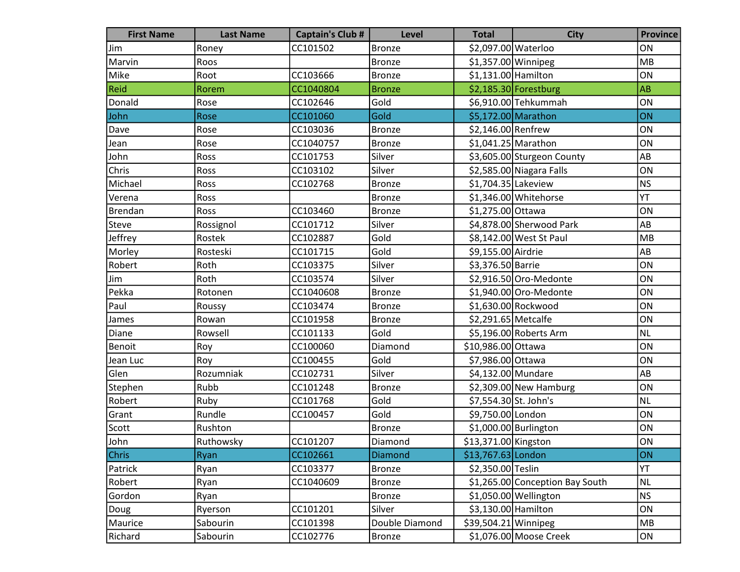| First Name | Last Name | Captain's Club # | Level | Total | City | Province |
|---|---|---|---|---|---|---|
| Jim | Roney | CC101502 | Bronze | $2,097.00 | Waterloo | ON |
| Marvin | Roos | | Bronze | $1,357.00 | Winnipeg | MB |
| Mike | Root | CC103666 | Bronze | $1,131.00 | Hamilton | ON |
| Reid | Rorem | CC1040804 | Bronze | $2,185.30 | Forestburg | AB |
| Donald | Rose | CC102646 | Gold | $6,910.00 | Tehkummah | ON |
| John | Rose | CC101060 | Gold | $5,172.00 | Marathon | ON |
| Dave | Rose | CC103036 | Bronze | $2,146.00 | Renfrew | ON |
| Jean | Rose | CC1040757 | Bronze | $1,041.25 | Marathon | ON |
| John | Ross | CC101753 | Silver | $3,605.00 | Sturgeon County | AB |
| Chris | Ross | CC103102 | Silver | $2,585.00 | Niagara Falls | ON |
| Michael | Ross | CC102768 | Bronze | $1,704.35 | Lakeview | NS |
| Verena | Ross | | Bronze | $1,346.00 | Whitehorse | YT |
| Brendan | Ross | CC103460 | Bronze | $1,275.00 | Ottawa | ON |
| Steve | Rossignol | CC101712 | Silver | $4,878.00 | Sherwood Park | AB |
| Jeffrey | Rostek | CC102887 | Gold | $8,142.00 | West St Paul | MB |
| Morley | Rosteski | CC101715 | Gold | $9,155.00 | Airdrie | AB |
| Robert | Roth | CC103375 | Silver | $3,376.50 | Barrie | ON |
| Jim | Roth | CC103574 | Silver | $2,916.50 | Oro-Medonte | ON |
| Pekka | Rotonen | CC1040608 | Bronze | $1,940.00 | Oro-Medonte | ON |
| Paul | Roussy | CC103474 | Bronze | $1,630.00 | Rockwood | ON |
| James | Rowan | CC101958 | Bronze | $2,291.65 | Metcalfe | ON |
| Diane | Rowsell | CC101133 | Gold | $5,196.00 | Roberts Arm | NL |
| Benoit | Roy | CC100060 | Diamond | $10,986.00 | Ottawa | ON |
| Jean Luc | Roy | CC100455 | Gold | $7,986.00 | Ottawa | ON |
| Glen | Rozumniak | CC102731 | Silver | $4,132.00 | Mundare | AB |
| Stephen | Rubb | CC101248 | Bronze | $2,309.00 | New Hamburg | ON |
| Robert | Ruby | CC101768 | Gold | $7,554.30 | St. John's | NL |
| Grant | Rundle | CC100457 | Gold | $9,750.00 | London | ON |
| Scott | Rushton | | Bronze | $1,000.00 | Burlington | ON |
| John | Ruthowsky | CC101207 | Diamond | $13,371.00 | Kingston | ON |
| Chris | Ryan | CC102661 | Diamond | $13,767.63 | London | ON |
| Patrick | Ryan | CC103377 | Bronze | $2,350.00 | Teslin | YT |
| Robert | Ryan | CC1040609 | Bronze | $1,265.00 | Conception Bay South | NL |
| Gordon | Ryan | | Bronze | $1,050.00 | Wellington | NS |
| Doug | Ryerson | CC101201 | Silver | $3,130.00 | Hamilton | ON |
| Maurice | Sabourin | CC101398 | Double Diamond | $39,504.21 | Winnipeg | MB |
| Richard | Sabourin | CC102776 | Bronze | $1,076.00 | Moose Creek | ON |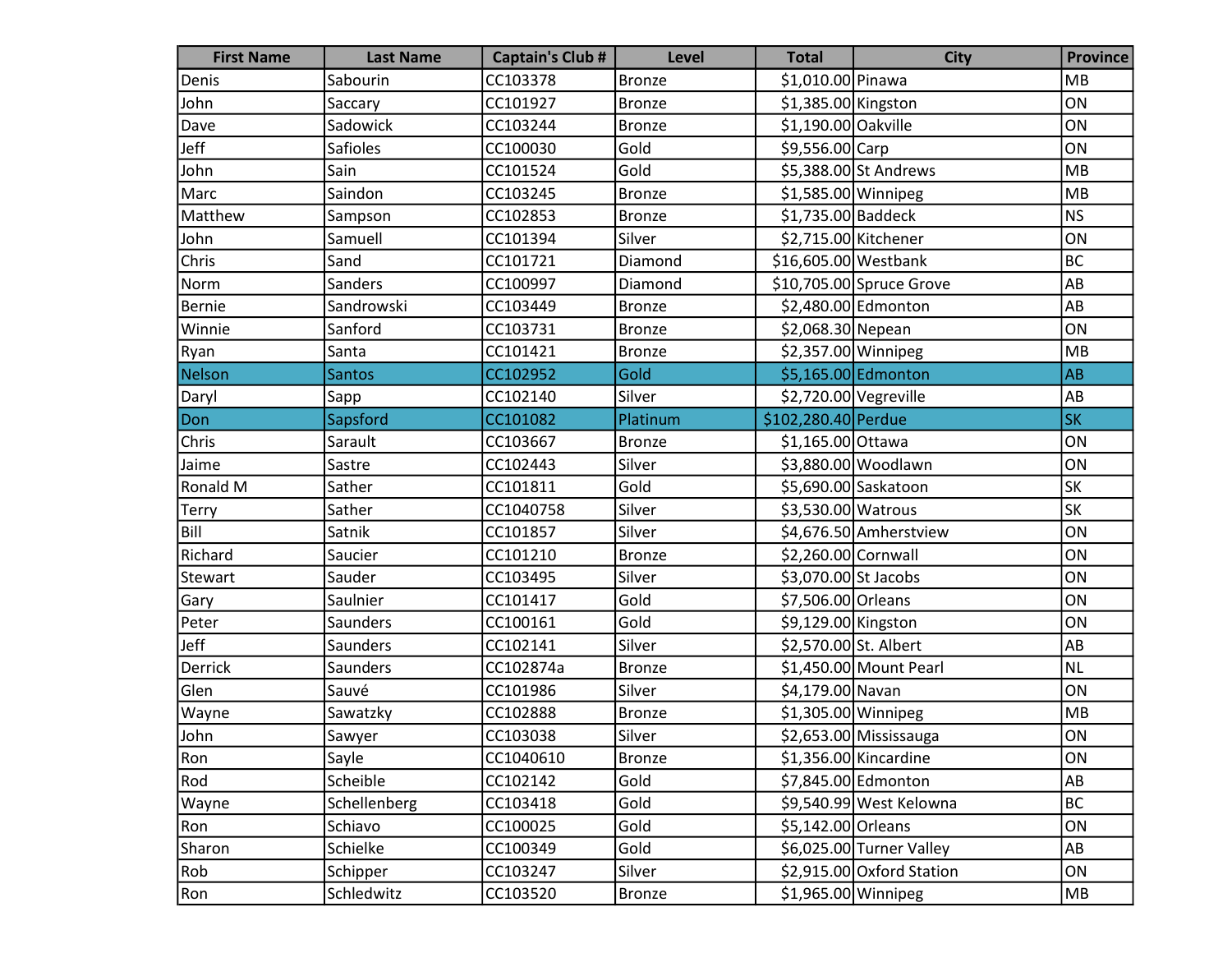| First Name | Last Name | Captain's Club # | Level | Total | City | Province |
|---|---|---|---|---|---|---|
| Denis | Sabourin | CC103378 | Bronze | $1,010.00 | Pinawa | MB |
| John | Saccary | CC101927 | Bronze | $1,385.00 | Kingston | ON |
| Dave | Sadowick | CC103244 | Bronze | $1,190.00 | Oakville | ON |
| Jeff | Safioles | CC100030 | Gold | $9,556.00 | Carp | ON |
| John | Sain | CC101524 | Gold | $5,388.00 | St Andrews | MB |
| Marc | Saindon | CC103245 | Bronze | $1,585.00 | Winnipeg | MB |
| Matthew | Sampson | CC102853 | Bronze | $1,735.00 | Baddeck | NS |
| John | Samuell | CC101394 | Silver | $2,715.00 | Kitchener | ON |
| Chris | Sand | CC101721 | Diamond | $16,605.00 | Westbank | BC |
| Norm | Sanders | CC100997 | Diamond | $10,705.00 | Spruce Grove | AB |
| Bernie | Sandrowski | CC103449 | Bronze | $2,480.00 | Edmonton | AB |
| Winnie | Sanford | CC103731 | Bronze | $2,068.30 | Nepean | ON |
| Ryan | Santa | CC101421 | Bronze | $2,357.00 | Winnipeg | MB |
| Nelson | Santos | CC102952 | Gold | $5,165.00 | Edmonton | AB |
| Daryl | Sapp | CC102140 | Silver | $2,720.00 | Vegreville | AB |
| Don | Sapsford | CC101082 | Platinum | $102,280.40 | Perdue | SK |
| Chris | Sarault | CC103667 | Bronze | $1,165.00 | Ottawa | ON |
| Jaime | Sastre | CC102443 | Silver | $3,880.00 | Woodlawn | ON |
| Ronald M | Sather | CC101811 | Gold | $5,690.00 | Saskatoon | SK |
| Terry | Sather | CC1040758 | Silver | $3,530.00 | Watrous | SK |
| Bill | Satnik | CC101857 | Silver | $4,676.50 | Amherstview | ON |
| Richard | Saucier | CC101210 | Bronze | $2,260.00 | Cornwall | ON |
| Stewart | Sauder | CC103495 | Silver | $3,070.00 | St Jacobs | ON |
| Gary | Saulnier | CC101417 | Gold | $7,506.00 | Orleans | ON |
| Peter | Saunders | CC100161 | Gold | $9,129.00 | Kingston | ON |
| Jeff | Saunders | CC102141 | Silver | $2,570.00 | St. Albert | AB |
| Derrick | Saunders | CC102874a | Bronze | $1,450.00 | Mount Pearl | NL |
| Glen | Sauvé | CC101986 | Silver | $4,179.00 | Navan | ON |
| Wayne | Sawatzky | CC102888 | Bronze | $1,305.00 | Winnipeg | MB |
| John | Sawyer | CC103038 | Silver | $2,653.00 | Mississauga | ON |
| Ron | Sayle | CC1040610 | Bronze | $1,356.00 | Kincardine | ON |
| Rod | Scheible | CC102142 | Gold | $7,845.00 | Edmonton | AB |
| Wayne | Schellenberg | CC103418 | Gold | $9,540.99 | West Kelowna | BC |
| Ron | Schiavo | CC100025 | Gold | $5,142.00 | Orleans | ON |
| Sharon | Schielke | CC100349 | Gold | $6,025.00 | Turner Valley | AB |
| Rob | Schipper | CC103247 | Silver | $2,915.00 | Oxford Station | ON |
| Ron | Schledwitz | CC103520 | Bronze | $1,965.00 | Winnipeg | MB |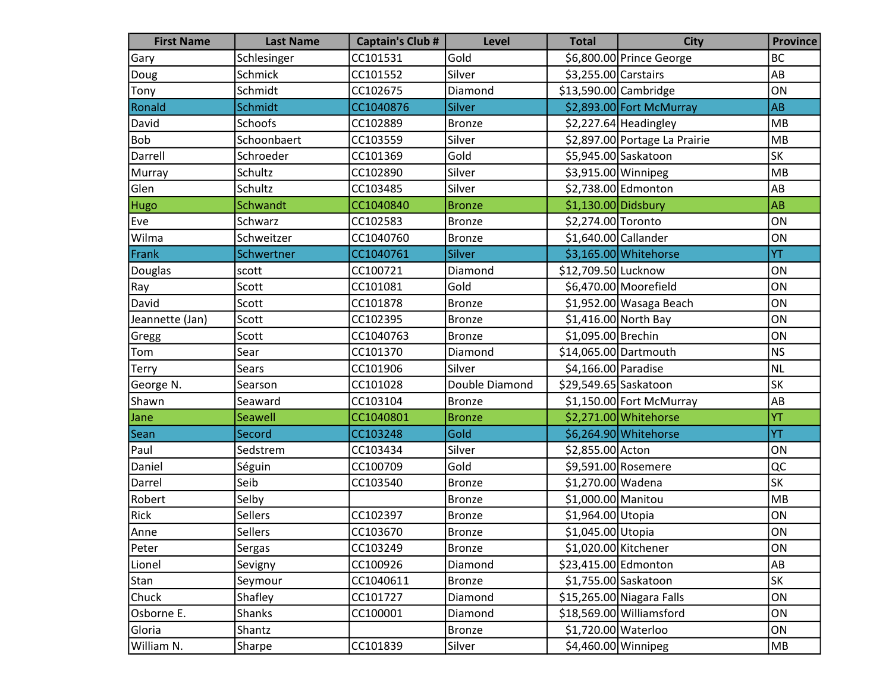| First Name | Last Name | Captain's Club # | Level | Total | City | Province |
|---|---|---|---|---|---|---|
| Gary | Schlesinger | CC101531 | Gold | $6,800.00 | Prince George | BC |
| Doug | Schmick | CC101552 | Silver | $3,255.00 | Carstairs | AB |
| Tony | Schmidt | CC102675 | Diamond | $13,590.00 | Cambridge | ON |
| Ronald | Schmidt | CC1040876 | Silver | $2,893.00 | Fort McMurray | AB |
| David | Schoofs | CC102889 | Bronze | $2,227.64 | Headingley | MB |
| Bob | Schoonbaert | CC103559 | Silver | $2,897.00 | Portage La Prairie | MB |
| Darrell | Schroeder | CC101369 | Gold | $5,945.00 | Saskatoon | SK |
| Murray | Schultz | CC102890 | Silver | $3,915.00 | Winnipeg | MB |
| Glen | Schultz | CC103485 | Silver | $2,738.00 | Edmonton | AB |
| Hugo | Schwandt | CC1040840 | Bronze | $1,130.00 | Didsbury | AB |
| Eve | Schwarz | CC102583 | Bronze | $2,274.00 | Toronto | ON |
| Wilma | Schweitzer | CC1040760 | Bronze | $1,640.00 | Callander | ON |
| Frank | Schwertner | CC1040761 | Silver | $3,165.00 | Whitehorse | YT |
| Douglas | scott | CC100721 | Diamond | $12,709.50 | Lucknow | ON |
| Ray | Scott | CC101081 | Gold | $6,470.00 | Moorefield | ON |
| David | Scott | CC101878 | Bronze | $1,952.00 | Wasaga Beach | ON |
| Jeannette (Jan) | Scott | CC102395 | Bronze | $1,416.00 | North Bay | ON |
| Gregg | Scott | CC1040763 | Bronze | $1,095.00 | Brechin | ON |
| Tom | Sear | CC101370 | Diamond | $14,065.00 | Dartmouth | NS |
| Terry | Sears | CC101906 | Silver | $4,166.00 | Paradise | NL |
| George N. | Searson | CC101028 | Double Diamond | $29,549.65 | Saskatoon | SK |
| Shawn | Seaward | CC103104 | Bronze | $1,150.00 | Fort McMurray | AB |
| Jane | Seawell | CC1040801 | Bronze | $2,271.00 | Whitehorse | YT |
| Sean | Secord | CC103248 | Gold | $6,264.90 | Whitehorse | YT |
| Paul | Sedstrem | CC103434 | Silver | $2,855.00 | Acton | ON |
| Daniel | Séguin | CC100709 | Gold | $9,591.00 | Rosemere | QC |
| Darrel | Seib | CC103540 | Bronze | $1,270.00 | Wadena | SK |
| Robert | Selby | | Bronze | $1,000.00 | Manitou | MB |
| Rick | Sellers | CC102397 | Bronze | $1,964.00 | Utopia | ON |
| Anne | Sellers | CC103670 | Bronze | $1,045.00 | Utopia | ON |
| Peter | Sergas | CC103249 | Bronze | $1,020.00 | Kitchener | ON |
| Lionel | Sevigny | CC100926 | Diamond | $23,415.00 | Edmonton | AB |
| Stan | Seymour | CC1040611 | Bronze | $1,755.00 | Saskatoon | SK |
| Chuck | Shafley | CC101727 | Diamond | $15,265.00 | Niagara Falls | ON |
| Osborne E. | Shanks | CC100001 | Diamond | $18,569.00 | Williamsford | ON |
| Gloria | Shantz | | Bronze | $1,720.00 | Waterloo | ON |
| William N. | Sharpe | CC101839 | Silver | $4,460.00 | Winnipeg | MB |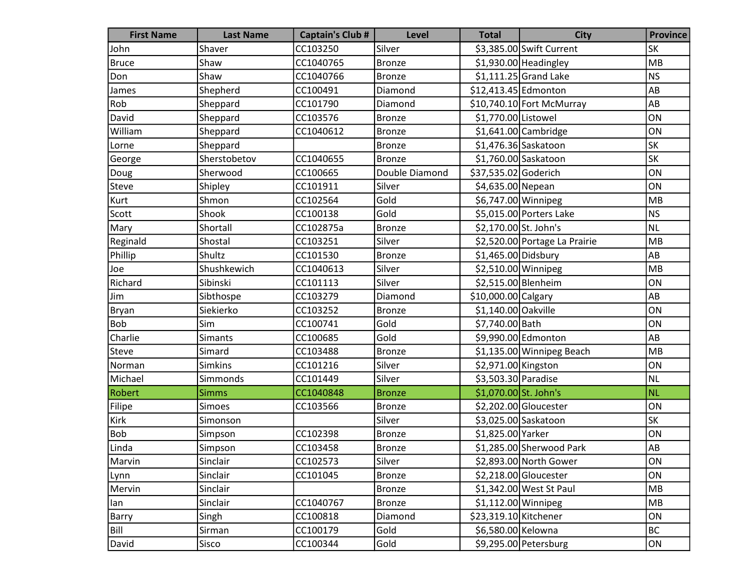| First Name | Last Name | Captain's Club # | Level | Total | City | Province |
|---|---|---|---|---|---|---|
| John | Shaver | CC103250 | Silver | $3,385.00 | Swift Current | SK |
| Bruce | Shaw | CC1040765 | Bronze | $1,930.00 | Headingley | MB |
| Don | Shaw | CC1040766 | Bronze | $1,111.25 | Grand Lake | NS |
| James | Shepherd | CC100491 | Diamond | $12,413.45 | Edmonton | AB |
| Rob | Sheppard | CC101790 | Diamond | $10,740.10 | Fort McMurray | AB |
| David | Sheppard | CC103576 | Bronze | $1,770.00 | Listowel | ON |
| William | Sheppard | CC1040612 | Bronze | $1,641.00 | Cambridge | ON |
| Lorne | Sheppard | | Bronze | $1,476.36 | Saskatoon | SK |
| George | Sherstobetov | CC1040655 | Bronze | $1,760.00 | Saskatoon | SK |
| Doug | Sherwood | CC100665 | Double Diamond | $37,535.02 | Goderich | ON |
| Steve | Shipley | CC101911 | Silver | $4,635.00 | Nepean | ON |
| Kurt | Shmon | CC102564 | Gold | $6,747.00 | Winnipeg | MB |
| Scott | Shook | CC100138 | Gold | $5,015.00 | Porters Lake | NS |
| Mary | Shortall | CC102875a | Bronze | $2,170.00 | St. John's | NL |
| Reginald | Shostal | CC103251 | Silver | $2,520.00 | Portage La Prairie | MB |
| Phillip | Shultz | CC101530 | Bronze | $1,465.00 | Didsbury | AB |
| Joe | Shushkewich | CC1040613 | Silver | $2,510.00 | Winnipeg | MB |
| Richard | Sibinski | CC101113 | Silver | $2,515.00 | Blenheim | ON |
| Jim | Sibthospe | CC103279 | Diamond | $10,000.00 | Calgary | AB |
| Bryan | Siekierko | CC103252 | Bronze | $1,140.00 | Oakville | ON |
| Bob | Sim | CC100741 | Gold | $7,740.00 | Bath | ON |
| Charlie | Simants | CC100685 | Gold | $9,990.00 | Edmonton | AB |
| Steve | Simard | CC103488 | Bronze | $1,135.00 | Winnipeg Beach | MB |
| Norman | Simkins | CC101216 | Silver | $2,971.00 | Kingston | ON |
| Michael | Simmonds | CC101449 | Silver | $3,503.30 | Paradise | NL |
| Robert | Simms | CC1040848 | Bronze | $1,070.00 | St. John's | NL |
| Filipe | Simoes | CC103566 | Bronze | $2,202.00 | Gloucester | ON |
| Kirk | Simonson | | Silver | $3,025.00 | Saskatoon | SK |
| Bob | Simpson | CC102398 | Bronze | $1,825.00 | Yarker | ON |
| Linda | Simpson | CC103458 | Bronze | $1,285.00 | Sherwood Park | AB |
| Marvin | Sinclair | CC102573 | Silver | $2,893.00 | North Gower | ON |
| Lynn | Sinclair | CC101045 | Bronze | $2,218.00 | Gloucester | ON |
| Mervin | Sinclair | | Bronze | $1,342.00 | West St Paul | MB |
| Ian | Sinclair | CC1040767 | Bronze | $1,112.00 | Winnipeg | MB |
| Barry | Singh | CC100818 | Diamond | $23,319.10 | Kitchener | ON |
| Bill | Sirman | CC100179 | Gold | $6,580.00 | Kelowna | BC |
| David | Sisco | CC100344 | Gold | $9,295.00 | Petersburg | ON |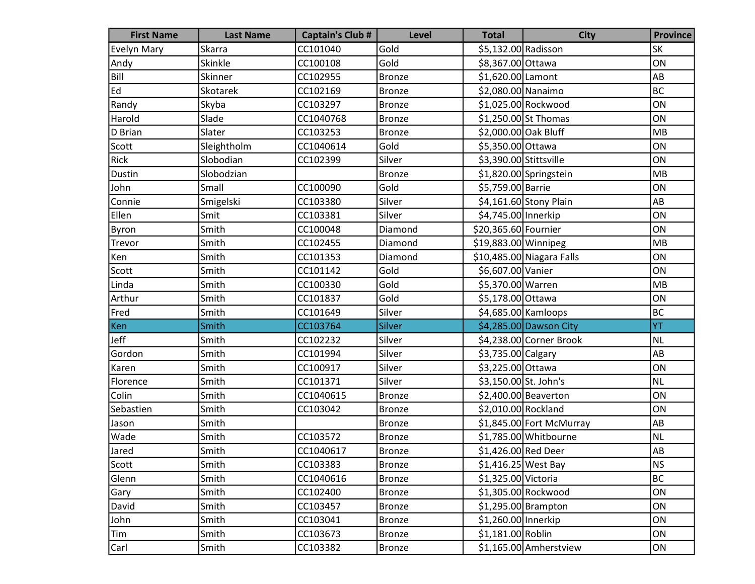| First Name | Last Name | Captain's Club # | Level | Total | City | Province |
|---|---|---|---|---|---|---|
| Evelyn Mary | Skarra | CC101040 | Gold | $5,132.00 | Radisson | SK |
| Andy | Skinkle | CC100108 | Gold | $8,367.00 | Ottawa | ON |
| Bill | Skinner | CC102955 | Bronze | $1,620.00 | Lamont | AB |
| Ed | Skotarek | CC102169 | Bronze | $2,080.00 | Nanaimo | BC |
| Randy | Skyba | CC103297 | Bronze | $1,025.00 | Rockwood | ON |
| Harold | Slade | CC1040768 | Bronze | $1,250.00 | St Thomas | ON |
| D Brian | Slater | CC103253 | Bronze | $2,000.00 | Oak Bluff | MB |
| Scott | Sleightholm | CC1040614 | Gold | $5,350.00 | Ottawa | ON |
| Rick | Slobodian | CC102399 | Silver | $3,390.00 | Stittsville | ON |
| Dustin | Slobodzian | | Bronze | $1,820.00 | Springstein | MB |
| John | Small | CC100090 | Gold | $5,759.00 | Barrie | ON |
| Connie | Smigelski | CC103380 | Silver | $4,161.60 | Stony Plain | AB |
| Ellen | Smit | CC103381 | Silver | $4,745.00 | Innerkip | ON |
| Byron | Smith | CC100048 | Diamond | $20,365.60 | Fournier | ON |
| Trevor | Smith | CC102455 | Diamond | $19,883.00 | Winnipeg | MB |
| Ken | Smith | CC101353 | Diamond | $10,485.00 | Niagara Falls | ON |
| Scott | Smith | CC101142 | Gold | $6,607.00 | Vanier | ON |
| Linda | Smith | CC100330 | Gold | $5,370.00 | Warren | MB |
| Arthur | Smith | CC101837 | Gold | $5,178.00 | Ottawa | ON |
| Fred | Smith | CC101649 | Silver | $4,685.00 | Kamloops | BC |
| Ken | Smith | CC103764 | Silver | $4,285.00 | Dawson City | YT |
| Jeff | Smith | CC102232 | Silver | $4,238.00 | Corner Brook | NL |
| Gordon | Smith | CC101994 | Silver | $3,735.00 | Calgary | AB |
| Karen | Smith | CC100917 | Silver | $3,225.00 | Ottawa | ON |
| Florence | Smith | CC101371 | Silver | $3,150.00 | St. John's | NL |
| Colin | Smith | CC1040615 | Bronze | $2,400.00 | Beaverton | ON |
| Sebastien | Smith | CC103042 | Bronze | $2,010.00 | Rockland | ON |
| Jason | Smith | | Bronze | $1,845.00 | Fort McMurray | AB |
| Wade | Smith | CC103572 | Bronze | $1,785.00 | Whitbourne | NL |
| Jared | Smith | CC1040617 | Bronze | $1,426.00 | Red Deer | AB |
| Scott | Smith | CC103383 | Bronze | $1,416.25 | West Bay | NS |
| Glenn | Smith | CC1040616 | Bronze | $1,325.00 | Victoria | BC |
| Gary | Smith | CC102400 | Bronze | $1,305.00 | Rockwood | ON |
| David | Smith | CC103457 | Bronze | $1,295.00 | Brampton | ON |
| John | Smith | CC103041 | Bronze | $1,260.00 | Innerkip | ON |
| Tim | Smith | CC103673 | Bronze | $1,181.00 | Roblin | ON |
| Carl | Smith | CC103382 | Bronze | $1,165.00 | Amherstview | ON |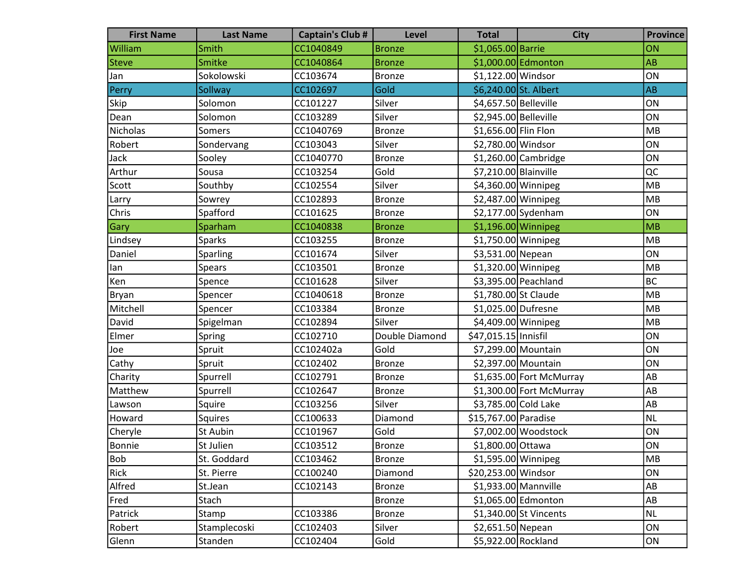| First Name | Last Name | Captain's Club # | Level | Total | City | Province |
|---|---|---|---|---|---|---|
| William | Smith | CC1040849 | Bronze | $1,065.00 | Barrie | ON |
| Steve | Smitke | CC1040864 | Bronze | $1,000.00 | Edmonton | AB |
| Jan | Sokolowski | CC103674 | Bronze | $1,122.00 | Windsor | ON |
| Perry | Sollway | CC102697 | Gold | $6,240.00 | St. Albert | AB |
| Skip | Solomon | CC101227 | Silver | $4,657.50 | Belleville | ON |
| Dean | Solomon | CC103289 | Silver | $2,945.00 | Belleville | ON |
| Nicholas | Somers | CC1040769 | Bronze | $1,656.00 | Flin Flon | MB |
| Robert | Sondervang | CC103043 | Silver | $2,780.00 | Windsor | ON |
| Jack | Sooley | CC1040770 | Bronze | $1,260.00 | Cambridge | ON |
| Arthur | Sousa | CC103254 | Gold | $7,210.00 | Blainville | QC |
| Scott | Southby | CC102554 | Silver | $4,360.00 | Winnipeg | MB |
| Larry | Sowrey | CC102893 | Bronze | $2,487.00 | Winnipeg | MB |
| Chris | Spafford | CC101625 | Bronze | $2,177.00 | Sydenham | ON |
| Gary | Sparham | CC1040838 | Bronze | $1,196.00 | Winnipeg | MB |
| Lindsey | Sparks | CC103255 | Bronze | $1,750.00 | Winnipeg | MB |
| Daniel | Sparling | CC101674 | Silver | $3,531.00 | Nepean | ON |
| Ian | Spears | CC103501 | Bronze | $1,320.00 | Winnipeg | MB |
| Ken | Spence | CC101628 | Silver | $3,395.00 | Peachland | BC |
| Bryan | Spencer | CC1040618 | Bronze | $1,780.00 | St Claude | MB |
| Mitchell | Spencer | CC103384 | Bronze | $1,025.00 | Dufresne | MB |
| David | Spigelman | CC102894 | Silver | $4,409.00 | Winnipeg | MB |
| Elmer | Spring | CC102710 | Double Diamond | $47,015.15 | Innisfil | ON |
| Joe | Spruit | CC102402a | Gold | $7,299.00 | Mountain | ON |
| Cathy | Spruit | CC102402 | Bronze | $2,397.00 | Mountain | ON |
| Charity | Spurrell | CC102791 | Bronze | $1,635.00 | Fort McMurray | AB |
| Matthew | Spurrell | CC102647 | Bronze | $1,300.00 | Fort McMurray | AB |
| Lawson | Squire | CC103256 | Silver | $3,785.00 | Cold Lake | AB |
| Howard | Squires | CC100633 | Diamond | $15,767.00 | Paradise | NL |
| Cheryle | St Aubin | CC101967 | Gold | $7,002.00 | Woodstock | ON |
| Bonnie | St Julien | CC103512 | Bronze | $1,800.00 | Ottawa | ON |
| Bob | St. Goddard | CC103462 | Bronze | $1,595.00 | Winnipeg | MB |
| Rick | St. Pierre | CC100240 | Diamond | $20,253.00 | Windsor | ON |
| Alfred | St.Jean | CC102143 | Bronze | $1,933.00 | Mannville | AB |
| Fred | Stach | | Bronze | $1,065.00 | Edmonton | AB |
| Patrick | Stamp | CC103386 | Bronze | $1,340.00 | St Vincents | NL |
| Robert | Stamplecoski | CC102403 | Silver | $2,651.50 | Nepean | ON |
| Glenn | Standen | CC102404 | Gold | $5,922.00 | Rockland | ON |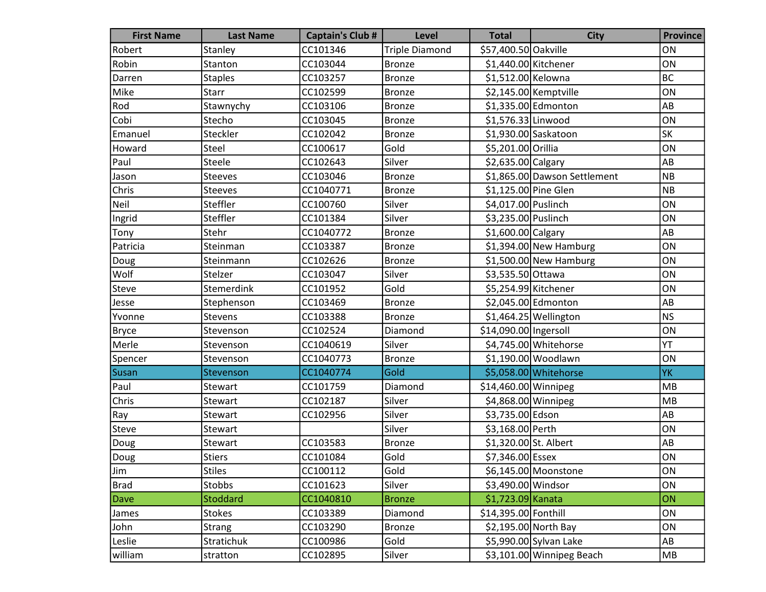| First Name | Last Name | Captain's Club # | Level | Total | City | Province |
|---|---|---|---|---|---|---|
| Robert | Stanley | CC101346 | Triple Diamond | $57,400.50 | Oakville | ON |
| Robin | Stanton | CC103044 | Bronze | $1,440.00 | Kitchener | ON |
| Darren | Staples | CC103257 | Bronze | $1,512.00 | Kelowna | BC |
| Mike | Starr | CC102599 | Bronze | $2,145.00 | Kemptville | ON |
| Rod | Stawnychy | CC103106 | Bronze | $1,335.00 | Edmonton | AB |
| Cobi | Stecho | CC103045 | Bronze | $1,576.33 | Linwood | ON |
| Emanuel | Steckler | CC102042 | Bronze | $1,930.00 | Saskatoon | SK |
| Howard | Steel | CC100617 | Gold | $5,201.00 | Orillia | ON |
| Paul | Steele | CC102643 | Silver | $2,635.00 | Calgary | AB |
| Jason | Steeves | CC103046 | Bronze | $1,865.00 | Dawson Settlement | NB |
| Chris | Steeves | CC1040771 | Bronze | $1,125.00 | Pine Glen | NB |
| Neil | Steffler | CC100760 | Silver | $4,017.00 | Puslinch | ON |
| Ingrid | Steffler | CC101384 | Silver | $3,235.00 | Puslinch | ON |
| Tony | Stehr | CC1040772 | Bronze | $1,600.00 | Calgary | AB |
| Patricia | Steinman | CC103387 | Bronze | $1,394.00 | New Hamburg | ON |
| Doug | Steinmann | CC102626 | Bronze | $1,500.00 | New Hamburg | ON |
| Wolf | Stelzer | CC103047 | Silver | $3,535.50 | Ottawa | ON |
| Steve | Stemerdink | CC101952 | Gold | $5,254.99 | Kitchener | ON |
| Jesse | Stephenson | CC103469 | Bronze | $2,045.00 | Edmonton | AB |
| Yvonne | Stevens | CC103388 | Bronze | $1,464.25 | Wellington | NS |
| Bryce | Stevenson | CC102524 | Diamond | $14,090.00 | Ingersoll | ON |
| Merle | Stevenson | CC1040619 | Silver | $4,745.00 | Whitehorse | YT |
| Spencer | Stevenson | CC1040773 | Bronze | $1,190.00 | Woodlawn | ON |
| Susan | Stevenson | CC1040774 | Gold | $5,058.00 | Whitehorse | YK |
| Paul | Stewart | CC101759 | Diamond | $14,460.00 | Winnipeg | MB |
| Chris | Stewart | CC102187 | Silver | $4,868.00 | Winnipeg | MB |
| Ray | Stewart | CC102956 | Silver | $3,735.00 | Edson | AB |
| Steve | Stewart | | Silver | $3,168.00 | Perth | ON |
| Doug | Stewart | CC103583 | Bronze | $1,320.00 | St. Albert | AB |
| Doug | Stiers | CC101084 | Gold | $7,346.00 | Essex | ON |
| Jim | Stiles | CC100112 | Gold | $6,145.00 | Moonstone | ON |
| Brad | Stobbs | CC101623 | Silver | $3,490.00 | Windsor | ON |
| Dave | Stoddard | CC1040810 | Bronze | $1,723.09 | Kanata | ON |
| James | Stokes | CC103389 | Diamond | $14,395.00 | Fonthill | ON |
| John | Strang | CC103290 | Bronze | $2,195.00 | North Bay | ON |
| Leslie | Stratichuk | CC100986 | Gold | $5,990.00 | Sylvan Lake | AB |
| william | stratton | CC102895 | Silver | $3,101.00 | Winnipeg Beach | MB |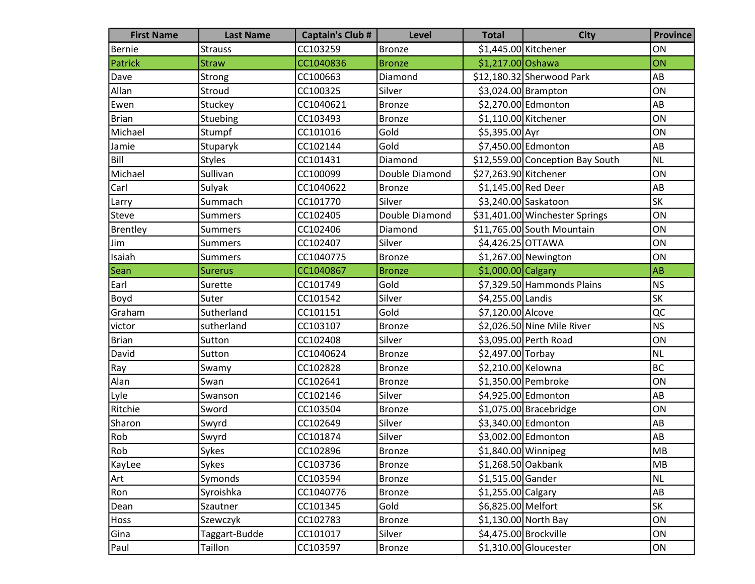| First Name | Last Name | Captain's Club # | Level | Total | City | Province |
| --- | --- | --- | --- | --- | --- | --- |
| Bernie | Strauss | CC103259 | Bronze | $1,445.00 | Kitchener | ON |
| Patrick | Straw | CC1040836 | Bronze | $1,217.00 | Oshawa | ON |
| Dave | Strong | CC100663 | Diamond | $12,180.32 | Sherwood Park | AB |
| Allan | Stroud | CC100325 | Silver | $3,024.00 | Brampton | ON |
| Ewen | Stuckey | CC1040621 | Bronze | $2,270.00 | Edmonton | AB |
| Brian | Stuebing | CC103493 | Bronze | $1,110.00 | Kitchener | ON |
| Michael | Stumpf | CC101016 | Gold | $5,395.00 | Ayr | ON |
| Jamie | Stuparyk | CC102144 | Gold | $7,450.00 | Edmonton | AB |
| Bill | Styles | CC101431 | Diamond | $12,559.00 | Conception Bay South | NL |
| Michael | Sullivan | CC100099 | Double Diamond | $27,263.90 | Kitchener | ON |
| Carl | Sulyak | CC1040622 | Bronze | $1,145.00 | Red Deer | AB |
| Larry | Summach | CC101770 | Silver | $3,240.00 | Saskatoon | SK |
| Steve | Summers | CC102405 | Double Diamond | $31,401.00 | Winchester Springs | ON |
| Brentley | Summers | CC102406 | Diamond | $11,765.00 | South Mountain | ON |
| Jim | Summers | CC102407 | Silver | $4,426.25 | OTTAWA | ON |
| Isaiah | Summers | CC1040775 | Bronze | $1,267.00 | Newington | ON |
| Sean | Surerus | CC1040867 | Bronze | $1,000.00 | Calgary | AB |
| Earl | Surette | CC101749 | Gold | $7,329.50 | Hammonds Plains | NS |
| Boyd | Suter | CC101542 | Silver | $4,255.00 | Landis | SK |
| Graham | Sutherland | CC101151 | Gold | $7,120.00 | Alcove | QC |
| victor | sutherland | CC103107 | Bronze | $2,026.50 | Nine Mile River | NS |
| Brian | Sutton | CC102408 | Silver | $3,095.00 | Perth Road | ON |
| David | Sutton | CC1040624 | Bronze | $2,497.00 | Torbay | NL |
| Ray | Swamy | CC102828 | Bronze | $2,210.00 | Kelowna | BC |
| Alan | Swan | CC102641 | Bronze | $1,350.00 | Pembroke | ON |
| Lyle | Swanson | CC102146 | Silver | $4,925.00 | Edmonton | AB |
| Ritchie | Sword | CC103504 | Bronze | $1,075.00 | Bracebridge | ON |
| Sharon | Swyrd | CC102649 | Silver | $3,340.00 | Edmonton | AB |
| Rob | Swyrd | CC101874 | Silver | $3,002.00 | Edmonton | AB |
| Rob | Sykes | CC102896 | Bronze | $1,840.00 | Winnipeg | MB |
| KayLee | Sykes | CC103736 | Bronze | $1,268.50 | Oakbank | MB |
| Art | Symonds | CC103594 | Bronze | $1,515.00 | Gander | NL |
| Ron | Syroishka | CC1040776 | Bronze | $1,255.00 | Calgary | AB |
| Dean | Szautner | CC101345 | Gold | $6,825.00 | Melfort | SK |
| Hoss | Szewczyk | CC102783 | Bronze | $1,130.00 | North Bay | ON |
| Gina | Taggart-Budde | CC101017 | Silver | $4,475.00 | Brockville | ON |
| Paul | Taillon | CC103597 | Bronze | $1,310.00 | Gloucester | ON |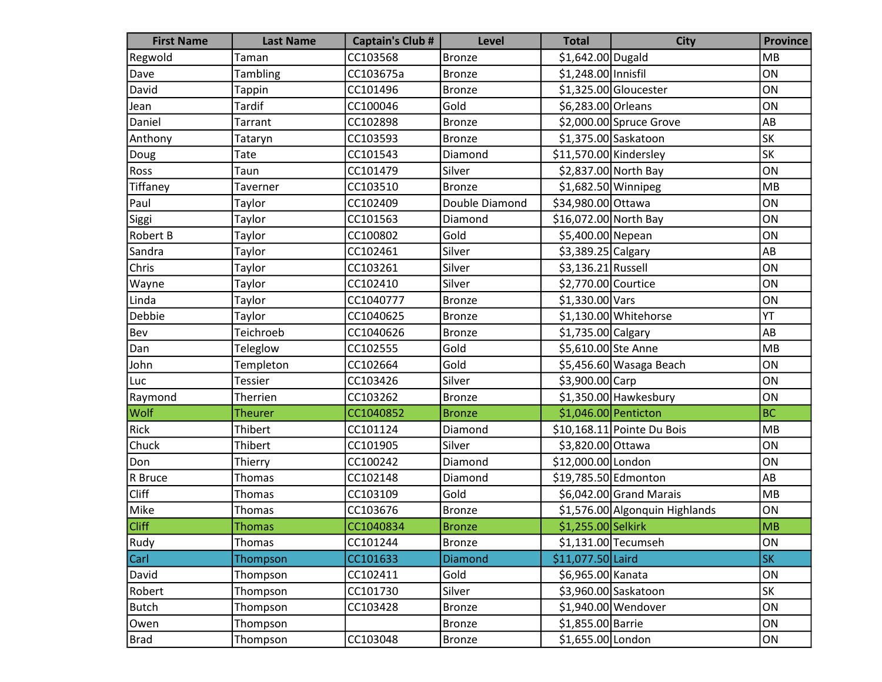| First Name | Last Name | Captain's Club # | Level | Total | City | Province |
|---|---|---|---|---|---|---|
| Regwold | Taman | CC103568 | Bronze | $1,642.00 | Dugald | MB |
| Dave | Tambling | CC103675a | Bronze | $1,248.00 | Innisfil | ON |
| David | Tappin | CC101496 | Bronze | $1,325.00 | Gloucester | ON |
| Jean | Tardif | CC100046 | Gold | $6,283.00 | Orleans | ON |
| Daniel | Tarrant | CC102898 | Bronze | $2,000.00 | Spruce Grove | AB |
| Anthony | Tataryn | CC103593 | Bronze | $1,375.00 | Saskatoon | SK |
| Doug | Tate | CC101543 | Diamond | $11,570.00 | Kindersley | SK |
| Ross | Taun | CC101479 | Silver | $2,837.00 | North Bay | ON |
| Tiffaney | Taverner | CC103510 | Bronze | $1,682.50 | Winnipeg | MB |
| Paul | Taylor | CC102409 | Double Diamond | $34,980.00 | Ottawa | ON |
| Siggi | Taylor | CC101563 | Diamond | $16,072.00 | North Bay | ON |
| Robert B | Taylor | CC100802 | Gold | $5,400.00 | Nepean | ON |
| Sandra | Taylor | CC102461 | Silver | $3,389.25 | Calgary | AB |
| Chris | Taylor | CC103261 | Silver | $3,136.21 | Russell | ON |
| Wayne | Taylor | CC102410 | Silver | $2,770.00 | Courtice | ON |
| Linda | Taylor | CC1040777 | Bronze | $1,330.00 | Vars | ON |
| Debbie | Taylor | CC1040625 | Bronze | $1,130.00 | Whitehorse | YT |
| Bev | Teichroeb | CC1040626 | Bronze | $1,735.00 | Calgary | AB |
| Dan | Teleglow | CC102555 | Gold | $5,610.00 | Ste Anne | MB |
| John | Templeton | CC102664 | Gold | $5,456.60 | Wasaga Beach | ON |
| Luc | Tessier | CC103426 | Silver | $3,900.00 | Carp | ON |
| Raymond | Therrien | CC103262 | Bronze | $1,350.00 | Hawkesbury | ON |
| Wolf | Theurer | CC1040852 | Bronze | $1,046.00 | Penticton | BC |
| Rick | Thibert | CC101124 | Diamond | $10,168.11 | Pointe Du Bois | MB |
| Chuck | Thibert | CC101905 | Silver | $3,820.00 | Ottawa | ON |
| Don | Thierry | CC100242 | Diamond | $12,000.00 | London | ON |
| R Bruce | Thomas | CC102148 | Diamond | $19,785.50 | Edmonton | AB |
| Cliff | Thomas | CC103109 | Gold | $6,042.00 | Grand Marais | MB |
| Mike | Thomas | CC103676 | Bronze | $1,576.00 | Algonquin Highlands | ON |
| Cliff | Thomas | CC1040834 | Bronze | $1,255.00 | Selkirk | MB |
| Rudy | Thomas | CC101244 | Bronze | $1,131.00 | Tecumseh | ON |
| Carl | Thompson | CC101633 | Diamond | $11,077.50 | Laird | SK |
| David | Thompson | CC102411 | Gold | $6,965.00 | Kanata | ON |
| Robert | Thompson | CC101730 | Silver | $3,960.00 | Saskatoon | SK |
| Butch | Thompson | CC103428 | Bronze | $1,940.00 | Wendover | ON |
| Owen | Thompson | | Bronze | $1,855.00 | Barrie | ON |
| Brad | Thompson | CC103048 | Bronze | $1,655.00 | London | ON |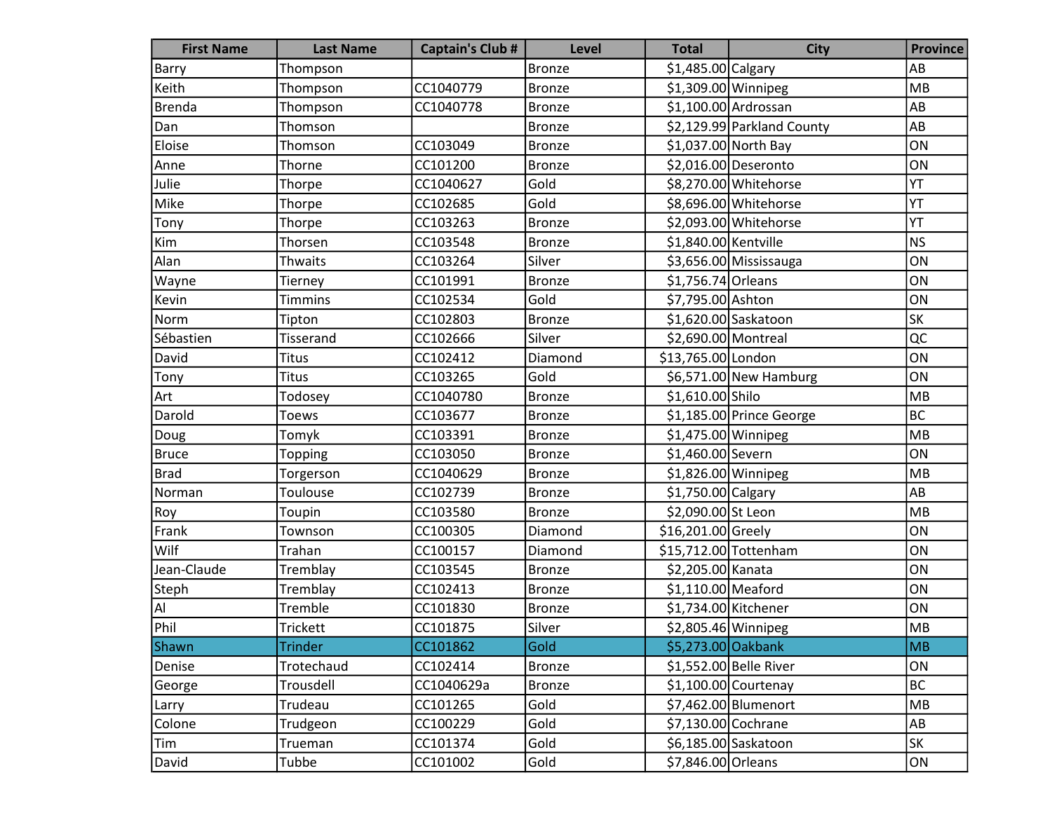| First Name | Last Name | Captain's Club # | Level | Total | City | Province |
|---|---|---|---|---|---|---|
| Barry | Thompson | | Bronze | $1,485.00 | Calgary | AB |
| Keith | Thompson | CC1040779 | Bronze | $1,309.00 | Winnipeg | MB |
| Brenda | Thompson | CC1040778 | Bronze | $1,100.00 | Ardrossan | AB |
| Dan | Thomson | | Bronze | $2,129.99 | Parkland County | AB |
| Eloise | Thomson | CC103049 | Bronze | $1,037.00 | North Bay | ON |
| Anne | Thorne | CC101200 | Bronze | $2,016.00 | Deseronto | ON |
| Julie | Thorpe | CC1040627 | Gold | $8,270.00 | Whitehorse | YT |
| Mike | Thorpe | CC102685 | Gold | $8,696.00 | Whitehorse | YT |
| Tony | Thorpe | CC103263 | Bronze | $2,093.00 | Whitehorse | YT |
| Kim | Thorsen | CC103548 | Bronze | $1,840.00 | Kentville | NS |
| Alan | Thwaits | CC103264 | Silver | $3,656.00 | Mississauga | ON |
| Wayne | Tierney | CC101991 | Bronze | $1,756.74 | Orleans | ON |
| Kevin | Timmins | CC102534 | Gold | $7,795.00 | Ashton | ON |
| Norm | Tipton | CC102803 | Bronze | $1,620.00 | Saskatoon | SK |
| Sébastien | Tisserand | CC102666 | Silver | $2,690.00 | Montreal | QC |
| David | Titus | CC102412 | Diamond | $13,765.00 | London | ON |
| Tony | Titus | CC103265 | Gold | $6,571.00 | New Hamburg | ON |
| Art | Todosey | CC1040780 | Bronze | $1,610.00 | Shilo | MB |
| Darold | Toews | CC103677 | Bronze | $1,185.00 | Prince George | BC |
| Doug | Tomyk | CC103391 | Bronze | $1,475.00 | Winnipeg | MB |
| Bruce | Topping | CC103050 | Bronze | $1,460.00 | Severn | ON |
| Brad | Torgerson | CC1040629 | Bronze | $1,826.00 | Winnipeg | MB |
| Norman | Toulouse | CC102739 | Bronze | $1,750.00 | Calgary | AB |
| Roy | Toupin | CC103580 | Bronze | $2,090.00 | St Leon | MB |
| Frank | Townson | CC100305 | Diamond | $16,201.00 | Greely | ON |
| Wilf | Trahan | CC100157 | Diamond | $15,712.00 | Tottenham | ON |
| Jean-Claude | Tremblay | CC103545 | Bronze | $2,205.00 | Kanata | ON |
| Steph | Tremblay | CC102413 | Bronze | $1,110.00 | Meaford | ON |
| Al | Tremble | CC101830 | Bronze | $1,734.00 | Kitchener | ON |
| Phil | Trickett | CC101875 | Silver | $2,805.46 | Winnipeg | MB |
| Shawn | Trinder | CC101862 | Gold | $5,273.00 | Oakbank | MB |
| Denise | Trotechaud | CC102414 | Bronze | $1,552.00 | Belle River | ON |
| George | Trousdell | CC1040629a | Bronze | $1,100.00 | Courtenay | BC |
| Larry | Trudeau | CC101265 | Gold | $7,462.00 | Blumenort | MB |
| Colone | Trudgeon | CC100229 | Gold | $7,130.00 | Cochrane | AB |
| Tim | Trueman | CC101374 | Gold | $6,185.00 | Saskatoon | SK |
| David | Tubbe | CC101002 | Gold | $7,846.00 | Orleans | ON |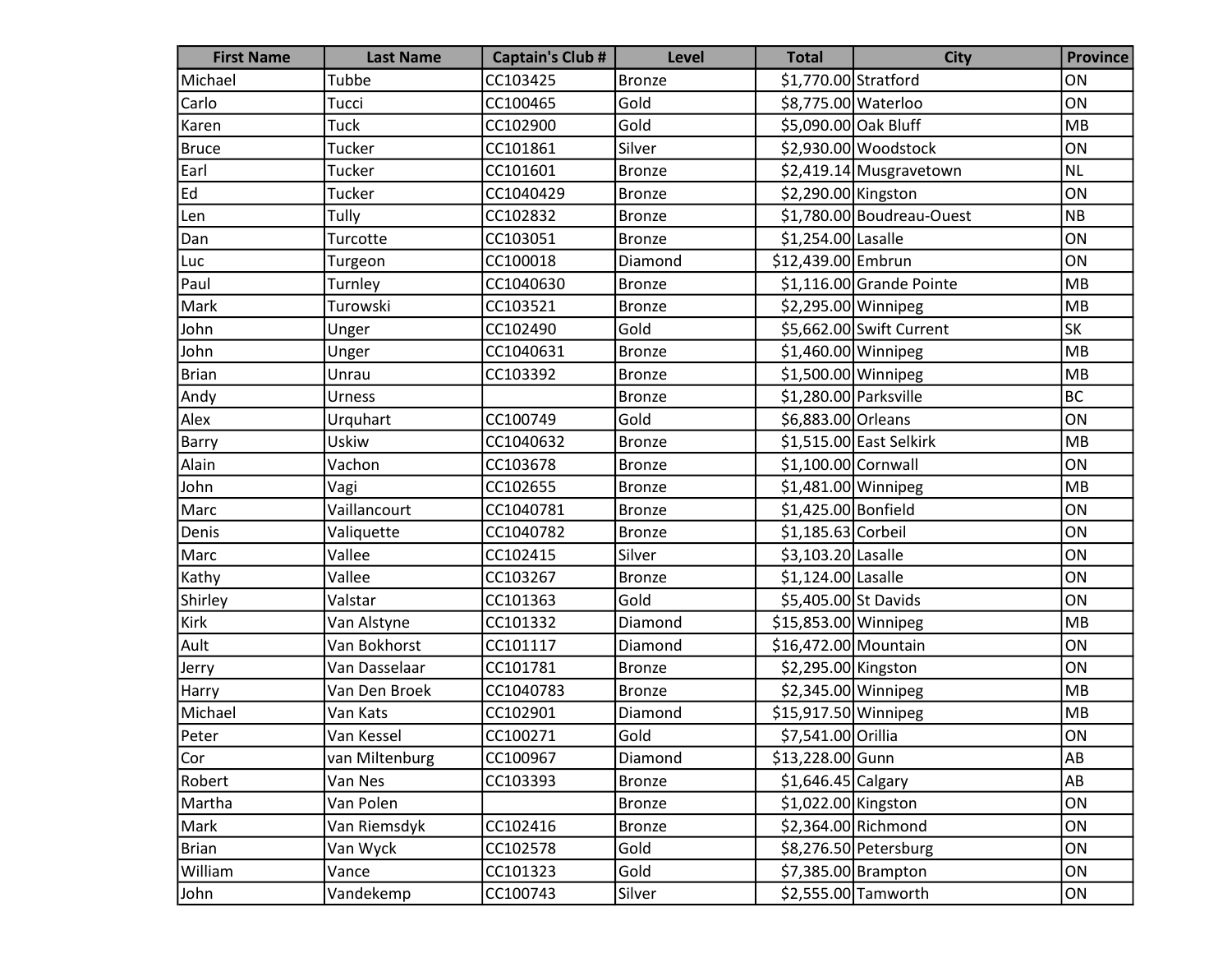| First Name | Last Name | Captain's Club # | Level | Total | City | Province |
|---|---|---|---|---|---|---|
| Michael | Tubbe | CC103425 | Bronze | $1,770.00 | Stratford | ON |
| Carlo | Tucci | CC100465 | Gold | $8,775.00 | Waterloo | ON |
| Karen | Tuck | CC102900 | Gold | $5,090.00 | Oak Bluff | MB |
| Bruce | Tucker | CC101861 | Silver | $2,930.00 | Woodstock | ON |
| Earl | Tucker | CC101601 | Bronze | $2,419.14 | Musgravetown | NL |
| Ed | Tucker | CC1040429 | Bronze | $2,290.00 | Kingston | ON |
| Len | Tully | CC102832 | Bronze | $1,780.00 | Boudreau-Ouest | NB |
| Dan | Turcotte | CC103051 | Bronze | $1,254.00 | Lasalle | ON |
| Luc | Turgeon | CC100018 | Diamond | $12,439.00 | Embrun | ON |
| Paul | Turnley | CC1040630 | Bronze | $1,116.00 | Grande Pointe | MB |
| Mark | Turowski | CC103521 | Bronze | $2,295.00 | Winnipeg | MB |
| John | Unger | CC102490 | Gold | $5,662.00 | Swift Current | SK |
| John | Unger | CC1040631 | Bronze | $1,460.00 | Winnipeg | MB |
| Brian | Unrau | CC103392 | Bronze | $1,500.00 | Winnipeg | MB |
| Andy | Urness | | Bronze | $1,280.00 | Parksville | BC |
| Alex | Urquhart | CC100749 | Gold | $6,883.00 | Orleans | ON |
| Barry | Uskiw | CC1040632 | Bronze | $1,515.00 | East Selkirk | MB |
| Alain | Vachon | CC103678 | Bronze | $1,100.00 | Cornwall | ON |
| John | Vagi | CC102655 | Bronze | $1,481.00 | Winnipeg | MB |
| Marc | Vaillancourt | CC1040781 | Bronze | $1,425.00 | Bonfield | ON |
| Denis | Valiquette | CC1040782 | Bronze | $1,185.63 | Corbeil | ON |
| Marc | Vallee | CC102415 | Silver | $3,103.20 | Lasalle | ON |
| Kathy | Vallee | CC103267 | Bronze | $1,124.00 | Lasalle | ON |
| Shirley | Valstar | CC101363 | Gold | $5,405.00 | St Davids | ON |
| Kirk | Van Alstyne | CC101332 | Diamond | $15,853.00 | Winnipeg | MB |
| Ault | Van Bokhorst | CC101117 | Diamond | $16,472.00 | Mountain | ON |
| Jerry | Van Dasselaar | CC101781 | Bronze | $2,295.00 | Kingston | ON |
| Harry | Van Den Broek | CC1040783 | Bronze | $2,345.00 | Winnipeg | MB |
| Michael | Van Kats | CC102901 | Diamond | $15,917.50 | Winnipeg | MB |
| Peter | Van Kessel | CC100271 | Gold | $7,541.00 | Orillia | ON |
| Cor | van Miltenburg | CC100967 | Diamond | $13,228.00 | Gunn | AB |
| Robert | Van Nes | CC103393 | Bronze | $1,646.45 | Calgary | AB |
| Martha | Van Polen | | Bronze | $1,022.00 | Kingston | ON |
| Mark | Van Riemsdyk | CC102416 | Bronze | $2,364.00 | Richmond | ON |
| Brian | Van Wyck | CC102578 | Gold | $8,276.50 | Petersburg | ON |
| William | Vance | CC101323 | Gold | $7,385.00 | Brampton | ON |
| John | Vandekemp | CC100743 | Silver | $2,555.00 | Tamworth | ON |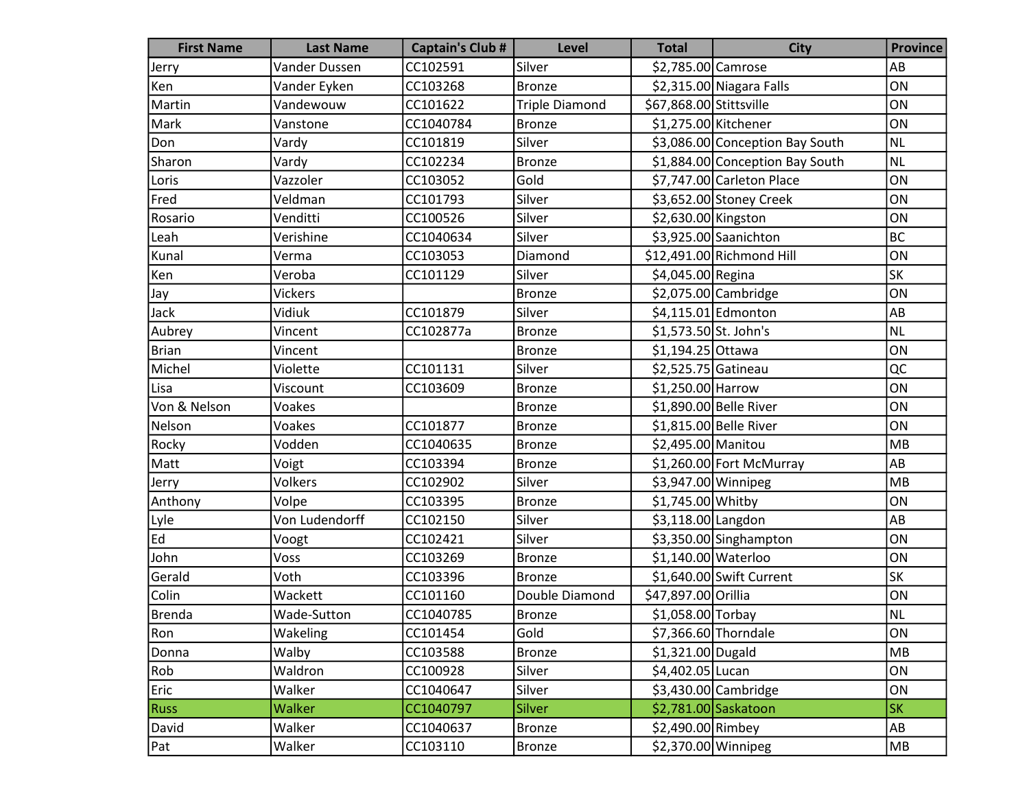| First Name | Last Name | Captain's Club # | Level | Total | City | Province |
|---|---|---|---|---|---|---|
| Jerry | Vander Dussen | CC102591 | Silver | $2,785.00 | Camrose | AB |
| Ken | Vander Eyken | CC103268 | Bronze | $2,315.00 | Niagara Falls | ON |
| Martin | Vandewouw | CC101622 | Triple Diamond | $67,868.00 | Stittsville | ON |
| Mark | Vanstone | CC1040784 | Bronze | $1,275.00 | Kitchener | ON |
| Don | Vardy | CC101819 | Silver | $3,086.00 | Conception Bay South | NL |
| Sharon | Vardy | CC102234 | Bronze | $1,884.00 | Conception Bay South | NL |
| Loris | Vazzoler | CC103052 | Gold | $7,747.00 | Carleton Place | ON |
| Fred | Veldman | CC101793 | Silver | $3,652.00 | Stoney Creek | ON |
| Rosario | Venditti | CC100526 | Silver | $2,630.00 | Kingston | ON |
| Leah | Verishine | CC1040634 | Silver | $3,925.00 | Saanichton | BC |
| Kunal | Verma | CC103053 | Diamond | $12,491.00 | Richmond Hill | ON |
| Ken | Veroba | CC101129 | Silver | $4,045.00 | Regina | SK |
| Jay | Vickers | | Bronze | $2,075.00 | Cambridge | ON |
| Jack | Vidiuk | CC101879 | Silver | $4,115.01 | Edmonton | AB |
| Aubrey | Vincent | CC102877a | Bronze | $1,573.50 | St. John's | NL |
| Brian | Vincent | | Bronze | $1,194.25 | Ottawa | ON |
| Michel | Violette | CC101131 | Silver | $2,525.75 | Gatineau | QC |
| Lisa | Viscount | CC103609 | Bronze | $1,250.00 | Harrow | ON |
| Von & Nelson | Voakes | | Bronze | $1,890.00 | Belle River | ON |
| Nelson | Voakes | CC101877 | Bronze | $1,815.00 | Belle River | ON |
| Rocky | Vodden | CC1040635 | Bronze | $2,495.00 | Manitou | MB |
| Matt | Voigt | CC103394 | Bronze | $1,260.00 | Fort McMurray | AB |
| Jerry | Volkers | CC102902 | Silver | $3,947.00 | Winnipeg | MB |
| Anthony | Volpe | CC103395 | Bronze | $1,745.00 | Whitby | ON |
| Lyle | Von Ludendorff | CC102150 | Silver | $3,118.00 | Langdon | AB |
| Ed | Voogt | CC102421 | Silver | $3,350.00 | Singhampton | ON |
| John | Voss | CC103269 | Bronze | $1,140.00 | Waterloo | ON |
| Gerald | Voth | CC103396 | Bronze | $1,640.00 | Swift Current | SK |
| Colin | Wackett | CC101160 | Double Diamond | $47,897.00 | Orillia | ON |
| Brenda | Wade-Sutton | CC1040785 | Bronze | $1,058.00 | Torbay | NL |
| Ron | Wakeling | CC101454 | Gold | $7,366.60 | Thorndale | ON |
| Donna | Walby | CC103588 | Bronze | $1,321.00 | Dugald | MB |
| Rob | Waldron | CC100928 | Silver | $4,402.05 | Lucan | ON |
| Eric | Walker | CC1040647 | Silver | $3,430.00 | Cambridge | ON |
| Russ | Walker | CC1040797 | Silver | $2,781.00 | Saskatoon | SK |
| David | Walker | CC1040637 | Bronze | $2,490.00 | Rimbey | AB |
| Pat | Walker | CC103110 | Bronze | $2,370.00 | Winnipeg | MB |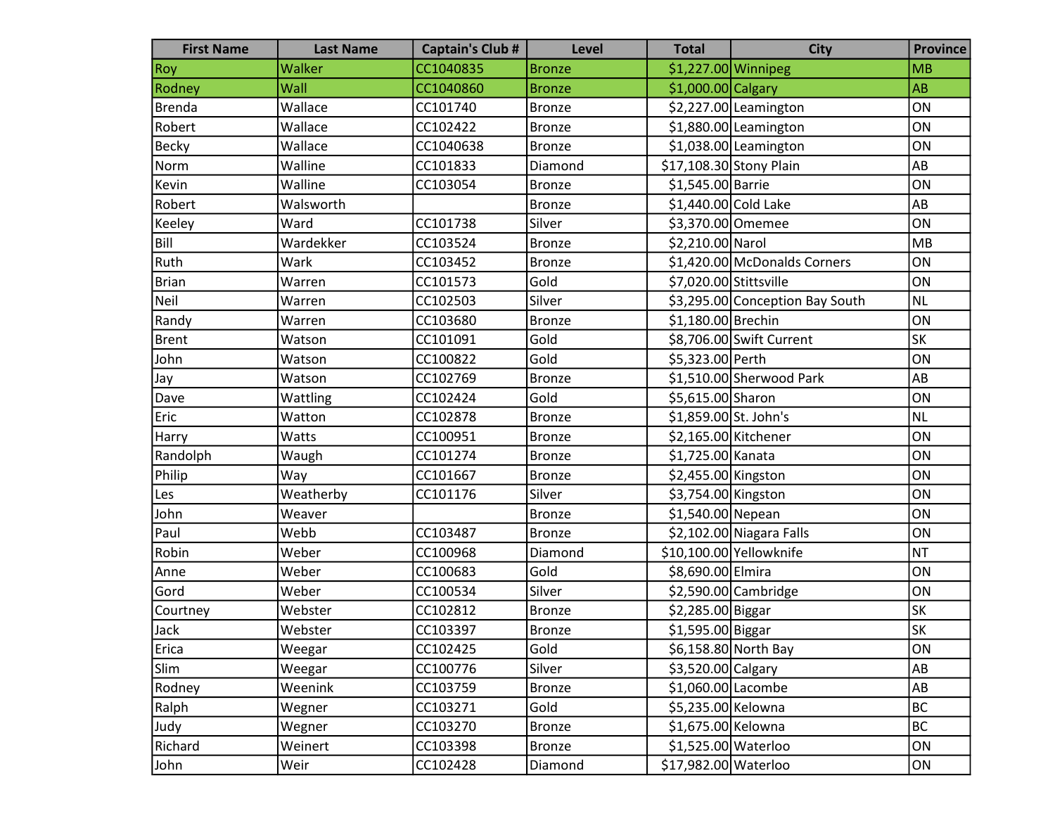| First Name | Last Name | Captain's Club # | Level | Total | City | Province |
|---|---|---|---|---|---|---|
| Roy | Walker | CC1040835 | Bronze | $1,227.00 | Winnipeg | MB |
| Rodney | Wall | CC1040860 | Bronze | $1,000.00 | Calgary | AB |
| Brenda | Wallace | CC101740 | Bronze | $2,227.00 | Leamington | ON |
| Robert | Wallace | CC102422 | Bronze | $1,880.00 | Leamington | ON |
| Becky | Wallace | CC1040638 | Bronze | $1,038.00 | Leamington | ON |
| Norm | Walline | CC101833 | Diamond | $17,108.30 | Stony Plain | AB |
| Kevin | Walline | CC103054 | Bronze | $1,545.00 | Barrie | ON |
| Robert | Walsworth | | Bronze | $1,440.00 | Cold Lake | AB |
| Keeley | Ward | CC101738 | Silver | $3,370.00 | Omemee | ON |
| Bill | Wardekker | CC103524 | Bronze | $2,210.00 | Narol | MB |
| Ruth | Wark | CC103452 | Bronze | $1,420.00 | McDonalds Corners | ON |
| Brian | Warren | CC101573 | Gold | $7,020.00 | Stittsville | ON |
| Neil | Warren | CC102503 | Silver | $3,295.00 | Conception Bay South | NL |
| Randy | Warren | CC103680 | Bronze | $1,180.00 | Brechin | ON |
| Brent | Watson | CC101091 | Gold | $8,706.00 | Swift Current | SK |
| John | Watson | CC100822 | Gold | $5,323.00 | Perth | ON |
| Jay | Watson | CC102769 | Bronze | $1,510.00 | Sherwood Park | AB |
| Dave | Wattling | CC102424 | Gold | $5,615.00 | Sharon | ON |
| Eric | Watton | CC102878 | Bronze | $1,859.00 | St. John's | NL |
| Harry | Watts | CC100951 | Bronze | $2,165.00 | Kitchener | ON |
| Randolph | Waugh | CC101274 | Bronze | $1,725.00 | Kanata | ON |
| Philip | Way | CC101667 | Bronze | $2,455.00 | Kingston | ON |
| Les | Weatherby | CC101176 | Silver | $3,754.00 | Kingston | ON |
| John | Weaver | | Bronze | $1,540.00 | Nepean | ON |
| Paul | Webb | CC103487 | Bronze | $2,102.00 | Niagara Falls | ON |
| Robin | Weber | CC100968 | Diamond | $10,100.00 | Yellowknife | NT |
| Anne | Weber | CC100683 | Gold | $8,690.00 | Elmira | ON |
| Gord | Weber | CC100534 | Silver | $2,590.00 | Cambridge | ON |
| Courtney | Webster | CC102812 | Bronze | $2,285.00 | Biggar | SK |
| Jack | Webster | CC103397 | Bronze | $1,595.00 | Biggar | SK |
| Erica | Weegar | CC102425 | Gold | $6,158.80 | North Bay | ON |
| Slim | Weegar | CC100776 | Silver | $3,520.00 | Calgary | AB |
| Rodney | Weenink | CC103759 | Bronze | $1,060.00 | Lacombe | AB |
| Ralph | Wegner | CC103271 | Gold | $5,235.00 | Kelowna | BC |
| Judy | Wegner | CC103270 | Bronze | $1,675.00 | Kelowna | BC |
| Richard | Weinert | CC103398 | Bronze | $1,525.00 | Waterloo | ON |
| John | Weir | CC102428 | Diamond | $17,982.00 | Waterloo | ON |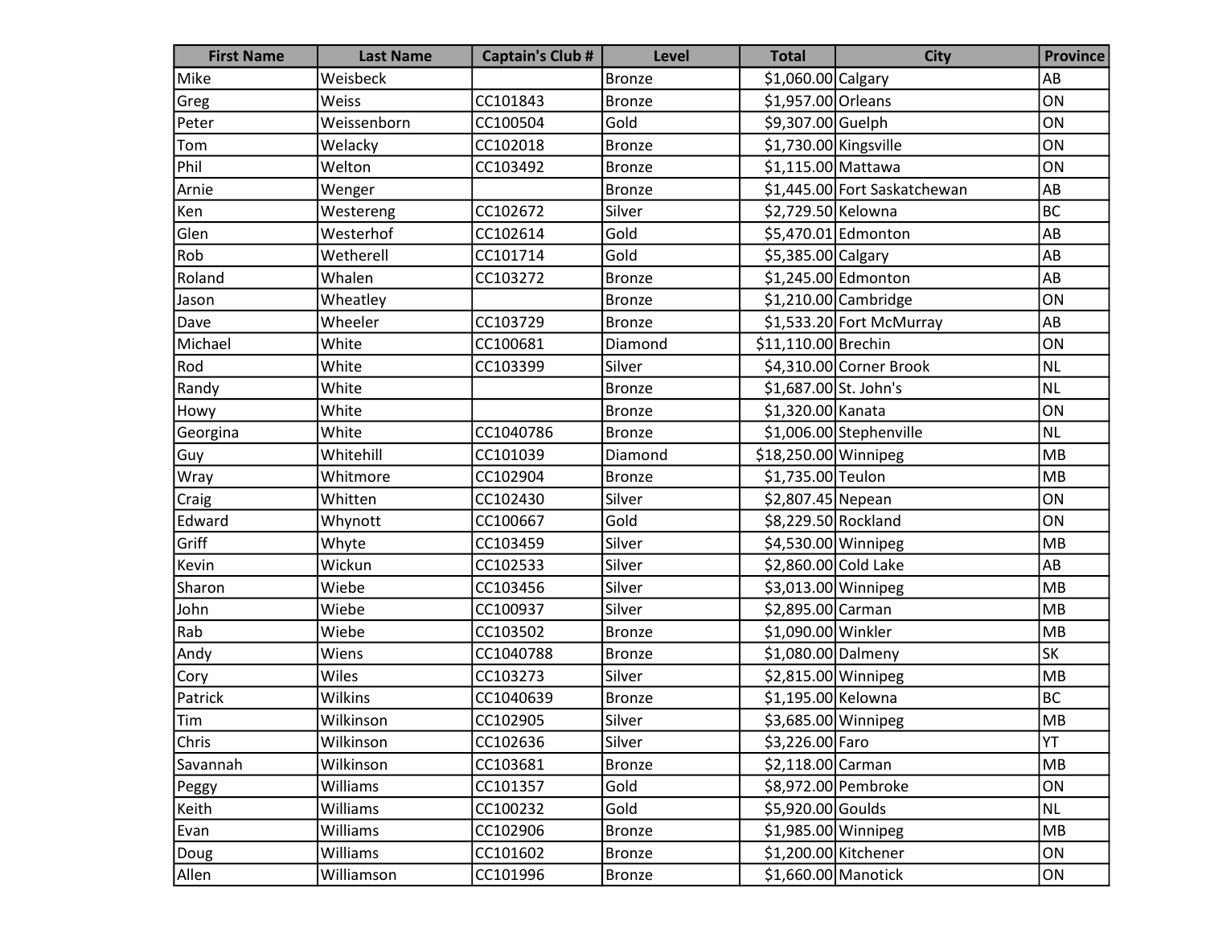| First Name | Last Name | Captain's Club # | Level | Total | City | Province |
|---|---|---|---|---|---|---|
| Mike | Weisbeck | | Bronze | $1,060.00 | Calgary | AB |
| Greg | Weiss | CC101843 | Bronze | $1,957.00 | Orleans | ON |
| Peter | Weissenborn | CC100504 | Gold | $9,307.00 | Guelph | ON |
| Tom | Welacky | CC102018 | Bronze | $1,730.00 | Kingsville | ON |
| Phil | Welton | CC103492 | Bronze | $1,115.00 | Mattawa | ON |
| Arnie | Wenger | | Bronze | $1,445.00 | Fort Saskatchewan | AB |
| Ken | Westereng | CC102672 | Silver | $2,729.50 | Kelowna | BC |
| Glen | Westerhof | CC102614 | Gold | $5,470.01 | Edmonton | AB |
| Rob | Wetherell | CC101714 | Gold | $5,385.00 | Calgary | AB |
| Roland | Whalen | CC103272 | Bronze | $1,245.00 | Edmonton | AB |
| Jason | Wheatley | | Bronze | $1,210.00 | Cambridge | ON |
| Dave | Wheeler | CC103729 | Bronze | $1,533.20 | Fort McMurray | AB |
| Michael | White | CC100681 | Diamond | $11,110.00 | Brechin | ON |
| Rod | White | CC103399 | Silver | $4,310.00 | Corner Brook | NL |
| Randy | White | | Bronze | $1,687.00 | St. John's | NL |
| Howy | White | | Bronze | $1,320.00 | Kanata | ON |
| Georgina | White | CC1040786 | Bronze | $1,006.00 | Stephenville | NL |
| Guy | Whitehill | CC101039 | Diamond | $18,250.00 | Winnipeg | MB |
| Wray | Whitmore | CC102904 | Bronze | $1,735.00 | Teulon | MB |
| Craig | Whitten | CC102430 | Silver | $2,807.45 | Nepean | ON |
| Edward | Whynott | CC100667 | Gold | $8,229.50 | Rockland | ON |
| Griff | Whyte | CC103459 | Silver | $4,530.00 | Winnipeg | MB |
| Kevin | Wickun | CC102533 | Silver | $2,860.00 | Cold Lake | AB |
| Sharon | Wiebe | CC103456 | Silver | $3,013.00 | Winnipeg | MB |
| John | Wiebe | CC100937 | Silver | $2,895.00 | Carman | MB |
| Rab | Wiebe | CC103502 | Bronze | $1,090.00 | Winkler | MB |
| Andy | Wiens | CC1040788 | Bronze | $1,080.00 | Dalmeny | SK |
| Cory | Wiles | CC103273 | Silver | $2,815.00 | Winnipeg | MB |
| Patrick | Wilkins | CC1040639 | Bronze | $1,195.00 | Kelowna | BC |
| Tim | Wilkinson | CC102905 | Silver | $3,685.00 | Winnipeg | MB |
| Chris | Wilkinson | CC102636 | Silver | $3,226.00 | Faro | YT |
| Savannah | Wilkinson | CC103681 | Bronze | $2,118.00 | Carman | MB |
| Peggy | Williams | CC101357 | Gold | $8,972.00 | Pembroke | ON |
| Keith | Williams | CC100232 | Gold | $5,920.00 | Goulds | NL |
| Evan | Williams | CC102906 | Bronze | $1,985.00 | Winnipeg | MB |
| Doug | Williams | CC101602 | Bronze | $1,200.00 | Kitchener | ON |
| Allen | Williamson | CC101996 | Bronze | $1,660.00 | Manotick | ON |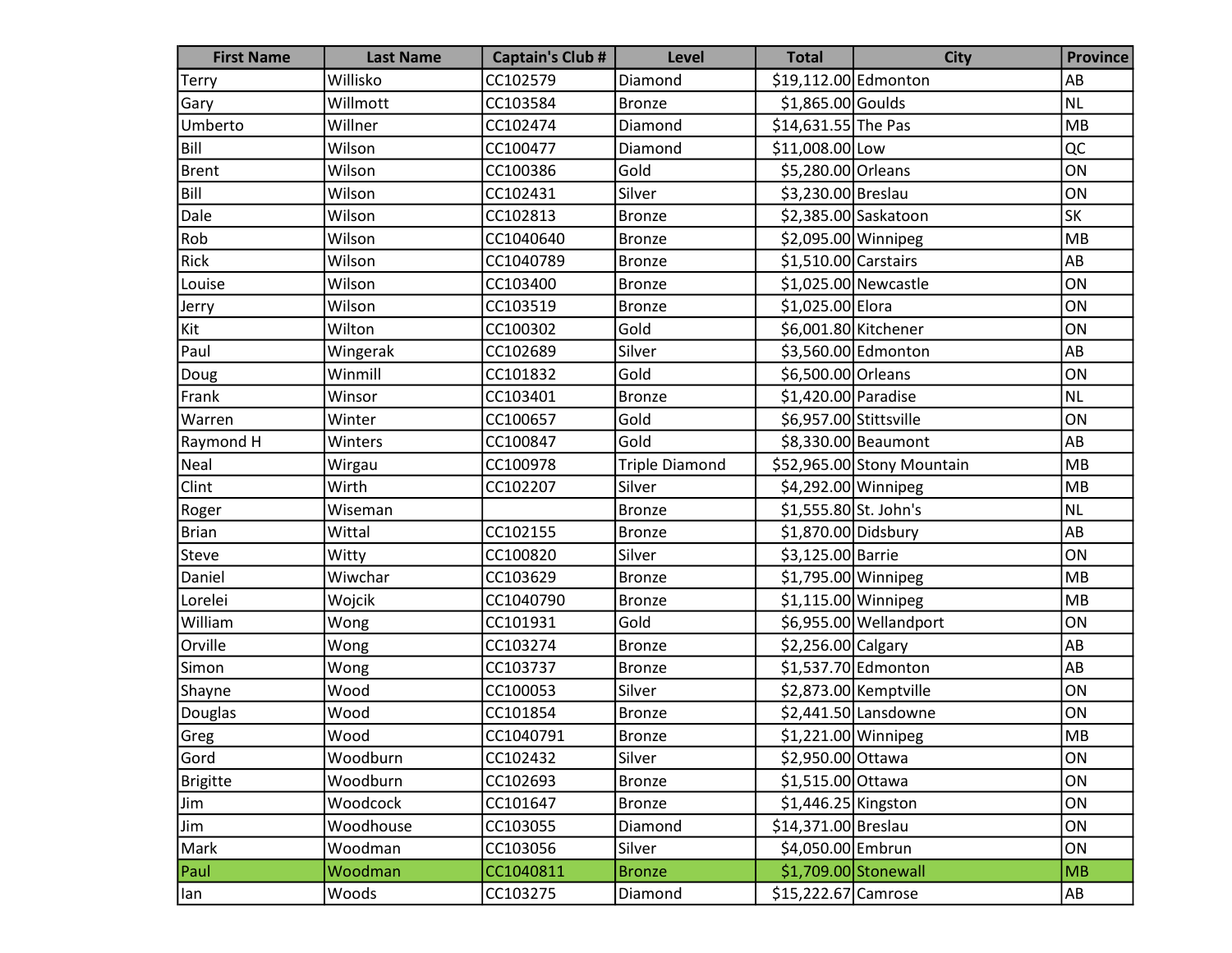| First Name | Last Name | Captain's Club # | Level | Total | City | Province |
|---|---|---|---|---|---|---|
| Terry | Willisko | CC102579 | Diamond | $19,112.00 | Edmonton | AB |
| Gary | Willmott | CC103584 | Bronze | $1,865.00 | Goulds | NL |
| Umberto | Willner | CC102474 | Diamond | $14,631.55 | The Pas | MB |
| Bill | Wilson | CC100477 | Diamond | $11,008.00 | Low | QC |
| Brent | Wilson | CC100386 | Gold | $5,280.00 | Orleans | ON |
| Bill | Wilson | CC102431 | Silver | $3,230.00 | Breslau | ON |
| Dale | Wilson | CC102813 | Bronze | $2,385.00 | Saskatoon | SK |
| Rob | Wilson | CC1040640 | Bronze | $2,095.00 | Winnipeg | MB |
| Rick | Wilson | CC1040789 | Bronze | $1,510.00 | Carstairs | AB |
| Louise | Wilson | CC103400 | Bronze | $1,025.00 | Newcastle | ON |
| Jerry | Wilson | CC103519 | Bronze | $1,025.00 | Elora | ON |
| Kit | Wilton | CC100302 | Gold | $6,001.80 | Kitchener | ON |
| Paul | Wingerak | CC102689 | Silver | $3,560.00 | Edmonton | AB |
| Doug | Winmill | CC101832 | Gold | $6,500.00 | Orleans | ON |
| Frank | Winsor | CC103401 | Bronze | $1,420.00 | Paradise | NL |
| Warren | Winter | CC100657 | Gold | $6,957.00 | Stittsville | ON |
| Raymond H | Winters | CC100847 | Gold | $8,330.00 | Beaumont | AB |
| Neal | Wirgau | CC100978 | Triple Diamond | $52,965.00 | Stony Mountain | MB |
| Clint | Wirth | CC102207 | Silver | $4,292.00 | Winnipeg | MB |
| Roger | Wiseman | | Bronze | $1,555.80 | St. John's | NL |
| Brian | Wittal | CC102155 | Bronze | $1,870.00 | Didsbury | AB |
| Steve | Witty | CC100820 | Silver | $3,125.00 | Barrie | ON |
| Daniel | Wiwchar | CC103629 | Bronze | $1,795.00 | Winnipeg | MB |
| Lorelei | Wojcik | CC1040790 | Bronze | $1,115.00 | Winnipeg | MB |
| William | Wong | CC101931 | Gold | $6,955.00 | Wellandport | ON |
| Orville | Wong | CC103274 | Bronze | $2,256.00 | Calgary | AB |
| Simon | Wong | CC103737 | Bronze | $1,537.70 | Edmonton | AB |
| Shayne | Wood | CC100053 | Silver | $2,873.00 | Kemptville | ON |
| Douglas | Wood | CC101854 | Bronze | $2,441.50 | Lansdowne | ON |
| Greg | Wood | CC1040791 | Bronze | $1,221.00 | Winnipeg | MB |
| Gord | Woodburn | CC102432 | Silver | $2,950.00 | Ottawa | ON |
| Brigitte | Woodburn | CC102693 | Bronze | $1,515.00 | Ottawa | ON |
| Jim | Woodcock | CC101647 | Bronze | $1,446.25 | Kingston | ON |
| Jim | Woodhouse | CC103055 | Diamond | $14,371.00 | Breslau | ON |
| Mark | Woodman | CC103056 | Silver | $4,050.00 | Embrun | ON |
| Paul | Woodman | CC1040811 | Bronze | $1,709.00 | Stonewall | MB |
| Ian | Woods | CC103275 | Diamond | $15,222.67 | Camrose | AB |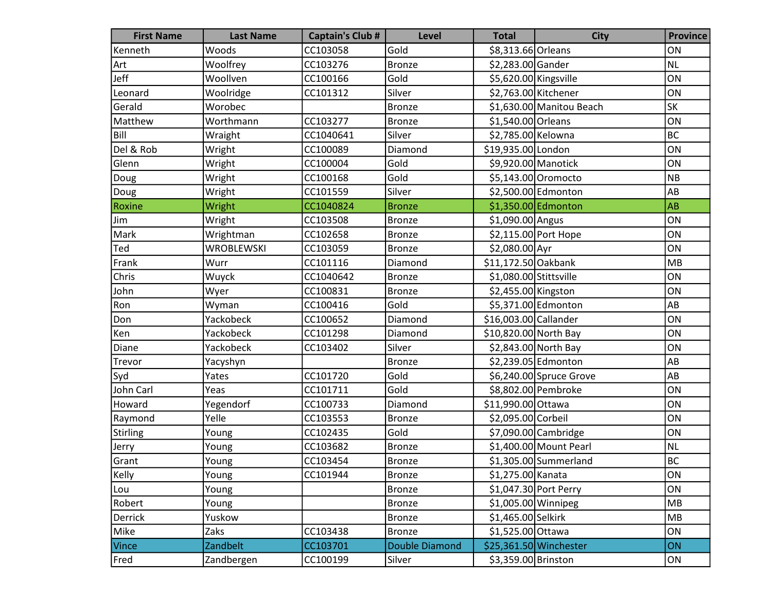| First Name | Last Name | Captain's Club # | Level | Total | City | Province |
|---|---|---|---|---|---|---|
| Kenneth | Woods | CC103058 | Gold | $8,313.66 | Orleans | ON |
| Art | Woolfrey | CC103276 | Bronze | $2,283.00 | Gander | NL |
| Jeff | Woollven | CC100166 | Gold | $5,620.00 | Kingsville | ON |
| Leonard | Woolridge | CC101312 | Silver | $2,763.00 | Kitchener | ON |
| Gerald | Worobec | | Bronze | $1,630.00 | Manitou Beach | SK |
| Matthew | Worthmann | CC103277 | Bronze | $1,540.00 | Orleans | ON |
| Bill | Wraight | CC1040641 | Silver | $2,785.00 | Kelowna | BC |
| Del & Rob | Wright | CC100089 | Diamond | $19,935.00 | London | ON |
| Glenn | Wright | CC100004 | Gold | $9,920.00 | Manotick | ON |
| Doug | Wright | CC100168 | Gold | $5,143.00 | Oromocto | NB |
| Doug | Wright | CC101559 | Silver | $2,500.00 | Edmonton | AB |
| Roxine | Wright | CC1040824 | Bronze | $1,350.00 | Edmonton | AB |
| Jim | Wright | CC103508 | Bronze | $1,090.00 | Angus | ON |
| Mark | Wrightman | CC102658 | Bronze | $2,115.00 | Port Hope | ON |
| Ted | WROBLEWSKI | CC103059 | Bronze | $2,080.00 | Ayr | ON |
| Frank | Wurr | CC101116 | Diamond | $11,172.50 | Oakbank | MB |
| Chris | Wuyck | CC1040642 | Bronze | $1,080.00 | Stittsville | ON |
| John | Wyer | CC100831 | Bronze | $2,455.00 | Kingston | ON |
| Ron | Wyman | CC100416 | Gold | $5,371.00 | Edmonton | AB |
| Don | Yackobeck | CC100652 | Diamond | $16,003.00 | Callander | ON |
| Ken | Yackobeck | CC101298 | Diamond | $10,820.00 | North Bay | ON |
| Diane | Yackobeck | CC103402 | Silver | $2,843.00 | North Bay | ON |
| Trevor | Yacyshyn | | Bronze | $2,239.05 | Edmonton | AB |
| Syd | Yates | CC101720 | Gold | $6,240.00 | Spruce Grove | AB |
| John Carl | Yeas | CC101711 | Gold | $8,802.00 | Pembroke | ON |
| Howard | Yegendorf | CC100733 | Diamond | $11,990.00 | Ottawa | ON |
| Raymond | Yelle | CC103553 | Bronze | $2,095.00 | Corbeil | ON |
| Stirling | Young | CC102435 | Gold | $7,090.00 | Cambridge | ON |
| Jerry | Young | CC103682 | Bronze | $1,400.00 | Mount Pearl | NL |
| Grant | Young | CC103454 | Bronze | $1,305.00 | Summerland | BC |
| Kelly | Young | CC101944 | Bronze | $1,275.00 | Kanata | ON |
| Lou | Young | | Bronze | $1,047.30 | Port Perry | ON |
| Robert | Young | | Bronze | $1,005.00 | Winnipeg | MB |
| Derrick | Yuskow | | Bronze | $1,465.00 | Selkirk | MB |
| Mike | Zaks | CC103438 | Bronze | $1,525.00 | Ottawa | ON |
| Vince | Zandbelt | CC103701 | Double Diamond | $25,361.50 | Winchester | ON |
| Fred | Zandbergen | CC100199 | Silver | $3,359.00 | Brinston | ON |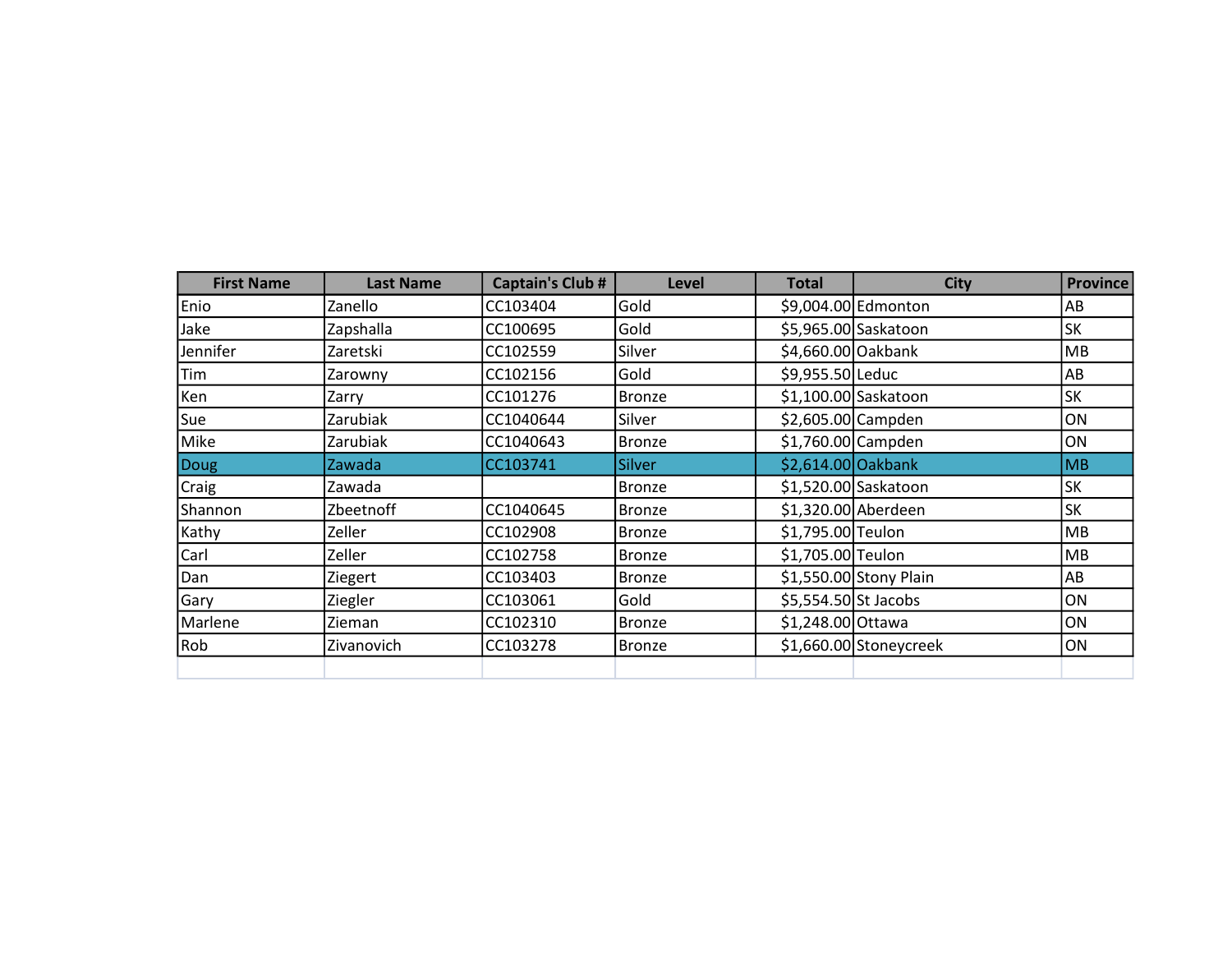| First Name | Last Name | Captain's Club # | Level | Total | City | Province |
|---|---|---|---|---|---|---|
| Enio | Zanello | CC103404 | Gold | $9,004.00 | Edmonton | AB |
| Jake | Zapshalla | CC100695 | Gold | $5,965.00 | Saskatoon | SK |
| Jennifer | Zaretski | CC102559 | Silver | $4,660.00 | Oakbank | MB |
| Tim | Zarowny | CC102156 | Gold | $9,955.50 | Leduc | AB |
| Ken | Zarry | CC101276 | Bronze | $1,100.00 | Saskatoon | SK |
| Sue | Zarubiak | CC1040644 | Silver | $2,605.00 | Campden | ON |
| Mike | Zarubiak | CC1040643 | Bronze | $1,760.00 | Campden | ON |
| Doug | Zawada | CC103741 | Silver | $2,614.00 | Oakbank | MB |
| Craig | Zawada | | Bronze | $1,520.00 | Saskatoon | SK |
| Shannon | Zbeetnoff | CC1040645 | Bronze | $1,320.00 | Aberdeen | SK |
| Kathy | Zeller | CC102908 | Bronze | $1,795.00 | Teulon | MB |
| Carl | Zeller | CC102758 | Bronze | $1,705.00 | Teulon | MB |
| Dan | Ziegert | CC103403 | Bronze | $1,550.00 | Stony Plain | AB |
| Gary | Ziegler | CC103061 | Gold | $5,554.50 | St Jacobs | ON |
| Marlene | Zieman | CC102310 | Bronze | $1,248.00 | Ottawa | ON |
| Rob | Zivanovich | CC103278 | Bronze | $1,660.00 | Stoneycreek | ON |